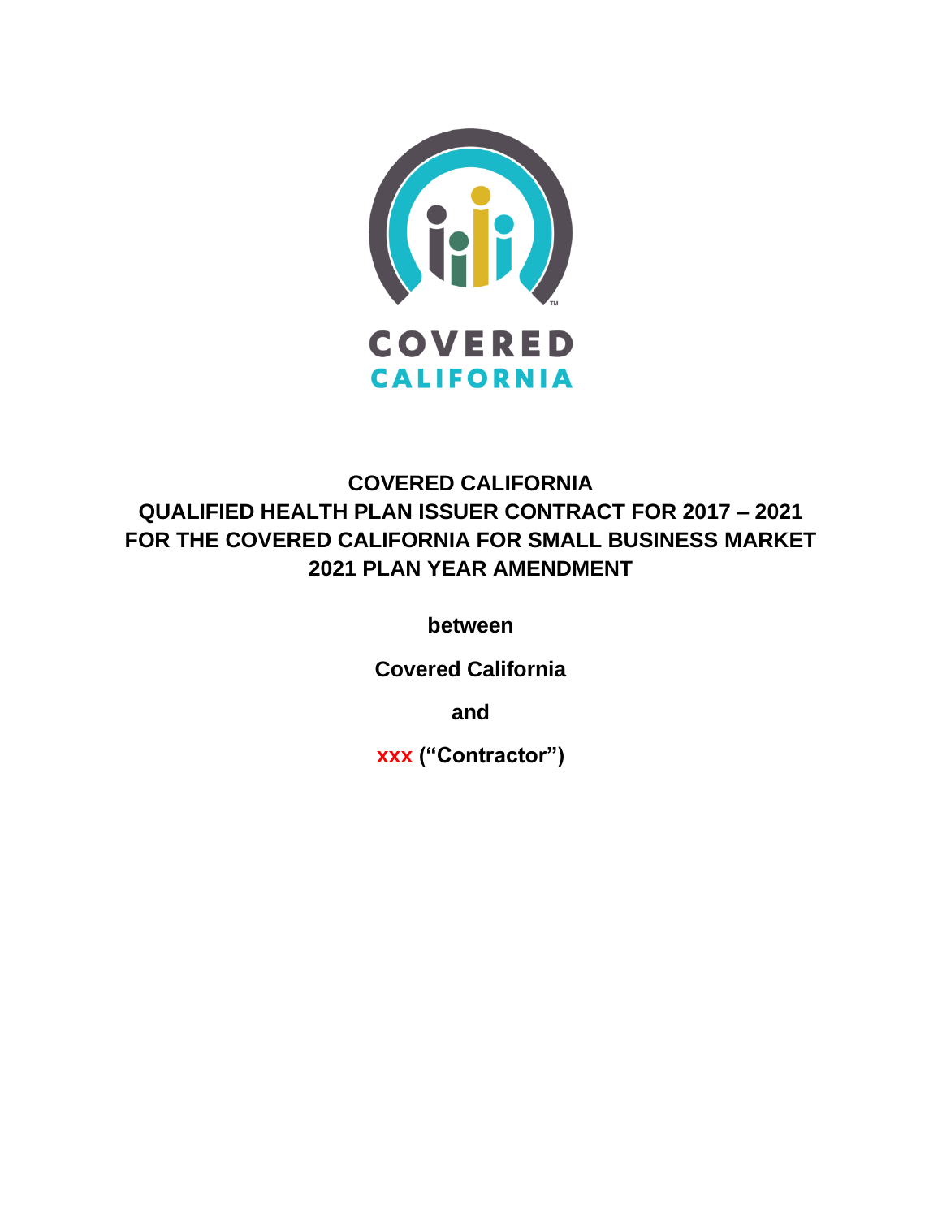# COVERED CALIFORNIA
# QUALIFIED HEALTH PLAN ISSUER CONTRACT FOR 2017 – 2021
# FOR THE COVERED CALIFORNIA FOR SMALL BUSINESS MARKET
# 2021 PLAN YEAR AMENDMENT

**between**

**Covered California**

**and**

**xxx ("Contractor")**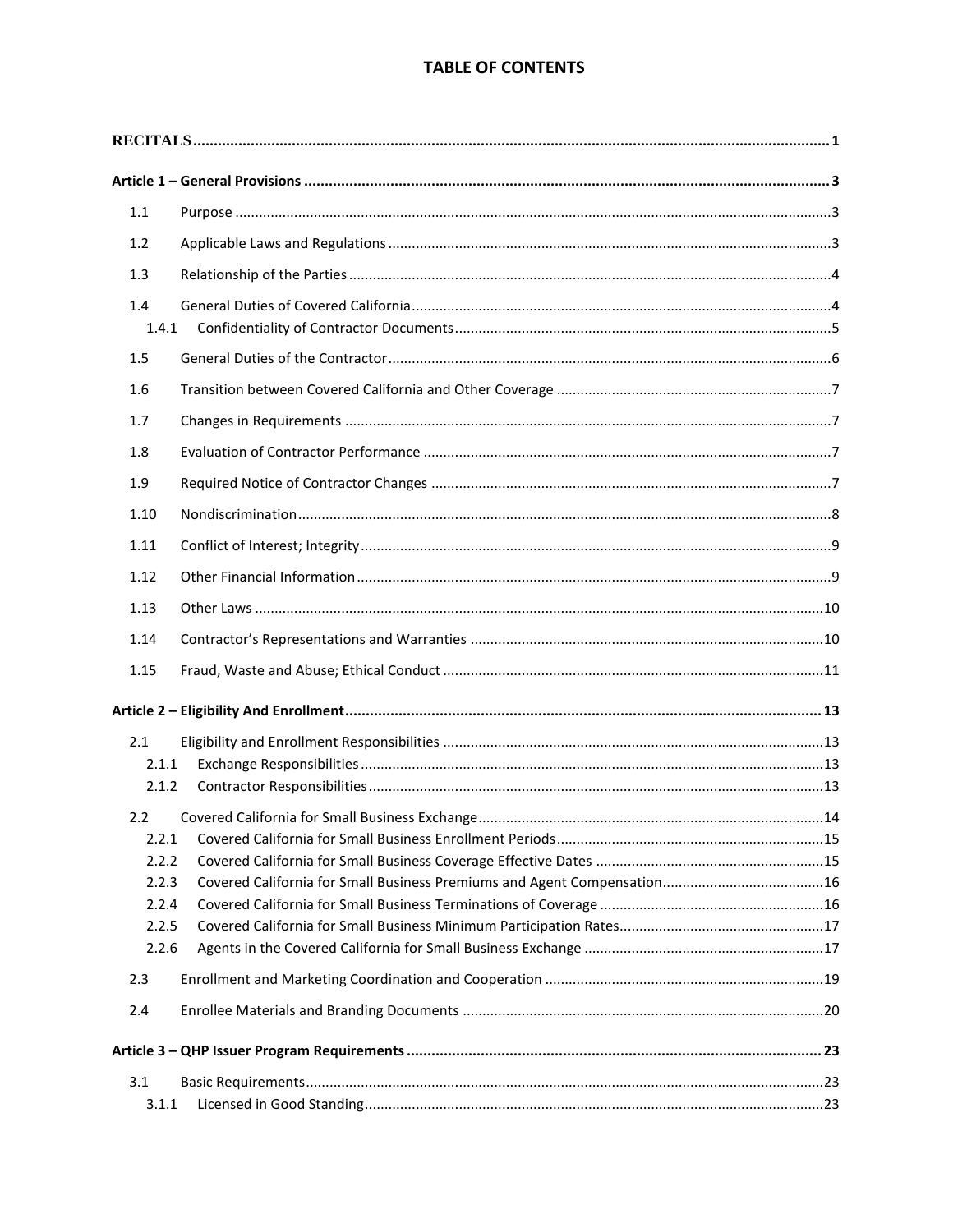# TABLE OF CONTENTS

**RECITALS** .......... 1

**Article 1 – General Provisions** .......... 3

- 1.1 Purpose .......... 3
- 1.2 Applicable Laws and Regulations .......... 3
- 1.3 Relationship of the Parties .......... 4
- 1.4 General Duties of Covered California .......... 4
  - 1.4.1 Confidentiality of Contractor Documents .......... 5
- 1.5 General Duties of the Contractor .......... 6
- 1.6 Transition between Covered California and Other Coverage .......... 7
- 1.7 Changes in Requirements .......... 7
- 1.8 Evaluation of Contractor Performance .......... 7
- 1.9 Required Notice of Contractor Changes .......... 7
- 1.10 Nondiscrimination .......... 8
- 1.11 Conflict of Interest; Integrity .......... 9
- 1.12 Other Financial Information .......... 9
- 1.13 Other Laws .......... 10
- 1.14 Contractor's Representations and Warranties .......... 10
- 1.15 Fraud, Waste and Abuse; Ethical Conduct .......... 11

**Article 2 – Eligibility And Enrollment** .......... 13

- 2.1 Eligibility and Enrollment Responsibilities .......... 13
  - 2.1.1 Exchange Responsibilities .......... 13
  - 2.1.2 Contractor Responsibilities .......... 13
- 2.2 Covered California for Small Business Exchange .......... 14
  - 2.2.1 Covered California for Small Business Enrollment Periods .......... 15
  - 2.2.2 Covered California for Small Business Coverage Effective Dates .......... 15
  - 2.2.3 Covered California for Small Business Premiums and Agent Compensation .......... 16
  - 2.2.4 Covered California for Small Business Terminations of Coverage .......... 16
  - 2.2.5 Covered California for Small Business Minimum Participation Rates .......... 17
  - 2.2.6 Agents in the Covered California for Small Business Exchange .......... 17
- 2.3 Enrollment and Marketing Coordination and Cooperation .......... 19
- 2.4 Enrollee Materials and Branding Documents .......... 20

**Article 3 – QHP Issuer Program Requirements** .......... 23

- 3.1 Basic Requirements .......... 23
  - 3.1.1 Licensed in Good Standing .......... 23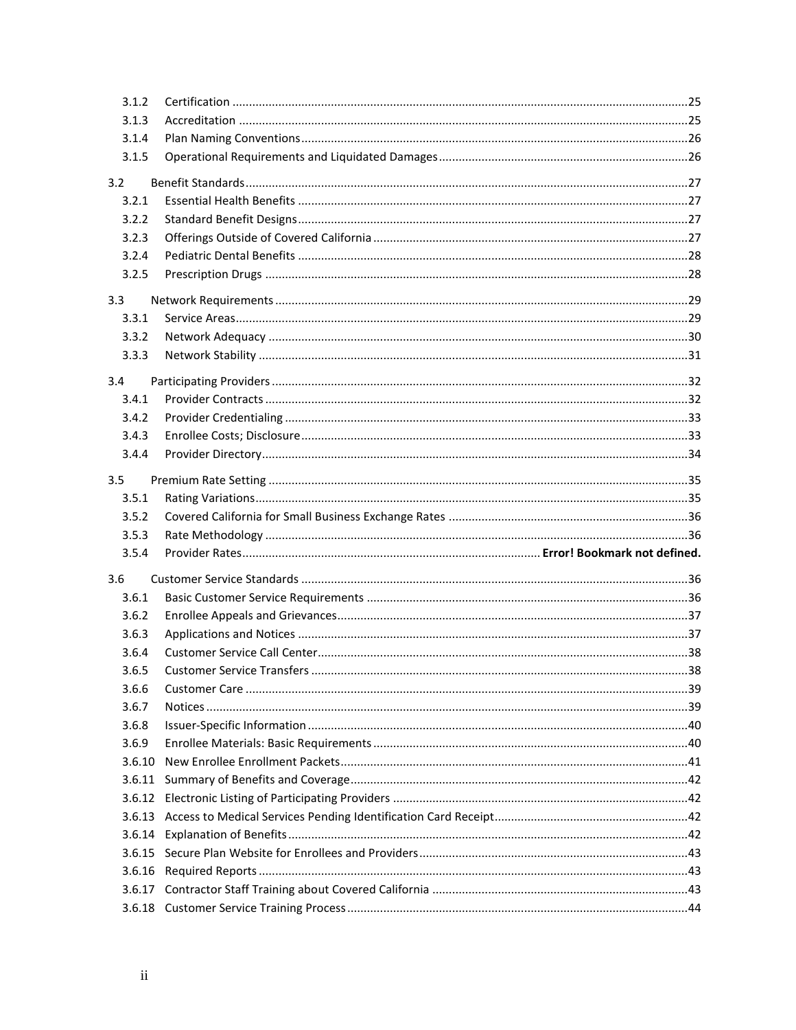3.1.2 Certification ....................................................................................................................................25

3.1.3 Accreditation ..................................................................................................................................25

3.1.4 Plan Naming Conventions ..............................................................................................................26

3.1.5 Operational Requirements and Liquidated Damages .....................................................................26

3.2 Benefit Standards ...............................................................................................................................27

3.2.1 Essential Health Benefits ...............................................................................................................27

3.2.2 Standard Benefit Designs ...............................................................................................................27

3.2.3 Offerings Outside of Covered California .........................................................................................27

3.2.4 Pediatric Dental Benefits ...............................................................................................................28

3.2.5 Prescription Drugs .........................................................................................................................28

3.3 Network Requirements ......................................................................................................................29

3.3.1 Service Areas ..................................................................................................................................29

3.3.2 Network Adequacy ........................................................................................................................30

3.3.3 Network Stability ...........................................................................................................................31

3.4 Participating Providers .......................................................................................................................32

3.4.1 Provider Contracts .........................................................................................................................32

3.4.2 Provider Credentialing ...................................................................................................................33

3.4.3 Enrollee Costs; Disclosure ..............................................................................................................33

3.4.4 Provider Directory ..........................................................................................................................34

3.5 Premium Rate Setting ........................................................................................................................35

3.5.1 Rating Variations ............................................................................................................................35

3.5.2 Covered California for Small Business Exchange Rates ..................................................................36

3.5.3 Rate Methodology .........................................................................................................................36

3.5.4 Provider Rates .................................................................................. **Error! Bookmark not defined.**

3.6 Customer Service Standards ..............................................................................................................36

3.6.1 Basic Customer Service Requirements ..........................................................................................36

3.6.2 Enrollee Appeals and Grievances ...................................................................................................37

3.6.3 Applications and Notices ...............................................................................................................37

3.6.4 Customer Service Call Center .........................................................................................................38

3.6.5 Customer Service Transfers ............................................................................................................38

3.6.6 Customer Care ................................................................................................................................39

3.6.7 Notices ...........................................................................................................................................39

3.6.8 Issuer-Specific Information ............................................................................................................40

3.6.9 Enrollee Materials: Basic Requirements .........................................................................................40

3.6.10 New Enrollee Enrollment Packets ...................................................................................................41

3.6.11 Summary of Benefits and Coverage ................................................................................................42

3.6.12 Electronic Listing of Participating Providers ...................................................................................42

3.6.13 Access to Medical Services Pending Identification Card Receipt ....................................................42

3.6.14 Explanation of Benefits ..................................................................................................................42

3.6.15 Secure Plan Website for Enrollees and Providers ...........................................................................43

3.6.16 Required Reports ...........................................................................................................................43

3.6.17 Contractor Staff Training about Covered California .......................................................................43

3.6.18 Customer Service Training Process .................................................................................................44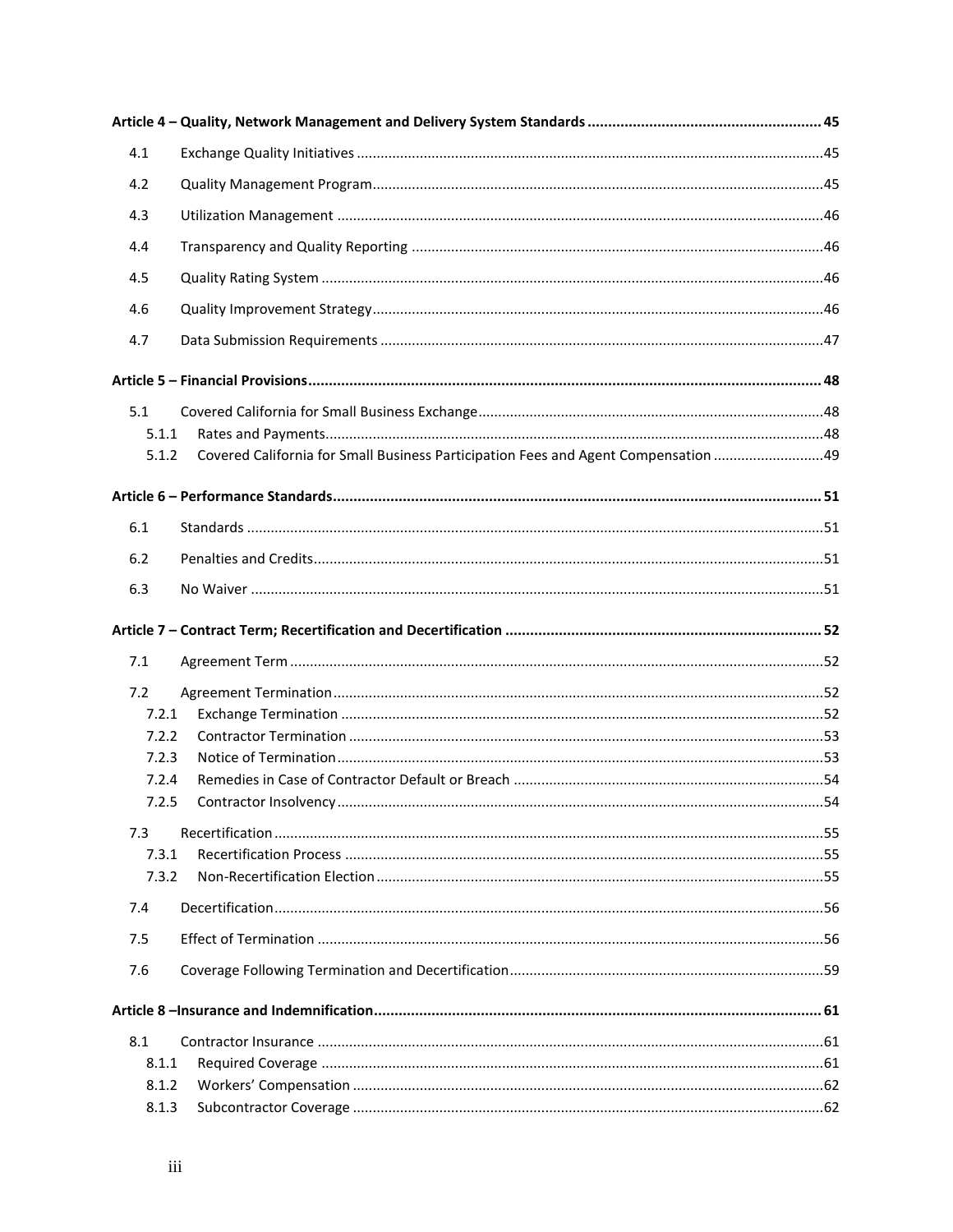**Article 4 – Quality, Network Management and Delivery System Standards ........ 45**

4.1 Exchange Quality Initiatives ........ 45

4.2 Quality Management Program ........ 45

4.3 Utilization Management ........ 46

4.4 Transparency and Quality Reporting ........ 46

4.5 Quality Rating System ........ 46

4.6 Quality Improvement Strategy ........ 46

4.7 Data Submission Requirements ........ 47

**Article 5 – Financial Provisions ........ 48**

5.1 Covered California for Small Business Exchange ........ 48

- 5.1.1 Rates and Payments ........ 48
- 5.1.2 Covered California for Small Business Participation Fees and Agent Compensation ........ 49

**Article 6 – Performance Standards ........ 51**

6.1 Standards ........ 51

6.2 Penalties and Credits ........ 51

6.3 No Waiver ........ 51

**Article 7 – Contract Term; Recertification and Decertification ........ 52**

7.1 Agreement Term ........ 52

7.2 Agreement Termination ........ 52

- 7.2.1 Exchange Termination ........ 52
- 7.2.2 Contractor Termination ........ 53
- 7.2.3 Notice of Termination ........ 53
- 7.2.4 Remedies in Case of Contractor Default or Breach ........ 54
- 7.2.5 Contractor Insolvency ........ 54

7.3 Recertification ........ 55

- 7.3.1 Recertification Process ........ 55
- 7.3.2 Non-Recertification Election ........ 55

7.4 Decertification ........ 56

7.5 Effect of Termination ........ 56

7.6 Coverage Following Termination and Decertification ........ 59

**Article 8 –Insurance and Indemnification ........ 61**

8.1 Contractor Insurance ........ 61

- 8.1.1 Required Coverage ........ 61
- 8.1.2 Workers' Compensation ........ 62
- 8.1.3 Subcontractor Coverage ........ 62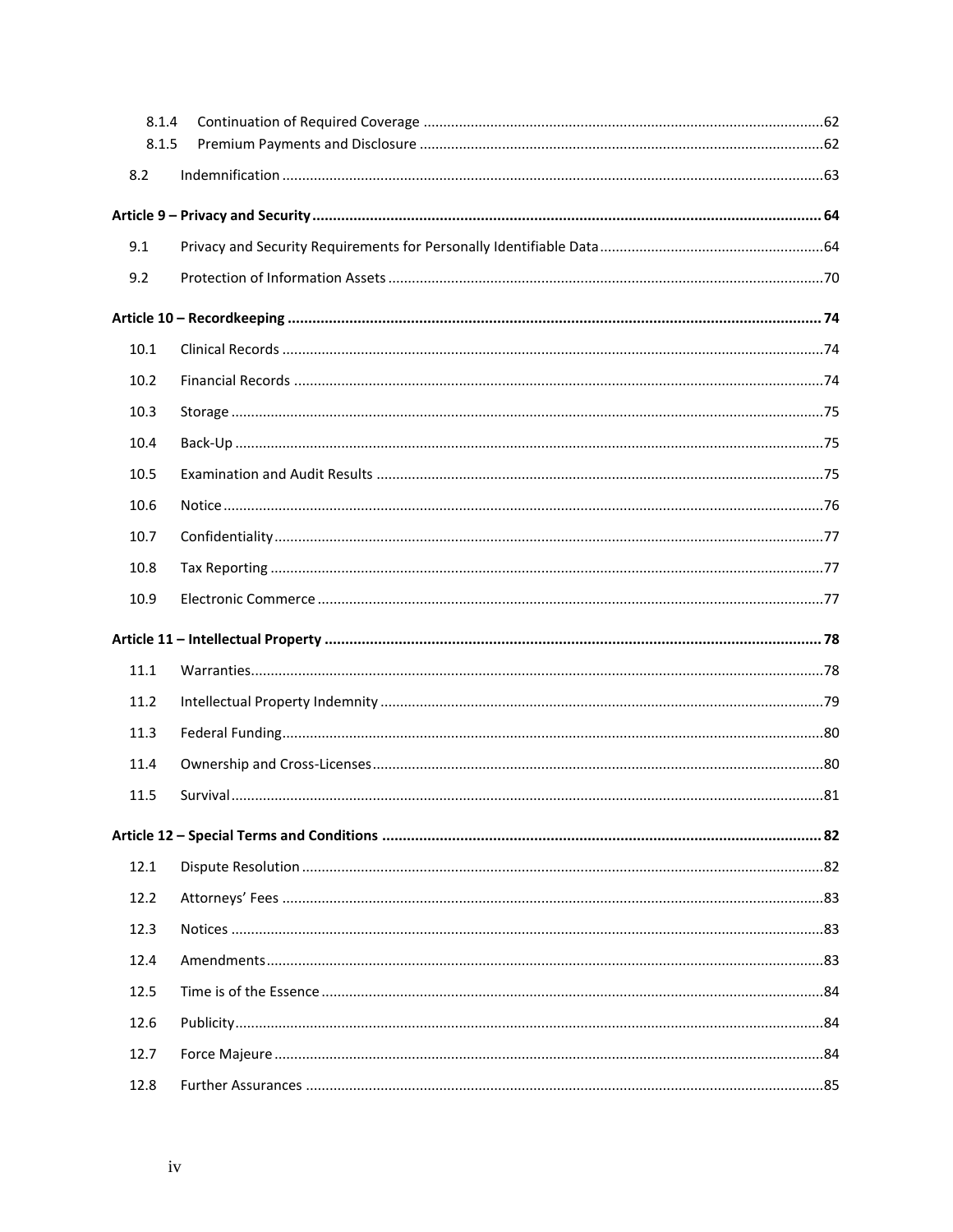8.1.4 Continuation of Required Coverage ..... 62

8.1.5 Premium Payments and Disclosure ..... 62

8.2 Indemnification ..... 63

**Article 9 – Privacy and Security ..... 64**

9.1 Privacy and Security Requirements for Personally Identifiable Data ..... 64

9.2 Protection of Information Assets ..... 70

**Article 10 – Recordkeeping ..... 74**

10.1 Clinical Records ..... 74

10.2 Financial Records ..... 74

10.3 Storage ..... 75

10.4 Back-Up ..... 75

10.5 Examination and Audit Results ..... 75

10.6 Notice ..... 76

10.7 Confidentiality ..... 77

10.8 Tax Reporting ..... 77

10.9 Electronic Commerce ..... 77

**Article 11 – Intellectual Property ..... 78**

11.1 Warranties ..... 78

11.2 Intellectual Property Indemnity ..... 79

11.3 Federal Funding ..... 80

11.4 Ownership and Cross-Licenses ..... 80

11.5 Survival ..... 81

**Article 12 – Special Terms and Conditions ..... 82**

12.1 Dispute Resolution ..... 82

12.2 Attorneys' Fees ..... 83

12.3 Notices ..... 83

12.4 Amendments ..... 83

12.5 Time is of the Essence ..... 84

12.6 Publicity ..... 84

12.7 Force Majeure ..... 84

12.8 Further Assurances ..... 85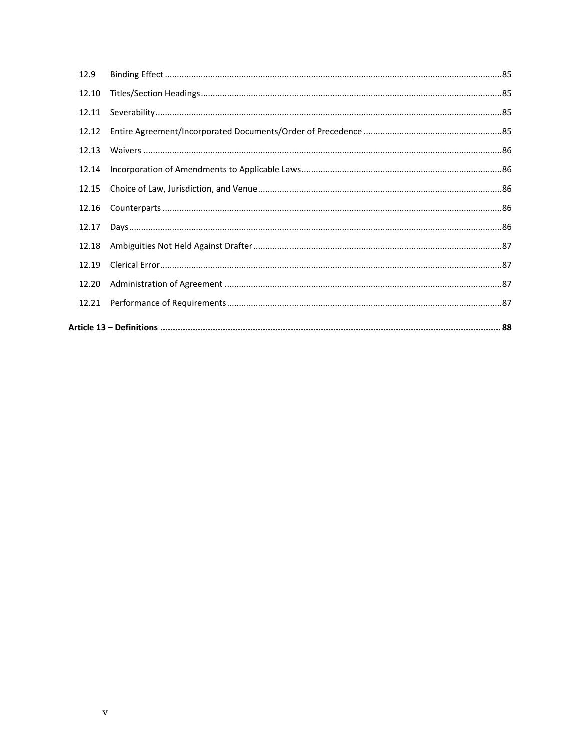12.9 Binding Effect ..... 85

12.10 Titles/Section Headings ..... 85

12.11 Severability ..... 85

12.12 Entire Agreement/Incorporated Documents/Order of Precedence ..... 85

12.13 Waivers ..... 86

12.14 Incorporation of Amendments to Applicable Laws ..... 86

12.15 Choice of Law, Jurisdiction, and Venue ..... 86

12.16 Counterparts ..... 86

12.17 Days ..... 86

12.18 Ambiguities Not Held Against Drafter ..... 87

12.19 Clerical Error ..... 87

12.20 Administration of Agreement ..... 87

12.21 Performance of Requirements ..... 87

**Article 13 – Definitions ..... 88**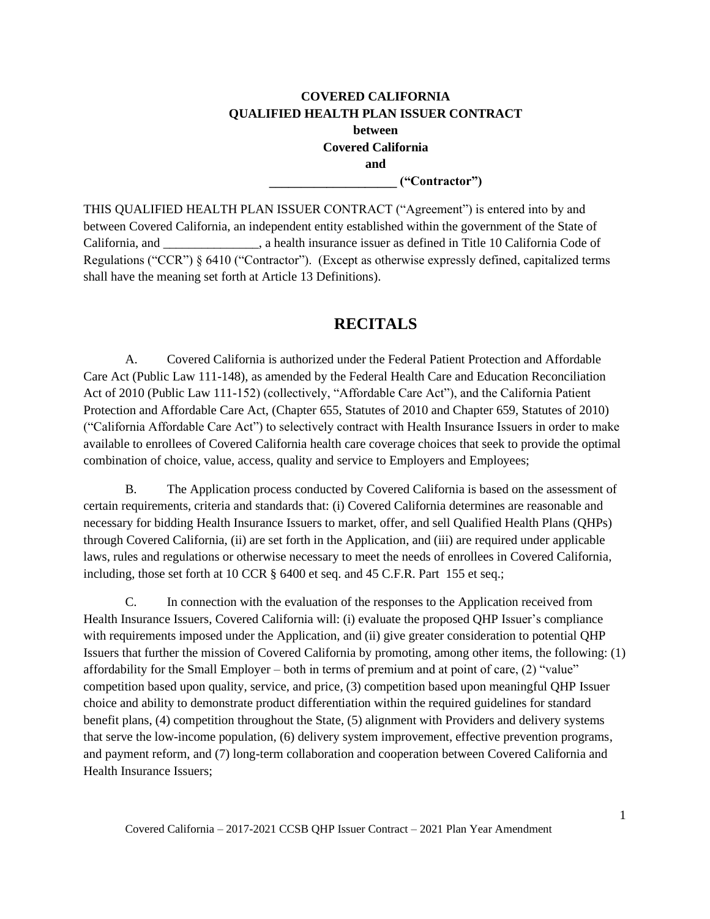**COVERED CALIFORNIA**
**QUALIFIED HEALTH PLAN ISSUER CONTRACT**
**between**
**Covered California**
**and**
**___________________ ("Contractor")**

THIS QUALIFIED HEALTH PLAN ISSUER CONTRACT ("Agreement") is entered into by and between Covered California, an independent entity established within the government of the State of California, and _______________, a health insurance issuer as defined in Title 10 California Code of Regulations ("CCR") § 6410 ("Contractor"). (Except as otherwise expressly defined, capitalized terms shall have the meaning set forth at Article 13 Definitions).

# RECITALS

A. Covered California is authorized under the Federal Patient Protection and Affordable Care Act (Public Law 111-148), as amended by the Federal Health Care and Education Reconciliation Act of 2010 (Public Law 111-152) (collectively, "Affordable Care Act"), and the California Patient Protection and Affordable Care Act, (Chapter 655, Statutes of 2010 and Chapter 659, Statutes of 2010) ("California Affordable Care Act") to selectively contract with Health Insurance Issuers in order to make available to enrollees of Covered California health care coverage choices that seek to provide the optimal combination of choice, value, access, quality and service to Employers and Employees;

B. The Application process conducted by Covered California is based on the assessment of certain requirements, criteria and standards that: (i) Covered California determines are reasonable and necessary for bidding Health Insurance Issuers to market, offer, and sell Qualified Health Plans (QHPs) through Covered California, (ii) are set forth in the Application, and (iii) are required under applicable laws, rules and regulations or otherwise necessary to meet the needs of enrollees in Covered California, including, those set forth at 10 CCR § 6400 et seq. and 45 C.F.R. Part 155 et seq.;

C. In connection with the evaluation of the responses to the Application received from Health Insurance Issuers, Covered California will: (i) evaluate the proposed QHP Issuer's compliance with requirements imposed under the Application, and (ii) give greater consideration to potential QHP Issuers that further the mission of Covered California by promoting, among other items, the following: (1) affordability for the Small Employer – both in terms of premium and at point of care, (2) "value" competition based upon quality, service, and price, (3) competition based upon meaningful QHP Issuer choice and ability to demonstrate product differentiation within the required guidelines for standard benefit plans, (4) competition throughout the State, (5) alignment with Providers and delivery systems that serve the low-income population, (6) delivery system improvement, effective prevention programs, and payment reform, and (7) long-term collaboration and cooperation between Covered California and Health Insurance Issuers;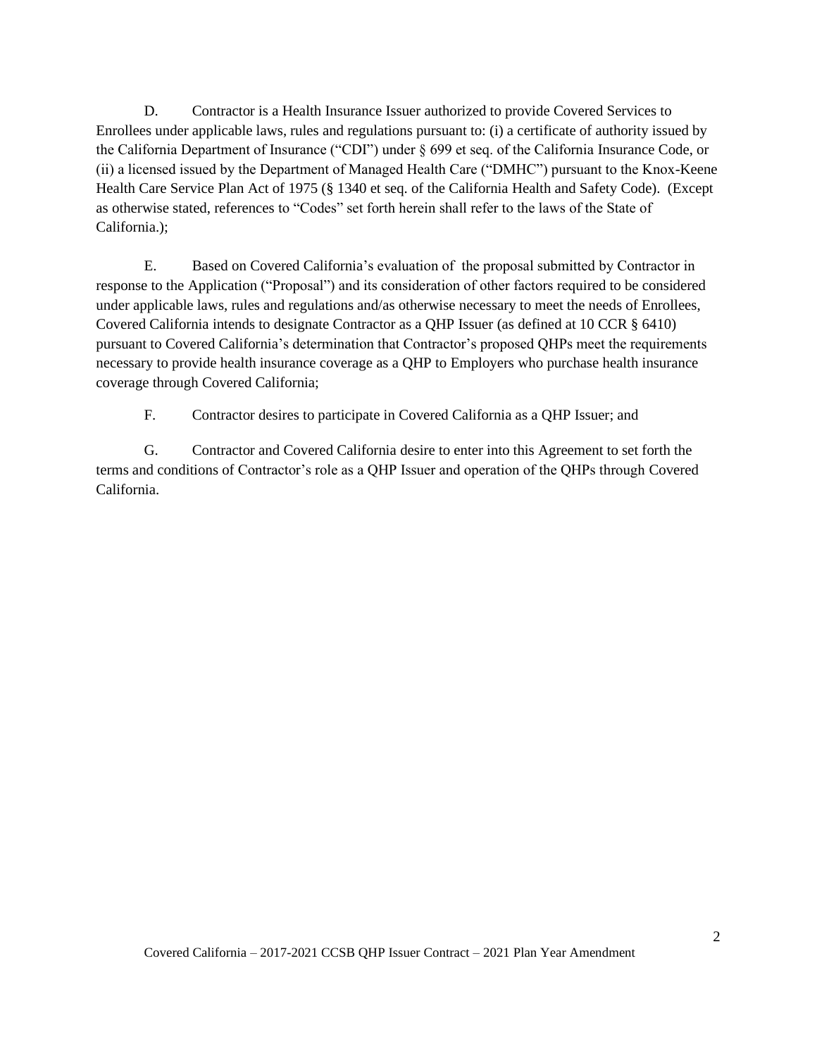D. Contractor is a Health Insurance Issuer authorized to provide Covered Services to Enrollees under applicable laws, rules and regulations pursuant to: (i) a certificate of authority issued by the California Department of Insurance ("CDI") under § 699 et seq. of the California Insurance Code, or (ii) a licensed issued by the Department of Managed Health Care ("DMHC") pursuant to the Knox-Keene Health Care Service Plan Act of 1975 (§ 1340 et seq. of the California Health and Safety Code). (Except as otherwise stated, references to "Codes" set forth herein shall refer to the laws of the State of California.);

E. Based on Covered California's evaluation of the proposal submitted by Contractor in response to the Application ("Proposal") and its consideration of other factors required to be considered under applicable laws, rules and regulations and/as otherwise necessary to meet the needs of Enrollees, Covered California intends to designate Contractor as a QHP Issuer (as defined at 10 CCR § 6410) pursuant to Covered California's determination that Contractor's proposed QHPs meet the requirements necessary to provide health insurance coverage as a QHP to Employers who purchase health insurance coverage through Covered California;

F. Contractor desires to participate in Covered California as a QHP Issuer; and

G. Contractor and Covered California desire to enter into this Agreement to set forth the terms and conditions of Contractor's role as a QHP Issuer and operation of the QHPs through Covered California.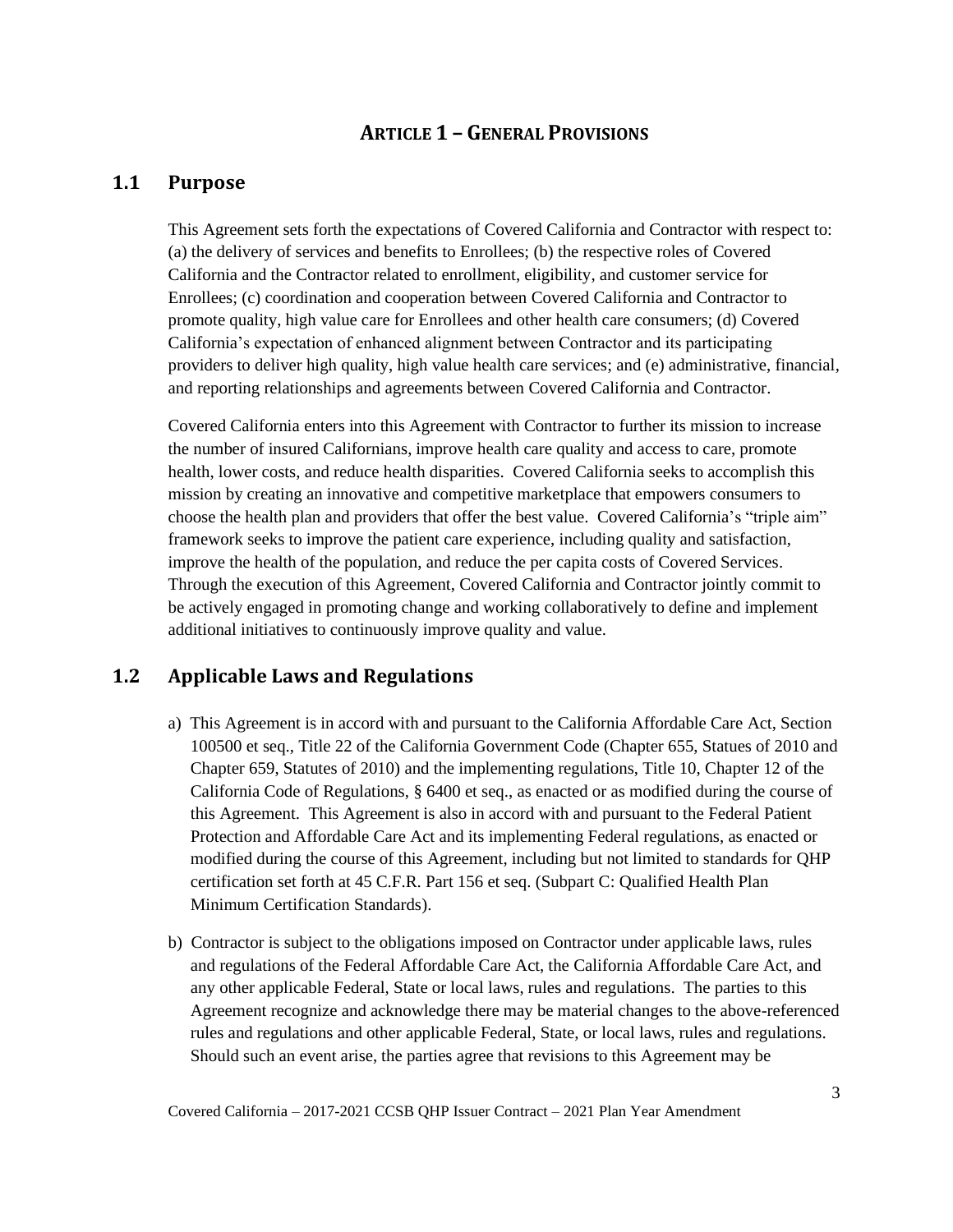# ARTICLE 1 – GENERAL PROVISIONS

## 1.1 Purpose

This Agreement sets forth the expectations of Covered California and Contractor with respect to: (a) the delivery of services and benefits to Enrollees; (b) the respective roles of Covered California and the Contractor related to enrollment, eligibility, and customer service for Enrollees; (c) coordination and cooperation between Covered California and Contractor to promote quality, high value care for Enrollees and other health care consumers; (d) Covered California's expectation of enhanced alignment between Contractor and its participating providers to deliver high quality, high value health care services; and (e) administrative, financial, and reporting relationships and agreements between Covered California and Contractor.

Covered California enters into this Agreement with Contractor to further its mission to increase the number of insured Californians, improve health care quality and access to care, promote health, lower costs, and reduce health disparities. Covered California seeks to accomplish this mission by creating an innovative and competitive marketplace that empowers consumers to choose the health plan and providers that offer the best value. Covered California's "triple aim" framework seeks to improve the patient care experience, including quality and satisfaction, improve the health of the population, and reduce the per capita costs of Covered Services. Through the execution of this Agreement, Covered California and Contractor jointly commit to be actively engaged in promoting change and working collaboratively to define and implement additional initiatives to continuously improve quality and value.

## 1.2 Applicable Laws and Regulations

a) This Agreement is in accord with and pursuant to the California Affordable Care Act, Section 100500 et seq., Title 22 of the California Government Code (Chapter 655, Statues of 2010 and Chapter 659, Statutes of 2010) and the implementing regulations, Title 10, Chapter 12 of the California Code of Regulations, § 6400 et seq., as enacted or as modified during the course of this Agreement. This Agreement is also in accord with and pursuant to the Federal Patient Protection and Affordable Care Act and its implementing Federal regulations, as enacted or modified during the course of this Agreement, including but not limited to standards for QHP certification set forth at 45 C.F.R. Part 156 et seq. (Subpart C: Qualified Health Plan Minimum Certification Standards).

b) Contractor is subject to the obligations imposed on Contractor under applicable laws, rules and regulations of the Federal Affordable Care Act, the California Affordable Care Act, and any other applicable Federal, State or local laws, rules and regulations. The parties to this Agreement recognize and acknowledge there may be material changes to the above-referenced rules and regulations and other applicable Federal, State, or local laws, rules and regulations. Should such an event arise, the parties agree that revisions to this Agreement may be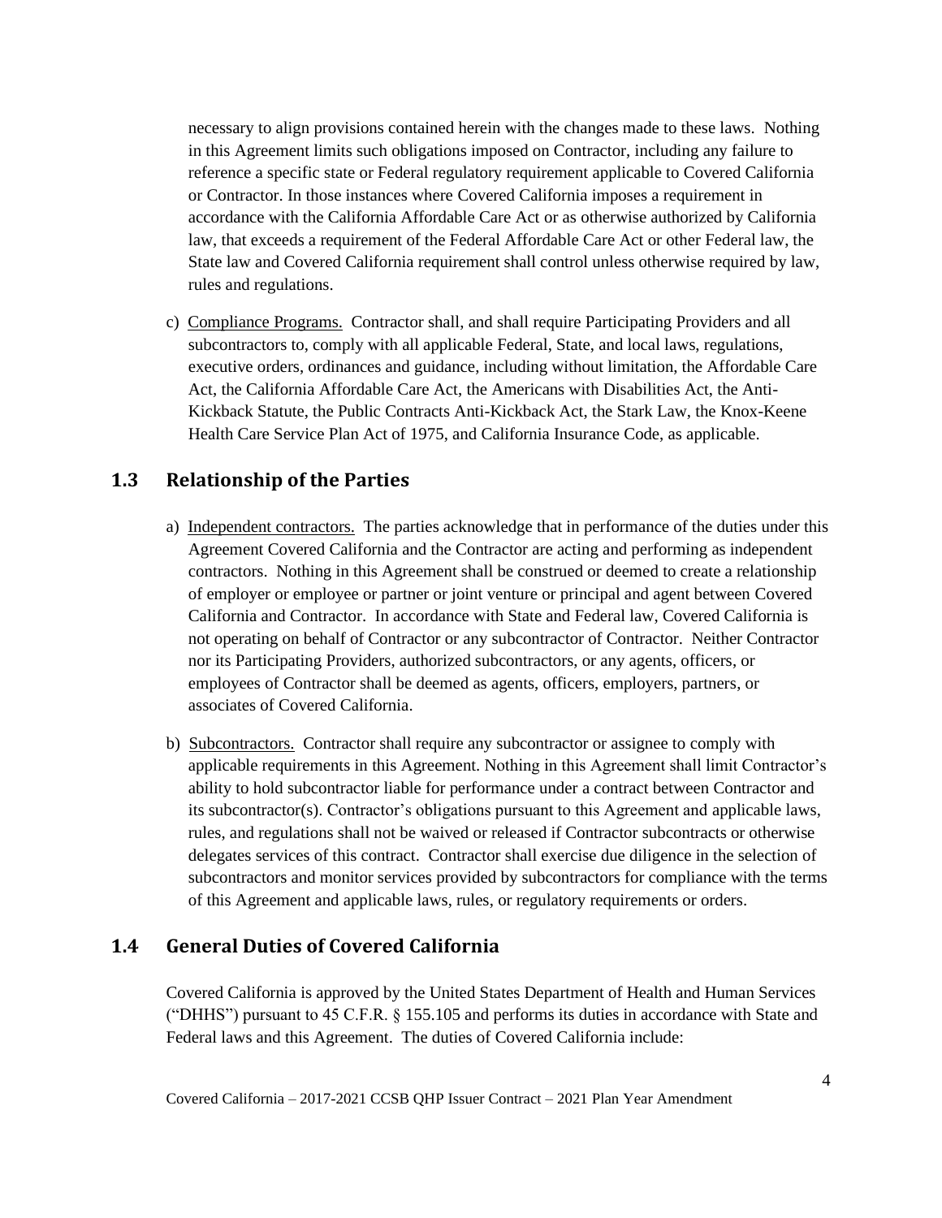necessary to align provisions contained herein with the changes made to these laws. Nothing in this Agreement limits such obligations imposed on Contractor, including any failure to reference a specific state or Federal regulatory requirement applicable to Covered California or Contractor. In those instances where Covered California imposes a requirement in accordance with the California Affordable Care Act or as otherwise authorized by California law, that exceeds a requirement of the Federal Affordable Care Act or other Federal law, the State law and Covered California requirement shall control unless otherwise required by law, rules and regulations.

c) Compliance Programs. Contractor shall, and shall require Participating Providers and all subcontractors to, comply with all applicable Federal, State, and local laws, regulations, executive orders, ordinances and guidance, including without limitation, the Affordable Care Act, the California Affordable Care Act, the Americans with Disabilities Act, the Anti-Kickback Statute, the Public Contracts Anti-Kickback Act, the Stark Law, the Knox-Keene Health Care Service Plan Act of 1975, and California Insurance Code, as applicable.

## 1.3 Relationship of the Parties

a) Independent contractors. The parties acknowledge that in performance of the duties under this Agreement Covered California and the Contractor are acting and performing as independent contractors. Nothing in this Agreement shall be construed or deemed to create a relationship of employer or employee or partner or joint venture or principal and agent between Covered California and Contractor. In accordance with State and Federal law, Covered California is not operating on behalf of Contractor or any subcontractor of Contractor. Neither Contractor nor its Participating Providers, authorized subcontractors, or any agents, officers, or employees of Contractor shall be deemed as agents, officers, employers, partners, or associates of Covered California.

b) Subcontractors. Contractor shall require any subcontractor or assignee to comply with applicable requirements in this Agreement. Nothing in this Agreement shall limit Contractor's ability to hold subcontractor liable for performance under a contract between Contractor and its subcontractor(s). Contractor's obligations pursuant to this Agreement and applicable laws, rules, and regulations shall not be waived or released if Contractor subcontracts or otherwise delegates services of this contract. Contractor shall exercise due diligence in the selection of subcontractors and monitor services provided by subcontractors for compliance with the terms of this Agreement and applicable laws, rules, or regulatory requirements or orders.

## 1.4 General Duties of Covered California

Covered California is approved by the United States Department of Health and Human Services ("DHHS") pursuant to 45 C.F.R. § 155.105 and performs its duties in accordance with State and Federal laws and this Agreement. The duties of Covered California include: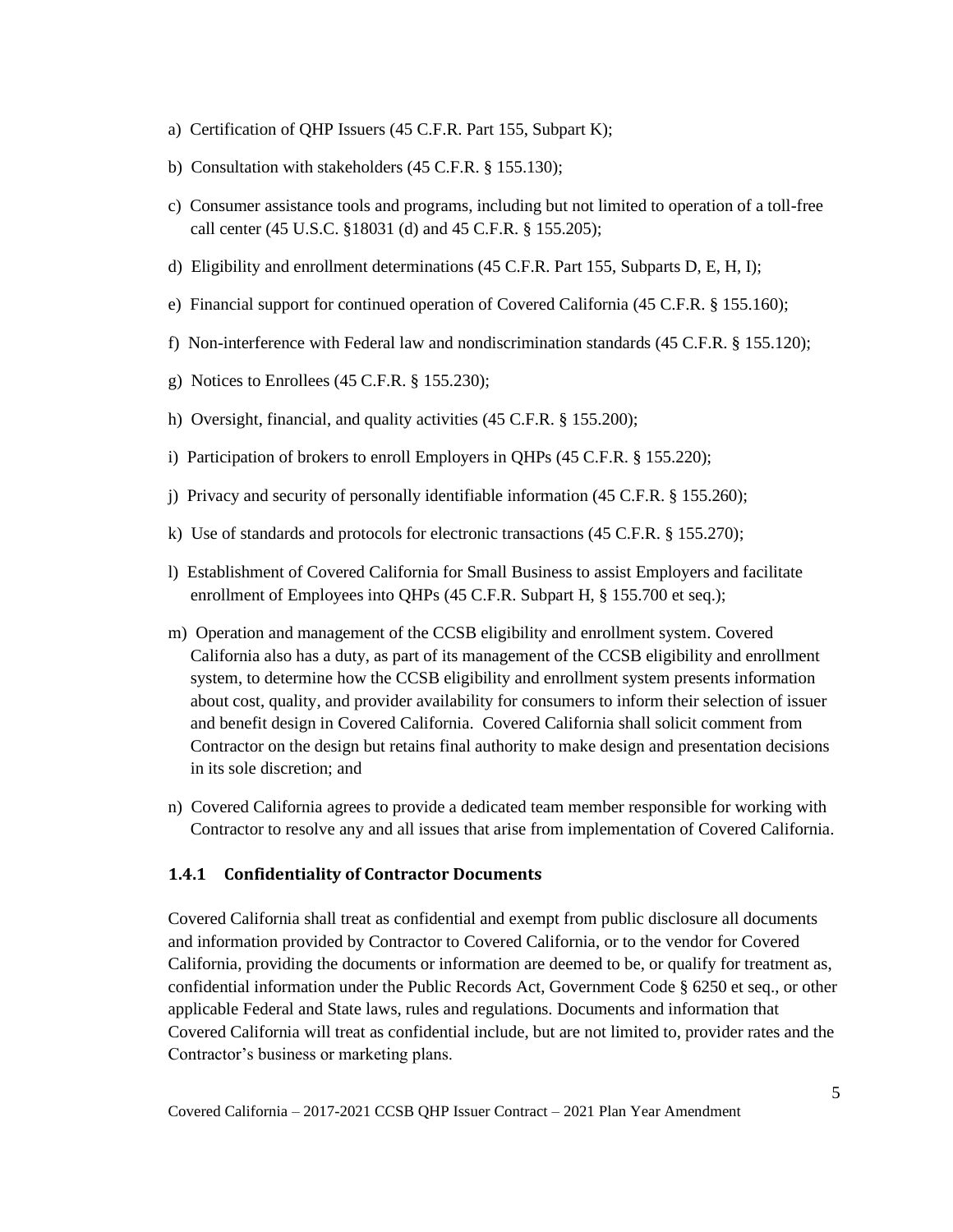a) Certification of QHP Issuers (45 C.F.R. Part 155, Subpart K);

b) Consultation with stakeholders (45 C.F.R. § 155.130);

c) Consumer assistance tools and programs, including but not limited to operation of a toll-free call center (45 U.S.C. §18031 (d) and 45 C.F.R. § 155.205);

d) Eligibility and enrollment determinations (45 C.F.R. Part 155, Subparts D, E, H, I);

e) Financial support for continued operation of Covered California (45 C.F.R. § 155.160);

f) Non-interference with Federal law and nondiscrimination standards (45 C.F.R. § 155.120);

g) Notices to Enrollees (45 C.F.R. § 155.230);

h) Oversight, financial, and quality activities (45 C.F.R. § 155.200);

i) Participation of brokers to enroll Employers in QHPs (45 C.F.R. § 155.220);

j) Privacy and security of personally identifiable information (45 C.F.R. § 155.260);

k) Use of standards and protocols for electronic transactions (45 C.F.R. § 155.270);

l) Establishment of Covered California for Small Business to assist Employers and facilitate enrollment of Employees into QHPs (45 C.F.R. Subpart H, § 155.700 et seq.);

m) Operation and management of the CCSB eligibility and enrollment system. Covered California also has a duty, as part of its management of the CCSB eligibility and enrollment system, to determine how the CCSB eligibility and enrollment system presents information about cost, quality, and provider availability for consumers to inform their selection of issuer and benefit design in Covered California. Covered California shall solicit comment from Contractor on the design but retains final authority to make design and presentation decisions in its sole discretion; and

n) Covered California agrees to provide a dedicated team member responsible for working with Contractor to resolve any and all issues that arise from implementation of Covered California.

### 1.4.1 Confidentiality of Contractor Documents

Covered California shall treat as confidential and exempt from public disclosure all documents and information provided by Contractor to Covered California, or to the vendor for Covered California, providing the documents or information are deemed to be, or qualify for treatment as, confidential information under the Public Records Act, Government Code § 6250 et seq., or other applicable Federal and State laws, rules and regulations. Documents and information that Covered California will treat as confidential include, but are not limited to, provider rates and the Contractor's business or marketing plans.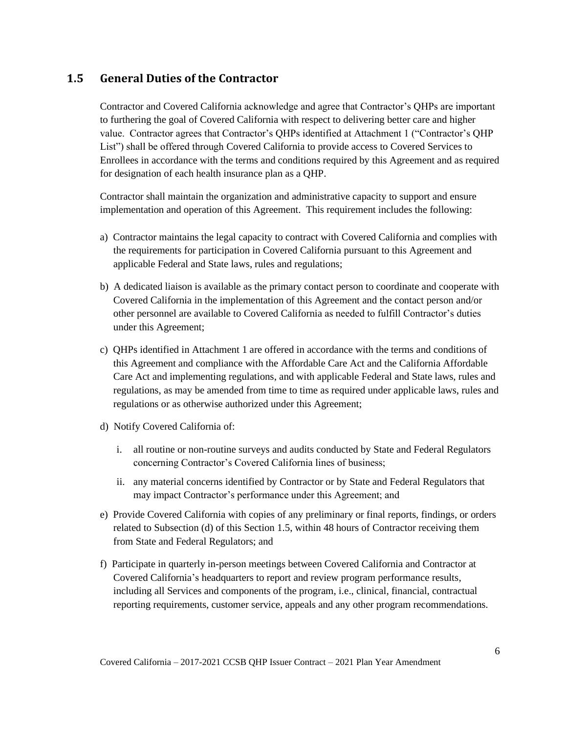## 1.5 General Duties of the Contractor

Contractor and Covered California acknowledge and agree that Contractor's QHPs are important to furthering the goal of Covered California with respect to delivering better care and higher value. Contractor agrees that Contractor's QHPs identified at Attachment 1 ("Contractor's QHP List") shall be offered through Covered California to provide access to Covered Services to Enrollees in accordance with the terms and conditions required by this Agreement and as required for designation of each health insurance plan as a QHP.

Contractor shall maintain the organization and administrative capacity to support and ensure implementation and operation of this Agreement. This requirement includes the following:

a) Contractor maintains the legal capacity to contract with Covered California and complies with the requirements for participation in Covered California pursuant to this Agreement and applicable Federal and State laws, rules and regulations;

b) A dedicated liaison is available as the primary contact person to coordinate and cooperate with Covered California in the implementation of this Agreement and the contact person and/or other personnel are available to Covered California as needed to fulfill Contractor's duties under this Agreement;

c) QHPs identified in Attachment 1 are offered in accordance with the terms and conditions of this Agreement and compliance with the Affordable Care Act and the California Affordable Care Act and implementing regulations, and with applicable Federal and State laws, rules and regulations, as may be amended from time to time as required under applicable laws, rules and regulations or as otherwise authorized under this Agreement;

d) Notify Covered California of:

   i. all routine or non-routine surveys and audits conducted by State and Federal Regulators concerning Contractor's Covered California lines of business;

   ii. any material concerns identified by Contractor or by State and Federal Regulators that may impact Contractor's performance under this Agreement; and

e) Provide Covered California with copies of any preliminary or final reports, findings, or orders related to Subsection (d) of this Section 1.5, within 48 hours of Contractor receiving them from State and Federal Regulators; and

f) Participate in quarterly in-person meetings between Covered California and Contractor at Covered California's headquarters to report and review program performance results, including all Services and components of the program, i.e., clinical, financial, contractual reporting requirements, customer service, appeals and any other program recommendations.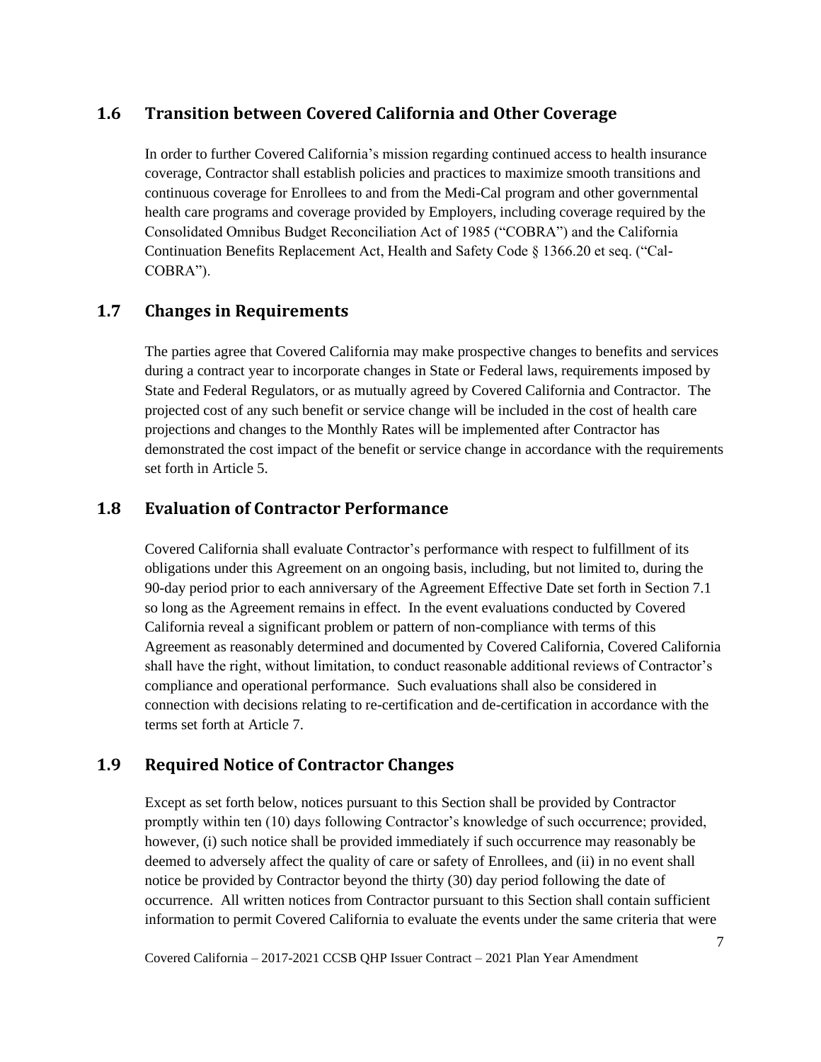## 1.6 Transition between Covered California and Other Coverage

In order to further Covered California's mission regarding continued access to health insurance coverage, Contractor shall establish policies and practices to maximize smooth transitions and continuous coverage for Enrollees to and from the Medi-Cal program and other governmental health care programs and coverage provided by Employers, including coverage required by the Consolidated Omnibus Budget Reconciliation Act of 1985 ("COBRA") and the California Continuation Benefits Replacement Act, Health and Safety Code § 1366.20 et seq. ("Cal-COBRA").

## 1.7 Changes in Requirements

The parties agree that Covered California may make prospective changes to benefits and services during a contract year to incorporate changes in State or Federal laws, requirements imposed by State and Federal Regulators, or as mutually agreed by Covered California and Contractor. The projected cost of any such benefit or service change will be included in the cost of health care projections and changes to the Monthly Rates will be implemented after Contractor has demonstrated the cost impact of the benefit or service change in accordance with the requirements set forth in Article 5.

## 1.8 Evaluation of Contractor Performance

Covered California shall evaluate Contractor's performance with respect to fulfillment of its obligations under this Agreement on an ongoing basis, including, but not limited to, during the 90-day period prior to each anniversary of the Agreement Effective Date set forth in Section 7.1 so long as the Agreement remains in effect. In the event evaluations conducted by Covered California reveal a significant problem or pattern of non-compliance with terms of this Agreement as reasonably determined and documented by Covered California, Covered California shall have the right, without limitation, to conduct reasonable additional reviews of Contractor's compliance and operational performance. Such evaluations shall also be considered in connection with decisions relating to re-certification and de-certification in accordance with the terms set forth at Article 7.

## 1.9 Required Notice of Contractor Changes

Except as set forth below, notices pursuant to this Section shall be provided by Contractor promptly within ten (10) days following Contractor's knowledge of such occurrence; provided, however, (i) such notice shall be provided immediately if such occurrence may reasonably be deemed to adversely affect the quality of care or safety of Enrollees, and (ii) in no event shall notice be provided by Contractor beyond the thirty (30) day period following the date of occurrence. All written notices from Contractor pursuant to this Section shall contain sufficient information to permit Covered California to evaluate the events under the same criteria that were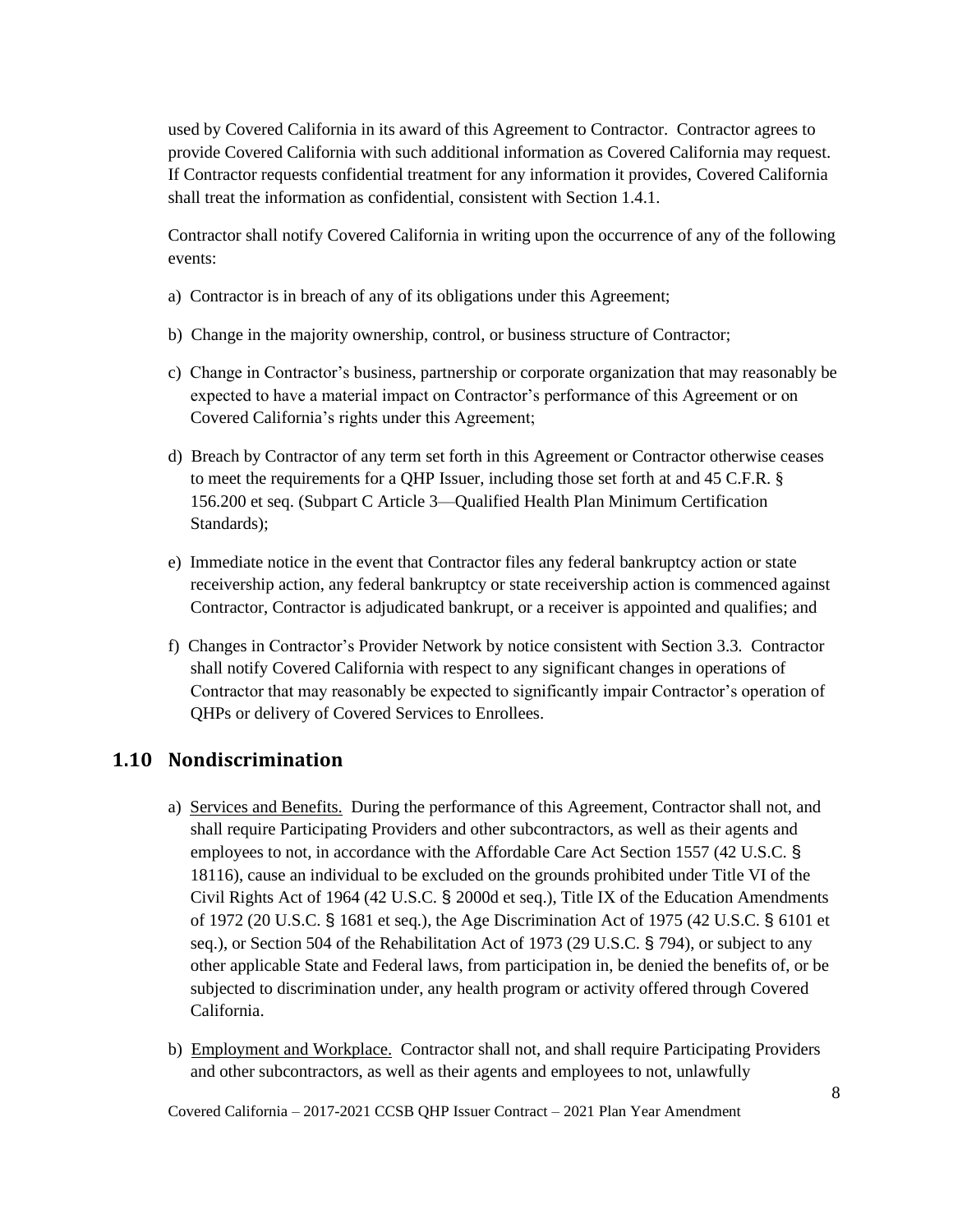used by Covered California in its award of this Agreement to Contractor. Contractor agrees to provide Covered California with such additional information as Covered California may request. If Contractor requests confidential treatment for any information it provides, Covered California shall treat the information as confidential, consistent with Section 1.4.1.

Contractor shall notify Covered California in writing upon the occurrence of any of the following events:

a) Contractor is in breach of any of its obligations under this Agreement;

b) Change in the majority ownership, control, or business structure of Contractor;

c) Change in Contractor's business, partnership or corporate organization that may reasonably be expected to have a material impact on Contractor's performance of this Agreement or on Covered California's rights under this Agreement;

d) Breach by Contractor of any term set forth in this Agreement or Contractor otherwise ceases to meet the requirements for a QHP Issuer, including those set forth at and 45 C.F.R. § 156.200 et seq. (Subpart C Article 3—Qualified Health Plan Minimum Certification Standards);

e) Immediate notice in the event that Contractor files any federal bankruptcy action or state receivership action, any federal bankruptcy or state receivership action is commenced against Contractor, Contractor is adjudicated bankrupt, or a receiver is appointed and qualifies; and

f) Changes in Contractor's Provider Network by notice consistent with Section 3.3. Contractor shall notify Covered California with respect to any significant changes in operations of Contractor that may reasonably be expected to significantly impair Contractor's operation of QHPs or delivery of Covered Services to Enrollees.

## 1.10 Nondiscrimination

a) Services and Benefits. During the performance of this Agreement, Contractor shall not, and shall require Participating Providers and other subcontractors, as well as their agents and employees to not, in accordance with the Affordable Care Act Section 1557 (42 U.S.C. § 18116), cause an individual to be excluded on the grounds prohibited under Title VI of the Civil Rights Act of 1964 (42 U.S.C. § 2000d et seq.), Title IX of the Education Amendments of 1972 (20 U.S.C. § 1681 et seq.), the Age Discrimination Act of 1975 (42 U.S.C. § 6101 et seq.), or Section 504 of the Rehabilitation Act of 1973 (29 U.S.C. § 794), or subject to any other applicable State and Federal laws, from participation in, be denied the benefits of, or be subjected to discrimination under, any health program or activity offered through Covered California.

b) Employment and Workplace. Contractor shall not, and shall require Participating Providers and other subcontractors, as well as their agents and employees to not, unlawfully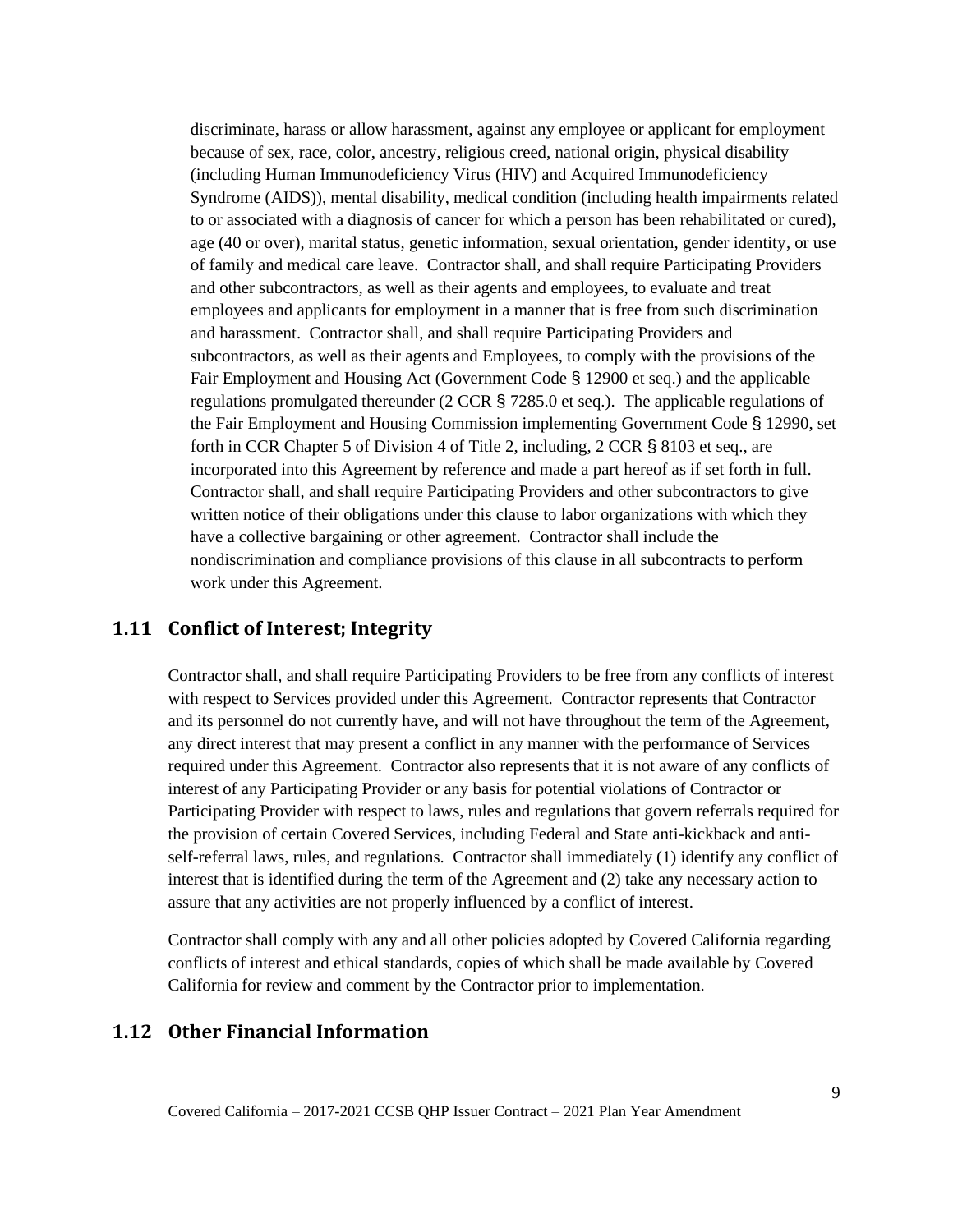discriminate, harass or allow harassment, against any employee or applicant for employment because of sex, race, color, ancestry, religious creed, national origin, physical disability (including Human Immunodeficiency Virus (HIV) and Acquired Immunodeficiency Syndrome (AIDS)), mental disability, medical condition (including health impairments related to or associated with a diagnosis of cancer for which a person has been rehabilitated or cured), age (40 or over), marital status, genetic information, sexual orientation, gender identity, or use of family and medical care leave. Contractor shall, and shall require Participating Providers and other subcontractors, as well as their agents and employees, to evaluate and treat employees and applicants for employment in a manner that is free from such discrimination and harassment. Contractor shall, and shall require Participating Providers and subcontractors, as well as their agents and Employees, to comply with the provisions of the Fair Employment and Housing Act (Government Code § 12900 et seq.) and the applicable regulations promulgated thereunder (2 CCR § 7285.0 et seq.). The applicable regulations of the Fair Employment and Housing Commission implementing Government Code § 12990, set forth in CCR Chapter 5 of Division 4 of Title 2, including, 2 CCR § 8103 et seq., are incorporated into this Agreement by reference and made a part hereof as if set forth in full. Contractor shall, and shall require Participating Providers and other subcontractors to give written notice of their obligations under this clause to labor organizations with which they have a collective bargaining or other agreement. Contractor shall include the nondiscrimination and compliance provisions of this clause in all subcontracts to perform work under this Agreement.

## 1.11 Conflict of Interest; Integrity

Contractor shall, and shall require Participating Providers to be free from any conflicts of interest with respect to Services provided under this Agreement. Contractor represents that Contractor and its personnel do not currently have, and will not have throughout the term of the Agreement, any direct interest that may present a conflict in any manner with the performance of Services required under this Agreement. Contractor also represents that it is not aware of any conflicts of interest of any Participating Provider or any basis for potential violations of Contractor or Participating Provider with respect to laws, rules and regulations that govern referrals required for the provision of certain Covered Services, including Federal and State anti-kickback and anti-self-referral laws, rules, and regulations. Contractor shall immediately (1) identify any conflict of interest that is identified during the term of the Agreement and (2) take any necessary action to assure that any activities are not properly influenced by a conflict of interest.

Contractor shall comply with any and all other policies adopted by Covered California regarding conflicts of interest and ethical standards, copies of which shall be made available by Covered California for review and comment by the Contractor prior to implementation.

## 1.12 Other Financial Information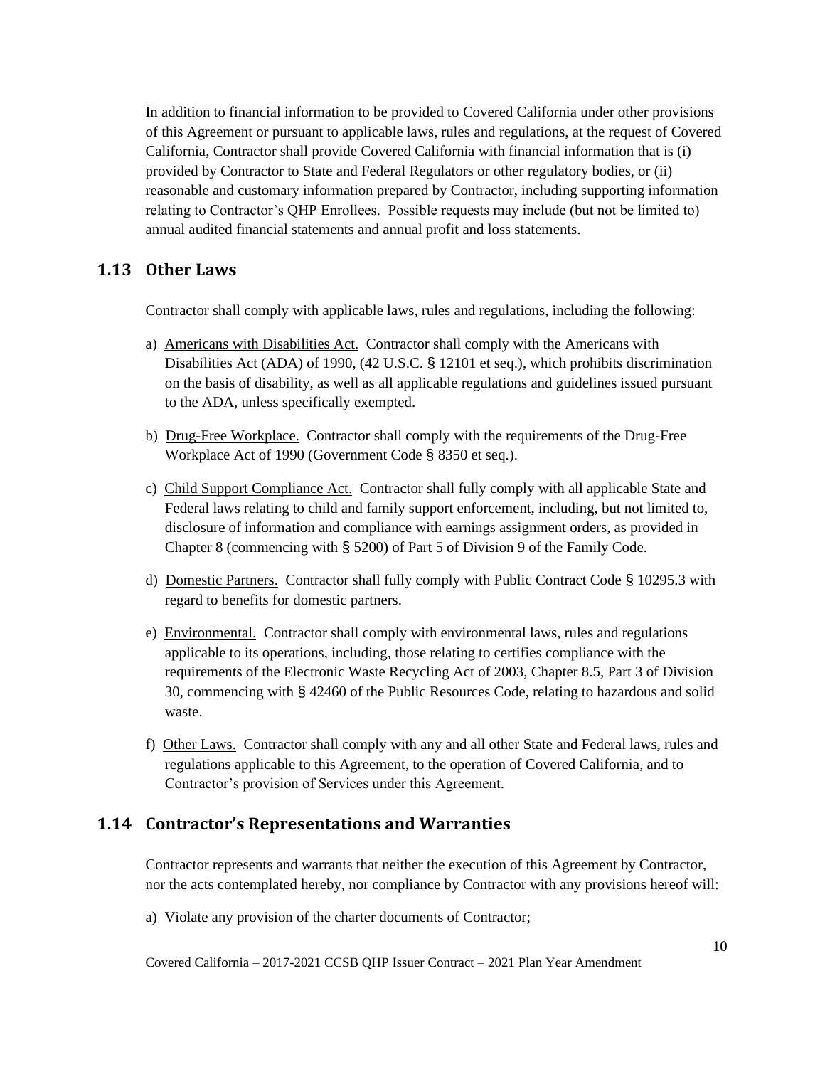In addition to financial information to be provided to Covered California under other provisions of this Agreement or pursuant to applicable laws, rules and regulations, at the request of Covered California, Contractor shall provide Covered California with financial information that is (i) provided by Contractor to State and Federal Regulators or other regulatory bodies, or (ii) reasonable and customary information prepared by Contractor, including supporting information relating to Contractor's QHP Enrollees. Possible requests may include (but not be limited to) annual audited financial statements and annual profit and loss statements.

## 1.13 Other Laws

Contractor shall comply with applicable laws, rules and regulations, including the following:

a) Americans with Disabilities Act. Contractor shall comply with the Americans with Disabilities Act (ADA) of 1990, (42 U.S.C. § 12101 et seq.), which prohibits discrimination on the basis of disability, as well as all applicable regulations and guidelines issued pursuant to the ADA, unless specifically exempted.

b) Drug-Free Workplace. Contractor shall comply with the requirements of the Drug-Free Workplace Act of 1990 (Government Code § 8350 et seq.).

c) Child Support Compliance Act. Contractor shall fully comply with all applicable State and Federal laws relating to child and family support enforcement, including, but not limited to, disclosure of information and compliance with earnings assignment orders, as provided in Chapter 8 (commencing with § 5200) of Part 5 of Division 9 of the Family Code.

d) Domestic Partners. Contractor shall fully comply with Public Contract Code § 10295.3 with regard to benefits for domestic partners.

e) Environmental. Contractor shall comply with environmental laws, rules and regulations applicable to its operations, including, those relating to certifies compliance with the requirements of the Electronic Waste Recycling Act of 2003, Chapter 8.5, Part 3 of Division 30, commencing with § 42460 of the Public Resources Code, relating to hazardous and solid waste.

f) Other Laws. Contractor shall comply with any and all other State and Federal laws, rules and regulations applicable to this Agreement, to the operation of Covered California, and to Contractor's provision of Services under this Agreement.

## 1.14 Contractor's Representations and Warranties

Contractor represents and warrants that neither the execution of this Agreement by Contractor, nor the acts contemplated hereby, nor compliance by Contractor with any provisions hereof will:

a) Violate any provision of the charter documents of Contractor;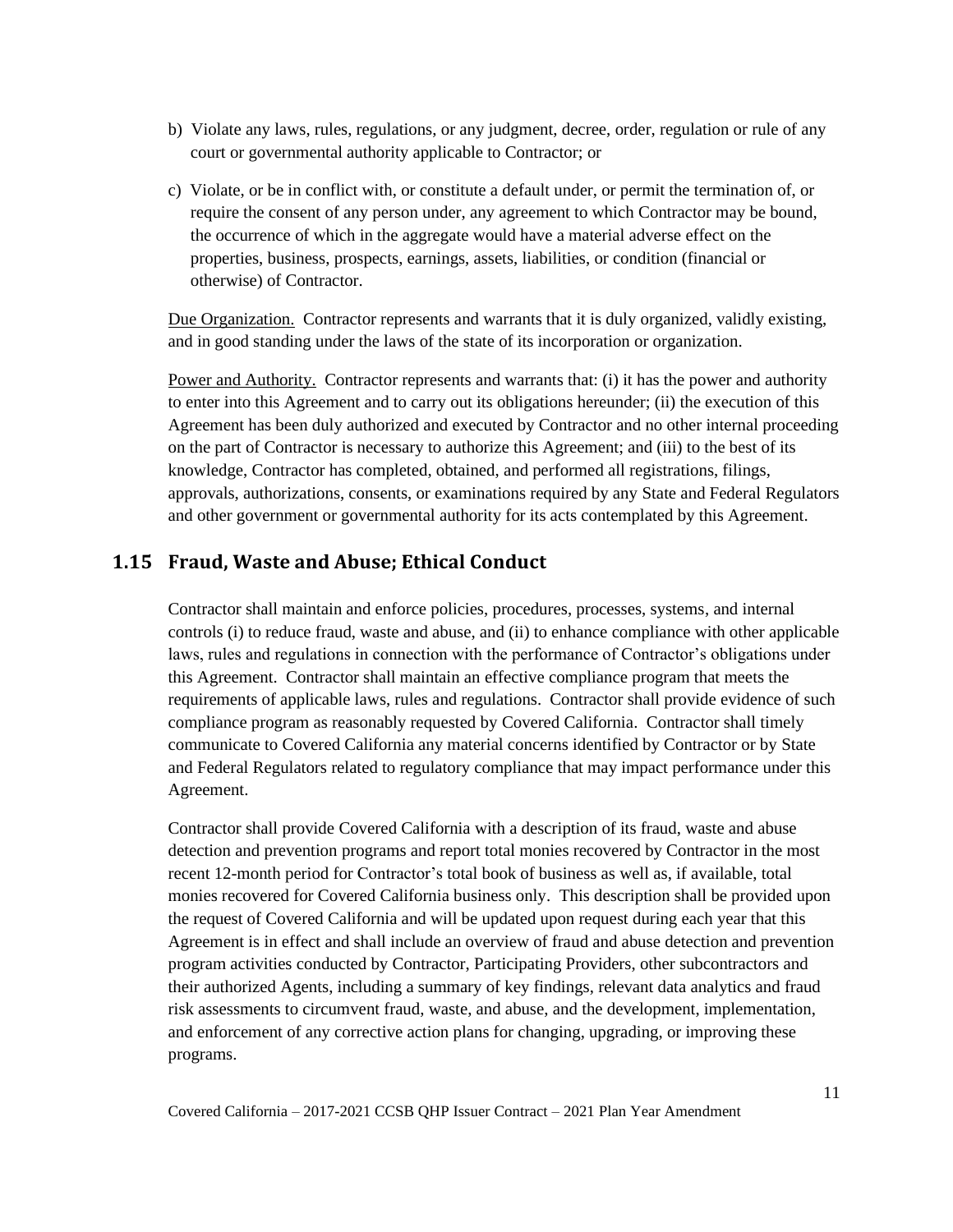b) Violate any laws, rules, regulations, or any judgment, decree, order, regulation or rule of any court or governmental authority applicable to Contractor; or

c) Violate, or be in conflict with, or constitute a default under, or permit the termination of, or require the consent of any person under, any agreement to which Contractor may be bound, the occurrence of which in the aggregate would have a material adverse effect on the properties, business, prospects, earnings, assets, liabilities, or condition (financial or otherwise) of Contractor.

Due Organization. Contractor represents and warrants that it is duly organized, validly existing, and in good standing under the laws of the state of its incorporation or organization.

Power and Authority. Contractor represents and warrants that: (i) it has the power and authority to enter into this Agreement and to carry out its obligations hereunder; (ii) the execution of this Agreement has been duly authorized and executed by Contractor and no other internal proceeding on the part of Contractor is necessary to authorize this Agreement; and (iii) to the best of its knowledge, Contractor has completed, obtained, and performed all registrations, filings, approvals, authorizations, consents, or examinations required by any State and Federal Regulators and other government or governmental authority for its acts contemplated by this Agreement.

## 1.15 Fraud, Waste and Abuse; Ethical Conduct

Contractor shall maintain and enforce policies, procedures, processes, systems, and internal controls (i) to reduce fraud, waste and abuse, and (ii) to enhance compliance with other applicable laws, rules and regulations in connection with the performance of Contractor's obligations under this Agreement. Contractor shall maintain an effective compliance program that meets the requirements of applicable laws, rules and regulations. Contractor shall provide evidence of such compliance program as reasonably requested by Covered California. Contractor shall timely communicate to Covered California any material concerns identified by Contractor or by State and Federal Regulators related to regulatory compliance that may impact performance under this Agreement.

Contractor shall provide Covered California with a description of its fraud, waste and abuse detection and prevention programs and report total monies recovered by Contractor in the most recent 12-month period for Contractor's total book of business as well as, if available, total monies recovered for Covered California business only. This description shall be provided upon the request of Covered California and will be updated upon request during each year that this Agreement is in effect and shall include an overview of fraud and abuse detection and prevention program activities conducted by Contractor, Participating Providers, other subcontractors and their authorized Agents, including a summary of key findings, relevant data analytics and fraud risk assessments to circumvent fraud, waste, and abuse, and the development, implementation, and enforcement of any corrective action plans for changing, upgrading, or improving these programs.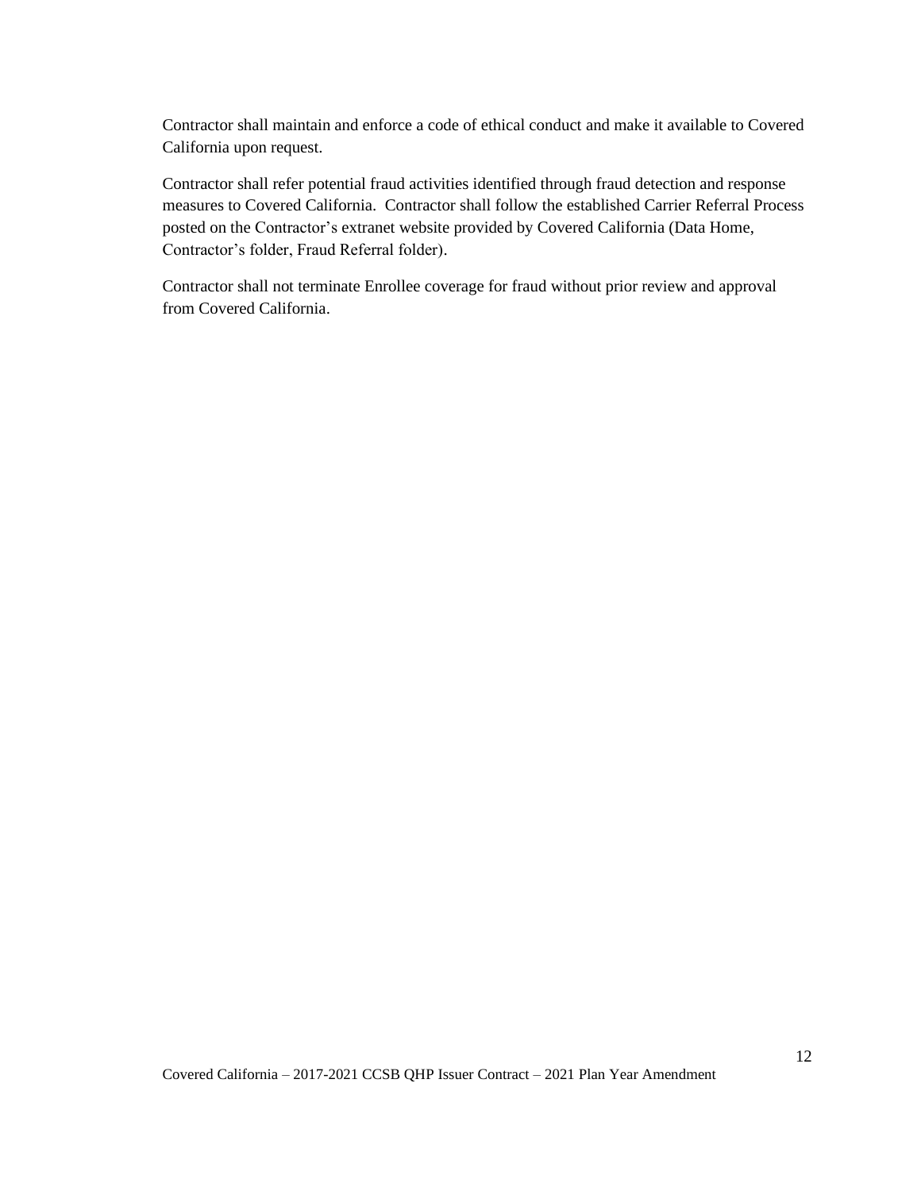Contractor shall maintain and enforce a code of ethical conduct and make it available to Covered California upon request.

Contractor shall refer potential fraud activities identified through fraud detection and response measures to Covered California. Contractor shall follow the established Carrier Referral Process posted on the Contractor's extranet website provided by Covered California (Data Home, Contractor's folder, Fraud Referral folder).

Contractor shall not terminate Enrollee coverage for fraud without prior review and approval from Covered California.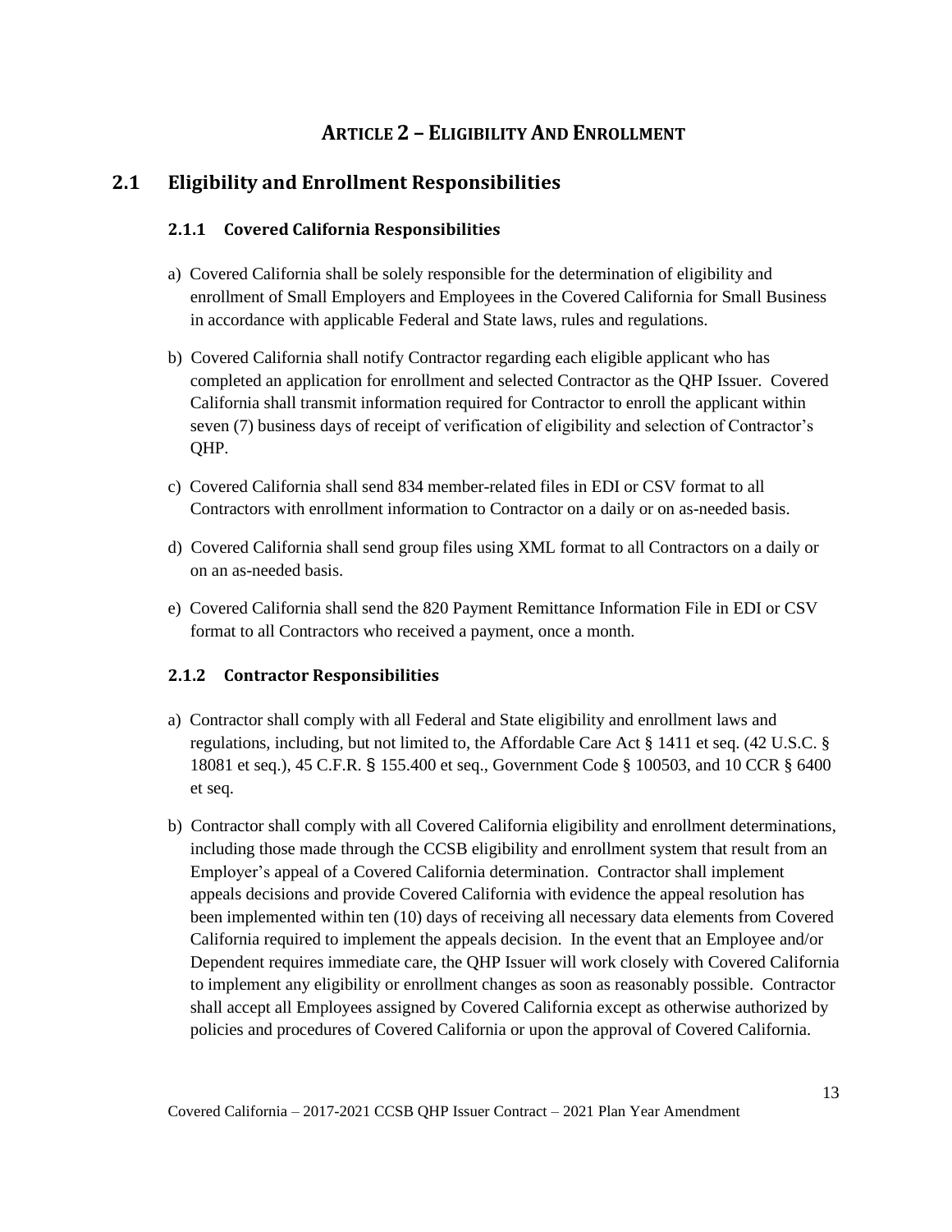# ARTICLE 2 – ELIGIBILITY AND ENROLLMENT

## 2.1 Eligibility and Enrollment Responsibilities

### 2.1.1 Covered California Responsibilities

a) Covered California shall be solely responsible for the determination of eligibility and enrollment of Small Employers and Employees in the Covered California for Small Business in accordance with applicable Federal and State laws, rules and regulations.

b) Covered California shall notify Contractor regarding each eligible applicant who has completed an application for enrollment and selected Contractor as the QHP Issuer. Covered California shall transmit information required for Contractor to enroll the applicant within seven (7) business days of receipt of verification of eligibility and selection of Contractor's QHP.

c) Covered California shall send 834 member-related files in EDI or CSV format to all Contractors with enrollment information to Contractor on a daily or on as-needed basis.

d) Covered California shall send group files using XML format to all Contractors on a daily or on an as-needed basis.

e) Covered California shall send the 820 Payment Remittance Information File in EDI or CSV format to all Contractors who received a payment, once a month.

### 2.1.2 Contractor Responsibilities

a) Contractor shall comply with all Federal and State eligibility and enrollment laws and regulations, including, but not limited to, the Affordable Care Act § 1411 et seq. (42 U.S.C. § 18081 et seq.), 45 C.F.R. § 155.400 et seq., Government Code § 100503, and 10 CCR § 6400 et seq.

b) Contractor shall comply with all Covered California eligibility and enrollment determinations, including those made through the CCSB eligibility and enrollment system that result from an Employer's appeal of a Covered California determination. Contractor shall implement appeals decisions and provide Covered California with evidence the appeal resolution has been implemented within ten (10) days of receiving all necessary data elements from Covered California required to implement the appeals decision. In the event that an Employee and/or Dependent requires immediate care, the QHP Issuer will work closely with Covered California to implement any eligibility or enrollment changes as soon as reasonably possible. Contractor shall accept all Employees assigned by Covered California except as otherwise authorized by policies and procedures of Covered California or upon the approval of Covered California.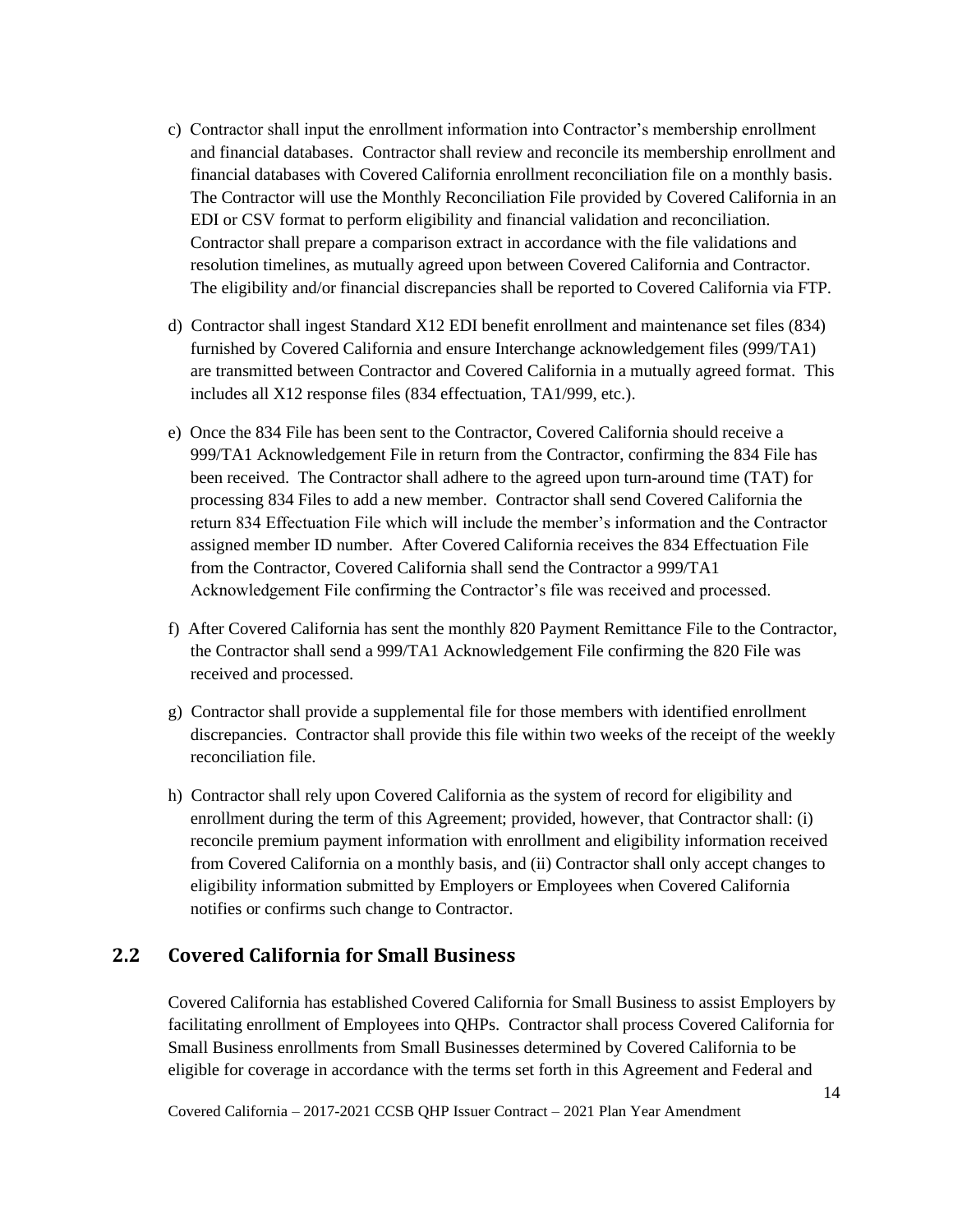c) Contractor shall input the enrollment information into Contractor's membership enrollment and financial databases. Contractor shall review and reconcile its membership enrollment and financial databases with Covered California enrollment reconciliation file on a monthly basis. The Contractor will use the Monthly Reconciliation File provided by Covered California in an EDI or CSV format to perform eligibility and financial validation and reconciliation. Contractor shall prepare a comparison extract in accordance with the file validations and resolution timelines, as mutually agreed upon between Covered California and Contractor. The eligibility and/or financial discrepancies shall be reported to Covered California via FTP.

d) Contractor shall ingest Standard X12 EDI benefit enrollment and maintenance set files (834) furnished by Covered California and ensure Interchange acknowledgement files (999/TA1) are transmitted between Contractor and Covered California in a mutually agreed format. This includes all X12 response files (834 effectuation, TA1/999, etc.).

e) Once the 834 File has been sent to the Contractor, Covered California should receive a 999/TA1 Acknowledgement File in return from the Contractor, confirming the 834 File has been received. The Contractor shall adhere to the agreed upon turn-around time (TAT) for processing 834 Files to add a new member. Contractor shall send Covered California the return 834 Effectuation File which will include the member's information and the Contractor assigned member ID number. After Covered California receives the 834 Effectuation File from the Contractor, Covered California shall send the Contractor a 999/TA1 Acknowledgement File confirming the Contractor's file was received and processed.

f) After Covered California has sent the monthly 820 Payment Remittance File to the Contractor, the Contractor shall send a 999/TA1 Acknowledgement File confirming the 820 File was received and processed.

g) Contractor shall provide a supplemental file for those members with identified enrollment discrepancies. Contractor shall provide this file within two weeks of the receipt of the weekly reconciliation file.

h) Contractor shall rely upon Covered California as the system of record for eligibility and enrollment during the term of this Agreement; provided, however, that Contractor shall: (i) reconcile premium payment information with enrollment and eligibility information received from Covered California on a monthly basis, and (ii) Contractor shall only accept changes to eligibility information submitted by Employers or Employees when Covered California notifies or confirms such change to Contractor.

## 2.2 Covered California for Small Business

Covered California has established Covered California for Small Business to assist Employers by facilitating enrollment of Employees into QHPs. Contractor shall process Covered California for Small Business enrollments from Small Businesses determined by Covered California to be eligible for coverage in accordance with the terms set forth in this Agreement and Federal and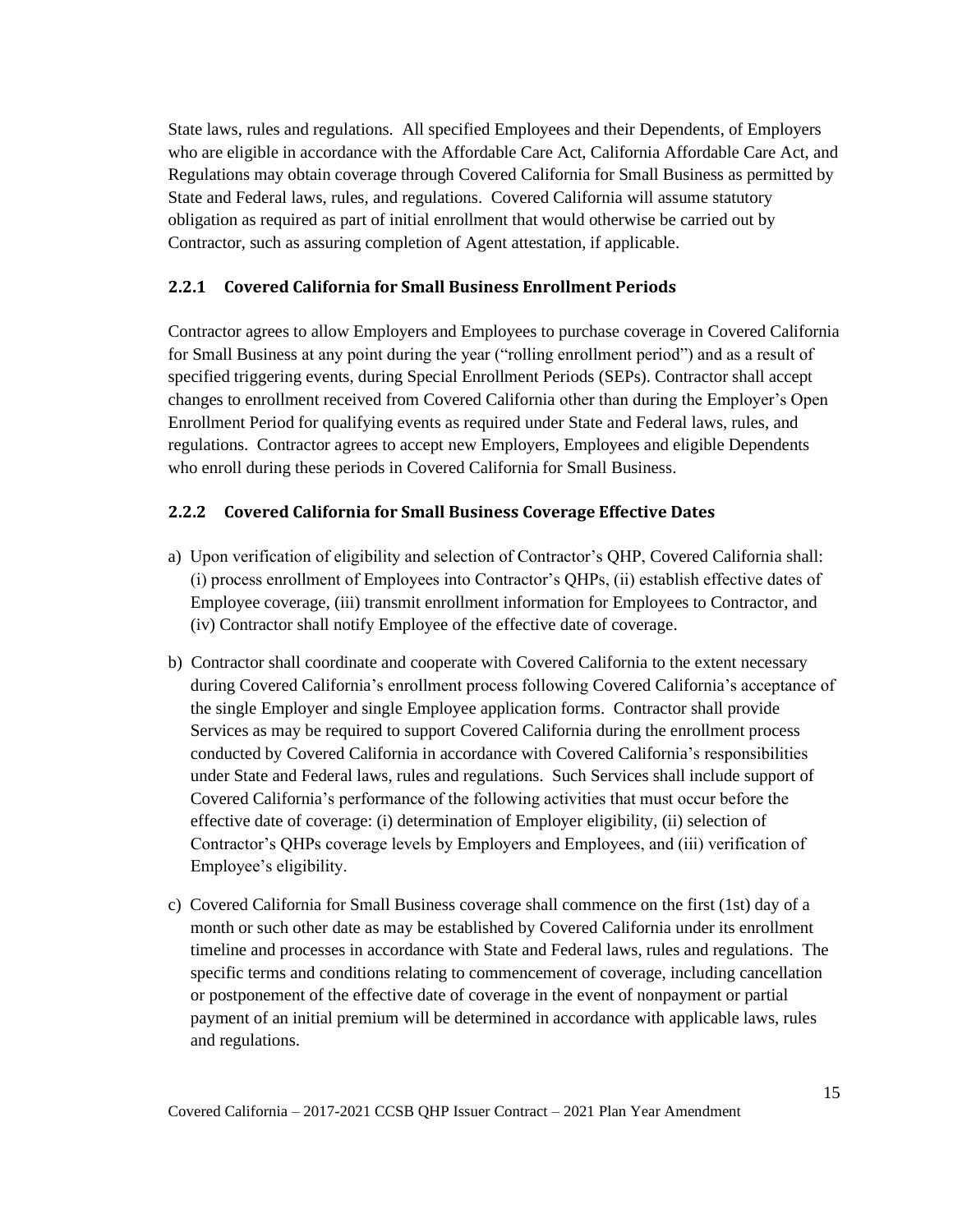State laws, rules and regulations. All specified Employees and their Dependents, of Employers who are eligible in accordance with the Affordable Care Act, California Affordable Care Act, and Regulations may obtain coverage through Covered California for Small Business as permitted by State and Federal laws, rules, and regulations. Covered California will assume statutory obligation as required as part of initial enrollment that would otherwise be carried out by Contractor, such as assuring completion of Agent attestation, if applicable.

### 2.2.1 Covered California for Small Business Enrollment Periods

Contractor agrees to allow Employers and Employees to purchase coverage in Covered California for Small Business at any point during the year ("rolling enrollment period") and as a result of specified triggering events, during Special Enrollment Periods (SEPs). Contractor shall accept changes to enrollment received from Covered California other than during the Employer's Open Enrollment Period for qualifying events as required under State and Federal laws, rules, and regulations. Contractor agrees to accept new Employers, Employees and eligible Dependents who enroll during these periods in Covered California for Small Business.

### 2.2.2 Covered California for Small Business Coverage Effective Dates

a) Upon verification of eligibility and selection of Contractor's QHP, Covered California shall: (i) process enrollment of Employees into Contractor's QHPs, (ii) establish effective dates of Employee coverage, (iii) transmit enrollment information for Employees to Contractor, and (iv) Contractor shall notify Employee of the effective date of coverage.

b) Contractor shall coordinate and cooperate with Covered California to the extent necessary during Covered California's enrollment process following Covered California's acceptance of the single Employer and single Employee application forms. Contractor shall provide Services as may be required to support Covered California during the enrollment process conducted by Covered California in accordance with Covered California's responsibilities under State and Federal laws, rules and regulations. Such Services shall include support of Covered California's performance of the following activities that must occur before the effective date of coverage: (i) determination of Employer eligibility, (ii) selection of Contractor's QHPs coverage levels by Employers and Employees, and (iii) verification of Employee's eligibility.

c) Covered California for Small Business coverage shall commence on the first (1st) day of a month or such other date as may be established by Covered California under its enrollment timeline and processes in accordance with State and Federal laws, rules and regulations. The specific terms and conditions relating to commencement of coverage, including cancellation or postponement of the effective date of coverage in the event of nonpayment or partial payment of an initial premium will be determined in accordance with applicable laws, rules and regulations.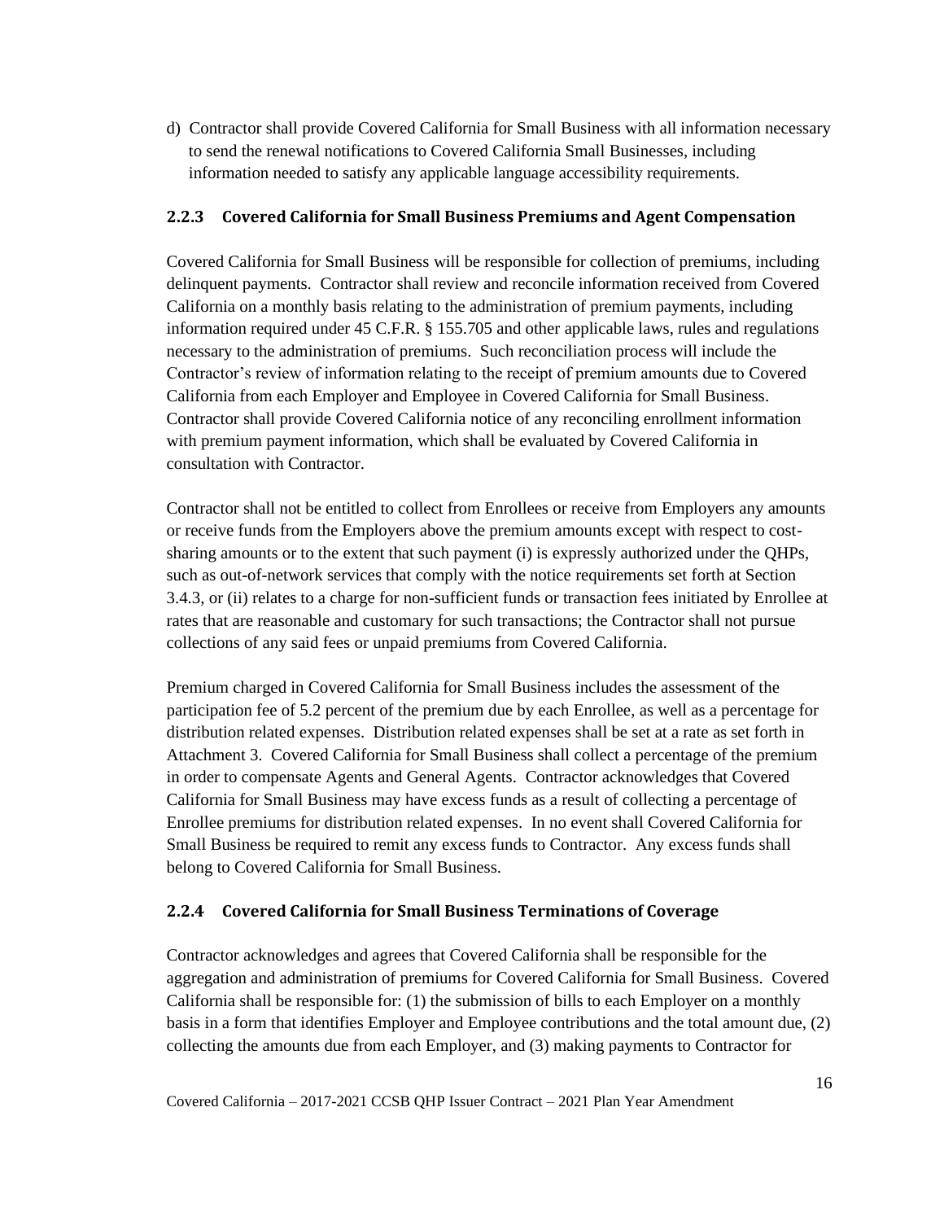d) Contractor shall provide Covered California for Small Business with all information necessary to send the renewal notifications to Covered California Small Businesses, including information needed to satisfy any applicable language accessibility requirements.

### 2.2.3 Covered California for Small Business Premiums and Agent Compensation

Covered California for Small Business will be responsible for collection of premiums, including delinquent payments. Contractor shall review and reconcile information received from Covered California on a monthly basis relating to the administration of premium payments, including information required under 45 C.F.R. § 155.705 and other applicable laws, rules and regulations necessary to the administration of premiums. Such reconciliation process will include the Contractor's review of information relating to the receipt of premium amounts due to Covered California from each Employer and Employee in Covered California for Small Business. Contractor shall provide Covered California notice of any reconciling enrollment information with premium payment information, which shall be evaluated by Covered California in consultation with Contractor.

Contractor shall not be entitled to collect from Enrollees or receive from Employers any amounts or receive funds from the Employers above the premium amounts except with respect to cost-sharing amounts or to the extent that such payment (i) is expressly authorized under the QHPs, such as out-of-network services that comply with the notice requirements set forth at Section 3.4.3, or (ii) relates to a charge for non-sufficient funds or transaction fees initiated by Enrollee at rates that are reasonable and customary for such transactions; the Contractor shall not pursue collections of any said fees or unpaid premiums from Covered California.

Premium charged in Covered California for Small Business includes the assessment of the participation fee of 5.2 percent of the premium due by each Enrollee, as well as a percentage for distribution related expenses. Distribution related expenses shall be set at a rate as set forth in Attachment 3. Covered California for Small Business shall collect a percentage of the premium in order to compensate Agents and General Agents. Contractor acknowledges that Covered California for Small Business may have excess funds as a result of collecting a percentage of Enrollee premiums for distribution related expenses. In no event shall Covered California for Small Business be required to remit any excess funds to Contractor. Any excess funds shall belong to Covered California for Small Business.

### 2.2.4 Covered California for Small Business Terminations of Coverage

Contractor acknowledges and agrees that Covered California shall be responsible for the aggregation and administration of premiums for Covered California for Small Business. Covered California shall be responsible for: (1) the submission of bills to each Employer on a monthly basis in a form that identifies Employer and Employee contributions and the total amount due, (2) collecting the amounts due from each Employer, and (3) making payments to Contractor for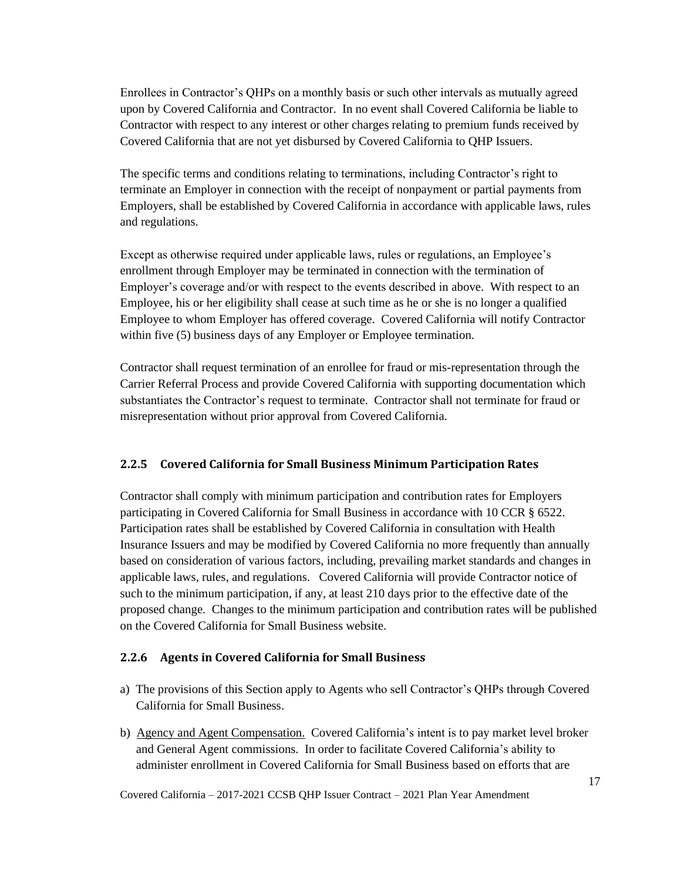Enrollees in Contractor's QHPs on a monthly basis or such other intervals as mutually agreed upon by Covered California and Contractor. In no event shall Covered California be liable to Contractor with respect to any interest or other charges relating to premium funds received by Covered California that are not yet disbursed by Covered California to QHP Issuers.

The specific terms and conditions relating to terminations, including Contractor's right to terminate an Employer in connection with the receipt of nonpayment or partial payments from Employers, shall be established by Covered California in accordance with applicable laws, rules and regulations.

Except as otherwise required under applicable laws, rules or regulations, an Employee's enrollment through Employer may be terminated in connection with the termination of Employer's coverage and/or with respect to the events described in above. With respect to an Employee, his or her eligibility shall cease at such time as he or she is no longer a qualified Employee to whom Employer has offered coverage. Covered California will notify Contractor within five (5) business days of any Employer or Employee termination.

Contractor shall request termination of an enrollee for fraud or mis-representation through the Carrier Referral Process and provide Covered California with supporting documentation which substantiates the Contractor's request to terminate. Contractor shall not terminate for fraud or misrepresentation without prior approval from Covered California.

### 2.2.5 Covered California for Small Business Minimum Participation Rates

Contractor shall comply with minimum participation and contribution rates for Employers participating in Covered California for Small Business in accordance with 10 CCR § 6522. Participation rates shall be established by Covered California in consultation with Health Insurance Issuers and may be modified by Covered California no more frequently than annually based on consideration of various factors, including, prevailing market standards and changes in applicable laws, rules, and regulations. Covered California will provide Contractor notice of such to the minimum participation, if any, at least 210 days prior to the effective date of the proposed change. Changes to the minimum participation and contribution rates will be published on the Covered California for Small Business website.

### 2.2.6 Agents in Covered California for Small Business

a) The provisions of this Section apply to Agents who sell Contractor's QHPs through Covered California for Small Business.

b) Agency and Agent Compensation. Covered California's intent is to pay market level broker and General Agent commissions. In order to facilitate Covered California's ability to administer enrollment in Covered California for Small Business based on efforts that are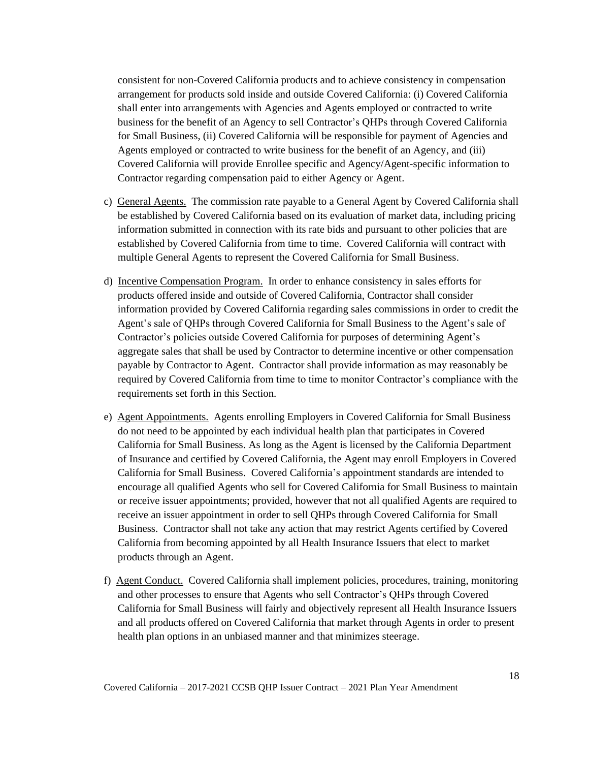consistent for non-Covered California products and to achieve consistency in compensation arrangement for products sold inside and outside Covered California: (i) Covered California shall enter into arrangements with Agencies and Agents employed or contracted to write business for the benefit of an Agency to sell Contractor's QHPs through Covered California for Small Business, (ii) Covered California will be responsible for payment of Agencies and Agents employed or contracted to write business for the benefit of an Agency, and (iii) Covered California will provide Enrollee specific and Agency/Agent-specific information to Contractor regarding compensation paid to either Agency or Agent.

c) General Agents. The commission rate payable to a General Agent by Covered California shall be established by Covered California based on its evaluation of market data, including pricing information submitted in connection with its rate bids and pursuant to other policies that are established by Covered California from time to time. Covered California will contract with multiple General Agents to represent the Covered California for Small Business.

d) Incentive Compensation Program. In order to enhance consistency in sales efforts for products offered inside and outside of Covered California, Contractor shall consider information provided by Covered California regarding sales commissions in order to credit the Agent's sale of QHPs through Covered California for Small Business to the Agent's sale of Contractor's policies outside Covered California for purposes of determining Agent's aggregate sales that shall be used by Contractor to determine incentive or other compensation payable by Contractor to Agent. Contractor shall provide information as may reasonably be required by Covered California from time to time to monitor Contractor's compliance with the requirements set forth in this Section.

e) Agent Appointments. Agents enrolling Employers in Covered California for Small Business do not need to be appointed by each individual health plan that participates in Covered California for Small Business. As long as the Agent is licensed by the California Department of Insurance and certified by Covered California, the Agent may enroll Employers in Covered California for Small Business. Covered California's appointment standards are intended to encourage all qualified Agents who sell for Covered California for Small Business to maintain or receive issuer appointments; provided, however that not all qualified Agents are required to receive an issuer appointment in order to sell QHPs through Covered California for Small Business. Contractor shall not take any action that may restrict Agents certified by Covered California from becoming appointed by all Health Insurance Issuers that elect to market products through an Agent.

f) Agent Conduct. Covered California shall implement policies, procedures, training, monitoring and other processes to ensure that Agents who sell Contractor's QHPs through Covered California for Small Business will fairly and objectively represent all Health Insurance Issuers and all products offered on Covered California that market through Agents in order to present health plan options in an unbiased manner and that minimizes steerage.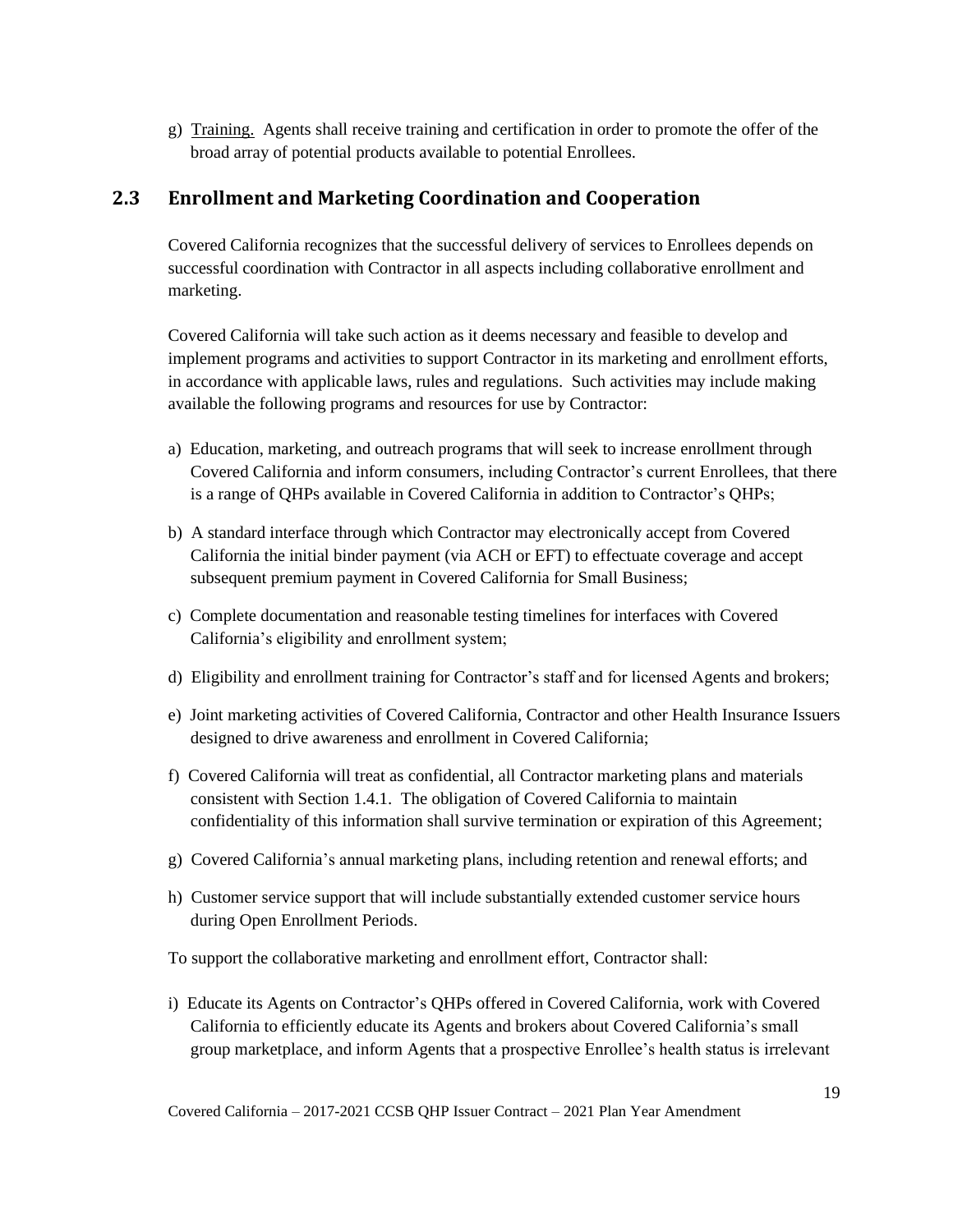g) Training. Agents shall receive training and certification in order to promote the offer of the broad array of potential products available to potential Enrollees.

## 2.3 Enrollment and Marketing Coordination and Cooperation

Covered California recognizes that the successful delivery of services to Enrollees depends on successful coordination with Contractor in all aspects including collaborative enrollment and marketing.

Covered California will take such action as it deems necessary and feasible to develop and implement programs and activities to support Contractor in its marketing and enrollment efforts, in accordance with applicable laws, rules and regulations. Such activities may include making available the following programs and resources for use by Contractor:

a) Education, marketing, and outreach programs that will seek to increase enrollment through Covered California and inform consumers, including Contractor's current Enrollees, that there is a range of QHPs available in Covered California in addition to Contractor's QHPs;

b) A standard interface through which Contractor may electronically accept from Covered California the initial binder payment (via ACH or EFT) to effectuate coverage and accept subsequent premium payment in Covered California for Small Business;

c) Complete documentation and reasonable testing timelines for interfaces with Covered California's eligibility and enrollment system;

d) Eligibility and enrollment training for Contractor's staff and for licensed Agents and brokers;

e) Joint marketing activities of Covered California, Contractor and other Health Insurance Issuers designed to drive awareness and enrollment in Covered California;

f) Covered California will treat as confidential, all Contractor marketing plans and materials consistent with Section 1.4.1. The obligation of Covered California to maintain confidentiality of this information shall survive termination or expiration of this Agreement;

g) Covered California's annual marketing plans, including retention and renewal efforts; and

h) Customer service support that will include substantially extended customer service hours during Open Enrollment Periods.

To support the collaborative marketing and enrollment effort, Contractor shall:

i) Educate its Agents on Contractor's QHPs offered in Covered California, work with Covered California to efficiently educate its Agents and brokers about Covered California's small group marketplace, and inform Agents that a prospective Enrollee's health status is irrelevant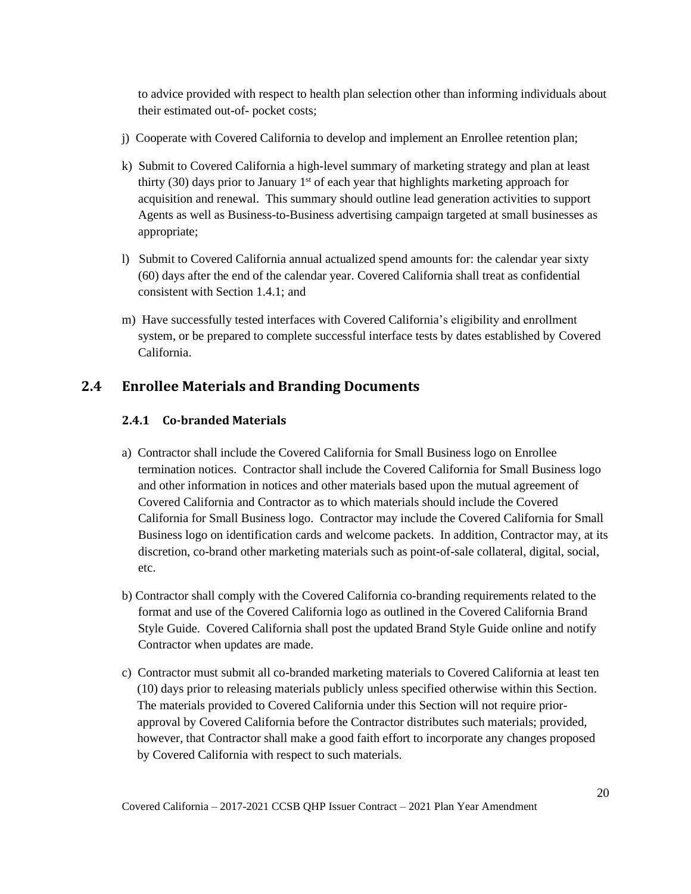to advice provided with respect to health plan selection other than informing individuals about their estimated out-of- pocket costs;

j) Cooperate with Covered California to develop and implement an Enrollee retention plan;

k) Submit to Covered California a high-level summary of marketing strategy and plan at least thirty (30) days prior to January 1st of each year that highlights marketing approach for acquisition and renewal. This summary should outline lead generation activities to support Agents as well as Business-to-Business advertising campaign targeted at small businesses as appropriate;

l) Submit to Covered California annual actualized spend amounts for: the calendar year sixty (60) days after the end of the calendar year. Covered California shall treat as confidential consistent with Section 1.4.1; and

m) Have successfully tested interfaces with Covered California's eligibility and enrollment system, or be prepared to complete successful interface tests by dates established by Covered California.

## 2.4 Enrollee Materials and Branding Documents

### 2.4.1 Co-branded Materials

a) Contractor shall include the Covered California for Small Business logo on Enrollee termination notices. Contractor shall include the Covered California for Small Business logo and other information in notices and other materials based upon the mutual agreement of Covered California and Contractor as to which materials should include the Covered California for Small Business logo. Contractor may include the Covered California for Small Business logo on identification cards and welcome packets. In addition, Contractor may, at its discretion, co-brand other marketing materials such as point-of-sale collateral, digital, social, etc.

b) Contractor shall comply with the Covered California co-branding requirements related to the format and use of the Covered California logo as outlined in the Covered California Brand Style Guide. Covered California shall post the updated Brand Style Guide online and notify Contractor when updates are made.

c) Contractor must submit all co-branded marketing materials to Covered California at least ten (10) days prior to releasing materials publicly unless specified otherwise within this Section. The materials provided to Covered California under this Section will not require prior-approval by Covered California before the Contractor distributes such materials; provided, however, that Contractor shall make a good faith effort to incorporate any changes proposed by Covered California with respect to such materials.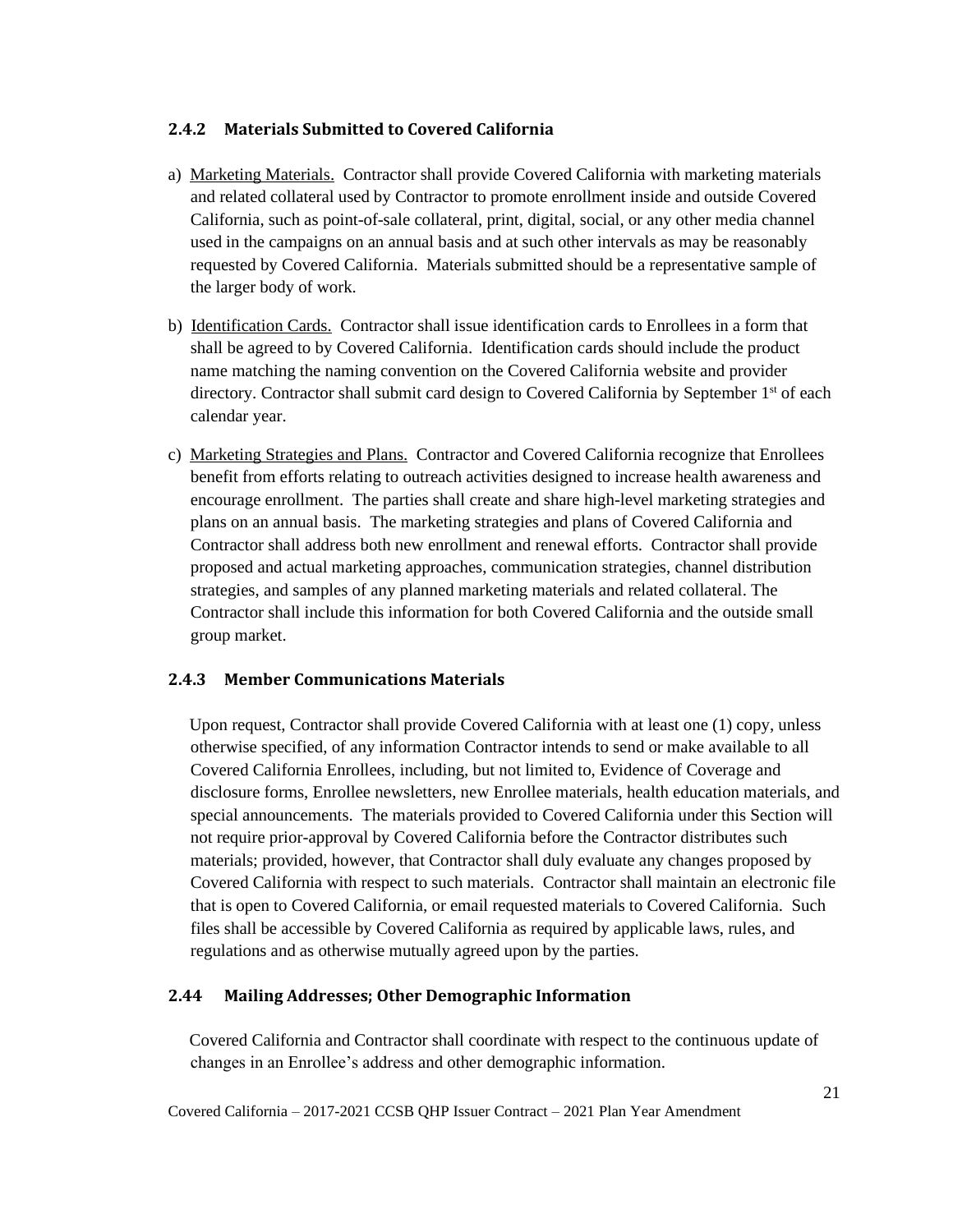### 2.4.2 Materials Submitted to Covered California

a) Marketing Materials. Contractor shall provide Covered California with marketing materials and related collateral used by Contractor to promote enrollment inside and outside Covered California, such as point-of-sale collateral, print, digital, social, or any other media channel used in the campaigns on an annual basis and at such other intervals as may be reasonably requested by Covered California. Materials submitted should be a representative sample of the larger body of work.

b) Identification Cards. Contractor shall issue identification cards to Enrollees in a form that shall be agreed to by Covered California. Identification cards should include the product name matching the naming convention on the Covered California website and provider directory. Contractor shall submit card design to Covered California by September 1st of each calendar year.

c) Marketing Strategies and Plans. Contractor and Covered California recognize that Enrollees benefit from efforts relating to outreach activities designed to increase health awareness and encourage enrollment. The parties shall create and share high-level marketing strategies and plans on an annual basis. The marketing strategies and plans of Covered California and Contractor shall address both new enrollment and renewal efforts. Contractor shall provide proposed and actual marketing approaches, communication strategies, channel distribution strategies, and samples of any planned marketing materials and related collateral. The Contractor shall include this information for both Covered California and the outside small group market.

### 2.4.3 Member Communications Materials

Upon request, Contractor shall provide Covered California with at least one (1) copy, unless otherwise specified, of any information Contractor intends to send or make available to all Covered California Enrollees, including, but not limited to, Evidence of Coverage and disclosure forms, Enrollee newsletters, new Enrollee materials, health education materials, and special announcements. The materials provided to Covered California under this Section will not require prior-approval by Covered California before the Contractor distributes such materials; provided, however, that Contractor shall duly evaluate any changes proposed by Covered California with respect to such materials. Contractor shall maintain an electronic file that is open to Covered California, or email requested materials to Covered California. Such files shall be accessible by Covered California as required by applicable laws, rules, and regulations and as otherwise mutually agreed upon by the parties.

### 2.44 Mailing Addresses; Other Demographic Information

Covered California and Contractor shall coordinate with respect to the continuous update of changes in an Enrollee's address and other demographic information.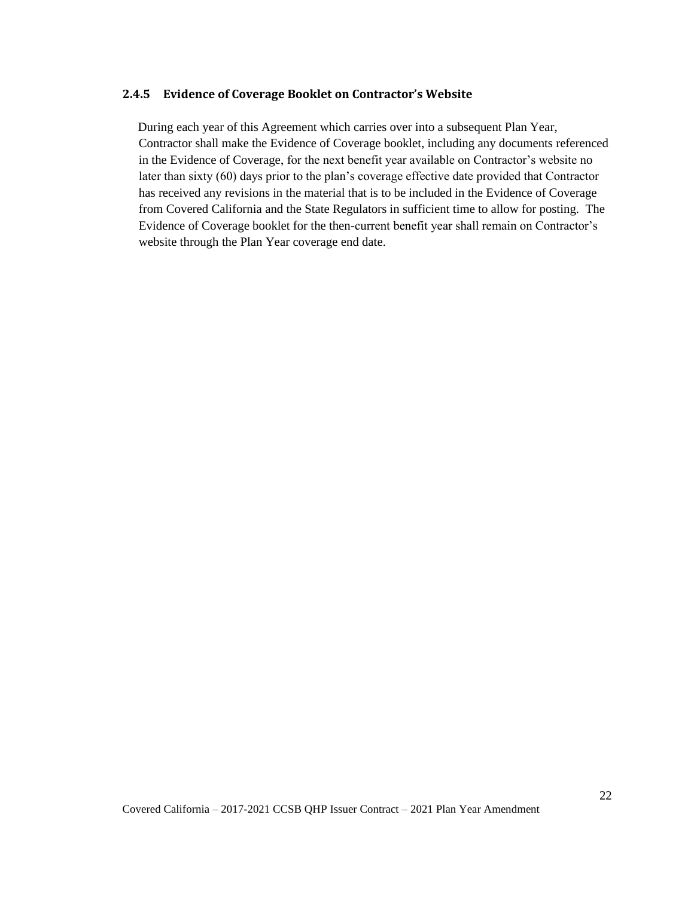### 2.4.5 Evidence of Coverage Booklet on Contractor's Website

During each year of this Agreement which carries over into a subsequent Plan Year, Contractor shall make the Evidence of Coverage booklet, including any documents referenced in the Evidence of Coverage, for the next benefit year available on Contractor's website no later than sixty (60) days prior to the plan's coverage effective date provided that Contractor has received any revisions in the material that is to be included in the Evidence of Coverage from Covered California and the State Regulators in sufficient time to allow for posting. The Evidence of Coverage booklet for the then-current benefit year shall remain on Contractor's website through the Plan Year coverage end date.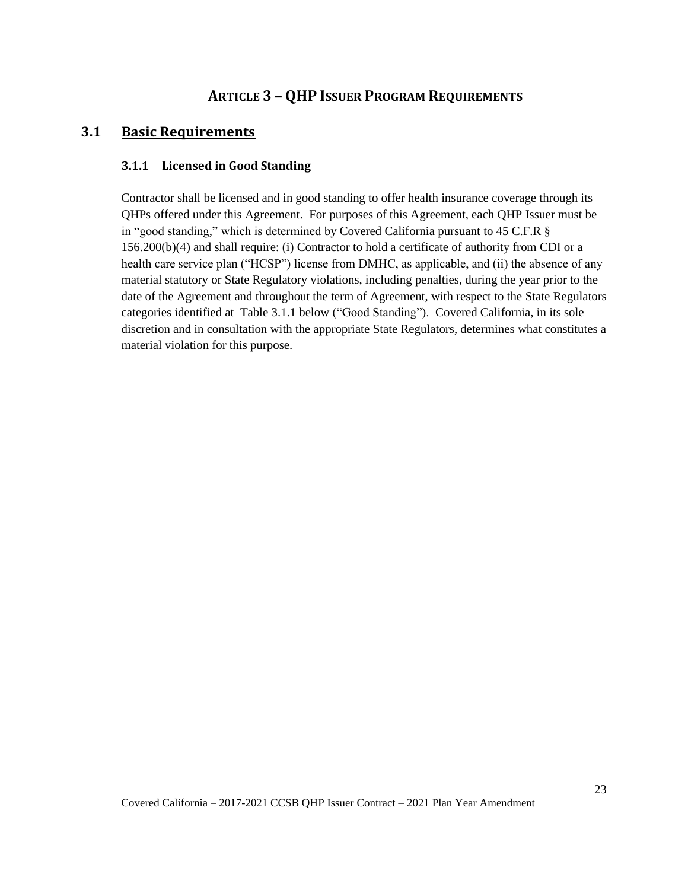# ARTICLE 3 – QHP ISSUER PROGRAM REQUIREMENTS

## 3.1 Basic Requirements

### 3.1.1 Licensed in Good Standing

Contractor shall be licensed and in good standing to offer health insurance coverage through its QHPs offered under this Agreement. For purposes of this Agreement, each QHP Issuer must be in "good standing," which is determined by Covered California pursuant to 45 C.F.R § 156.200(b)(4) and shall require: (i) Contractor to hold a certificate of authority from CDI or a health care service plan ("HCSP") license from DMHC, as applicable, and (ii) the absence of any material statutory or State Regulatory violations, including penalties, during the year prior to the date of the Agreement and throughout the term of Agreement, with respect to the State Regulators categories identified at Table 3.1.1 below ("Good Standing"). Covered California, in its sole discretion and in consultation with the appropriate State Regulators, determines what constitutes a material violation for this purpose.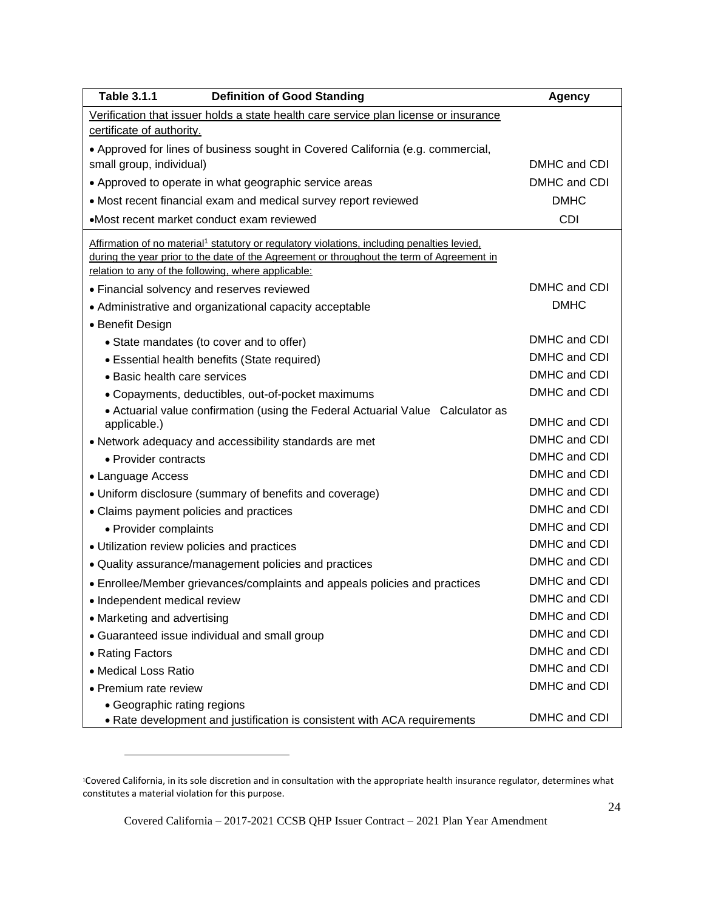| Table 3.1.1 Definition of Good Standing | Agency |
|---|---|
| Verification that issuer holds a state health care service plan license or insurance certificate of authority. | |
| • Approved for lines of business sought in Covered California (e.g. commercial, small group, individual) | DMHC and CDI |
| • Approved to operate in what geographic service areas | DMHC and CDI |
| • Most recent financial exam and medical survey report reviewed | DMHC |
| • Most recent market conduct exam reviewed | CDI |
| Affirmation of no material[1] statutory or regulatory violations, including penalties levied, during the year prior to the date of the Agreement or throughout the term of Agreement in relation to any of the following, where applicable: | |
| • Financial solvency and reserves reviewed | DMHC and CDI |
| • Administrative and organizational capacity acceptable | DMHC |
| • Benefit Design | |
| • State mandates (to cover and to offer) | DMHC and CDI |
| • Essential health benefits (State required) | DMHC and CDI |
| • Basic health care services | DMHC and CDI |
| • Copayments, deductibles, out-of-pocket maximums | DMHC and CDI |
| • Actuarial value confirmation (using the Federal Actuarial Value Calculator as applicable.) | DMHC and CDI |
| • Network adequacy and accessibility standards are met | DMHC and CDI |
| • Provider contracts | DMHC and CDI |
| • Language Access | DMHC and CDI |
| • Uniform disclosure (summary of benefits and coverage) | DMHC and CDI |
| • Claims payment policies and practices | DMHC and CDI |
| • Provider complaints | DMHC and CDI |
| • Utilization review policies and practices | DMHC and CDI |
| • Quality assurance/management policies and practices | DMHC and CDI |
| • Enrollee/Member grievances/complaints and appeals policies and practices | DMHC and CDI |
| • Independent medical review | DMHC and CDI |
| • Marketing and advertising | DMHC and CDI |
| • Guaranteed issue individual and small group | DMHC and CDI |
| • Rating Factors | DMHC and CDI |
| • Medical Loss Ratio | DMHC and CDI |
| • Premium rate review | DMHC and CDI |
| • Geographic rating regions<br>• Rate development and justification is consistent with ACA requirements | DMHC and CDI |

[1] Covered California, in its sole discretion and in consultation with the appropriate health insurance regulator, determines what constitutes a material violation for this purpose.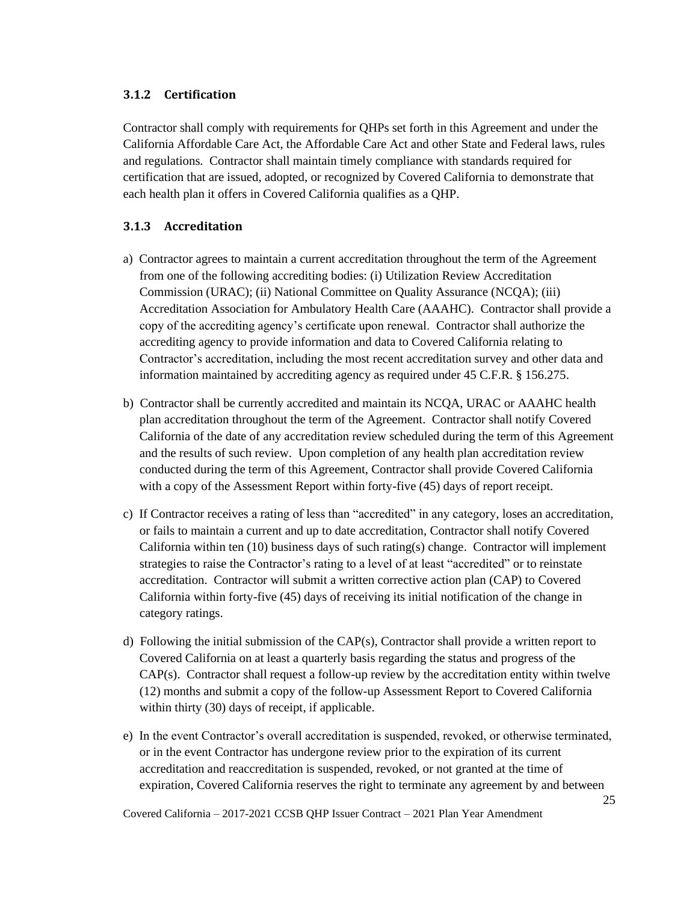### 3.1.2 Certification

Contractor shall comply with requirements for QHPs set forth in this Agreement and under the California Affordable Care Act, the Affordable Care Act and other State and Federal laws, rules and regulations. Contractor shall maintain timely compliance with standards required for certification that are issued, adopted, or recognized by Covered California to demonstrate that each health plan it offers in Covered California qualifies as a QHP.

### 3.1.3 Accreditation

a) Contractor agrees to maintain a current accreditation throughout the term of the Agreement from one of the following accrediting bodies: (i) Utilization Review Accreditation Commission (URAC); (ii) National Committee on Quality Assurance (NCQA); (iii) Accreditation Association for Ambulatory Health Care (AAAHC). Contractor shall provide a copy of the accrediting agency's certificate upon renewal. Contractor shall authorize the accrediting agency to provide information and data to Covered California relating to Contractor's accreditation, including the most recent accreditation survey and other data and information maintained by accrediting agency as required under 45 C.F.R. § 156.275.

b) Contractor shall be currently accredited and maintain its NCQA, URAC or AAAHC health plan accreditation throughout the term of the Agreement. Contractor shall notify Covered California of the date of any accreditation review scheduled during the term of this Agreement and the results of such review. Upon completion of any health plan accreditation review conducted during the term of this Agreement, Contractor shall provide Covered California with a copy of the Assessment Report within forty-five (45) days of report receipt.

c) If Contractor receives a rating of less than "accredited" in any category, loses an accreditation, or fails to maintain a current and up to date accreditation, Contractor shall notify Covered California within ten (10) business days of such rating(s) change. Contractor will implement strategies to raise the Contractor's rating to a level of at least "accredited" or to reinstate accreditation. Contractor will submit a written corrective action plan (CAP) to Covered California within forty-five (45) days of receiving its initial notification of the change in category ratings.

d) Following the initial submission of the CAP(s), Contractor shall provide a written report to Covered California on at least a quarterly basis regarding the status and progress of the CAP(s). Contractor shall request a follow-up review by the accreditation entity within twelve (12) months and submit a copy of the follow-up Assessment Report to Covered California within thirty (30) days of receipt, if applicable.

e) In the event Contractor's overall accreditation is suspended, revoked, or otherwise terminated, or in the event Contractor has undergone review prior to the expiration of its current accreditation and reaccreditation is suspended, revoked, or not granted at the time of expiration, Covered California reserves the right to terminate any agreement by and between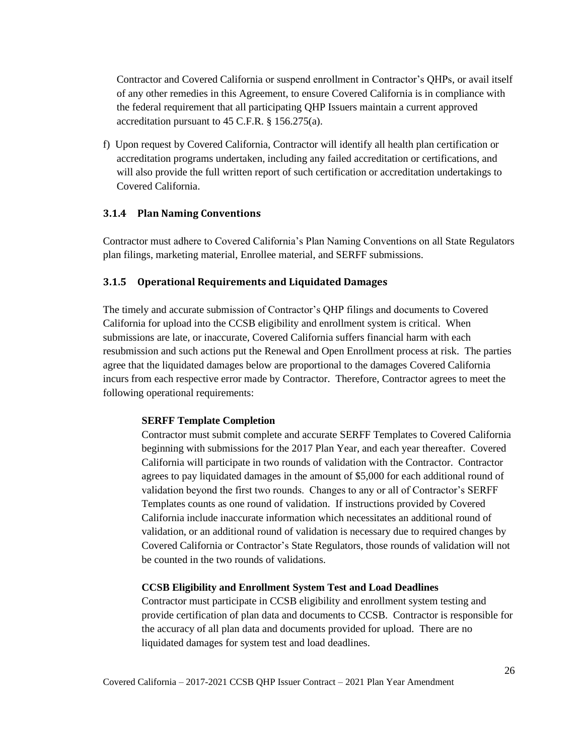Contractor and Covered California or suspend enrollment in Contractor's QHPs, or avail itself of any other remedies in this Agreement, to ensure Covered California is in compliance with the federal requirement that all participating QHP Issuers maintain a current approved accreditation pursuant to 45 C.F.R. § 156.275(a).

f) Upon request by Covered California, Contractor will identify all health plan certification or accreditation programs undertaken, including any failed accreditation or certifications, and will also provide the full written report of such certification or accreditation undertakings to Covered California.

### 3.1.4 Plan Naming Conventions

Contractor must adhere to Covered California's Plan Naming Conventions on all State Regulators plan filings, marketing material, Enrollee material, and SERFF submissions.

### 3.1.5 Operational Requirements and Liquidated Damages

The timely and accurate submission of Contractor's QHP filings and documents to Covered California for upload into the CCSB eligibility and enrollment system is critical. When submissions are late, or inaccurate, Covered California suffers financial harm with each resubmission and such actions put the Renewal and Open Enrollment process at risk. The parties agree that the liquidated damages below are proportional to the damages Covered California incurs from each respective error made by Contractor. Therefore, Contractor agrees to meet the following operational requirements:

**SERFF Template Completion**

Contractor must submit complete and accurate SERFF Templates to Covered California beginning with submissions for the 2017 Plan Year, and each year thereafter. Covered California will participate in two rounds of validation with the Contractor. Contractor agrees to pay liquidated damages in the amount of $5,000 for each additional round of validation beyond the first two rounds. Changes to any or all of Contractor's SERFF Templates counts as one round of validation. If instructions provided by Covered California include inaccurate information which necessitates an additional round of validation, or an additional round of validation is necessary due to required changes by Covered California or Contractor's State Regulators, those rounds of validation will not be counted in the two rounds of validations.

**CCSB Eligibility and Enrollment System Test and Load Deadlines**

Contractor must participate in CCSB eligibility and enrollment system testing and provide certification of plan data and documents to CCSB. Contractor is responsible for the accuracy of all plan data and documents provided for upload. There are no liquidated damages for system test and load deadlines.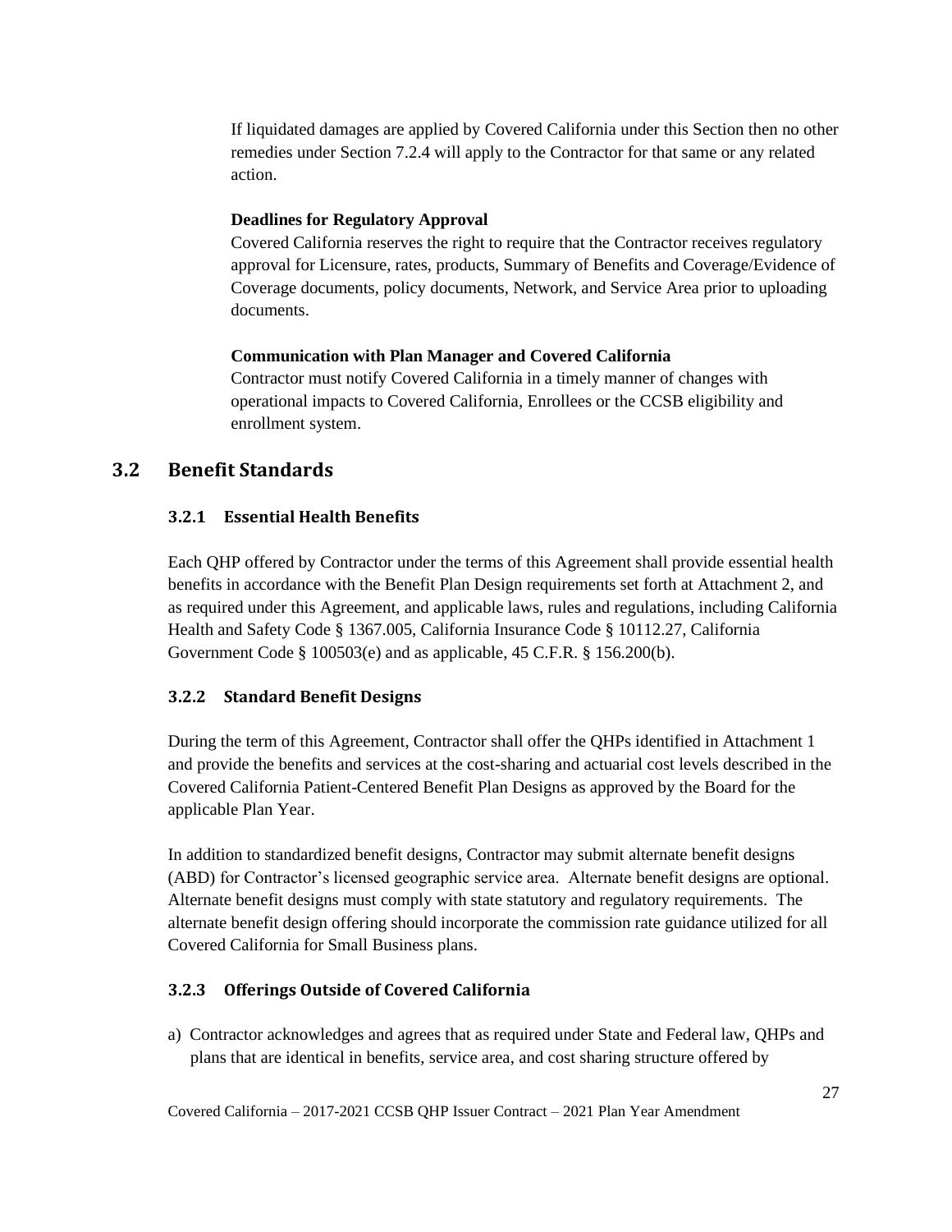If liquidated damages are applied by Covered California under this Section then no other remedies under Section 7.2.4 will apply to the Contractor for that same or any related action.

**Deadlines for Regulatory Approval**

Covered California reserves the right to require that the Contractor receives regulatory approval for Licensure, rates, products, Summary of Benefits and Coverage/Evidence of Coverage documents, policy documents, Network, and Service Area prior to uploading documents.

**Communication with Plan Manager and Covered California**

Contractor must notify Covered California in a timely manner of changes with operational impacts to Covered California, Enrollees or the CCSB eligibility and enrollment system.

## 3.2 Benefit Standards

### 3.2.1 Essential Health Benefits

Each QHP offered by Contractor under the terms of this Agreement shall provide essential health benefits in accordance with the Benefit Plan Design requirements set forth at Attachment 2, and as required under this Agreement, and applicable laws, rules and regulations, including California Health and Safety Code § 1367.005, California Insurance Code § 10112.27, California Government Code § 100503(e) and as applicable, 45 C.F.R. § 156.200(b).

### 3.2.2 Standard Benefit Designs

During the term of this Agreement, Contractor shall offer the QHPs identified in Attachment 1 and provide the benefits and services at the cost-sharing and actuarial cost levels described in the Covered California Patient-Centered Benefit Plan Designs as approved by the Board for the applicable Plan Year.

In addition to standardized benefit designs, Contractor may submit alternate benefit designs (ABD) for Contractor's licensed geographic service area. Alternate benefit designs are optional. Alternate benefit designs must comply with state statutory and regulatory requirements. The alternate benefit design offering should incorporate the commission rate guidance utilized for all Covered California for Small Business plans.

### 3.2.3 Offerings Outside of Covered California

a) Contractor acknowledges and agrees that as required under State and Federal law, QHPs and plans that are identical in benefits, service area, and cost sharing structure offered by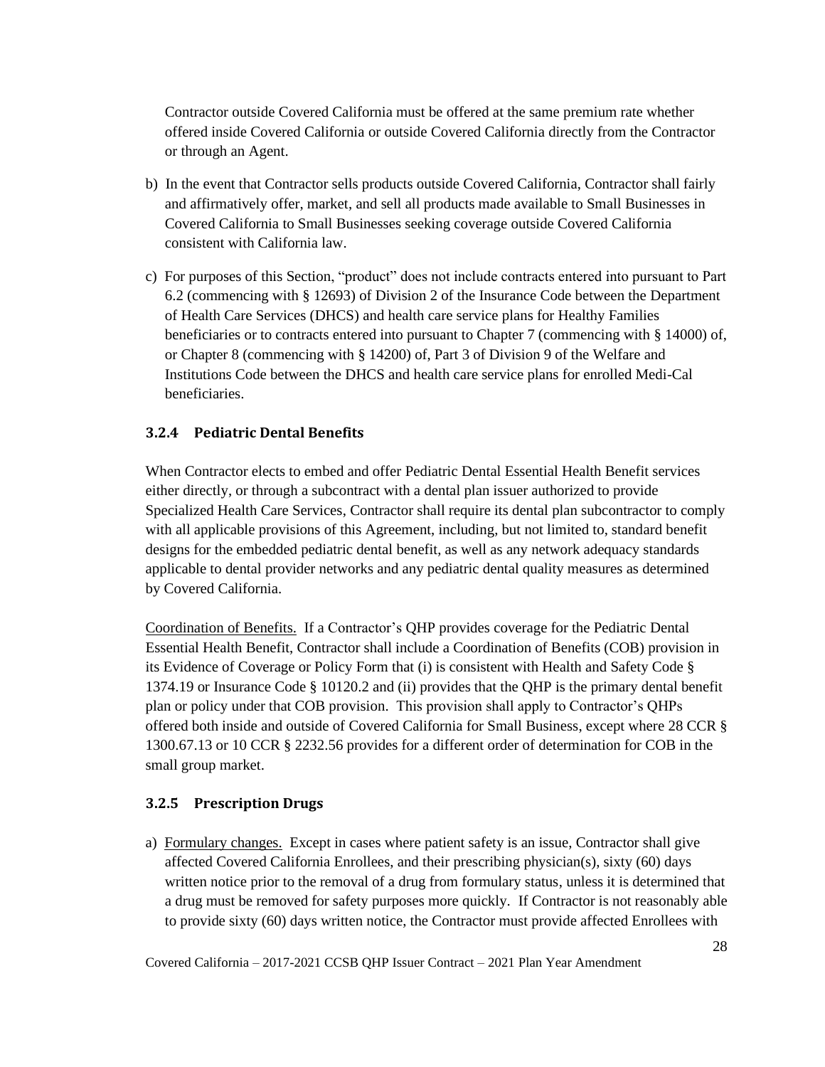Contractor outside Covered California must be offered at the same premium rate whether offered inside Covered California or outside Covered California directly from the Contractor or through an Agent.

b) In the event that Contractor sells products outside Covered California, Contractor shall fairly and affirmatively offer, market, and sell all products made available to Small Businesses in Covered California to Small Businesses seeking coverage outside Covered California consistent with California law.

c) For purposes of this Section, "product" does not include contracts entered into pursuant to Part 6.2 (commencing with § 12693) of Division 2 of the Insurance Code between the Department of Health Care Services (DHCS) and health care service plans for Healthy Families beneficiaries or to contracts entered into pursuant to Chapter 7 (commencing with § 14000) of, or Chapter 8 (commencing with § 14200) of, Part 3 of Division 9 of the Welfare and Institutions Code between the DHCS and health care service plans for enrolled Medi-Cal beneficiaries.

### 3.2.4 Pediatric Dental Benefits

When Contractor elects to embed and offer Pediatric Dental Essential Health Benefit services either directly, or through a subcontract with a dental plan issuer authorized to provide Specialized Health Care Services, Contractor shall require its dental plan subcontractor to comply with all applicable provisions of this Agreement, including, but not limited to, standard benefit designs for the embedded pediatric dental benefit, as well as any network adequacy standards applicable to dental provider networks and any pediatric dental quality measures as determined by Covered California.

<u>Coordination of Benefits.</u> If a Contractor's QHP provides coverage for the Pediatric Dental Essential Health Benefit, Contractor shall include a Coordination of Benefits (COB) provision in its Evidence of Coverage or Policy Form that (i) is consistent with Health and Safety Code § 1374.19 or Insurance Code § 10120.2 and (ii) provides that the QHP is the primary dental benefit plan or policy under that COB provision. This provision shall apply to Contractor's QHPs offered both inside and outside of Covered California for Small Business, except where 28 CCR § 1300.67.13 or 10 CCR § 2232.56 provides for a different order of determination for COB in the small group market.

### 3.2.5 Prescription Drugs

a) <u>Formulary changes.</u> Except in cases where patient safety is an issue, Contractor shall give affected Covered California Enrollees, and their prescribing physician(s), sixty (60) days written notice prior to the removal of a drug from formulary status, unless it is determined that a drug must be removed for safety purposes more quickly. If Contractor is not reasonably able to provide sixty (60) days written notice, the Contractor must provide affected Enrollees with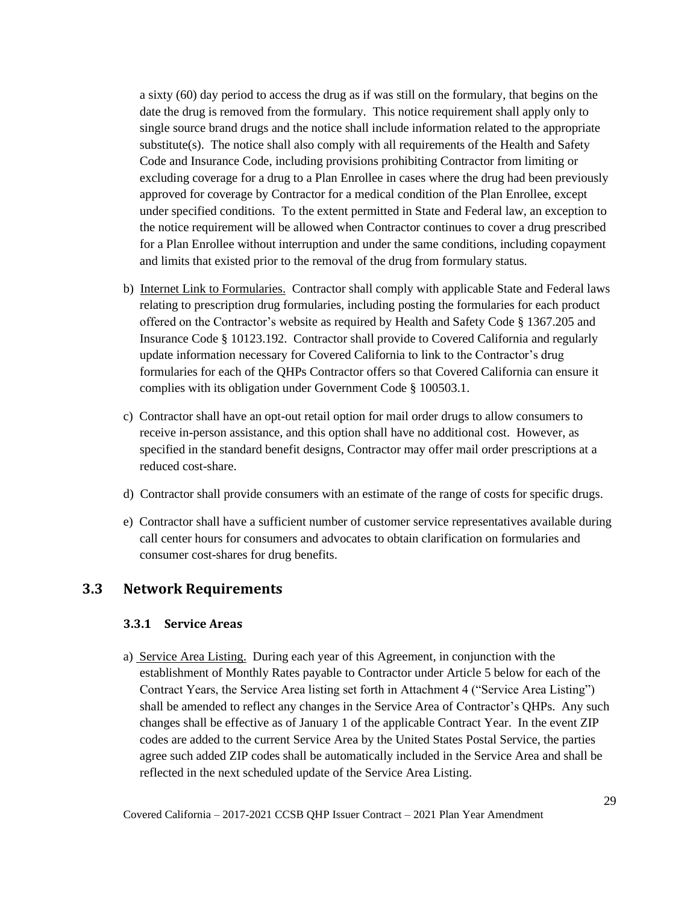a sixty (60) day period to access the drug as if was still on the formulary, that begins on the date the drug is removed from the formulary. This notice requirement shall apply only to single source brand drugs and the notice shall include information related to the appropriate substitute(s). The notice shall also comply with all requirements of the Health and Safety Code and Insurance Code, including provisions prohibiting Contractor from limiting or excluding coverage for a drug to a Plan Enrollee in cases where the drug had been previously approved for coverage by Contractor for a medical condition of the Plan Enrollee, except under specified conditions. To the extent permitted in State and Federal law, an exception to the notice requirement will be allowed when Contractor continues to cover a drug prescribed for a Plan Enrollee without interruption and under the same conditions, including copayment and limits that existed prior to the removal of the drug from formulary status.

b) Internet Link to Formularies. Contractor shall comply with applicable State and Federal laws relating to prescription drug formularies, including posting the formularies for each product offered on the Contractor's website as required by Health and Safety Code § 1367.205 and Insurance Code § 10123.192. Contractor shall provide to Covered California and regularly update information necessary for Covered California to link to the Contractor's drug formularies for each of the QHPs Contractor offers so that Covered California can ensure it complies with its obligation under Government Code § 100503.1.

c) Contractor shall have an opt-out retail option for mail order drugs to allow consumers to receive in-person assistance, and this option shall have no additional cost. However, as specified in the standard benefit designs, Contractor may offer mail order prescriptions at a reduced cost-share.

d) Contractor shall provide consumers with an estimate of the range of costs for specific drugs.

e) Contractor shall have a sufficient number of customer service representatives available during call center hours for consumers and advocates to obtain clarification on formularies and consumer cost-shares for drug benefits.

## 3.3 Network Requirements

### 3.3.1 Service Areas

a) Service Area Listing. During each year of this Agreement, in conjunction with the establishment of Monthly Rates payable to Contractor under Article 5 below for each of the Contract Years, the Service Area listing set forth in Attachment 4 ("Service Area Listing") shall be amended to reflect any changes in the Service Area of Contractor's QHPs. Any such changes shall be effective as of January 1 of the applicable Contract Year. In the event ZIP codes are added to the current Service Area by the United States Postal Service, the parties agree such added ZIP codes shall be automatically included in the Service Area and shall be reflected in the next scheduled update of the Service Area Listing.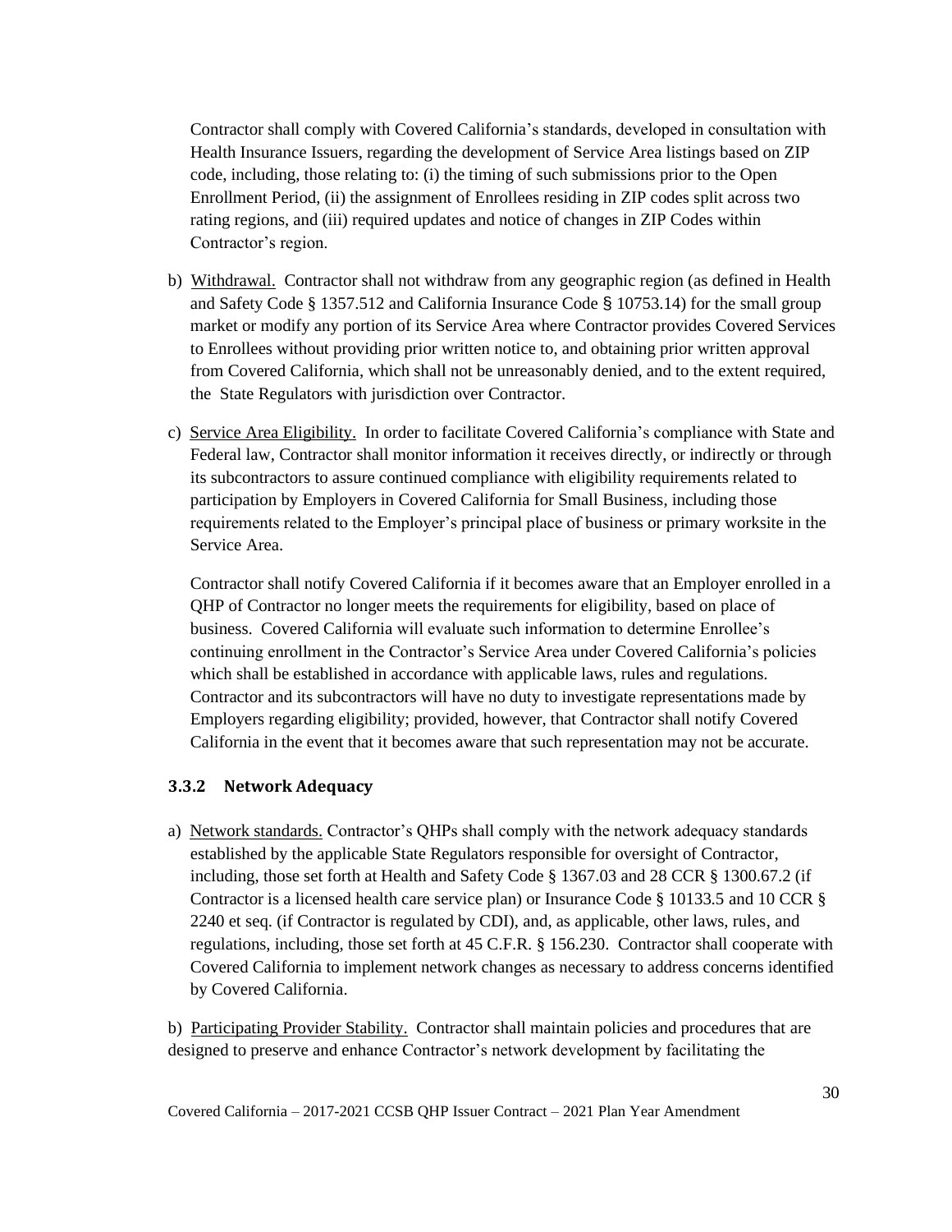Contractor shall comply with Covered California's standards, developed in consultation with Health Insurance Issuers, regarding the development of Service Area listings based on ZIP code, including, those relating to: (i) the timing of such submissions prior to the Open Enrollment Period, (ii) the assignment of Enrollees residing in ZIP codes split across two rating regions, and (iii) required updates and notice of changes in ZIP Codes within Contractor's region.

b) Withdrawal. Contractor shall not withdraw from any geographic region (as defined in Health and Safety Code § 1357.512 and California Insurance Code § 10753.14) for the small group market or modify any portion of its Service Area where Contractor provides Covered Services to Enrollees without providing prior written notice to, and obtaining prior written approval from Covered California, which shall not be unreasonably denied, and to the extent required, the State Regulators with jurisdiction over Contractor.

c) Service Area Eligibility. In order to facilitate Covered California's compliance with State and Federal law, Contractor shall monitor information it receives directly, or indirectly or through its subcontractors to assure continued compliance with eligibility requirements related to participation by Employers in Covered California for Small Business, including those requirements related to the Employer's principal place of business or primary worksite in the Service Area.

Contractor shall notify Covered California if it becomes aware that an Employer enrolled in a QHP of Contractor no longer meets the requirements for eligibility, based on place of business. Covered California will evaluate such information to determine Enrollee's continuing enrollment in the Contractor's Service Area under Covered California's policies which shall be established in accordance with applicable laws, rules and regulations. Contractor and its subcontractors will have no duty to investigate representations made by Employers regarding eligibility; provided, however, that Contractor shall notify Covered California in the event that it becomes aware that such representation may not be accurate.

### 3.3.2 Network Adequacy

a) Network standards. Contractor's QHPs shall comply with the network adequacy standards established by the applicable State Regulators responsible for oversight of Contractor, including, those set forth at Health and Safety Code § 1367.03 and 28 CCR § 1300.67.2 (if Contractor is a licensed health care service plan) or Insurance Code § 10133.5 and 10 CCR § 2240 et seq. (if Contractor is regulated by CDI), and, as applicable, other laws, rules, and regulations, including, those set forth at 45 C.F.R. § 156.230. Contractor shall cooperate with Covered California to implement network changes as necessary to address concerns identified by Covered California.

b) Participating Provider Stability. Contractor shall maintain policies and procedures that are designed to preserve and enhance Contractor's network development by facilitating the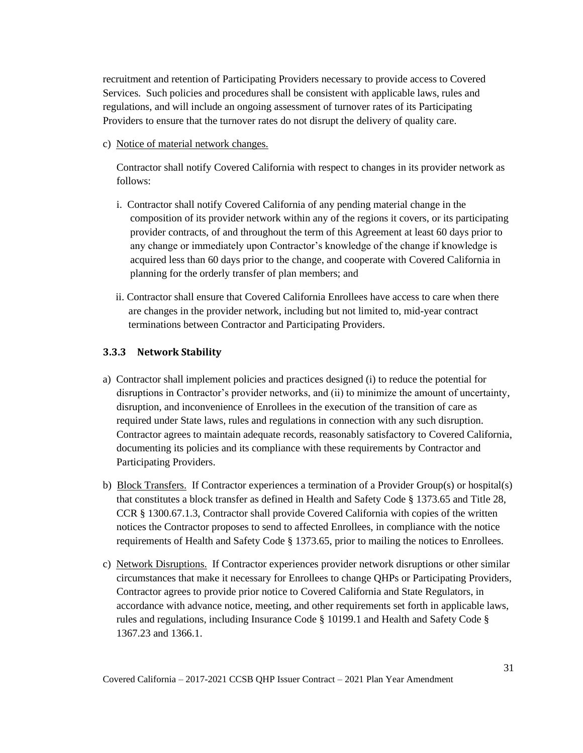recruitment and retention of Participating Providers necessary to provide access to Covered Services. Such policies and procedures shall be consistent with applicable laws, rules and regulations, and will include an ongoing assessment of turnover rates of its Participating Providers to ensure that the turnover rates do not disrupt the delivery of quality care.

c) Notice of material network changes.

Contractor shall notify Covered California with respect to changes in its provider network as follows:

i. Contractor shall notify Covered California of any pending material change in the composition of its provider network within any of the regions it covers, or its participating provider contracts, of and throughout the term of this Agreement at least 60 days prior to any change or immediately upon Contractor's knowledge of the change if knowledge is acquired less than 60 days prior to the change, and cooperate with Covered California in planning for the orderly transfer of plan members; and

ii. Contractor shall ensure that Covered California Enrollees have access to care when there are changes in the provider network, including but not limited to, mid-year contract terminations between Contractor and Participating Providers.

### 3.3.3 Network Stability

a) Contractor shall implement policies and practices designed (i) to reduce the potential for disruptions in Contractor's provider networks, and (ii) to minimize the amount of uncertainty, disruption, and inconvenience of Enrollees in the execution of the transition of care as required under State laws, rules and regulations in connection with any such disruption. Contractor agrees to maintain adequate records, reasonably satisfactory to Covered California, documenting its policies and its compliance with these requirements by Contractor and Participating Providers.

b) Block Transfers. If Contractor experiences a termination of a Provider Group(s) or hospital(s) that constitutes a block transfer as defined in Health and Safety Code § 1373.65 and Title 28, CCR § 1300.67.1.3, Contractor shall provide Covered California with copies of the written notices the Contractor proposes to send to affected Enrollees, in compliance with the notice requirements of Health and Safety Code § 1373.65, prior to mailing the notices to Enrollees.

c) Network Disruptions. If Contractor experiences provider network disruptions or other similar circumstances that make it necessary for Enrollees to change QHPs or Participating Providers, Contractor agrees to provide prior notice to Covered California and State Regulators, in accordance with advance notice, meeting, and other requirements set forth in applicable laws, rules and regulations, including Insurance Code § 10199.1 and Health and Safety Code § 1367.23 and 1366.1.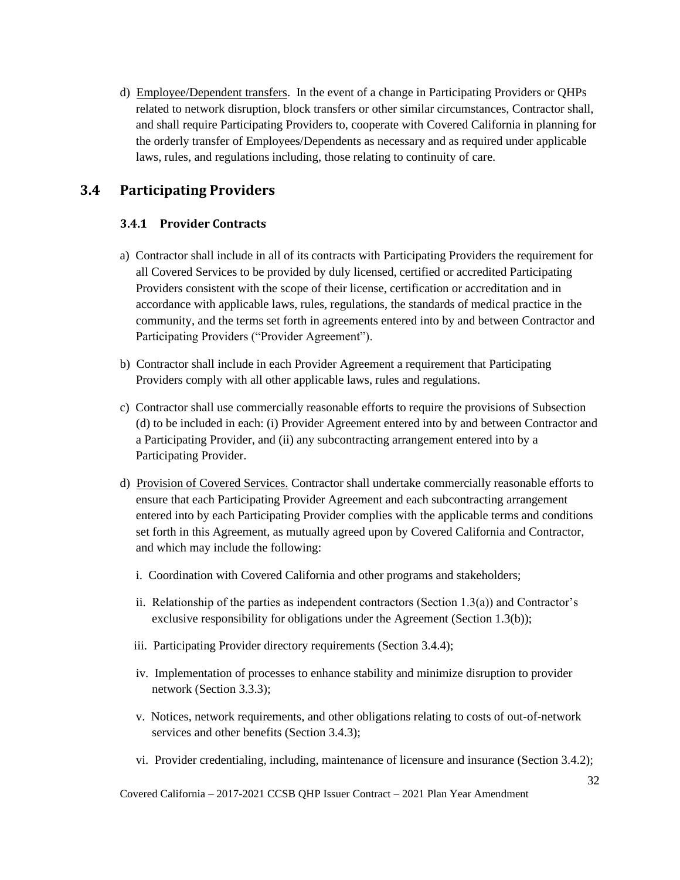d) Employee/Dependent transfers. In the event of a change in Participating Providers or QHPs related to network disruption, block transfers or other similar circumstances, Contractor shall, and shall require Participating Providers to, cooperate with Covered California in planning for the orderly transfer of Employees/Dependents as necessary and as required under applicable laws, rules, and regulations including, those relating to continuity of care.

## 3.4 Participating Providers

### 3.4.1 Provider Contracts

a) Contractor shall include in all of its contracts with Participating Providers the requirement for all Covered Services to be provided by duly licensed, certified or accredited Participating Providers consistent with the scope of their license, certification or accreditation and in accordance with applicable laws, rules, regulations, the standards of medical practice in the community, and the terms set forth in agreements entered into by and between Contractor and Participating Providers ("Provider Agreement").

b) Contractor shall include in each Provider Agreement a requirement that Participating Providers comply with all other applicable laws, rules and regulations.

c) Contractor shall use commercially reasonable efforts to require the provisions of Subsection (d) to be included in each: (i) Provider Agreement entered into by and between Contractor and a Participating Provider, and (ii) any subcontracting arrangement entered into by a Participating Provider.

d) Provision of Covered Services. Contractor shall undertake commercially reasonable efforts to ensure that each Participating Provider Agreement and each subcontracting arrangement entered into by each Participating Provider complies with the applicable terms and conditions set forth in this Agreement, as mutually agreed upon by Covered California and Contractor, and which may include the following:

i. Coordination with Covered California and other programs and stakeholders;

ii. Relationship of the parties as independent contractors (Section 1.3(a)) and Contractor's exclusive responsibility for obligations under the Agreement (Section 1.3(b));

iii. Participating Provider directory requirements (Section 3.4.4);

iv. Implementation of processes to enhance stability and minimize disruption to provider network (Section 3.3.3);

v. Notices, network requirements, and other obligations relating to costs of out-of-network services and other benefits (Section 3.4.3);

vi. Provider credentialing, including, maintenance of licensure and insurance (Section 3.4.2);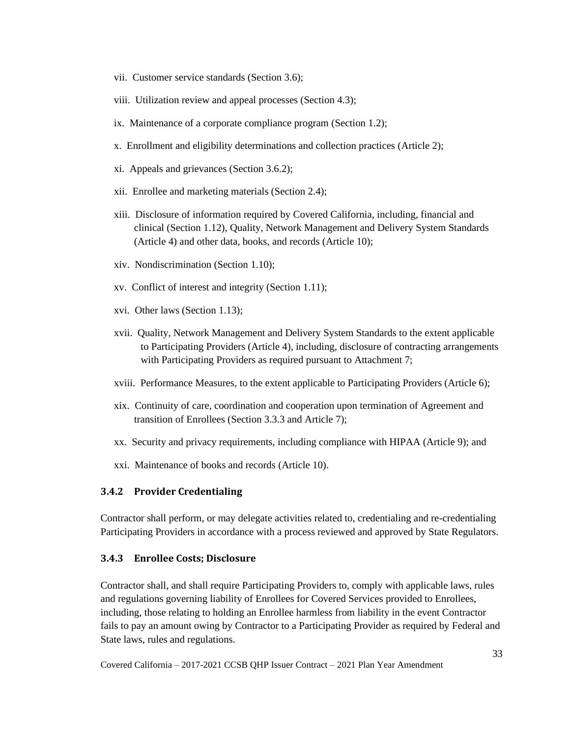vii. Customer service standards (Section 3.6);

viii. Utilization review and appeal processes (Section 4.3);

ix. Maintenance of a corporate compliance program (Section 1.2);

x. Enrollment and eligibility determinations and collection practices (Article 2);

xi. Appeals and grievances (Section 3.6.2);

xii. Enrollee and marketing materials (Section 2.4);

xiii. Disclosure of information required by Covered California, including, financial and clinical (Section 1.12), Quality, Network Management and Delivery System Standards (Article 4) and other data, books, and records (Article 10);

xiv. Nondiscrimination (Section 1.10);

xv. Conflict of interest and integrity (Section 1.11);

xvi. Other laws (Section 1.13);

xvii. Quality, Network Management and Delivery System Standards to the extent applicable to Participating Providers (Article 4), including, disclosure of contracting arrangements with Participating Providers as required pursuant to Attachment 7;

xviii. Performance Measures, to the extent applicable to Participating Providers (Article 6);

xix. Continuity of care, coordination and cooperation upon termination of Agreement and transition of Enrollees (Section 3.3.3 and Article 7);

xx. Security and privacy requirements, including compliance with HIPAA (Article 9); and

xxi. Maintenance of books and records (Article 10).

### 3.4.2 Provider Credentialing

Contractor shall perform, or may delegate activities related to, credentialing and re-credentialing Participating Providers in accordance with a process reviewed and approved by State Regulators.

### 3.4.3 Enrollee Costs; Disclosure

Contractor shall, and shall require Participating Providers to, comply with applicable laws, rules and regulations governing liability of Enrollees for Covered Services provided to Enrollees, including, those relating to holding an Enrollee harmless from liability in the event Contractor fails to pay an amount owing by Contractor to a Participating Provider as required by Federal and State laws, rules and regulations.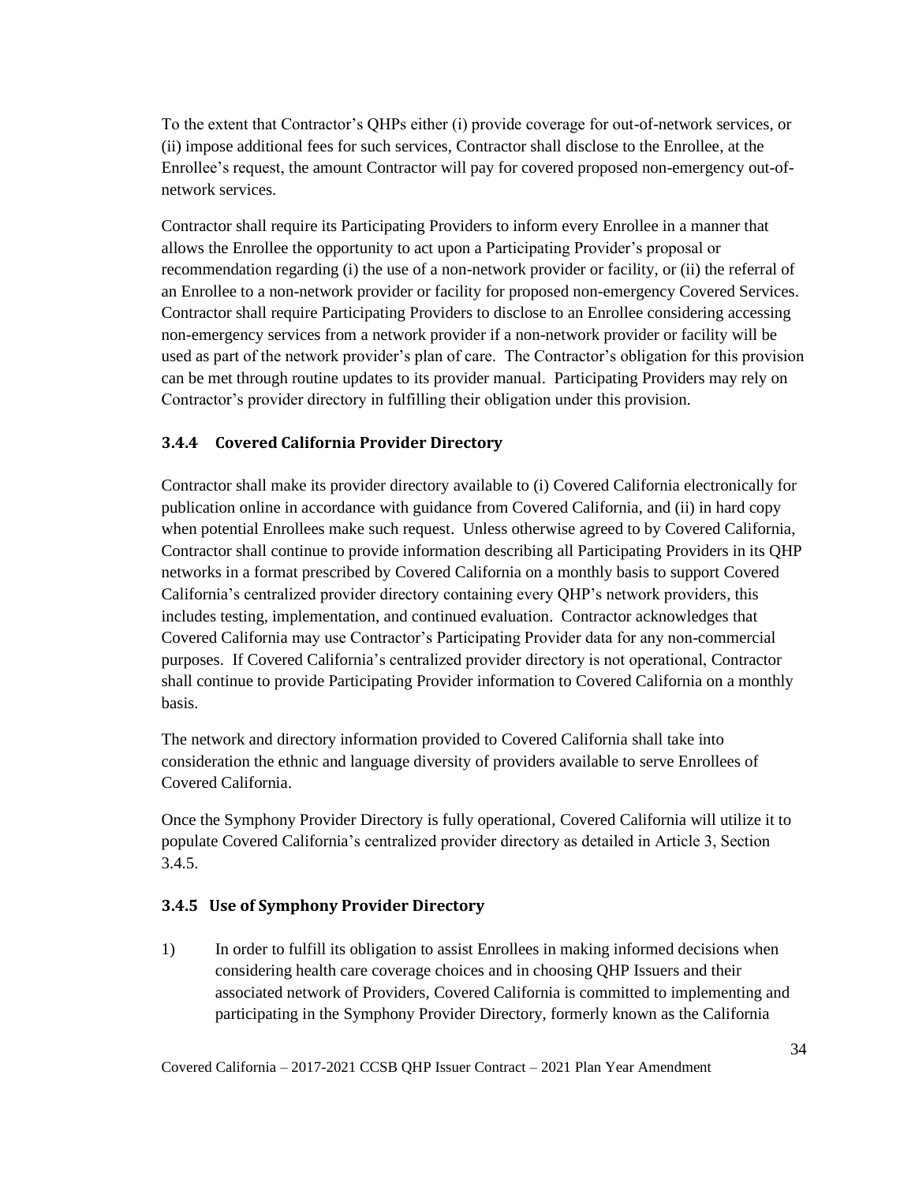To the extent that Contractor's QHPs either (i) provide coverage for out-of-network services, or (ii) impose additional fees for such services, Contractor shall disclose to the Enrollee, at the Enrollee's request, the amount Contractor will pay for covered proposed non-emergency out-of-network services.

Contractor shall require its Participating Providers to inform every Enrollee in a manner that allows the Enrollee the opportunity to act upon a Participating Provider's proposal or recommendation regarding (i) the use of a non-network provider or facility, or (ii) the referral of an Enrollee to a non-network provider or facility for proposed non-emergency Covered Services. Contractor shall require Participating Providers to disclose to an Enrollee considering accessing non-emergency services from a network provider if a non-network provider or facility will be used as part of the network provider's plan of care. The Contractor's obligation for this provision can be met through routine updates to its provider manual. Participating Providers may rely on Contractor's provider directory in fulfilling their obligation under this provision.

### 3.4.4 Covered California Provider Directory

Contractor shall make its provider directory available to (i) Covered California electronically for publication online in accordance with guidance from Covered California, and (ii) in hard copy when potential Enrollees make such request. Unless otherwise agreed to by Covered California, Contractor shall continue to provide information describing all Participating Providers in its QHP networks in a format prescribed by Covered California on a monthly basis to support Covered California's centralized provider directory containing every QHP's network providers, this includes testing, implementation, and continued evaluation. Contractor acknowledges that Covered California may use Contractor's Participating Provider data for any non-commercial purposes. If Covered California's centralized provider directory is not operational, Contractor shall continue to provide Participating Provider information to Covered California on a monthly basis.

The network and directory information provided to Covered California shall take into consideration the ethnic and language diversity of providers available to serve Enrollees of Covered California.

Once the Symphony Provider Directory is fully operational, Covered California will utilize it to populate Covered California's centralized provider directory as detailed in Article 3, Section 3.4.5.

### 3.4.5 Use of Symphony Provider Directory

1) In order to fulfill its obligation to assist Enrollees in making informed decisions when considering health care coverage choices and in choosing QHP Issuers and their associated network of Providers, Covered California is committed to implementing and participating in the Symphony Provider Directory, formerly known as the California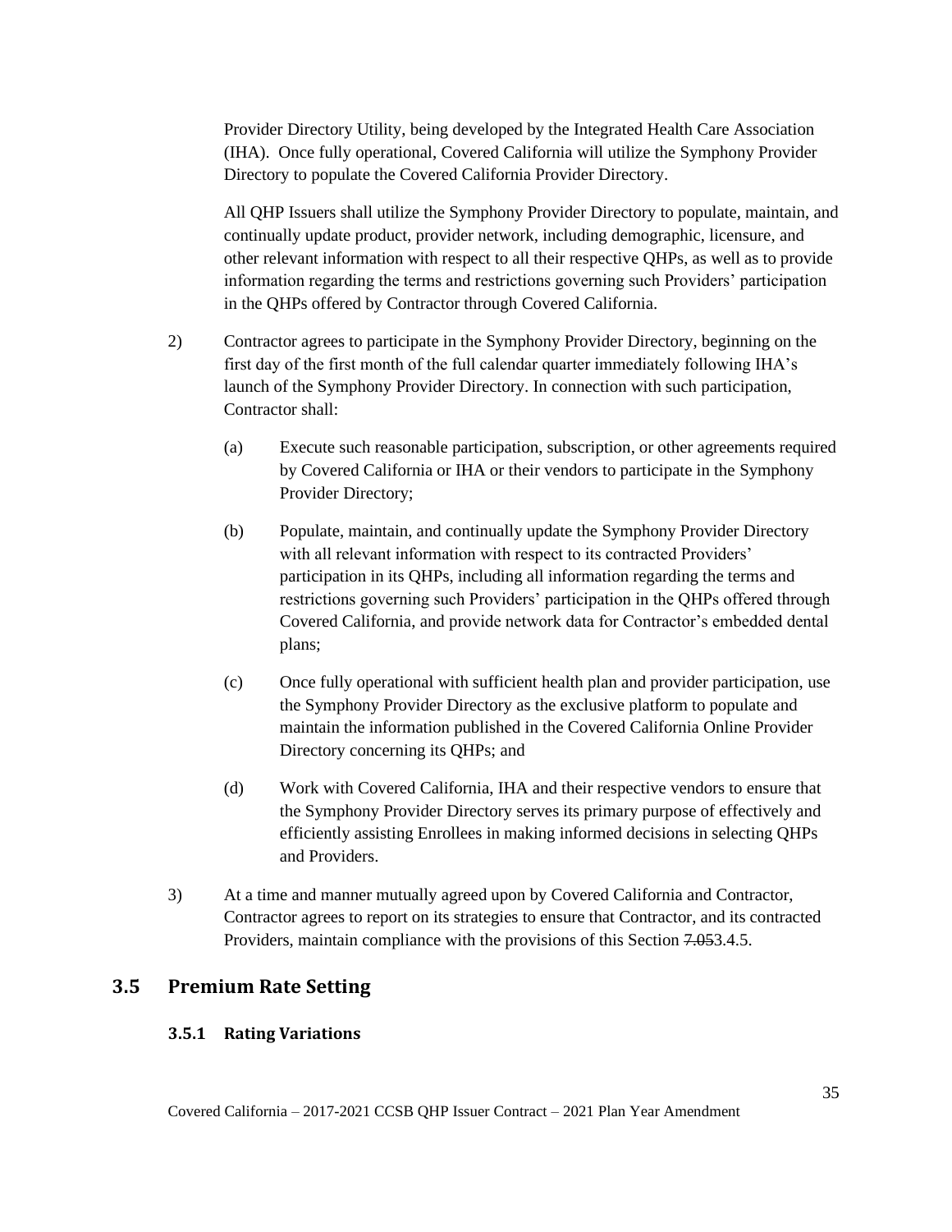Provider Directory Utility, being developed by the Integrated Health Care Association (IHA). Once fully operational, Covered California will utilize the Symphony Provider Directory to populate the Covered California Provider Directory.

All QHP Issuers shall utilize the Symphony Provider Directory to populate, maintain, and continually update product, provider network, including demographic, licensure, and other relevant information with respect to all their respective QHPs, as well as to provide information regarding the terms and restrictions governing such Providers' participation in the QHPs offered by Contractor through Covered California.

2) Contractor agrees to participate in the Symphony Provider Directory, beginning on the first day of the first month of the full calendar quarter immediately following IHA's launch of the Symphony Provider Directory. In connection with such participation, Contractor shall:

   (a) Execute such reasonable participation, subscription, or other agreements required by Covered California or IHA or their vendors to participate in the Symphony Provider Directory;

   (b) Populate, maintain, and continually update the Symphony Provider Directory with all relevant information with respect to its contracted Providers' participation in its QHPs, including all information regarding the terms and restrictions governing such Providers' participation in the QHPs offered through Covered California, and provide network data for Contractor's embedded dental plans;

   (c) Once fully operational with sufficient health plan and provider participation, use the Symphony Provider Directory as the exclusive platform to populate and maintain the information published in the Covered California Online Provider Directory concerning its QHPs; and

   (d) Work with Covered California, IHA and their respective vendors to ensure that the Symphony Provider Directory serves its primary purpose of effectively and efficiently assisting Enrollees in making informed decisions in selecting QHPs and Providers.

3) At a time and manner mutually agreed upon by Covered California and Contractor, Contractor agrees to report on its strategies to ensure that Contractor, and its contracted Providers, maintain compliance with the provisions of this Section ~~7.05~~3.4.5.

## 3.5 Premium Rate Setting

### 3.5.1 Rating Variations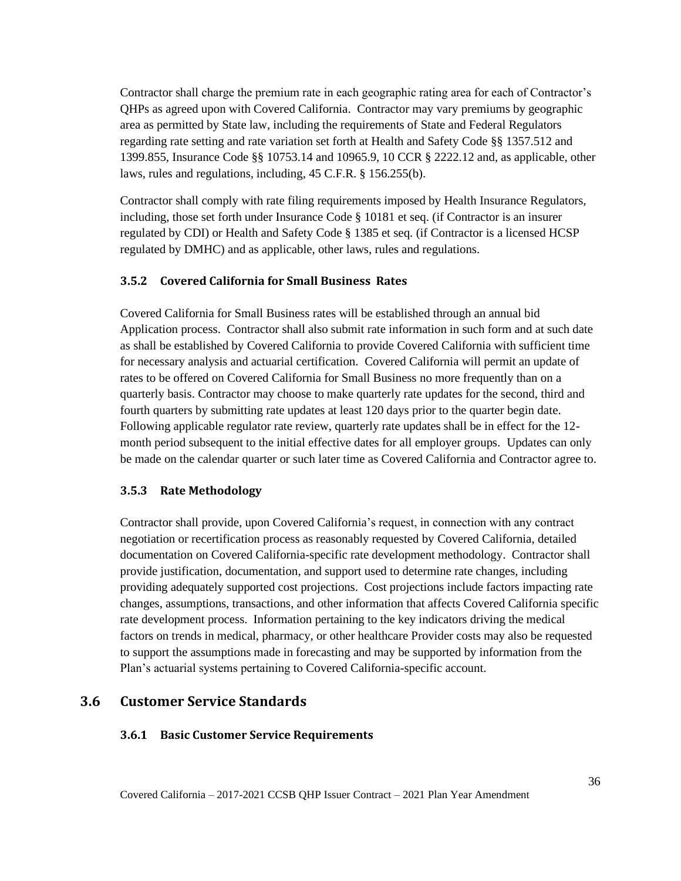Contractor shall charge the premium rate in each geographic rating area for each of Contractor's QHPs as agreed upon with Covered California. Contractor may vary premiums by geographic area as permitted by State law, including the requirements of State and Federal Regulators regarding rate setting and rate variation set forth at Health and Safety Code §§ 1357.512 and 1399.855, Insurance Code §§ 10753.14 and 10965.9, 10 CCR § 2222.12 and, as applicable, other laws, rules and regulations, including, 45 C.F.R. § 156.255(b).

Contractor shall comply with rate filing requirements imposed by Health Insurance Regulators, including, those set forth under Insurance Code § 10181 et seq. (if Contractor is an insurer regulated by CDI) or Health and Safety Code § 1385 et seq. (if Contractor is a licensed HCSP regulated by DMHC) and as applicable, other laws, rules and regulations.

### 3.5.2 Covered California for Small Business Rates

Covered California for Small Business rates will be established through an annual bid Application process. Contractor shall also submit rate information in such form and at such date as shall be established by Covered California to provide Covered California with sufficient time for necessary analysis and actuarial certification. Covered California will permit an update of rates to be offered on Covered California for Small Business no more frequently than on a quarterly basis. Contractor may choose to make quarterly rate updates for the second, third and fourth quarters by submitting rate updates at least 120 days prior to the quarter begin date. Following applicable regulator rate review, quarterly rate updates shall be in effect for the 12-month period subsequent to the initial effective dates for all employer groups. Updates can only be made on the calendar quarter or such later time as Covered California and Contractor agree to.

### 3.5.3 Rate Methodology

Contractor shall provide, upon Covered California's request, in connection with any contract negotiation or recertification process as reasonably requested by Covered California, detailed documentation on Covered California-specific rate development methodology. Contractor shall provide justification, documentation, and support used to determine rate changes, including providing adequately supported cost projections. Cost projections include factors impacting rate changes, assumptions, transactions, and other information that affects Covered California specific rate development process. Information pertaining to the key indicators driving the medical factors on trends in medical, pharmacy, or other healthcare Provider costs may also be requested to support the assumptions made in forecasting and may be supported by information from the Plan's actuarial systems pertaining to Covered California-specific account.

## 3.6 Customer Service Standards

### 3.6.1 Basic Customer Service Requirements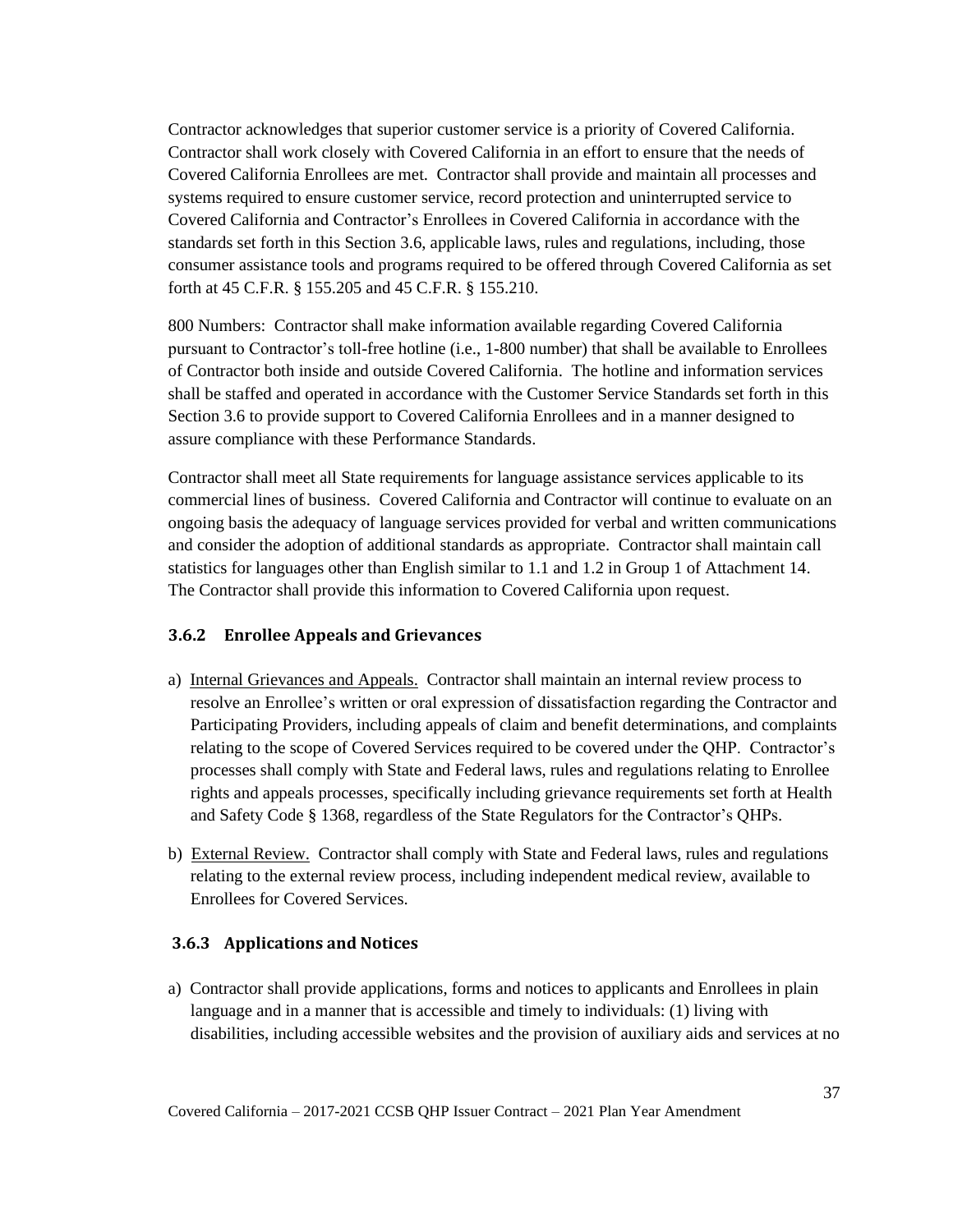Contractor acknowledges that superior customer service is a priority of Covered California. Contractor shall work closely with Covered California in an effort to ensure that the needs of Covered California Enrollees are met. Contractor shall provide and maintain all processes and systems required to ensure customer service, record protection and uninterrupted service to Covered California and Contractor's Enrollees in Covered California in accordance with the standards set forth in this Section 3.6, applicable laws, rules and regulations, including, those consumer assistance tools and programs required to be offered through Covered California as set forth at 45 C.F.R. § 155.205 and 45 C.F.R. § 155.210.

800 Numbers: Contractor shall make information available regarding Covered California pursuant to Contractor's toll-free hotline (i.e., 1-800 number) that shall be available to Enrollees of Contractor both inside and outside Covered California. The hotline and information services shall be staffed and operated in accordance with the Customer Service Standards set forth in this Section 3.6 to provide support to Covered California Enrollees and in a manner designed to assure compliance with these Performance Standards.

Contractor shall meet all State requirements for language assistance services applicable to its commercial lines of business. Covered California and Contractor will continue to evaluate on an ongoing basis the adequacy of language services provided for verbal and written communications and consider the adoption of additional standards as appropriate. Contractor shall maintain call statistics for languages other than English similar to 1.1 and 1.2 in Group 1 of Attachment 14. The Contractor shall provide this information to Covered California upon request.

### 3.6.2 Enrollee Appeals and Grievances

a) Internal Grievances and Appeals. Contractor shall maintain an internal review process to resolve an Enrollee's written or oral expression of dissatisfaction regarding the Contractor and Participating Providers, including appeals of claim and benefit determinations, and complaints relating to the scope of Covered Services required to be covered under the QHP. Contractor's processes shall comply with State and Federal laws, rules and regulations relating to Enrollee rights and appeals processes, specifically including grievance requirements set forth at Health and Safety Code § 1368, regardless of the State Regulators for the Contractor's QHPs.

b) External Review. Contractor shall comply with State and Federal laws, rules and regulations relating to the external review process, including independent medical review, available to Enrollees for Covered Services.

### 3.6.3 Applications and Notices

a) Contractor shall provide applications, forms and notices to applicants and Enrollees in plain language and in a manner that is accessible and timely to individuals: (1) living with disabilities, including accessible websites and the provision of auxiliary aids and services at no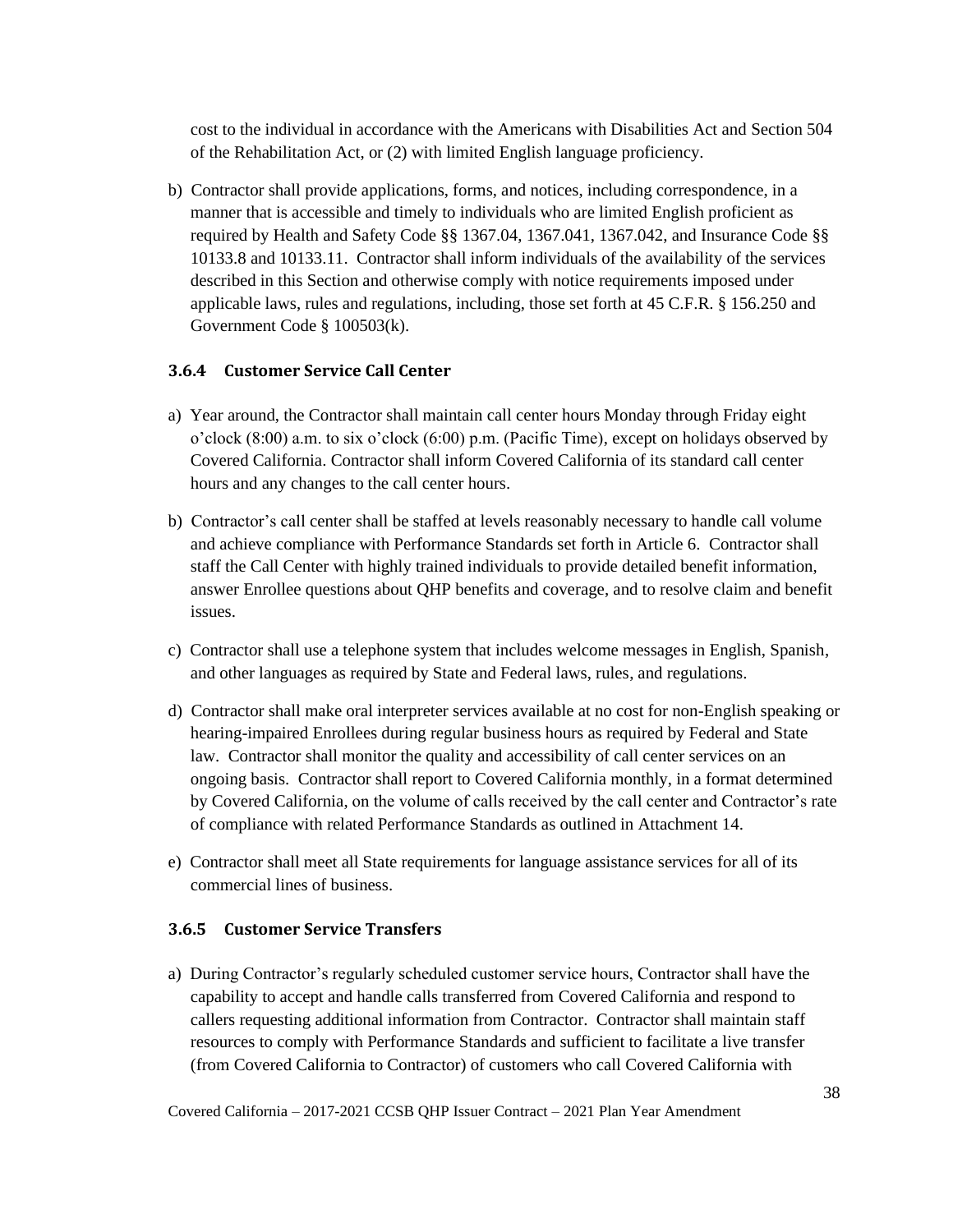cost to the individual in accordance with the Americans with Disabilities Act and Section 504 of the Rehabilitation Act, or (2) with limited English language proficiency.

b) Contractor shall provide applications, forms, and notices, including correspondence, in a manner that is accessible and timely to individuals who are limited English proficient as required by Health and Safety Code §§ 1367.04, 1367.041, 1367.042, and Insurance Code §§ 10133.8 and 10133.11. Contractor shall inform individuals of the availability of the services described in this Section and otherwise comply with notice requirements imposed under applicable laws, rules and regulations, including, those set forth at 45 C.F.R. § 156.250 and Government Code § 100503(k).

### 3.6.4 Customer Service Call Center

a) Year around, the Contractor shall maintain call center hours Monday through Friday eight o'clock (8:00) a.m. to six o'clock (6:00) p.m. (Pacific Time), except on holidays observed by Covered California. Contractor shall inform Covered California of its standard call center hours and any changes to the call center hours.

b) Contractor's call center shall be staffed at levels reasonably necessary to handle call volume and achieve compliance with Performance Standards set forth in Article 6. Contractor shall staff the Call Center with highly trained individuals to provide detailed benefit information, answer Enrollee questions about QHP benefits and coverage, and to resolve claim and benefit issues.

c) Contractor shall use a telephone system that includes welcome messages in English, Spanish, and other languages as required by State and Federal laws, rules, and regulations.

d) Contractor shall make oral interpreter services available at no cost for non-English speaking or hearing-impaired Enrollees during regular business hours as required by Federal and State law. Contractor shall monitor the quality and accessibility of call center services on an ongoing basis. Contractor shall report to Covered California monthly, in a format determined by Covered California, on the volume of calls received by the call center and Contractor's rate of compliance with related Performance Standards as outlined in Attachment 14.

e) Contractor shall meet all State requirements for language assistance services for all of its commercial lines of business.

### 3.6.5 Customer Service Transfers

a) During Contractor's regularly scheduled customer service hours, Contractor shall have the capability to accept and handle calls transferred from Covered California and respond to callers requesting additional information from Contractor. Contractor shall maintain staff resources to comply with Performance Standards and sufficient to facilitate a live transfer (from Covered California to Contractor) of customers who call Covered California with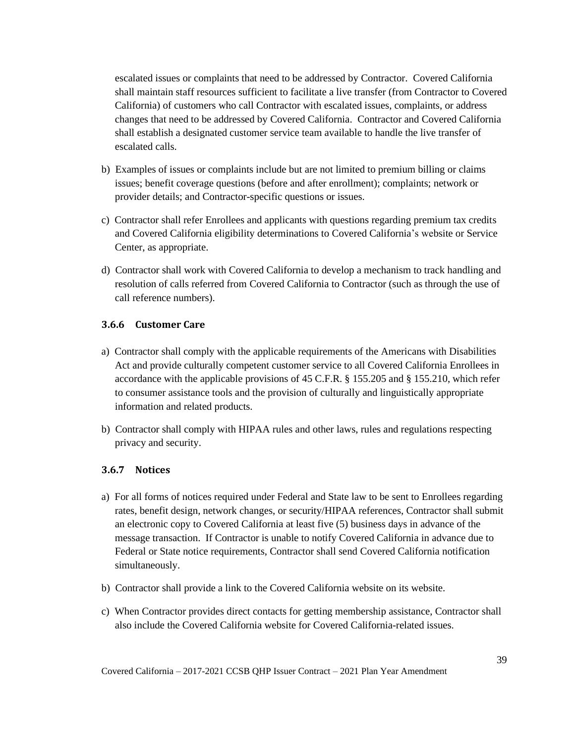escalated issues or complaints that need to be addressed by Contractor. Covered California shall maintain staff resources sufficient to facilitate a live transfer (from Contractor to Covered California) of customers who call Contractor with escalated issues, complaints, or address changes that need to be addressed by Covered California. Contractor and Covered California shall establish a designated customer service team available to handle the live transfer of escalated calls.

b) Examples of issues or complaints include but are not limited to premium billing or claims issues; benefit coverage questions (before and after enrollment); complaints; network or provider details; and Contractor-specific questions or issues.

c) Contractor shall refer Enrollees and applicants with questions regarding premium tax credits and Covered California eligibility determinations to Covered California's website or Service Center, as appropriate.

d) Contractor shall work with Covered California to develop a mechanism to track handling and resolution of calls referred from Covered California to Contractor (such as through the use of call reference numbers).

### 3.6.6 Customer Care

a) Contractor shall comply with the applicable requirements of the Americans with Disabilities Act and provide culturally competent customer service to all Covered California Enrollees in accordance with the applicable provisions of 45 C.F.R. § 155.205 and § 155.210, which refer to consumer assistance tools and the provision of culturally and linguistically appropriate information and related products.

b) Contractor shall comply with HIPAA rules and other laws, rules and regulations respecting privacy and security.

### 3.6.7 Notices

a) For all forms of notices required under Federal and State law to be sent to Enrollees regarding rates, benefit design, network changes, or security/HIPAA references, Contractor shall submit an electronic copy to Covered California at least five (5) business days in advance of the message transaction. If Contractor is unable to notify Covered California in advance due to Federal or State notice requirements, Contractor shall send Covered California notification simultaneously.

b) Contractor shall provide a link to the Covered California website on its website.

c) When Contractor provides direct contacts for getting membership assistance, Contractor shall also include the Covered California website for Covered California-related issues.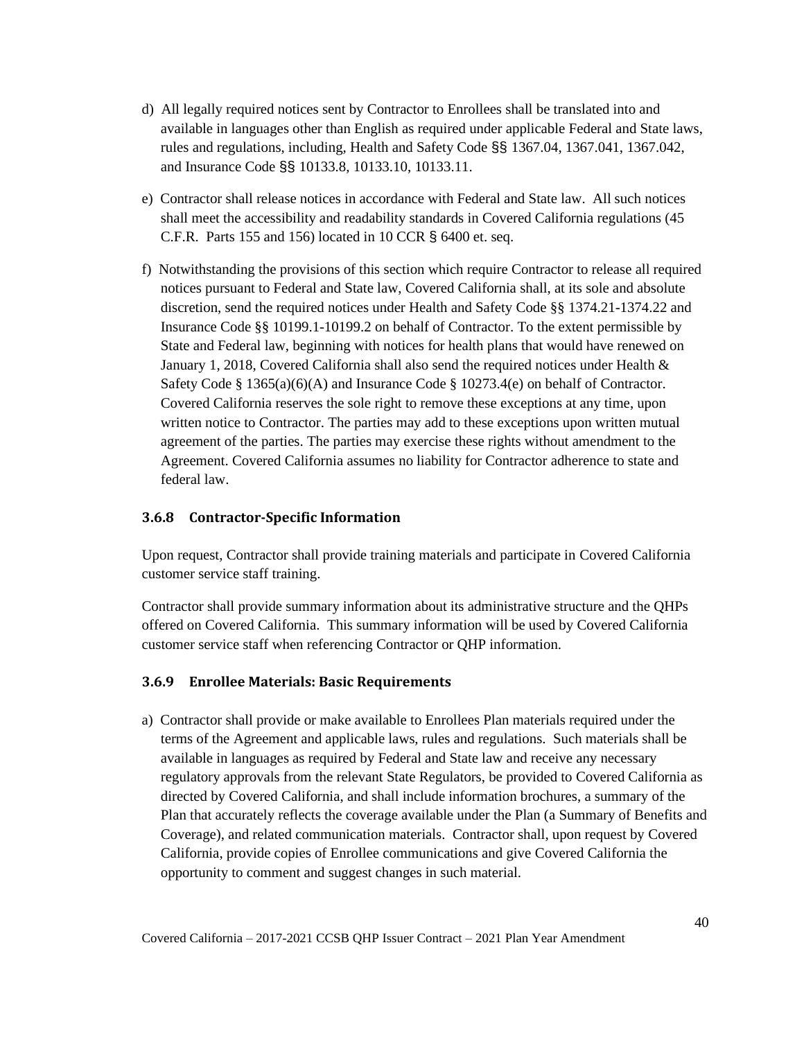d) All legally required notices sent by Contractor to Enrollees shall be translated into and available in languages other than English as required under applicable Federal and State laws, rules and regulations, including, Health and Safety Code §§ 1367.04, 1367.041, 1367.042, and Insurance Code §§ 10133.8, 10133.10, 10133.11.

e) Contractor shall release notices in accordance with Federal and State law. All such notices shall meet the accessibility and readability standards in Covered California regulations (45 C.F.R. Parts 155 and 156) located in 10 CCR § 6400 et. seq.

f) Notwithstanding the provisions of this section which require Contractor to release all required notices pursuant to Federal and State law, Covered California shall, at its sole and absolute discretion, send the required notices under Health and Safety Code §§ 1374.21-1374.22 and Insurance Code §§ 10199.1-10199.2 on behalf of Contractor. To the extent permissible by State and Federal law, beginning with notices for health plans that would have renewed on January 1, 2018, Covered California shall also send the required notices under Health & Safety Code § 1365(a)(6)(A) and Insurance Code § 10273.4(e) on behalf of Contractor. Covered California reserves the sole right to remove these exceptions at any time, upon written notice to Contractor. The parties may add to these exceptions upon written mutual agreement of the parties. The parties may exercise these rights without amendment to the Agreement. Covered California assumes no liability for Contractor adherence to state and federal law.

### 3.6.8 Contractor-Specific Information

Upon request, Contractor shall provide training materials and participate in Covered California customer service staff training.

Contractor shall provide summary information about its administrative structure and the QHPs offered on Covered California. This summary information will be used by Covered California customer service staff when referencing Contractor or QHP information.

### 3.6.9 Enrollee Materials: Basic Requirements

a) Contractor shall provide or make available to Enrollees Plan materials required under the terms of the Agreement and applicable laws, rules and regulations. Such materials shall be available in languages as required by Federal and State law and receive any necessary regulatory approvals from the relevant State Regulators, be provided to Covered California as directed by Covered California, and shall include information brochures, a summary of the Plan that accurately reflects the coverage available under the Plan (a Summary of Benefits and Coverage), and related communication materials. Contractor shall, upon request by Covered California, provide copies of Enrollee communications and give Covered California the opportunity to comment and suggest changes in such material.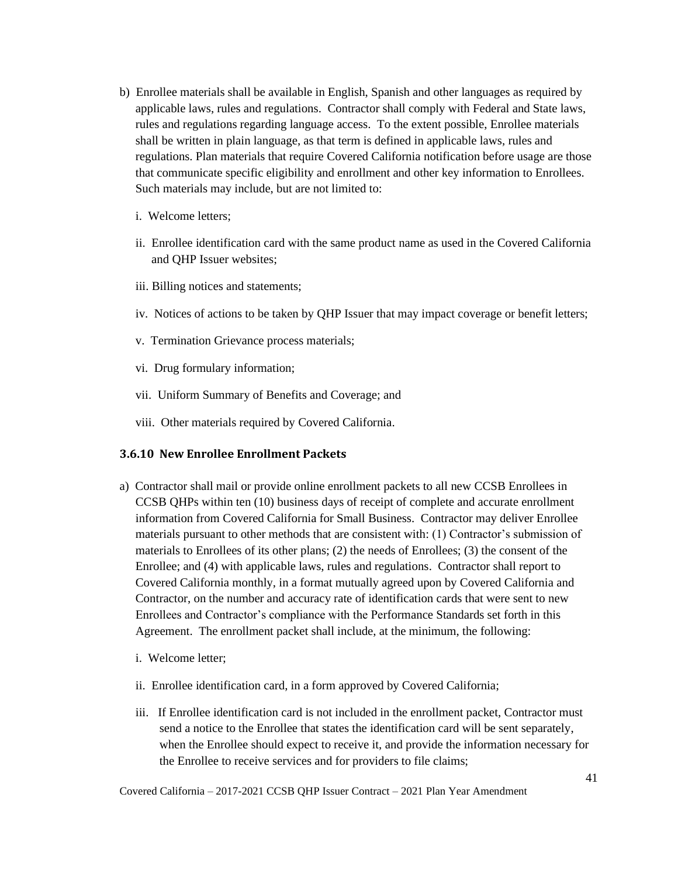b) Enrollee materials shall be available in English, Spanish and other languages as required by applicable laws, rules and regulations. Contractor shall comply with Federal and State laws, rules and regulations regarding language access. To the extent possible, Enrollee materials shall be written in plain language, as that term is defined in applicable laws, rules and regulations. Plan materials that require Covered California notification before usage are those that communicate specific eligibility and enrollment and other key information to Enrollees. Such materials may include, but are not limited to:

   i. Welcome letters;

   ii. Enrollee identification card with the same product name as used in the Covered California and QHP Issuer websites;

   iii. Billing notices and statements;

   iv. Notices of actions to be taken by QHP Issuer that may impact coverage or benefit letters;

   v. Termination Grievance process materials;

   vi. Drug formulary information;

   vii. Uniform Summary of Benefits and Coverage; and

   viii. Other materials required by Covered California.

### 3.6.10 New Enrollee Enrollment Packets

a) Contractor shall mail or provide online enrollment packets to all new CCSB Enrollees in CCSB QHPs within ten (10) business days of receipt of complete and accurate enrollment information from Covered California for Small Business. Contractor may deliver Enrollee materials pursuant to other methods that are consistent with: (1) Contractor's submission of materials to Enrollees of its other plans; (2) the needs of Enrollees; (3) the consent of the Enrollee; and (4) with applicable laws, rules and regulations. Contractor shall report to Covered California monthly, in a format mutually agreed upon by Covered California and Contractor, on the number and accuracy rate of identification cards that were sent to new Enrollees and Contractor's compliance with the Performance Standards set forth in this Agreement. The enrollment packet shall include, at the minimum, the following:

   i. Welcome letter;

   ii. Enrollee identification card, in a form approved by Covered California;

   iii. If Enrollee identification card is not included in the enrollment packet, Contractor must send a notice to the Enrollee that states the identification card will be sent separately, when the Enrollee should expect to receive it, and provide the information necessary for the Enrollee to receive services and for providers to file claims;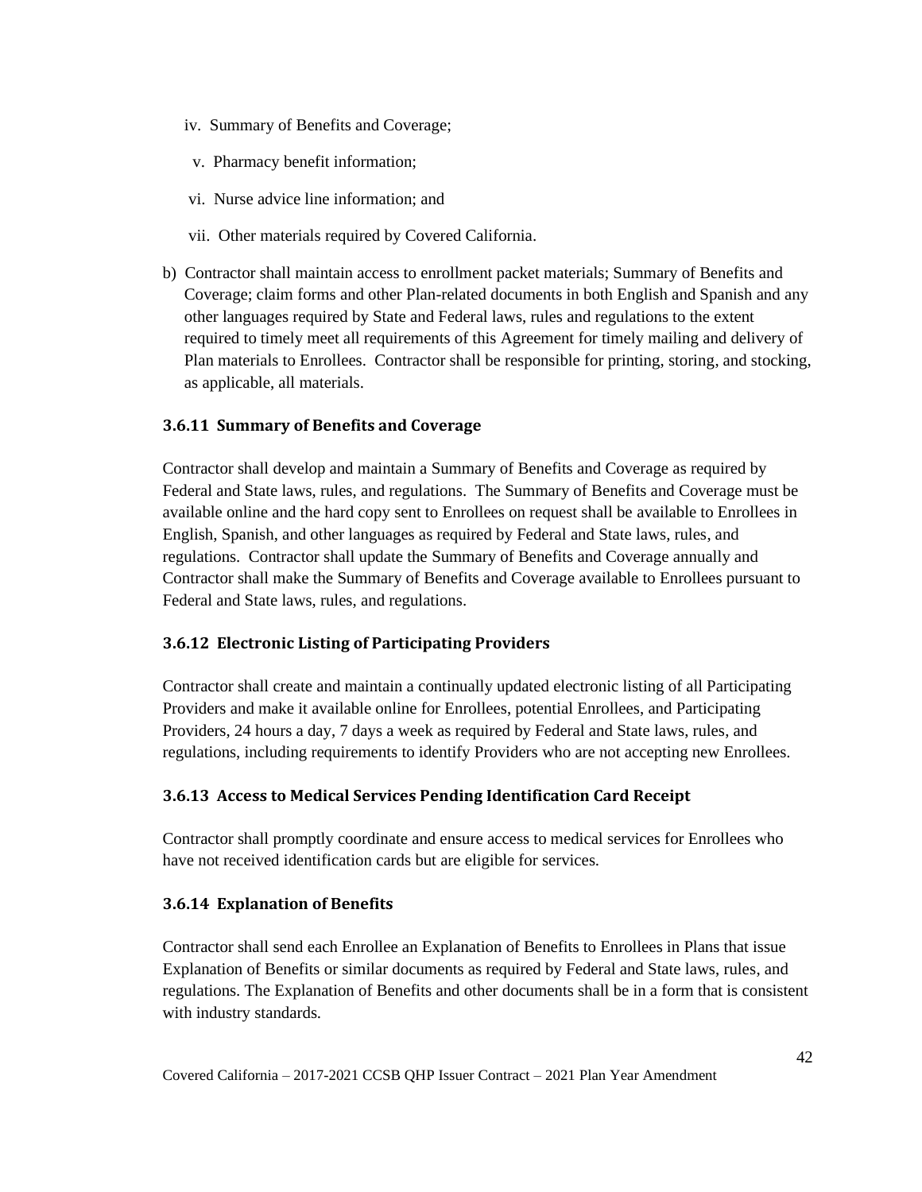iv. Summary of Benefits and Coverage;

v. Pharmacy benefit information;

vi. Nurse advice line information; and

vii. Other materials required by Covered California.

b) Contractor shall maintain access to enrollment packet materials; Summary of Benefits and Coverage; claim forms and other Plan-related documents in both English and Spanish and any other languages required by State and Federal laws, rules and regulations to the extent required to timely meet all requirements of this Agreement for timely mailing and delivery of Plan materials to Enrollees. Contractor shall be responsible for printing, storing, and stocking, as applicable, all materials.

### 3.6.11 Summary of Benefits and Coverage

Contractor shall develop and maintain a Summary of Benefits and Coverage as required by Federal and State laws, rules, and regulations. The Summary of Benefits and Coverage must be available online and the hard copy sent to Enrollees on request shall be available to Enrollees in English, Spanish, and other languages as required by Federal and State laws, rules, and regulations. Contractor shall update the Summary of Benefits and Coverage annually and Contractor shall make the Summary of Benefits and Coverage available to Enrollees pursuant to Federal and State laws, rules, and regulations.

### 3.6.12 Electronic Listing of Participating Providers

Contractor shall create and maintain a continually updated electronic listing of all Participating Providers and make it available online for Enrollees, potential Enrollees, and Participating Providers, 24 hours a day, 7 days a week as required by Federal and State laws, rules, and regulations, including requirements to identify Providers who are not accepting new Enrollees.

### 3.6.13 Access to Medical Services Pending Identification Card Receipt

Contractor shall promptly coordinate and ensure access to medical services for Enrollees who have not received identification cards but are eligible for services.

### 3.6.14 Explanation of Benefits

Contractor shall send each Enrollee an Explanation of Benefits to Enrollees in Plans that issue Explanation of Benefits or similar documents as required by Federal and State laws, rules, and regulations. The Explanation of Benefits and other documents shall be in a form that is consistent with industry standards.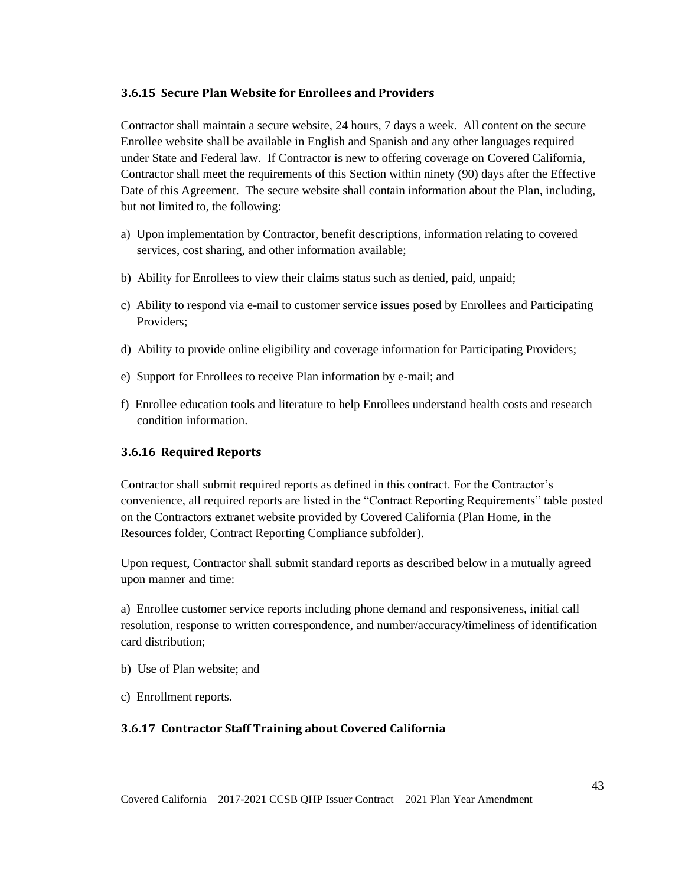### 3.6.15 Secure Plan Website for Enrollees and Providers

Contractor shall maintain a secure website, 24 hours, 7 days a week. All content on the secure Enrollee website shall be available in English and Spanish and any other languages required under State and Federal law. If Contractor is new to offering coverage on Covered California, Contractor shall meet the requirements of this Section within ninety (90) days after the Effective Date of this Agreement. The secure website shall contain information about the Plan, including, but not limited to, the following:

a) Upon implementation by Contractor, benefit descriptions, information relating to covered services, cost sharing, and other information available;

b) Ability for Enrollees to view their claims status such as denied, paid, unpaid;

c) Ability to respond via e-mail to customer service issues posed by Enrollees and Participating Providers;

d) Ability to provide online eligibility and coverage information for Participating Providers;

e) Support for Enrollees to receive Plan information by e-mail; and

f) Enrollee education tools and literature to help Enrollees understand health costs and research condition information.

### 3.6.16 Required Reports

Contractor shall submit required reports as defined in this contract. For the Contractor's convenience, all required reports are listed in the "Contract Reporting Requirements" table posted on the Contractors extranet website provided by Covered California (Plan Home, in the Resources folder, Contract Reporting Compliance subfolder).

Upon request, Contractor shall submit standard reports as described below in a mutually agreed upon manner and time:

a) Enrollee customer service reports including phone demand and responsiveness, initial call resolution, response to written correspondence, and number/accuracy/timeliness of identification card distribution;

b) Use of Plan website; and

c) Enrollment reports.

### 3.6.17 Contractor Staff Training about Covered California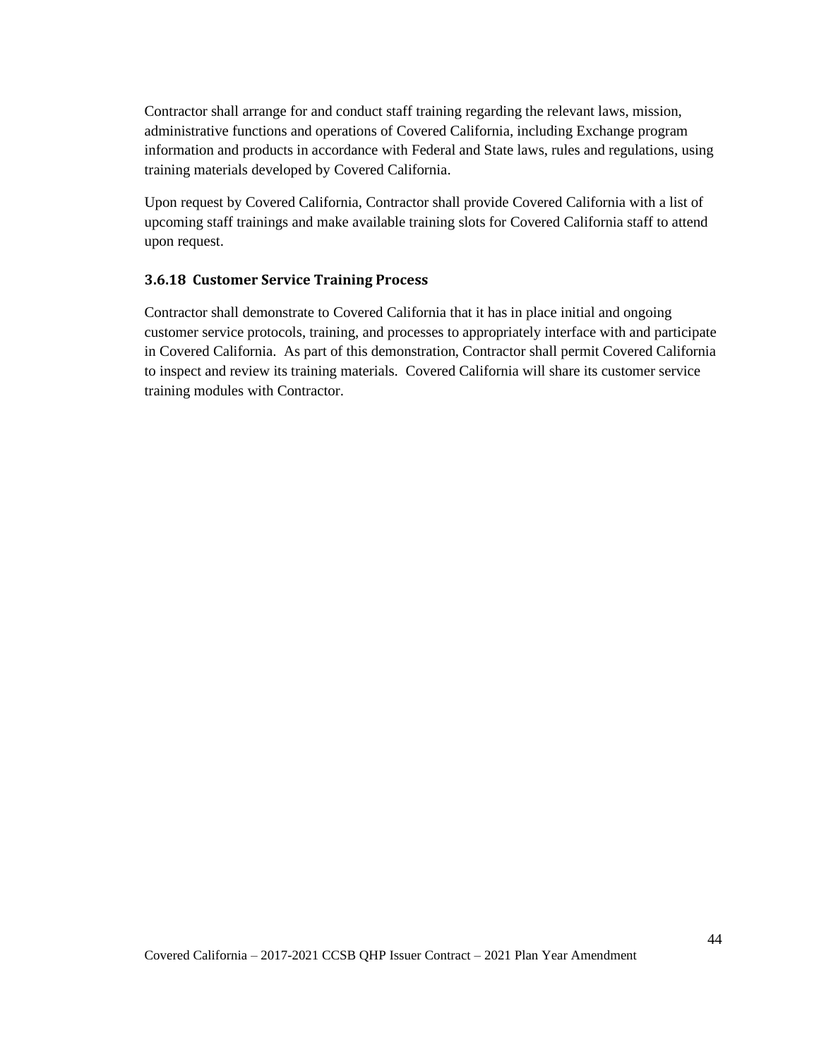Contractor shall arrange for and conduct staff training regarding the relevant laws, mission, administrative functions and operations of Covered California, including Exchange program information and products in accordance with Federal and State laws, rules and regulations, using training materials developed by Covered California.

Upon request by Covered California, Contractor shall provide Covered California with a list of upcoming staff trainings and make available training slots for Covered California staff to attend upon request.

### 3.6.18 Customer Service Training Process

Contractor shall demonstrate to Covered California that it has in place initial and ongoing customer service protocols, training, and processes to appropriately interface with and participate in Covered California. As part of this demonstration, Contractor shall permit Covered California to inspect and review its training materials. Covered California will share its customer service training modules with Contractor.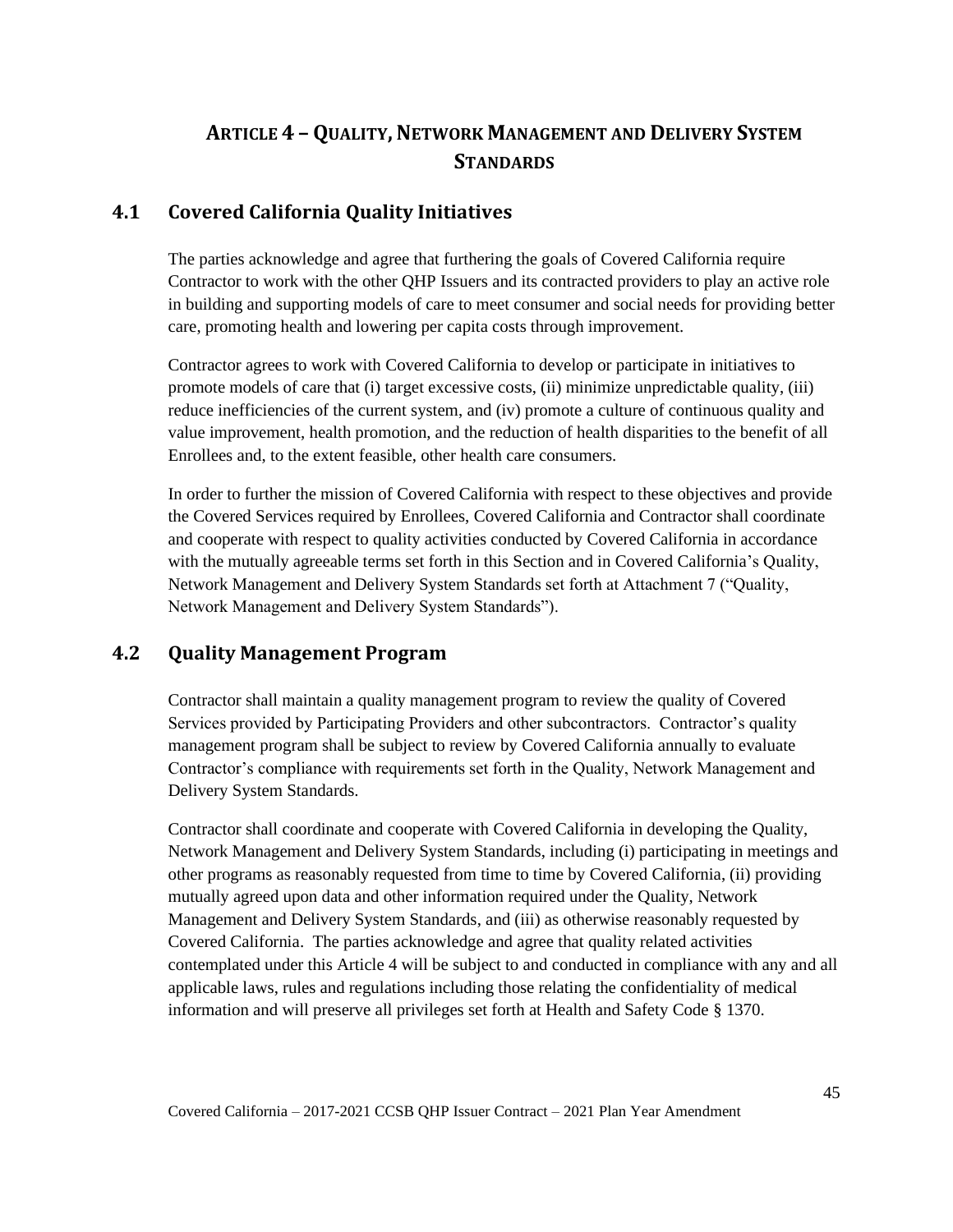# ARTICLE 4 – QUALITY, NETWORK MANAGEMENT AND DELIVERY SYSTEM STANDARDS

## 4.1 Covered California Quality Initiatives

The parties acknowledge and agree that furthering the goals of Covered California require Contractor to work with the other QHP Issuers and its contracted providers to play an active role in building and supporting models of care to meet consumer and social needs for providing better care, promoting health and lowering per capita costs through improvement.

Contractor agrees to work with Covered California to develop or participate in initiatives to promote models of care that (i) target excessive costs, (ii) minimize unpredictable quality, (iii) reduce inefficiencies of the current system, and (iv) promote a culture of continuous quality and value improvement, health promotion, and the reduction of health disparities to the benefit of all Enrollees and, to the extent feasible, other health care consumers.

In order to further the mission of Covered California with respect to these objectives and provide the Covered Services required by Enrollees, Covered California and Contractor shall coordinate and cooperate with respect to quality activities conducted by Covered California in accordance with the mutually agreeable terms set forth in this Section and in Covered California's Quality, Network Management and Delivery System Standards set forth at Attachment 7 ("Quality, Network Management and Delivery System Standards").

## 4.2 Quality Management Program

Contractor shall maintain a quality management program to review the quality of Covered Services provided by Participating Providers and other subcontractors. Contractor's quality management program shall be subject to review by Covered California annually to evaluate Contractor's compliance with requirements set forth in the Quality, Network Management and Delivery System Standards.

Contractor shall coordinate and cooperate with Covered California in developing the Quality, Network Management and Delivery System Standards, including (i) participating in meetings and other programs as reasonably requested from time to time by Covered California, (ii) providing mutually agreed upon data and other information required under the Quality, Network Management and Delivery System Standards, and (iii) as otherwise reasonably requested by Covered California. The parties acknowledge and agree that quality related activities contemplated under this Article 4 will be subject to and conducted in compliance with any and all applicable laws, rules and regulations including those relating the confidentiality of medical information and will preserve all privileges set forth at Health and Safety Code § 1370.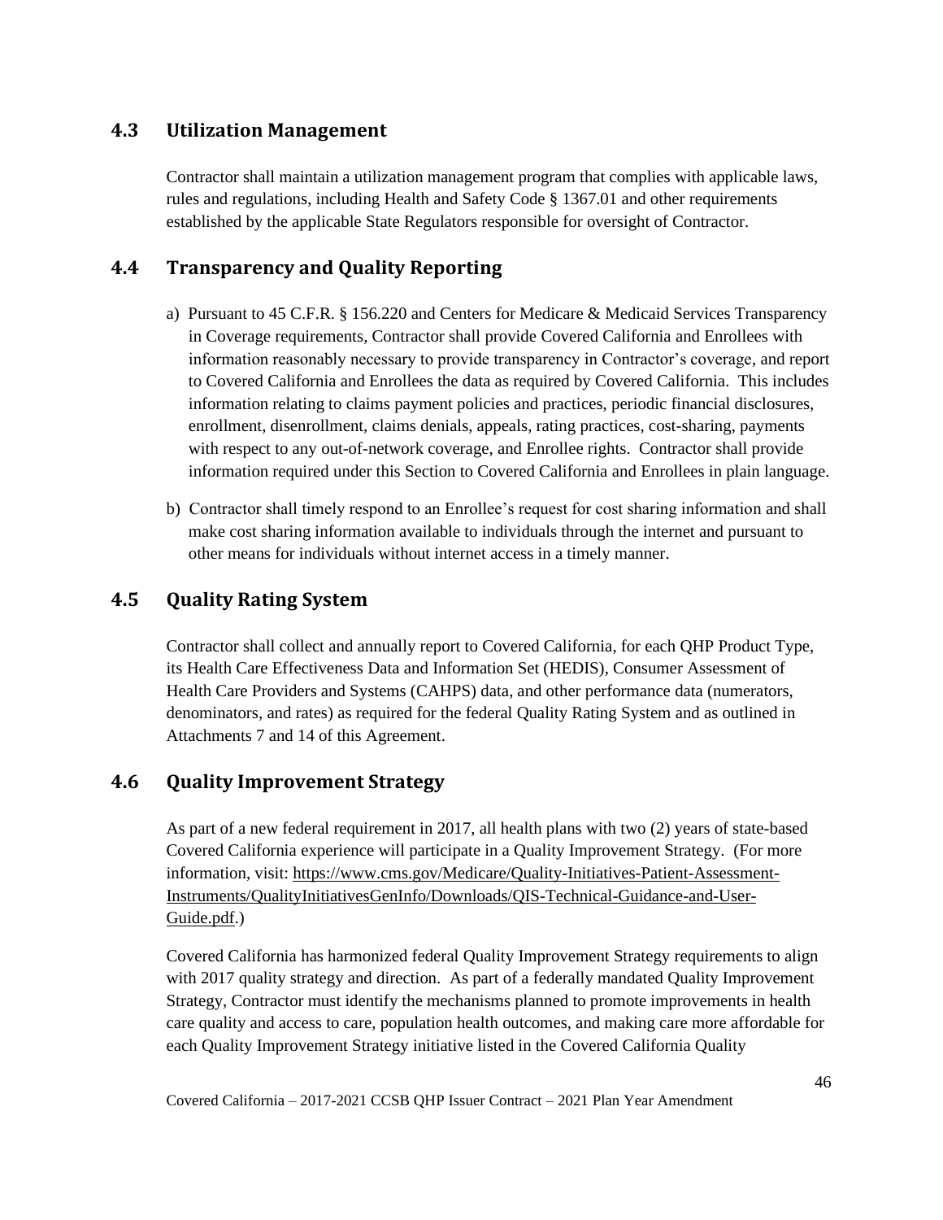## 4.3 Utilization Management

Contractor shall maintain a utilization management program that complies with applicable laws, rules and regulations, including Health and Safety Code § 1367.01 and other requirements established by the applicable State Regulators responsible for oversight of Contractor.

## 4.4 Transparency and Quality Reporting

a) Pursuant to 45 C.F.R. § 156.220 and Centers for Medicare & Medicaid Services Transparency in Coverage requirements, Contractor shall provide Covered California and Enrollees with information reasonably necessary to provide transparency in Contractor's coverage, and report to Covered California and Enrollees the data as required by Covered California. This includes information relating to claims payment policies and practices, periodic financial disclosures, enrollment, disenrollment, claims denials, appeals, rating practices, cost-sharing, payments with respect to any out-of-network coverage, and Enrollee rights. Contractor shall provide information required under this Section to Covered California and Enrollees in plain language.

b) Contractor shall timely respond to an Enrollee's request for cost sharing information and shall make cost sharing information available to individuals through the internet and pursuant to other means for individuals without internet access in a timely manner.

## 4.5 Quality Rating System

Contractor shall collect and annually report to Covered California, for each QHP Product Type, its Health Care Effectiveness Data and Information Set (HEDIS), Consumer Assessment of Health Care Providers and Systems (CAHPS) data, and other performance data (numerators, denominators, and rates) as required for the federal Quality Rating System and as outlined in Attachments 7 and 14 of this Agreement.

## 4.6 Quality Improvement Strategy

As part of a new federal requirement in 2017, all health plans with two (2) years of state-based Covered California experience will participate in a Quality Improvement Strategy. (For more information, visit: https://www.cms.gov/Medicare/Quality-Initiatives-Patient-Assessment-Instruments/QualityInitiativesGenInfo/Downloads/QIS-Technical-Guidance-and-User-Guide.pdf.)

Covered California has harmonized federal Quality Improvement Strategy requirements to align with 2017 quality strategy and direction. As part of a federally mandated Quality Improvement Strategy, Contractor must identify the mechanisms planned to promote improvements in health care quality and access to care, population health outcomes, and making care more affordable for each Quality Improvement Strategy initiative listed in the Covered California Quality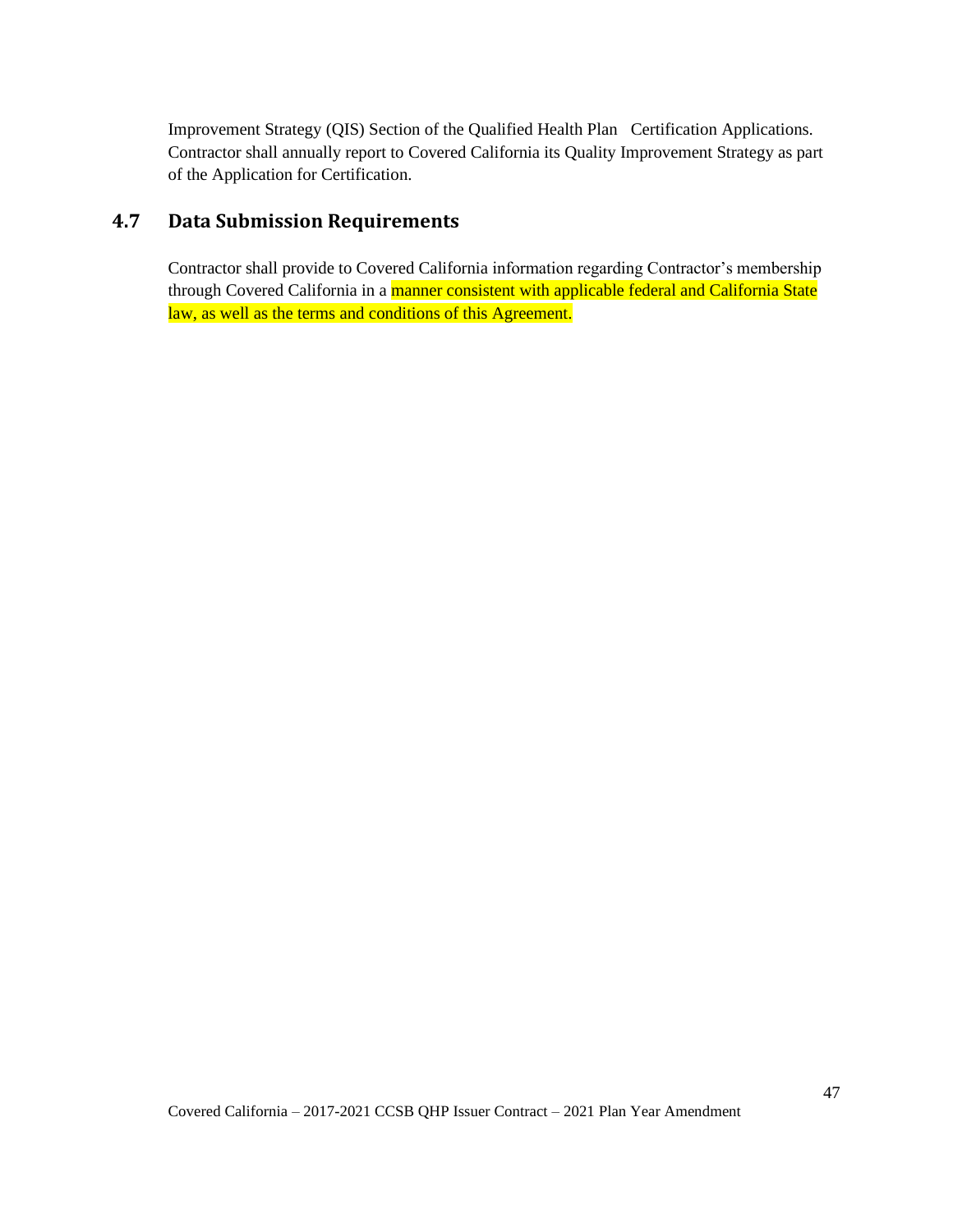Improvement Strategy (QIS) Section of the Qualified Health Plan Certification Applications. Contractor shall annually report to Covered California its Quality Improvement Strategy as part of the Application for Certification.

## 4.7 Data Submission Requirements

Contractor shall provide to Covered California information regarding Contractor's membership through Covered California in a manner consistent with applicable federal and California State law, as well as the terms and conditions of this Agreement.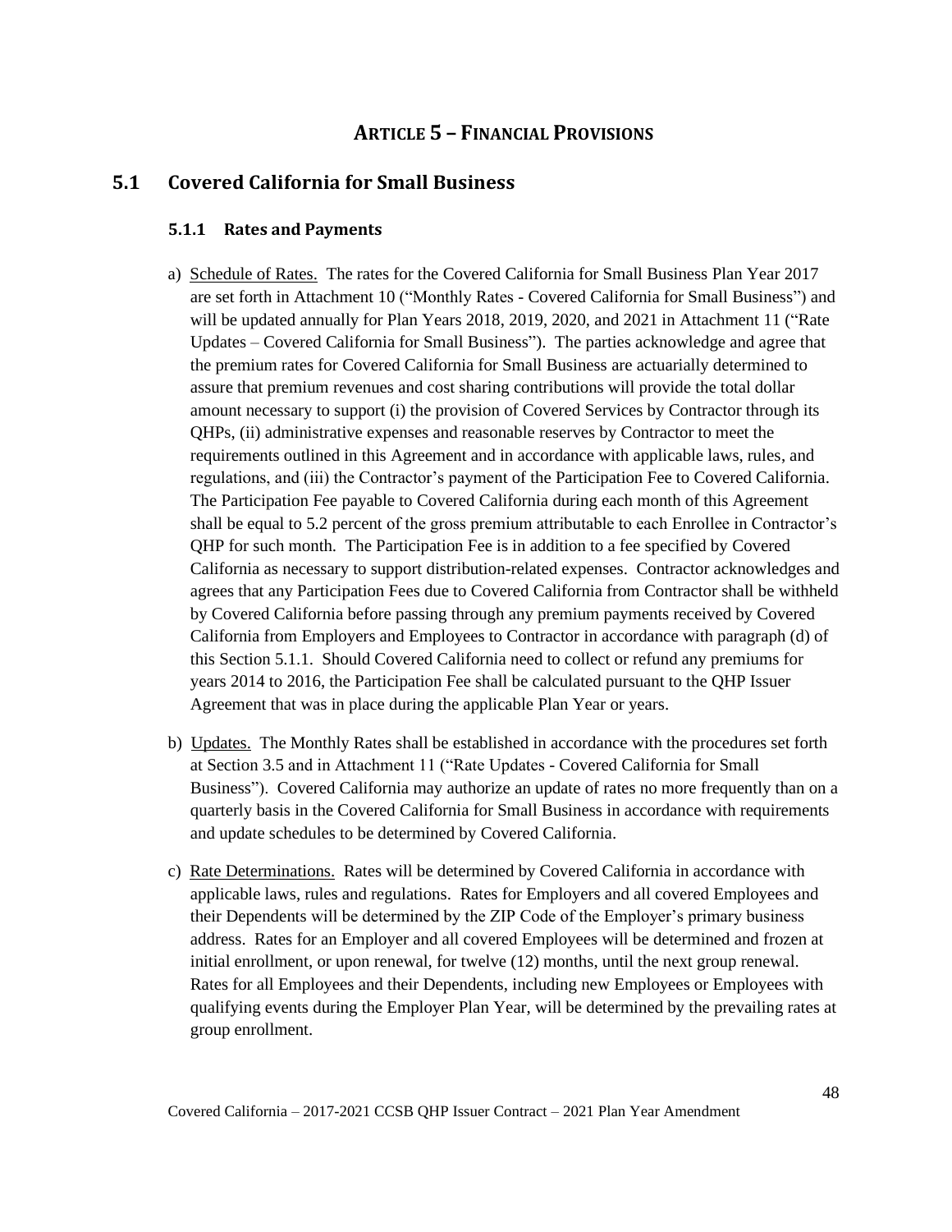# ARTICLE 5 – FINANCIAL PROVISIONS

## 5.1 Covered California for Small Business

### 5.1.1 Rates and Payments

a) Schedule of Rates. The rates for the Covered California for Small Business Plan Year 2017 are set forth in Attachment 10 ("Monthly Rates - Covered California for Small Business") and will be updated annually for Plan Years 2018, 2019, 2020, and 2021 in Attachment 11 ("Rate Updates – Covered California for Small Business"). The parties acknowledge and agree that the premium rates for Covered California for Small Business are actuarially determined to assure that premium revenues and cost sharing contributions will provide the total dollar amount necessary to support (i) the provision of Covered Services by Contractor through its QHPs, (ii) administrative expenses and reasonable reserves by Contractor to meet the requirements outlined in this Agreement and in accordance with applicable laws, rules, and regulations, and (iii) the Contractor's payment of the Participation Fee to Covered California. The Participation Fee payable to Covered California during each month of this Agreement shall be equal to 5.2 percent of the gross premium attributable to each Enrollee in Contractor's QHP for such month. The Participation Fee is in addition to a fee specified by Covered California as necessary to support distribution-related expenses. Contractor acknowledges and agrees that any Participation Fees due to Covered California from Contractor shall be withheld by Covered California before passing through any premium payments received by Covered California from Employers and Employees to Contractor in accordance with paragraph (d) of this Section 5.1.1. Should Covered California need to collect or refund any premiums for years 2014 to 2016, the Participation Fee shall be calculated pursuant to the QHP Issuer Agreement that was in place during the applicable Plan Year or years.

b) Updates. The Monthly Rates shall be established in accordance with the procedures set forth at Section 3.5 and in Attachment 11 ("Rate Updates - Covered California for Small Business"). Covered California may authorize an update of rates no more frequently than on a quarterly basis in the Covered California for Small Business in accordance with requirements and update schedules to be determined by Covered California.

c) Rate Determinations. Rates will be determined by Covered California in accordance with applicable laws, rules and regulations. Rates for Employers and all covered Employees and their Dependents will be determined by the ZIP Code of the Employer's primary business address. Rates for an Employer and all covered Employees will be determined and frozen at initial enrollment, or upon renewal, for twelve (12) months, until the next group renewal. Rates for all Employees and their Dependents, including new Employees or Employees with qualifying events during the Employer Plan Year, will be determined by the prevailing rates at group enrollment.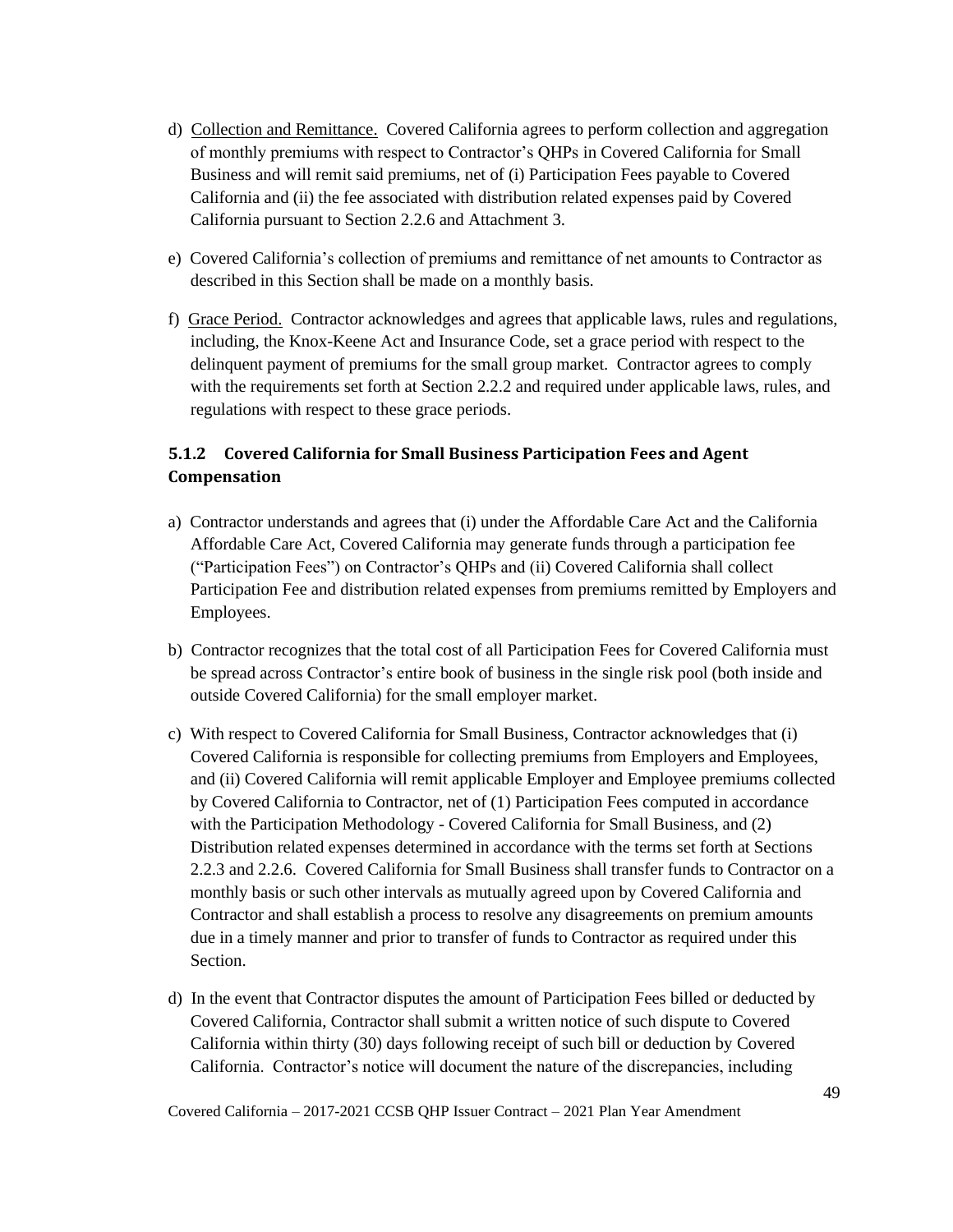d) <u>Collection and Remittance.</u> Covered California agrees to perform collection and aggregation of monthly premiums with respect to Contractor's QHPs in Covered California for Small Business and will remit said premiums, net of (i) Participation Fees payable to Covered California and (ii) the fee associated with distribution related expenses paid by Covered California pursuant to Section 2.2.6 and Attachment 3.

e) Covered California's collection of premiums and remittance of net amounts to Contractor as described in this Section shall be made on a monthly basis.

f) <u>Grace Period.</u> Contractor acknowledges and agrees that applicable laws, rules and regulations, including, the Knox-Keene Act and Insurance Code, set a grace period with respect to the delinquent payment of premiums for the small group market. Contractor agrees to comply with the requirements set forth at Section 2.2.2 and required under applicable laws, rules, and regulations with respect to these grace periods.

### 5.1.2 Covered California for Small Business Participation Fees and Agent Compensation

a) Contractor understands and agrees that (i) under the Affordable Care Act and the California Affordable Care Act, Covered California may generate funds through a participation fee ("Participation Fees") on Contractor's QHPs and (ii) Covered California shall collect Participation Fee and distribution related expenses from premiums remitted by Employers and Employees.

b) Contractor recognizes that the total cost of all Participation Fees for Covered California must be spread across Contractor's entire book of business in the single risk pool (both inside and outside Covered California) for the small employer market.

c) With respect to Covered California for Small Business, Contractor acknowledges that (i) Covered California is responsible for collecting premiums from Employers and Employees, and (ii) Covered California will remit applicable Employer and Employee premiums collected by Covered California to Contractor, net of (1) Participation Fees computed in accordance with the Participation Methodology - Covered California for Small Business, and (2) Distribution related expenses determined in accordance with the terms set forth at Sections 2.2.3 and 2.2.6. Covered California for Small Business shall transfer funds to Contractor on a monthly basis or such other intervals as mutually agreed upon by Covered California and Contractor and shall establish a process to resolve any disagreements on premium amounts due in a timely manner and prior to transfer of funds to Contractor as required under this Section.

d) In the event that Contractor disputes the amount of Participation Fees billed or deducted by Covered California, Contractor shall submit a written notice of such dispute to Covered California within thirty (30) days following receipt of such bill or deduction by Covered California. Contractor's notice will document the nature of the discrepancies, including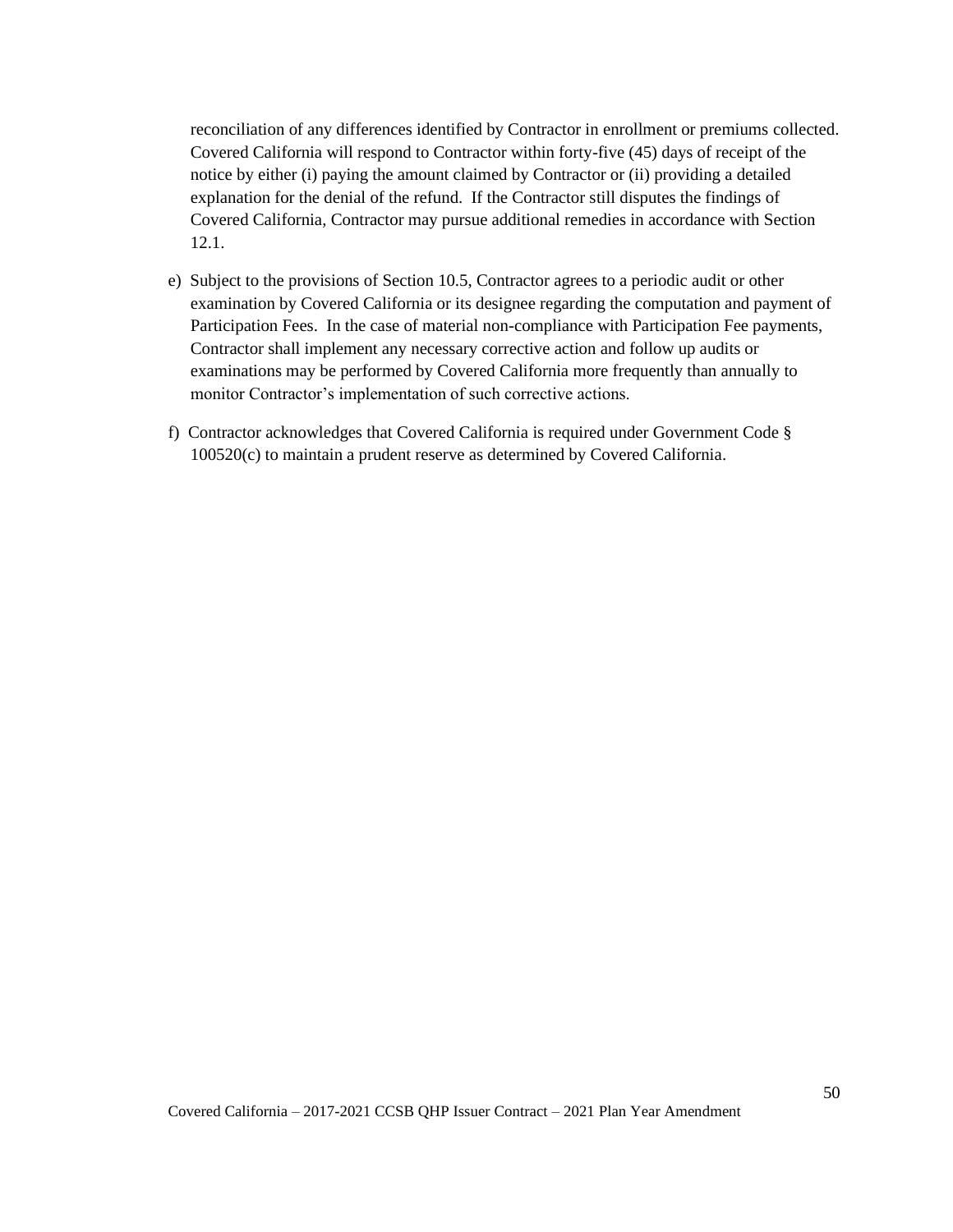reconciliation of any differences identified by Contractor in enrollment or premiums collected. Covered California will respond to Contractor within forty-five (45) days of receipt of the notice by either (i) paying the amount claimed by Contractor or (ii) providing a detailed explanation for the denial of the refund. If the Contractor still disputes the findings of Covered California, Contractor may pursue additional remedies in accordance with Section 12.1.

e) Subject to the provisions of Section 10.5, Contractor agrees to a periodic audit or other examination by Covered California or its designee regarding the computation and payment of Participation Fees. In the case of material non-compliance with Participation Fee payments, Contractor shall implement any necessary corrective action and follow up audits or examinations may be performed by Covered California more frequently than annually to monitor Contractor's implementation of such corrective actions.

f) Contractor acknowledges that Covered California is required under Government Code § 100520(c) to maintain a prudent reserve as determined by Covered California.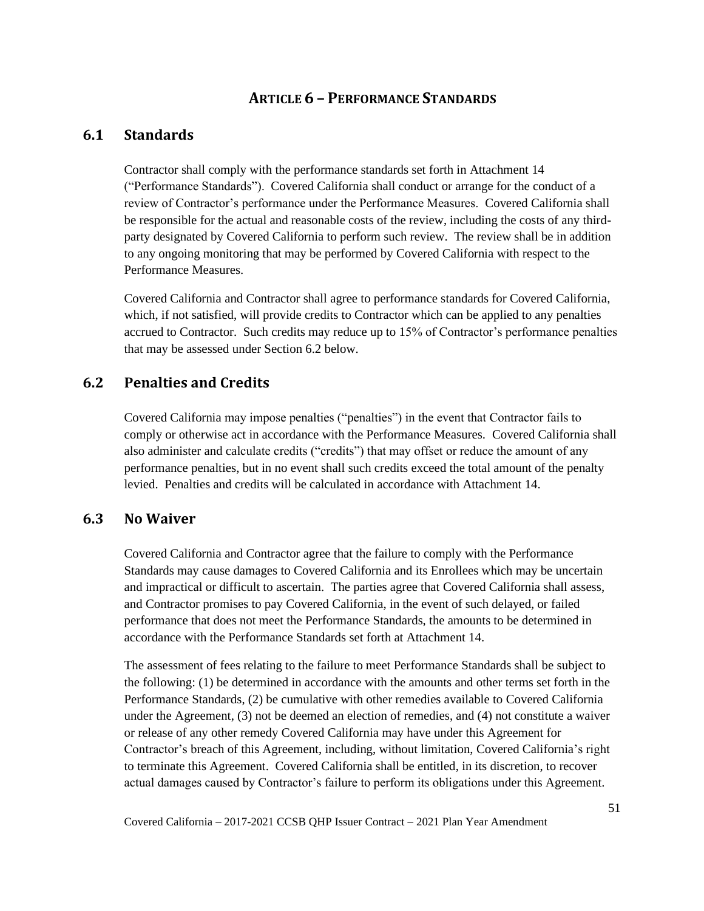# ARTICLE 6 – PERFORMANCE STANDARDS

## 6.1 Standards

Contractor shall comply with the performance standards set forth in Attachment 14 ("Performance Standards"). Covered California shall conduct or arrange for the conduct of a review of Contractor's performance under the Performance Measures. Covered California shall be responsible for the actual and reasonable costs of the review, including the costs of any third-party designated by Covered California to perform such review. The review shall be in addition to any ongoing monitoring that may be performed by Covered California with respect to the Performance Measures.

Covered California and Contractor shall agree to performance standards for Covered California, which, if not satisfied, will provide credits to Contractor which can be applied to any penalties accrued to Contractor. Such credits may reduce up to 15% of Contractor's performance penalties that may be assessed under Section 6.2 below.

## 6.2 Penalties and Credits

Covered California may impose penalties ("penalties") in the event that Contractor fails to comply or otherwise act in accordance with the Performance Measures. Covered California shall also administer and calculate credits ("credits") that may offset or reduce the amount of any performance penalties, but in no event shall such credits exceed the total amount of the penalty levied. Penalties and credits will be calculated in accordance with Attachment 14.

## 6.3 No Waiver

Covered California and Contractor agree that the failure to comply with the Performance Standards may cause damages to Covered California and its Enrollees which may be uncertain and impractical or difficult to ascertain. The parties agree that Covered California shall assess, and Contractor promises to pay Covered California, in the event of such delayed, or failed performance that does not meet the Performance Standards, the amounts to be determined in accordance with the Performance Standards set forth at Attachment 14.

The assessment of fees relating to the failure to meet Performance Standards shall be subject to the following: (1) be determined in accordance with the amounts and other terms set forth in the Performance Standards, (2) be cumulative with other remedies available to Covered California under the Agreement, (3) not be deemed an election of remedies, and (4) not constitute a waiver or release of any other remedy Covered California may have under this Agreement for Contractor's breach of this Agreement, including, without limitation, Covered California's right to terminate this Agreement. Covered California shall be entitled, in its discretion, to recover actual damages caused by Contractor's failure to perform its obligations under this Agreement.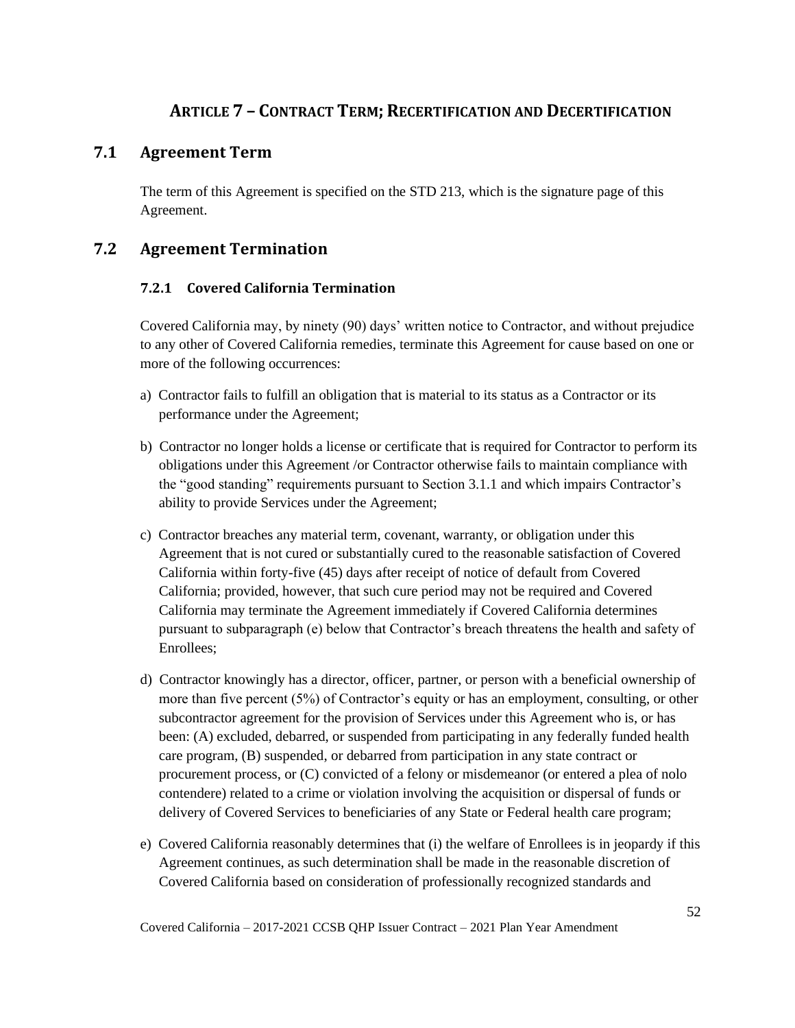# ARTICLE 7 – CONTRACT TERM; RECERTIFICATION AND DECERTIFICATION

## 7.1 Agreement Term

The term of this Agreement is specified on the STD 213, which is the signature page of this Agreement.

## 7.2 Agreement Termination

### 7.2.1 Covered California Termination

Covered California may, by ninety (90) days' written notice to Contractor, and without prejudice to any other of Covered California remedies, terminate this Agreement for cause based on one or more of the following occurrences:

a) Contractor fails to fulfill an obligation that is material to its status as a Contractor or its performance under the Agreement;

b) Contractor no longer holds a license or certificate that is required for Contractor to perform its obligations under this Agreement /or Contractor otherwise fails to maintain compliance with the "good standing" requirements pursuant to Section 3.1.1 and which impairs Contractor's ability to provide Services under the Agreement;

c) Contractor breaches any material term, covenant, warranty, or obligation under this Agreement that is not cured or substantially cured to the reasonable satisfaction of Covered California within forty-five (45) days after receipt of notice of default from Covered California; provided, however, that such cure period may not be required and Covered California may terminate the Agreement immediately if Covered California determines pursuant to subparagraph (e) below that Contractor's breach threatens the health and safety of Enrollees;

d) Contractor knowingly has a director, officer, partner, or person with a beneficial ownership of more than five percent (5%) of Contractor's equity or has an employment, consulting, or other subcontractor agreement for the provision of Services under this Agreement who is, or has been: (A) excluded, debarred, or suspended from participating in any federally funded health care program, (B) suspended, or debarred from participation in any state contract or procurement process, or (C) convicted of a felony or misdemeanor (or entered a plea of nolo contendere) related to a crime or violation involving the acquisition or dispersal of funds or delivery of Covered Services to beneficiaries of any State or Federal health care program;

e) Covered California reasonably determines that (i) the welfare of Enrollees is in jeopardy if this Agreement continues, as such determination shall be made in the reasonable discretion of Covered California based on consideration of professionally recognized standards and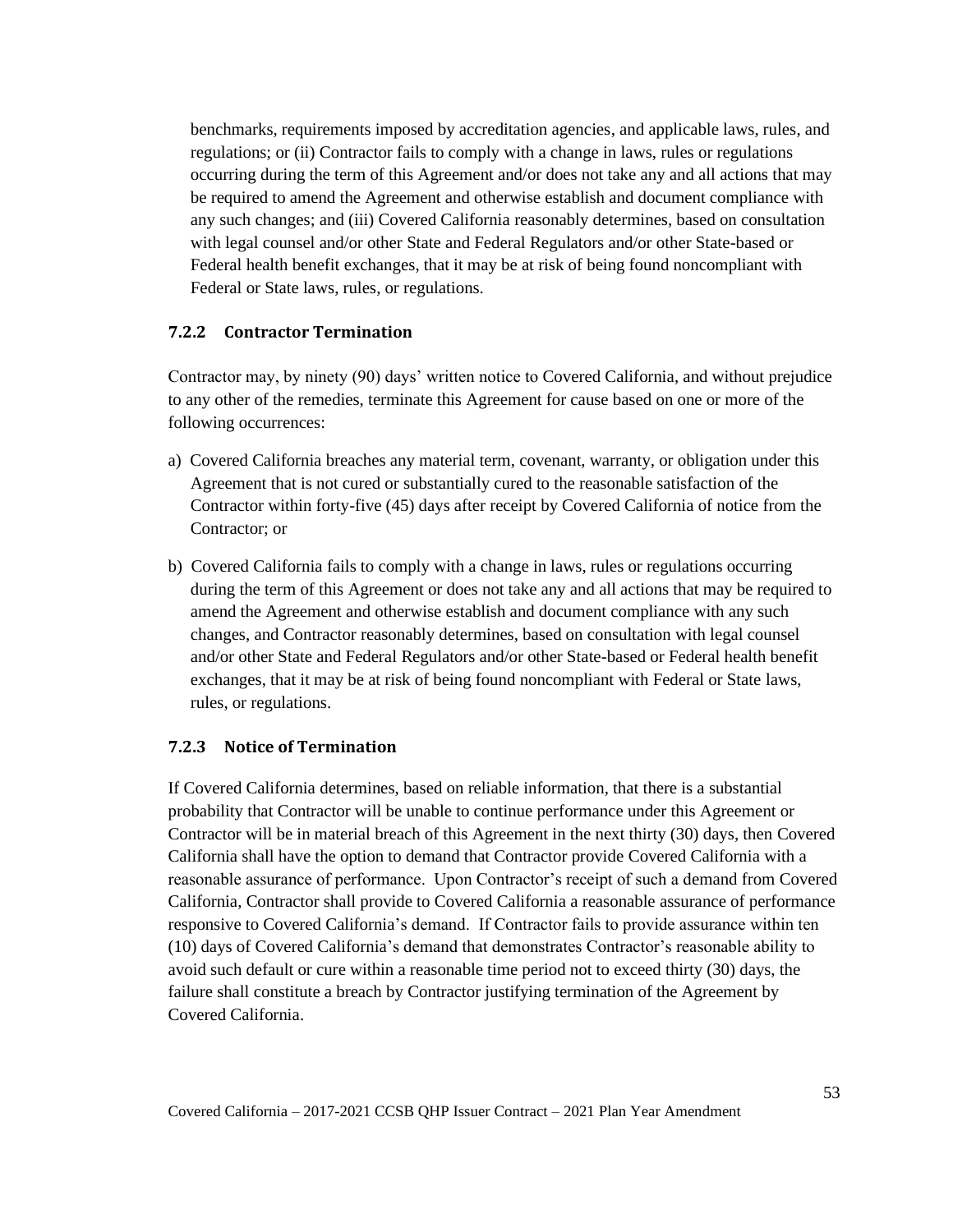benchmarks, requirements imposed by accreditation agencies, and applicable laws, rules, and regulations; or (ii) Contractor fails to comply with a change in laws, rules or regulations occurring during the term of this Agreement and/or does not take any and all actions that may be required to amend the Agreement and otherwise establish and document compliance with any such changes; and (iii) Covered California reasonably determines, based on consultation with legal counsel and/or other State and Federal Regulators and/or other State-based or Federal health benefit exchanges, that it may be at risk of being found noncompliant with Federal or State laws, rules, or regulations.

### 7.2.2 Contractor Termination

Contractor may, by ninety (90) days' written notice to Covered California, and without prejudice to any other of the remedies, terminate this Agreement for cause based on one or more of the following occurrences:

a) Covered California breaches any material term, covenant, warranty, or obligation under this Agreement that is not cured or substantially cured to the reasonable satisfaction of the Contractor within forty-five (45) days after receipt by Covered California of notice from the Contractor; or

b) Covered California fails to comply with a change in laws, rules or regulations occurring during the term of this Agreement or does not take any and all actions that may be required to amend the Agreement and otherwise establish and document compliance with any such changes, and Contractor reasonably determines, based on consultation with legal counsel and/or other State and Federal Regulators and/or other State-based or Federal health benefit exchanges, that it may be at risk of being found noncompliant with Federal or State laws, rules, or regulations.

### 7.2.3 Notice of Termination

If Covered California determines, based on reliable information, that there is a substantial probability that Contractor will be unable to continue performance under this Agreement or Contractor will be in material breach of this Agreement in the next thirty (30) days, then Covered California shall have the option to demand that Contractor provide Covered California with a reasonable assurance of performance. Upon Contractor's receipt of such a demand from Covered California, Contractor shall provide to Covered California a reasonable assurance of performance responsive to Covered California's demand. If Contractor fails to provide assurance within ten (10) days of Covered California's demand that demonstrates Contractor's reasonable ability to avoid such default or cure within a reasonable time period not to exceed thirty (30) days, the failure shall constitute a breach by Contractor justifying termination of the Agreement by Covered California.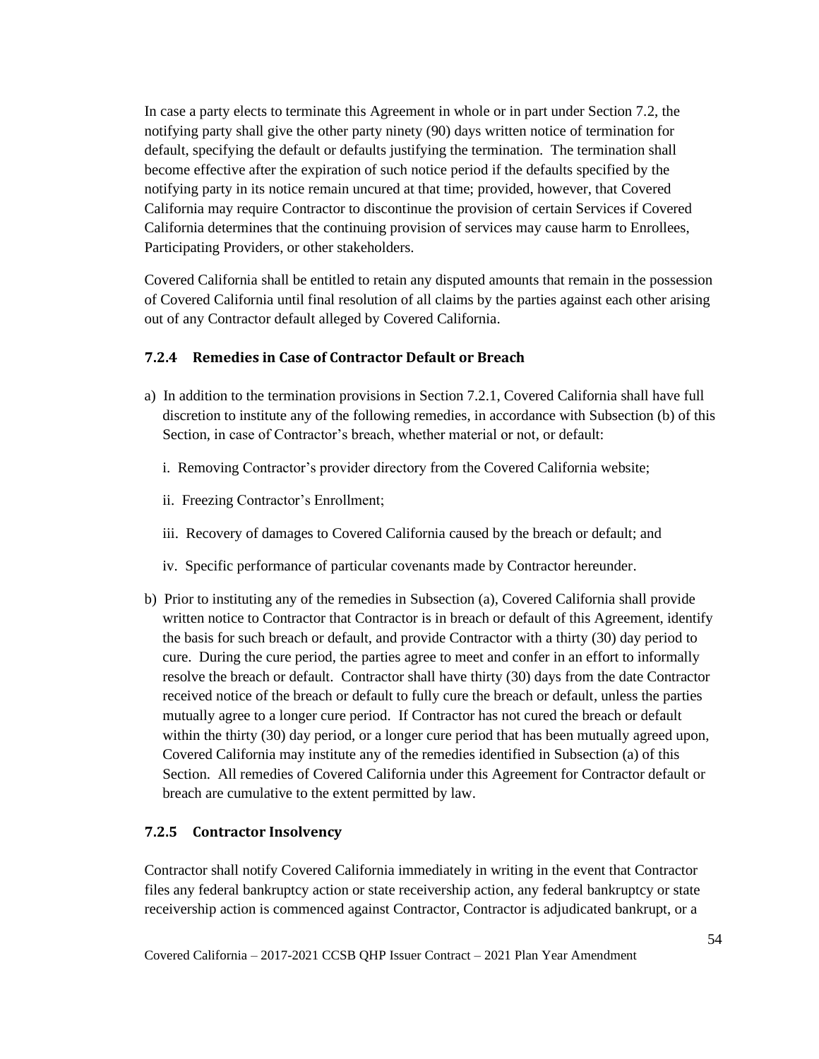In case a party elects to terminate this Agreement in whole or in part under Section 7.2, the notifying party shall give the other party ninety (90) days written notice of termination for default, specifying the default or defaults justifying the termination. The termination shall become effective after the expiration of such notice period if the defaults specified by the notifying party in its notice remain uncured at that time; provided, however, that Covered California may require Contractor to discontinue the provision of certain Services if Covered California determines that the continuing provision of services may cause harm to Enrollees, Participating Providers, or other stakeholders.

Covered California shall be entitled to retain any disputed amounts that remain in the possession of Covered California until final resolution of all claims by the parties against each other arising out of any Contractor default alleged by Covered California.

### 7.2.4 Remedies in Case of Contractor Default or Breach

a) In addition to the termination provisions in Section 7.2.1, Covered California shall have full discretion to institute any of the following remedies, in accordance with Subsection (b) of this Section, in case of Contractor's breach, whether material or not, or default:

   i. Removing Contractor's provider directory from the Covered California website;

   ii. Freezing Contractor's Enrollment;

   iii. Recovery of damages to Covered California caused by the breach or default; and

   iv. Specific performance of particular covenants made by Contractor hereunder.

b) Prior to instituting any of the remedies in Subsection (a), Covered California shall provide written notice to Contractor that Contractor is in breach or default of this Agreement, identify the basis for such breach or default, and provide Contractor with a thirty (30) day period to cure. During the cure period, the parties agree to meet and confer in an effort to informally resolve the breach or default. Contractor shall have thirty (30) days from the date Contractor received notice of the breach or default to fully cure the breach or default, unless the parties mutually agree to a longer cure period. If Contractor has not cured the breach or default within the thirty (30) day period, or a longer cure period that has been mutually agreed upon, Covered California may institute any of the remedies identified in Subsection (a) of this Section. All remedies of Covered California under this Agreement for Contractor default or breach are cumulative to the extent permitted by law.

### 7.2.5 Contractor Insolvency

Contractor shall notify Covered California immediately in writing in the event that Contractor files any federal bankruptcy action or state receivership action, any federal bankruptcy or state receivership action is commenced against Contractor, Contractor is adjudicated bankrupt, or a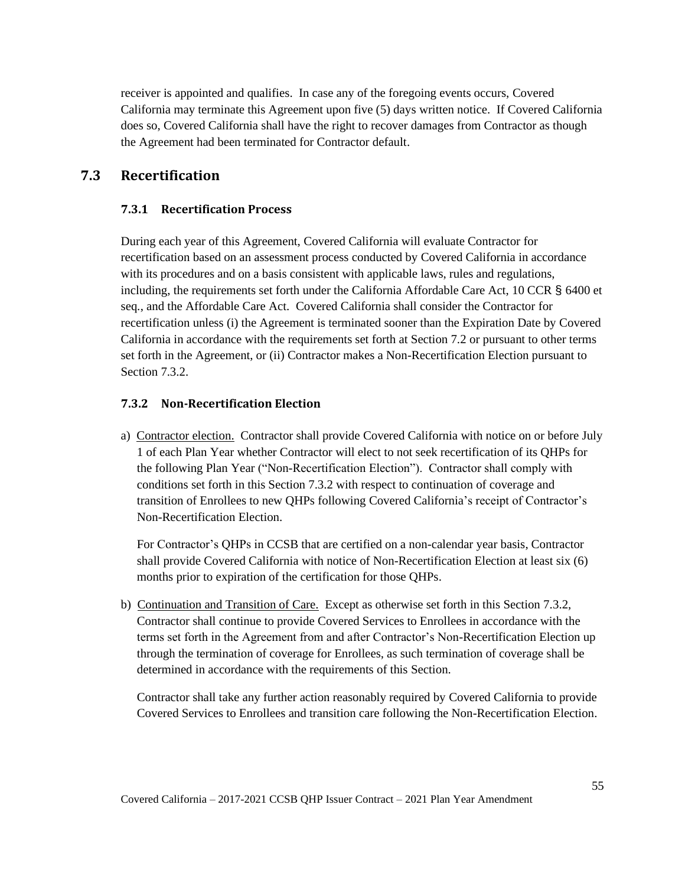receiver is appointed and qualifies. In case any of the foregoing events occurs, Covered California may terminate this Agreement upon five (5) days written notice. If Covered California does so, Covered California shall have the right to recover damages from Contractor as though the Agreement had been terminated for Contractor default.

## 7.3 Recertification

### 7.3.1 Recertification Process

During each year of this Agreement, Covered California will evaluate Contractor for recertification based on an assessment process conducted by Covered California in accordance with its procedures and on a basis consistent with applicable laws, rules and regulations, including, the requirements set forth under the California Affordable Care Act, 10 CCR § 6400 et seq., and the Affordable Care Act. Covered California shall consider the Contractor for recertification unless (i) the Agreement is terminated sooner than the Expiration Date by Covered California in accordance with the requirements set forth at Section 7.2 or pursuant to other terms set forth in the Agreement, or (ii) Contractor makes a Non-Recertification Election pursuant to Section 7.3.2.

### 7.3.2 Non-Recertification Election

a) Contractor election. Contractor shall provide Covered California with notice on or before July 1 of each Plan Year whether Contractor will elect to not seek recertification of its QHPs for the following Plan Year ("Non-Recertification Election"). Contractor shall comply with conditions set forth in this Section 7.3.2 with respect to continuation of coverage and transition of Enrollees to new QHPs following Covered California's receipt of Contractor's Non-Recertification Election.

For Contractor's QHPs in CCSB that are certified on a non-calendar year basis, Contractor shall provide Covered California with notice of Non-Recertification Election at least six (6) months prior to expiration of the certification for those QHPs.

b) Continuation and Transition of Care. Except as otherwise set forth in this Section 7.3.2, Contractor shall continue to provide Covered Services to Enrollees in accordance with the terms set forth in the Agreement from and after Contractor's Non-Recertification Election up through the termination of coverage for Enrollees, as such termination of coverage shall be determined in accordance with the requirements of this Section.

Contractor shall take any further action reasonably required by Covered California to provide Covered Services to Enrollees and transition care following the Non-Recertification Election.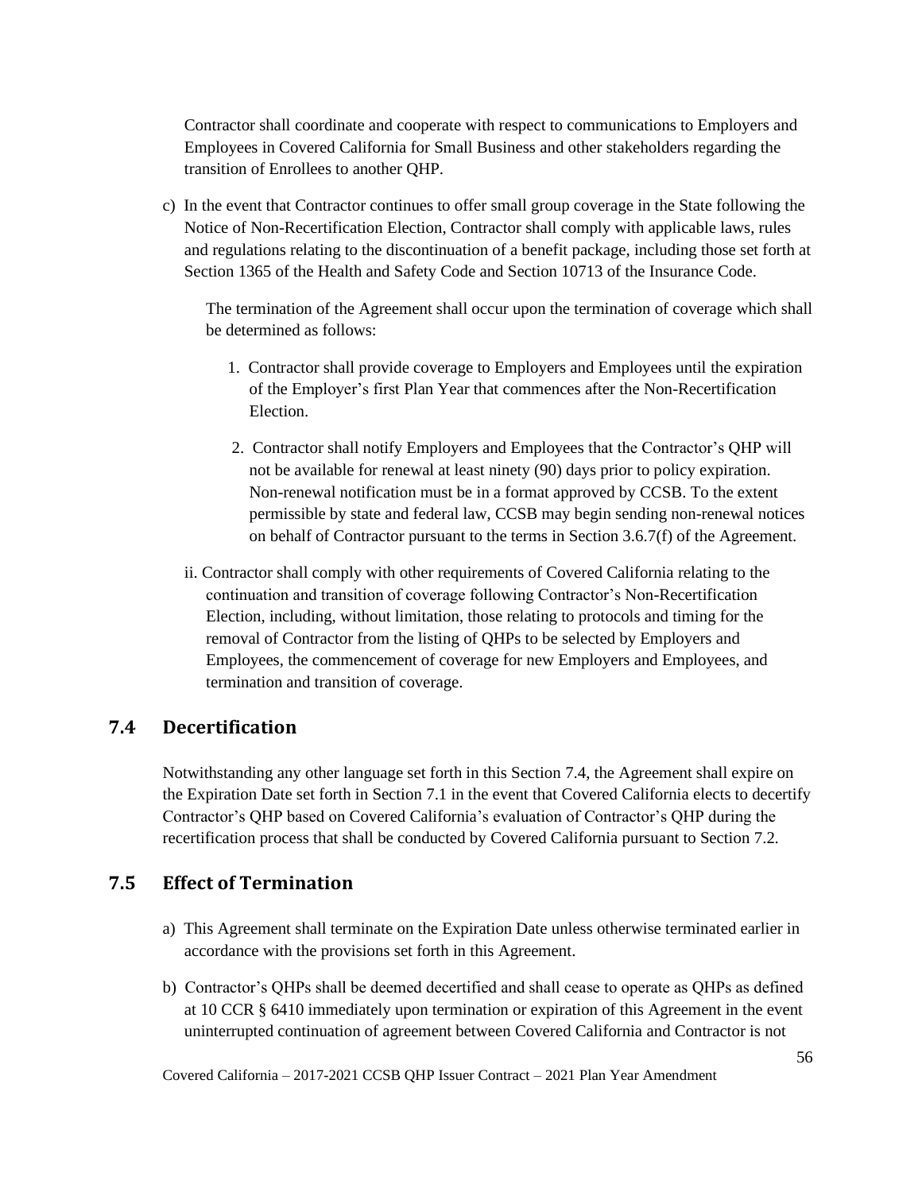Contractor shall coordinate and cooperate with respect to communications to Employers and Employees in Covered California for Small Business and other stakeholders regarding the transition of Enrollees to another QHP.

c) In the event that Contractor continues to offer small group coverage in the State following the Notice of Non-Recertification Election, Contractor shall comply with applicable laws, rules and regulations relating to the discontinuation of a benefit package, including those set forth at Section 1365 of the Health and Safety Code and Section 10713 of the Insurance Code.

   The termination of the Agreement shall occur upon the termination of coverage which shall be determined as follows:

   1. Contractor shall provide coverage to Employers and Employees until the expiration of the Employer's first Plan Year that commences after the Non-Recertification Election.

   2. Contractor shall notify Employers and Employees that the Contractor's QHP will not be available for renewal at least ninety (90) days prior to policy expiration. Non-renewal notification must be in a format approved by CCSB. To the extent permissible by state and federal law, CCSB may begin sending non-renewal notices on behalf of Contractor pursuant to the terms in Section 3.6.7(f) of the Agreement.

   ii. Contractor shall comply with other requirements of Covered California relating to the continuation and transition of coverage following Contractor's Non-Recertification Election, including, without limitation, those relating to protocols and timing for the removal of Contractor from the listing of QHPs to be selected by Employers and Employees, the commencement of coverage for new Employers and Employees, and termination and transition of coverage.

## 7.4 Decertification

Notwithstanding any other language set forth in this Section 7.4, the Agreement shall expire on the Expiration Date set forth in Section 7.1 in the event that Covered California elects to decertify Contractor's QHP based on Covered California's evaluation of Contractor's QHP during the recertification process that shall be conducted by Covered California pursuant to Section 7.2.

## 7.5 Effect of Termination

a) This Agreement shall terminate on the Expiration Date unless otherwise terminated earlier in accordance with the provisions set forth in this Agreement.

b) Contractor's QHPs shall be deemed decertified and shall cease to operate as QHPs as defined at 10 CCR § 6410 immediately upon termination or expiration of this Agreement in the event uninterrupted continuation of agreement between Covered California and Contractor is not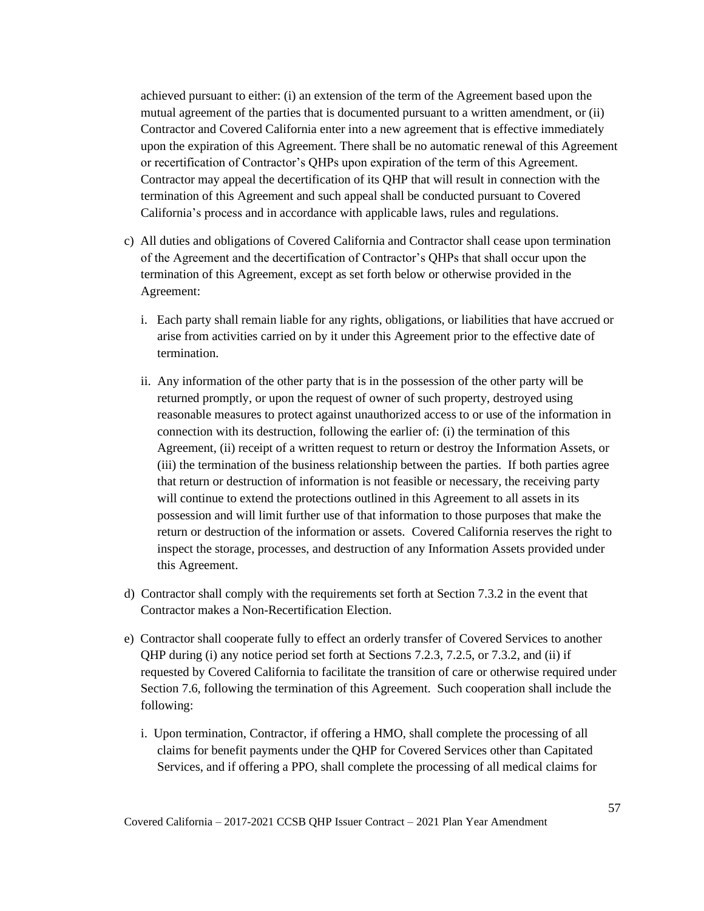achieved pursuant to either: (i) an extension of the term of the Agreement based upon the mutual agreement of the parties that is documented pursuant to a written amendment, or (ii) Contractor and Covered California enter into a new agreement that is effective immediately upon the expiration of this Agreement. There shall be no automatic renewal of this Agreement or recertification of Contractor's QHPs upon expiration of the term of this Agreement. Contractor may appeal the decertification of its QHP that will result in connection with the termination of this Agreement and such appeal shall be conducted pursuant to Covered California's process and in accordance with applicable laws, rules and regulations.

c) All duties and obligations of Covered California and Contractor shall cease upon termination of the Agreement and the decertification of Contractor's QHPs that shall occur upon the termination of this Agreement, except as set forth below or otherwise provided in the Agreement:

   i. Each party shall remain liable for any rights, obligations, or liabilities that have accrued or arise from activities carried on by it under this Agreement prior to the effective date of termination.

   ii. Any information of the other party that is in the possession of the other party will be returned promptly, or upon the request of owner of such property, destroyed using reasonable measures to protect against unauthorized access to or use of the information in connection with its destruction, following the earlier of: (i) the termination of this Agreement, (ii) receipt of a written request to return or destroy the Information Assets, or (iii) the termination of the business relationship between the parties. If both parties agree that return or destruction of information is not feasible or necessary, the receiving party will continue to extend the protections outlined in this Agreement to all assets in its possession and will limit further use of that information to those purposes that make the return or destruction of the information or assets. Covered California reserves the right to inspect the storage, processes, and destruction of any Information Assets provided under this Agreement.

d) Contractor shall comply with the requirements set forth at Section 7.3.2 in the event that Contractor makes a Non-Recertification Election.

e) Contractor shall cooperate fully to effect an orderly transfer of Covered Services to another QHP during (i) any notice period set forth at Sections 7.2.3, 7.2.5, or 7.3.2, and (ii) if requested by Covered California to facilitate the transition of care or otherwise required under Section 7.6, following the termination of this Agreement. Such cooperation shall include the following:

   i. Upon termination, Contractor, if offering a HMO, shall complete the processing of all claims for benefit payments under the QHP for Covered Services other than Capitated Services, and if offering a PPO, shall complete the processing of all medical claims for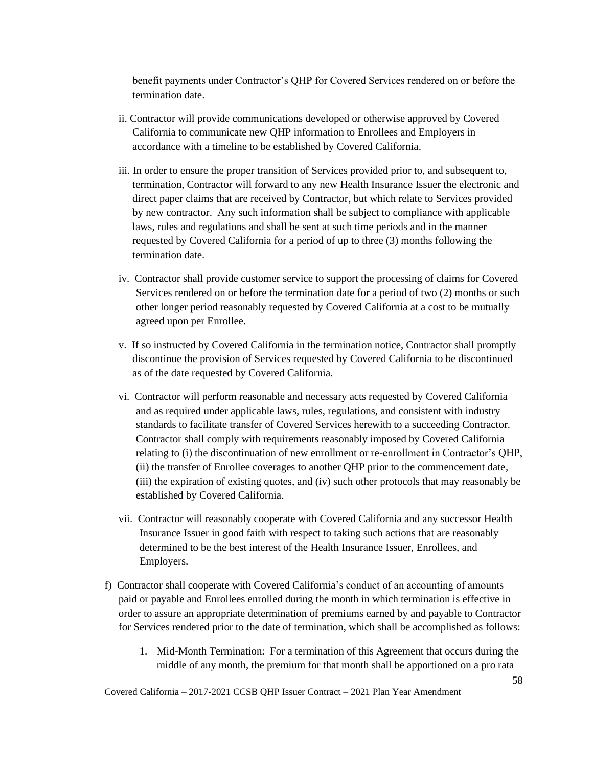benefit payments under Contractor's QHP for Covered Services rendered on or before the termination date.

ii. Contractor will provide communications developed or otherwise approved by Covered California to communicate new QHP information to Enrollees and Employers in accordance with a timeline to be established by Covered California.

iii. In order to ensure the proper transition of Services provided prior to, and subsequent to, termination, Contractor will forward to any new Health Insurance Issuer the electronic and direct paper claims that are received by Contractor, but which relate to Services provided by new contractor. Any such information shall be subject to compliance with applicable laws, rules and regulations and shall be sent at such time periods and in the manner requested by Covered California for a period of up to three (3) months following the termination date.

iv. Contractor shall provide customer service to support the processing of claims for Covered Services rendered on or before the termination date for a period of two (2) months or such other longer period reasonably requested by Covered California at a cost to be mutually agreed upon per Enrollee.

v. If so instructed by Covered California in the termination notice, Contractor shall promptly discontinue the provision of Services requested by Covered California to be discontinued as of the date requested by Covered California.

vi. Contractor will perform reasonable and necessary acts requested by Covered California and as required under applicable laws, rules, regulations, and consistent with industry standards to facilitate transfer of Covered Services herewith to a succeeding Contractor. Contractor shall comply with requirements reasonably imposed by Covered California relating to (i) the discontinuation of new enrollment or re-enrollment in Contractor's QHP, (ii) the transfer of Enrollee coverages to another QHP prior to the commencement date, (iii) the expiration of existing quotes, and (iv) such other protocols that may reasonably be established by Covered California.

vii. Contractor will reasonably cooperate with Covered California and any successor Health Insurance Issuer in good faith with respect to taking such actions that are reasonably determined to be the best interest of the Health Insurance Issuer, Enrollees, and Employers.

f) Contractor shall cooperate with Covered California's conduct of an accounting of amounts paid or payable and Enrollees enrolled during the month in which termination is effective in order to assure an appropriate determination of premiums earned by and payable to Contractor for Services rendered prior to the date of termination, which shall be accomplished as follows:

1. Mid-Month Termination: For a termination of this Agreement that occurs during the middle of any month, the premium for that month shall be apportioned on a pro rata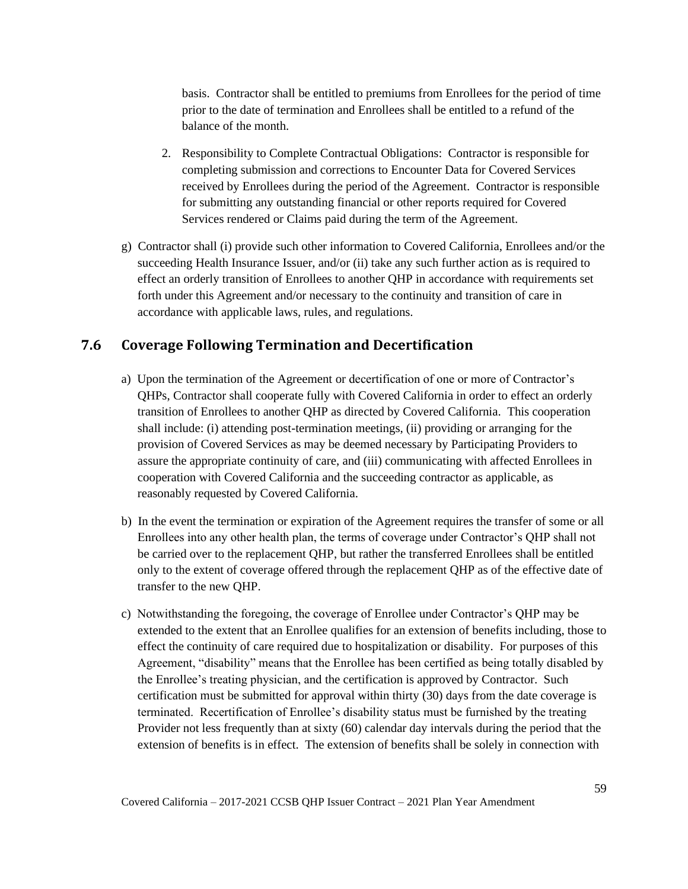basis. Contractor shall be entitled to premiums from Enrollees for the period of time prior to the date of termination and Enrollees shall be entitled to a refund of the balance of the month.

2. Responsibility to Complete Contractual Obligations: Contractor is responsible for completing submission and corrections to Encounter Data for Covered Services received by Enrollees during the period of the Agreement. Contractor is responsible for submitting any outstanding financial or other reports required for Covered Services rendered or Claims paid during the term of the Agreement.

g) Contractor shall (i) provide such other information to Covered California, Enrollees and/or the succeeding Health Insurance Issuer, and/or (ii) take any such further action as is required to effect an orderly transition of Enrollees to another QHP in accordance with requirements set forth under this Agreement and/or necessary to the continuity and transition of care in accordance with applicable laws, rules, and regulations.

## 7.6 Coverage Following Termination and Decertification

a) Upon the termination of the Agreement or decertification of one or more of Contractor's QHPs, Contractor shall cooperate fully with Covered California in order to effect an orderly transition of Enrollees to another QHP as directed by Covered California. This cooperation shall include: (i) attending post-termination meetings, (ii) providing or arranging for the provision of Covered Services as may be deemed necessary by Participating Providers to assure the appropriate continuity of care, and (iii) communicating with affected Enrollees in cooperation with Covered California and the succeeding contractor as applicable, as reasonably requested by Covered California.

b) In the event the termination or expiration of the Agreement requires the transfer of some or all Enrollees into any other health plan, the terms of coverage under Contractor's QHP shall not be carried over to the replacement QHP, but rather the transferred Enrollees shall be entitled only to the extent of coverage offered through the replacement QHP as of the effective date of transfer to the new QHP.

c) Notwithstanding the foregoing, the coverage of Enrollee under Contractor's QHP may be extended to the extent that an Enrollee qualifies for an extension of benefits including, those to effect the continuity of care required due to hospitalization or disability. For purposes of this Agreement, "disability" means that the Enrollee has been certified as being totally disabled by the Enrollee's treating physician, and the certification is approved by Contractor. Such certification must be submitted for approval within thirty (30) days from the date coverage is terminated. Recertification of Enrollee's disability status must be furnished by the treating Provider not less frequently than at sixty (60) calendar day intervals during the period that the extension of benefits is in effect. The extension of benefits shall be solely in connection with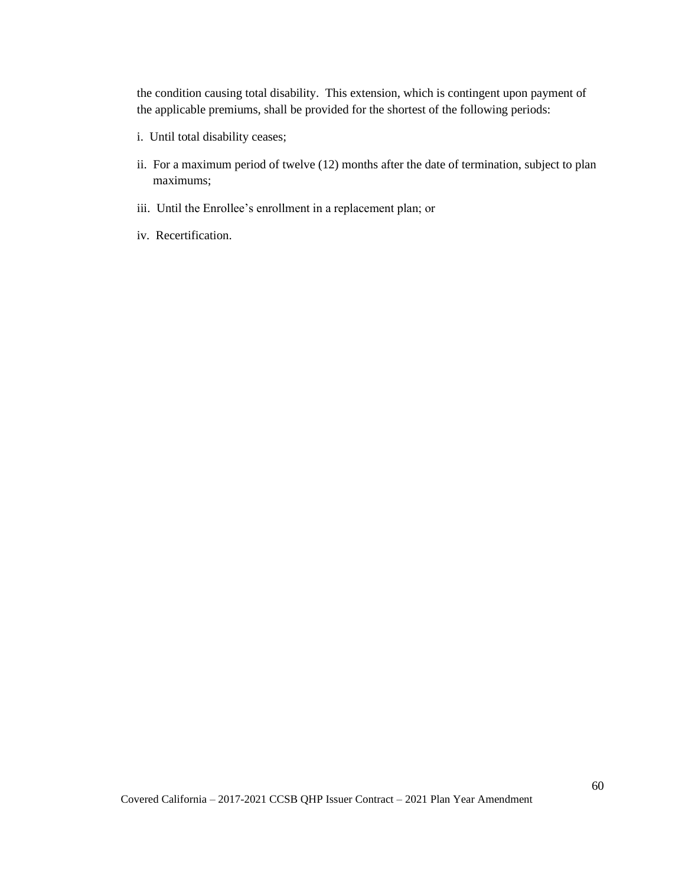the condition causing total disability. This extension, which is contingent upon payment of the applicable premiums, shall be provided for the shortest of the following periods:

i. Until total disability ceases;

ii. For a maximum period of twelve (12) months after the date of termination, subject to plan maximums;

iii. Until the Enrollee's enrollment in a replacement plan; or

iv. Recertification.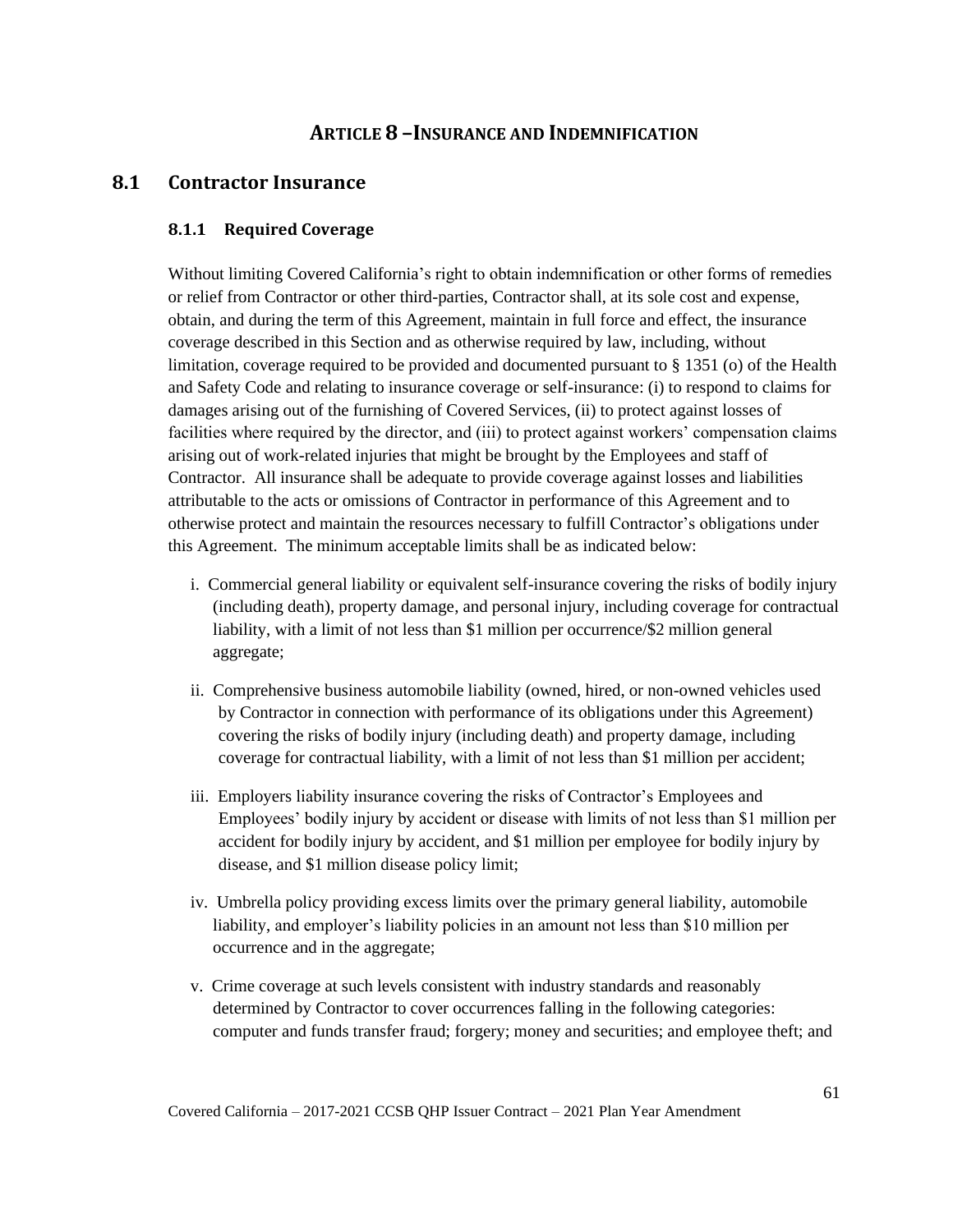# ARTICLE 8 – INSURANCE AND INDEMNIFICATION

## 8.1 Contractor Insurance

### 8.1.1 Required Coverage

Without limiting Covered California's right to obtain indemnification or other forms of remedies or relief from Contractor or other third-parties, Contractor shall, at its sole cost and expense, obtain, and during the term of this Agreement, maintain in full force and effect, the insurance coverage described in this Section and as otherwise required by law, including, without limitation, coverage required to be provided and documented pursuant to § 1351 (o) of the Health and Safety Code and relating to insurance coverage or self-insurance: (i) to respond to claims for damages arising out of the furnishing of Covered Services, (ii) to protect against losses of facilities where required by the director, and (iii) to protect against workers' compensation claims arising out of work-related injuries that might be brought by the Employees and staff of Contractor. All insurance shall be adequate to provide coverage against losses and liabilities attributable to the acts or omissions of Contractor in performance of this Agreement and to otherwise protect and maintain the resources necessary to fulfill Contractor's obligations under this Agreement. The minimum acceptable limits shall be as indicated below:

i. Commercial general liability or equivalent self-insurance covering the risks of bodily injury (including death), property damage, and personal injury, including coverage for contractual liability, with a limit of not less than $1 million per occurrence/$2 million general aggregate;

ii. Comprehensive business automobile liability (owned, hired, or non-owned vehicles used by Contractor in connection with performance of its obligations under this Agreement) covering the risks of bodily injury (including death) and property damage, including coverage for contractual liability, with a limit of not less than $1 million per accident;

iii. Employers liability insurance covering the risks of Contractor's Employees and Employees' bodily injury by accident or disease with limits of not less than $1 million per accident for bodily injury by accident, and $1 million per employee for bodily injury by disease, and $1 million disease policy limit;

iv. Umbrella policy providing excess limits over the primary general liability, automobile liability, and employer's liability policies in an amount not less than $10 million per occurrence and in the aggregate;

v. Crime coverage at such levels consistent with industry standards and reasonably determined by Contractor to cover occurrences falling in the following categories: computer and funds transfer fraud; forgery; money and securities; and employee theft; and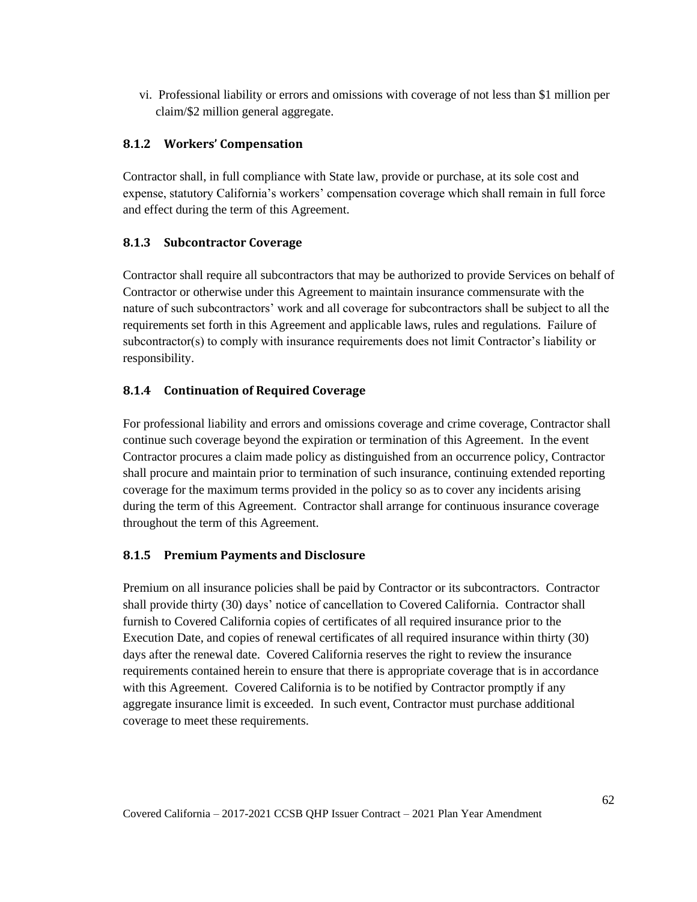vi. Professional liability or errors and omissions with coverage of not less than $1 million per claim/$2 million general aggregate.

### 8.1.2 Workers' Compensation

Contractor shall, in full compliance with State law, provide or purchase, at its sole cost and expense, statutory California's workers' compensation coverage which shall remain in full force and effect during the term of this Agreement.

### 8.1.3 Subcontractor Coverage

Contractor shall require all subcontractors that may be authorized to provide Services on behalf of Contractor or otherwise under this Agreement to maintain insurance commensurate with the nature of such subcontractors' work and all coverage for subcontractors shall be subject to all the requirements set forth in this Agreement and applicable laws, rules and regulations. Failure of subcontractor(s) to comply with insurance requirements does not limit Contractor's liability or responsibility.

### 8.1.4 Continuation of Required Coverage

For professional liability and errors and omissions coverage and crime coverage, Contractor shall continue such coverage beyond the expiration or termination of this Agreement. In the event Contractor procures a claim made policy as distinguished from an occurrence policy, Contractor shall procure and maintain prior to termination of such insurance, continuing extended reporting coverage for the maximum terms provided in the policy so as to cover any incidents arising during the term of this Agreement. Contractor shall arrange for continuous insurance coverage throughout the term of this Agreement.

### 8.1.5 Premium Payments and Disclosure

Premium on all insurance policies shall be paid by Contractor or its subcontractors. Contractor shall provide thirty (30) days' notice of cancellation to Covered California. Contractor shall furnish to Covered California copies of certificates of all required insurance prior to the Execution Date, and copies of renewal certificates of all required insurance within thirty (30) days after the renewal date. Covered California reserves the right to review the insurance requirements contained herein to ensure that there is appropriate coverage that is in accordance with this Agreement. Covered California is to be notified by Contractor promptly if any aggregate insurance limit is exceeded. In such event, Contractor must purchase additional coverage to meet these requirements.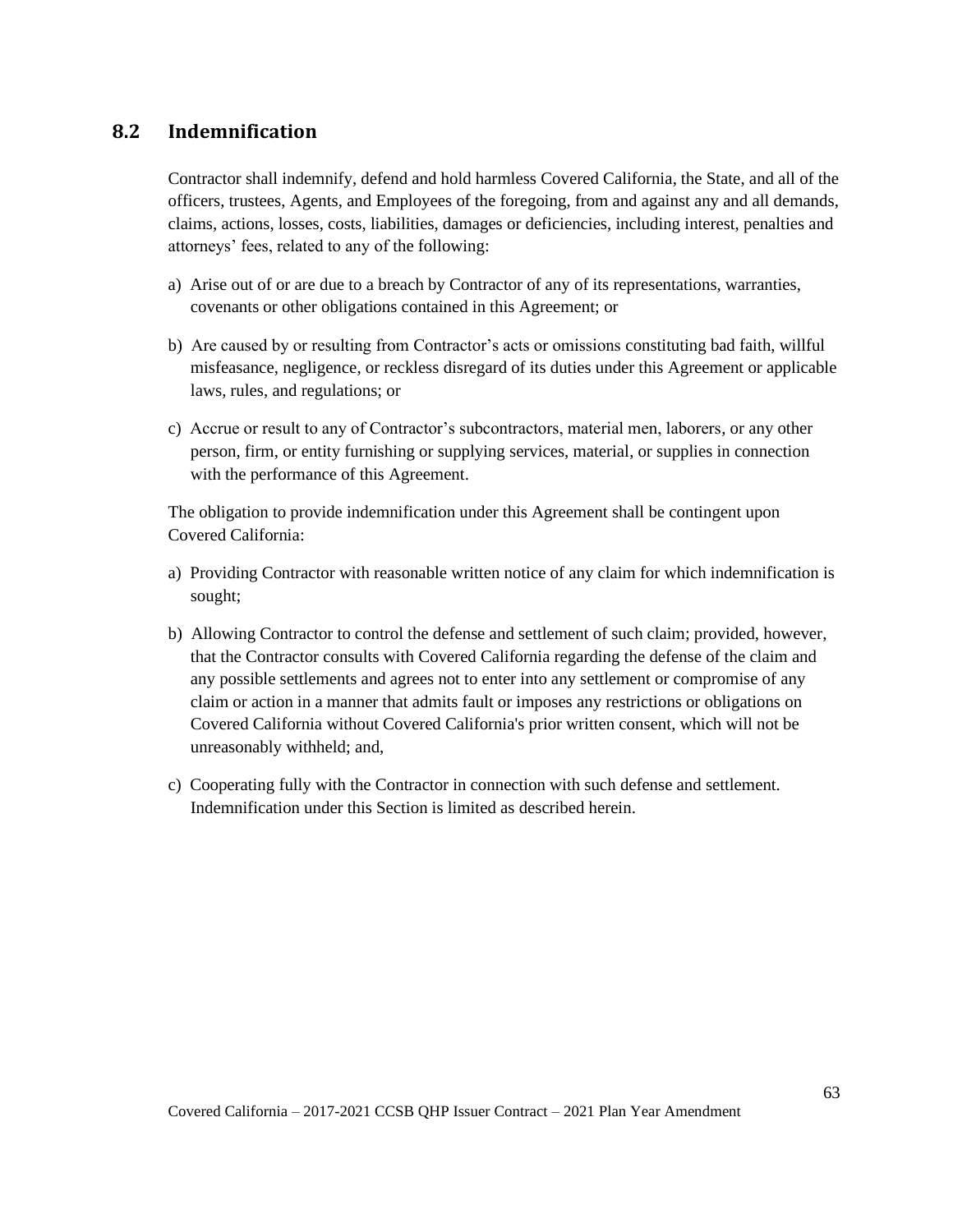## 8.2 Indemnification

Contractor shall indemnify, defend and hold harmless Covered California, the State, and all of the officers, trustees, Agents, and Employees of the foregoing, from and against any and all demands, claims, actions, losses, costs, liabilities, damages or deficiencies, including interest, penalties and attorneys' fees, related to any of the following:

a) Arise out of or are due to a breach by Contractor of any of its representations, warranties, covenants or other obligations contained in this Agreement; or

b) Are caused by or resulting from Contractor's acts or omissions constituting bad faith, willful misfeasance, negligence, or reckless disregard of its duties under this Agreement or applicable laws, rules, and regulations; or

c) Accrue or result to any of Contractor's subcontractors, material men, laborers, or any other person, firm, or entity furnishing or supplying services, material, or supplies in connection with the performance of this Agreement.

The obligation to provide indemnification under this Agreement shall be contingent upon Covered California:

a) Providing Contractor with reasonable written notice of any claim for which indemnification is sought;

b) Allowing Contractor to control the defense and settlement of such claim; provided, however, that the Contractor consults with Covered California regarding the defense of the claim and any possible settlements and agrees not to enter into any settlement or compromise of any claim or action in a manner that admits fault or imposes any restrictions or obligations on Covered California without Covered California's prior written consent, which will not be unreasonably withheld; and,

c) Cooperating fully with the Contractor in connection with such defense and settlement. Indemnification under this Section is limited as described herein.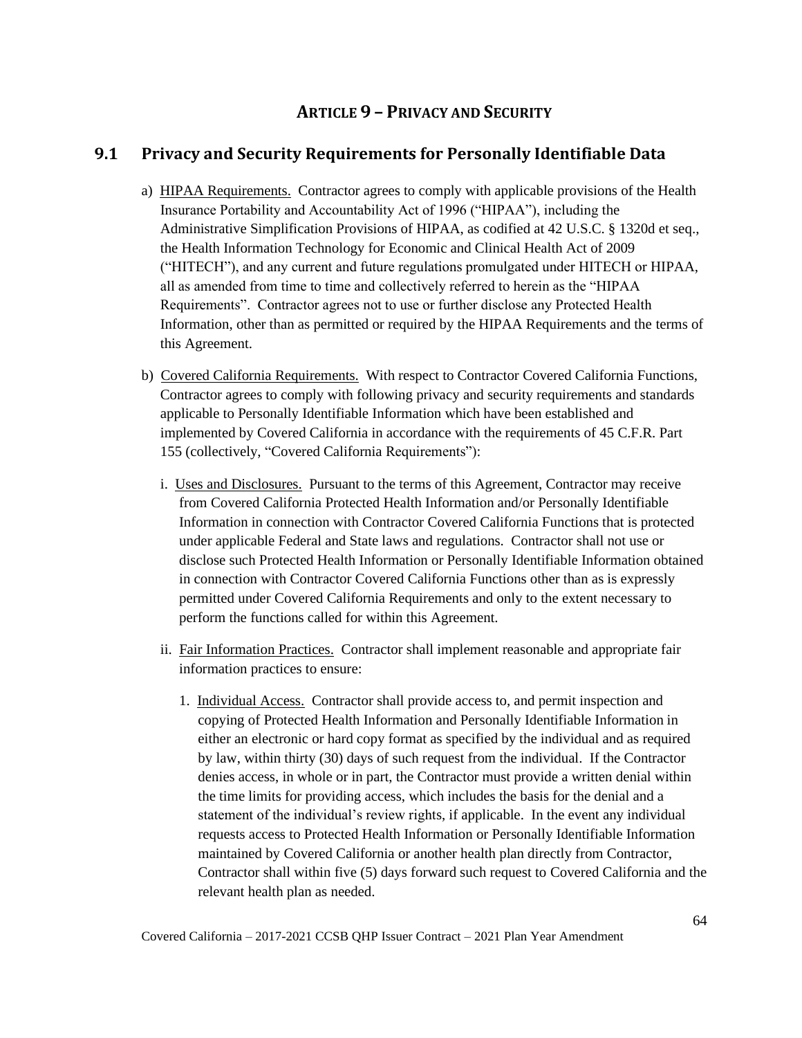# ARTICLE 9 – PRIVACY AND SECURITY

## 9.1 Privacy and Security Requirements for Personally Identifiable Data

a) HIPAA Requirements. Contractor agrees to comply with applicable provisions of the Health Insurance Portability and Accountability Act of 1996 ("HIPAA"), including the Administrative Simplification Provisions of HIPAA, as codified at 42 U.S.C. § 1320d et seq., the Health Information Technology for Economic and Clinical Health Act of 2009 ("HITECH"), and any current and future regulations promulgated under HITECH or HIPAA, all as amended from time to time and collectively referred to herein as the "HIPAA Requirements". Contractor agrees not to use or further disclose any Protected Health Information, other than as permitted or required by the HIPAA Requirements and the terms of this Agreement.

b) Covered California Requirements. With respect to Contractor Covered California Functions, Contractor agrees to comply with following privacy and security requirements and standards applicable to Personally Identifiable Information which have been established and implemented by Covered California in accordance with the requirements of 45 C.F.R. Part 155 (collectively, "Covered California Requirements"):

   i. Uses and Disclosures. Pursuant to the terms of this Agreement, Contractor may receive from Covered California Protected Health Information and/or Personally Identifiable Information in connection with Contractor Covered California Functions that is protected under applicable Federal and State laws and regulations. Contractor shall not use or disclose such Protected Health Information or Personally Identifiable Information obtained in connection with Contractor Covered California Functions other than as is expressly permitted under Covered California Requirements and only to the extent necessary to perform the functions called for within this Agreement.

   ii. Fair Information Practices. Contractor shall implement reasonable and appropriate fair information practices to ensure:

      1. Individual Access. Contractor shall provide access to, and permit inspection and copying of Protected Health Information and Personally Identifiable Information in either an electronic or hard copy format as specified by the individual and as required by law, within thirty (30) days of such request from the individual. If the Contractor denies access, in whole or in part, the Contractor must provide a written denial within the time limits for providing access, which includes the basis for the denial and a statement of the individual's review rights, if applicable. In the event any individual requests access to Protected Health Information or Personally Identifiable Information maintained by Covered California or another health plan directly from Contractor, Contractor shall within five (5) days forward such request to Covered California and the relevant health plan as needed.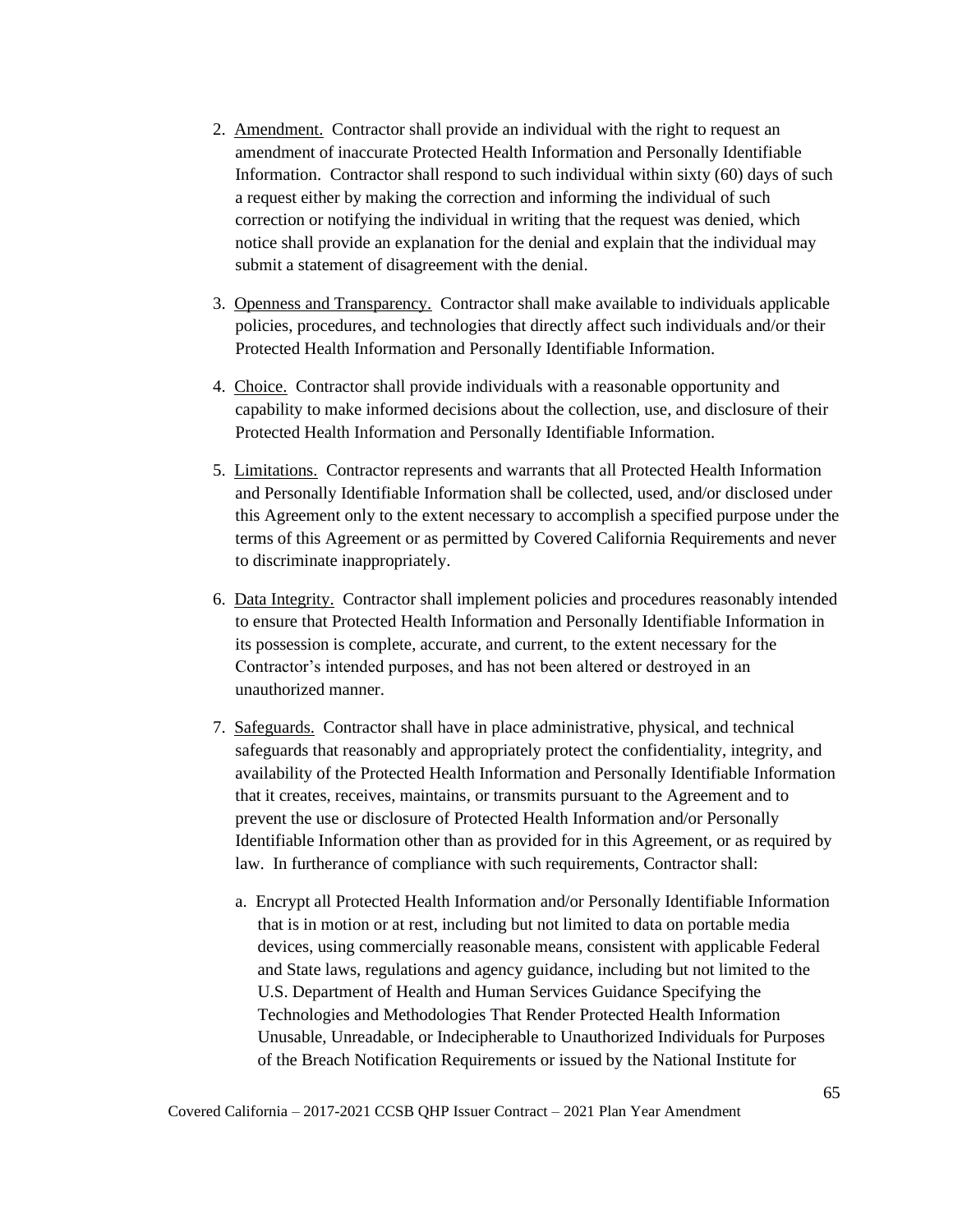2. Amendment. Contractor shall provide an individual with the right to request an amendment of inaccurate Protected Health Information and Personally Identifiable Information. Contractor shall respond to such individual within sixty (60) days of such a request either by making the correction and informing the individual of such correction or notifying the individual in writing that the request was denied, which notice shall provide an explanation for the denial and explain that the individual may submit a statement of disagreement with the denial.

3. Openness and Transparency. Contractor shall make available to individuals applicable policies, procedures, and technologies that directly affect such individuals and/or their Protected Health Information and Personally Identifiable Information.

4. Choice. Contractor shall provide individuals with a reasonable opportunity and capability to make informed decisions about the collection, use, and disclosure of their Protected Health Information and Personally Identifiable Information.

5. Limitations. Contractor represents and warrants that all Protected Health Information and Personally Identifiable Information shall be collected, used, and/or disclosed under this Agreement only to the extent necessary to accomplish a specified purpose under the terms of this Agreement or as permitted by Covered California Requirements and never to discriminate inappropriately.

6. Data Integrity. Contractor shall implement policies and procedures reasonably intended to ensure that Protected Health Information and Personally Identifiable Information in its possession is complete, accurate, and current, to the extent necessary for the Contractor's intended purposes, and has not been altered or destroyed in an unauthorized manner.

7. Safeguards. Contractor shall have in place administrative, physical, and technical safeguards that reasonably and appropriately protect the confidentiality, integrity, and availability of the Protected Health Information and Personally Identifiable Information that it creates, receives, maintains, or transmits pursuant to the Agreement and to prevent the use or disclosure of Protected Health Information and/or Personally Identifiable Information other than as provided for in this Agreement, or as required by law. In furtherance of compliance with such requirements, Contractor shall:

   a. Encrypt all Protected Health Information and/or Personally Identifiable Information that is in motion or at rest, including but not limited to data on portable media devices, using commercially reasonable means, consistent with applicable Federal and State laws, regulations and agency guidance, including but not limited to the U.S. Department of Health and Human Services Guidance Specifying the Technologies and Methodologies That Render Protected Health Information Unusable, Unreadable, or Indecipherable to Unauthorized Individuals for Purposes of the Breach Notification Requirements or issued by the National Institute for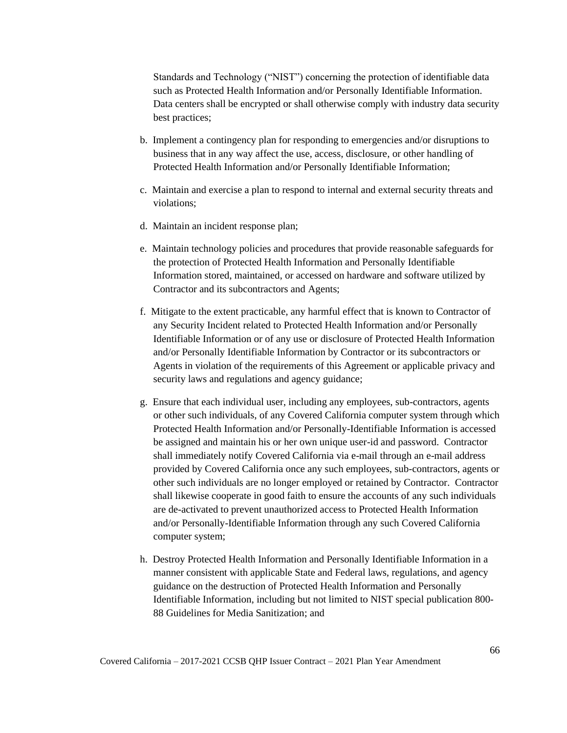Standards and Technology ("NIST") concerning the protection of identifiable data such as Protected Health Information and/or Personally Identifiable Information. Data centers shall be encrypted or shall otherwise comply with industry data security best practices;

b. Implement a contingency plan for responding to emergencies and/or disruptions to business that in any way affect the use, access, disclosure, or other handling of Protected Health Information and/or Personally Identifiable Information;

c. Maintain and exercise a plan to respond to internal and external security threats and violations;

d. Maintain an incident response plan;

e. Maintain technology policies and procedures that provide reasonable safeguards for the protection of Protected Health Information and Personally Identifiable Information stored, maintained, or accessed on hardware and software utilized by Contractor and its subcontractors and Agents;

f. Mitigate to the extent practicable, any harmful effect that is known to Contractor of any Security Incident related to Protected Health Information and/or Personally Identifiable Information or of any use or disclosure of Protected Health Information and/or Personally Identifiable Information by Contractor or its subcontractors or Agents in violation of the requirements of this Agreement or applicable privacy and security laws and regulations and agency guidance;

g. Ensure that each individual user, including any employees, sub-contractors, agents or other such individuals, of any Covered California computer system through which Protected Health Information and/or Personally-Identifiable Information is accessed be assigned and maintain his or her own unique user-id and password. Contractor shall immediately notify Covered California via e-mail through an e-mail address provided by Covered California once any such employees, sub-contractors, agents or other such individuals are no longer employed or retained by Contractor. Contractor shall likewise cooperate in good faith to ensure the accounts of any such individuals are de-activated to prevent unauthorized access to Protected Health Information and/or Personally-Identifiable Information through any such Covered California computer system;

h. Destroy Protected Health Information and Personally Identifiable Information in a manner consistent with applicable State and Federal laws, regulations, and agency guidance on the destruction of Protected Health Information and Personally Identifiable Information, including but not limited to NIST special publication 800-88 Guidelines for Media Sanitization; and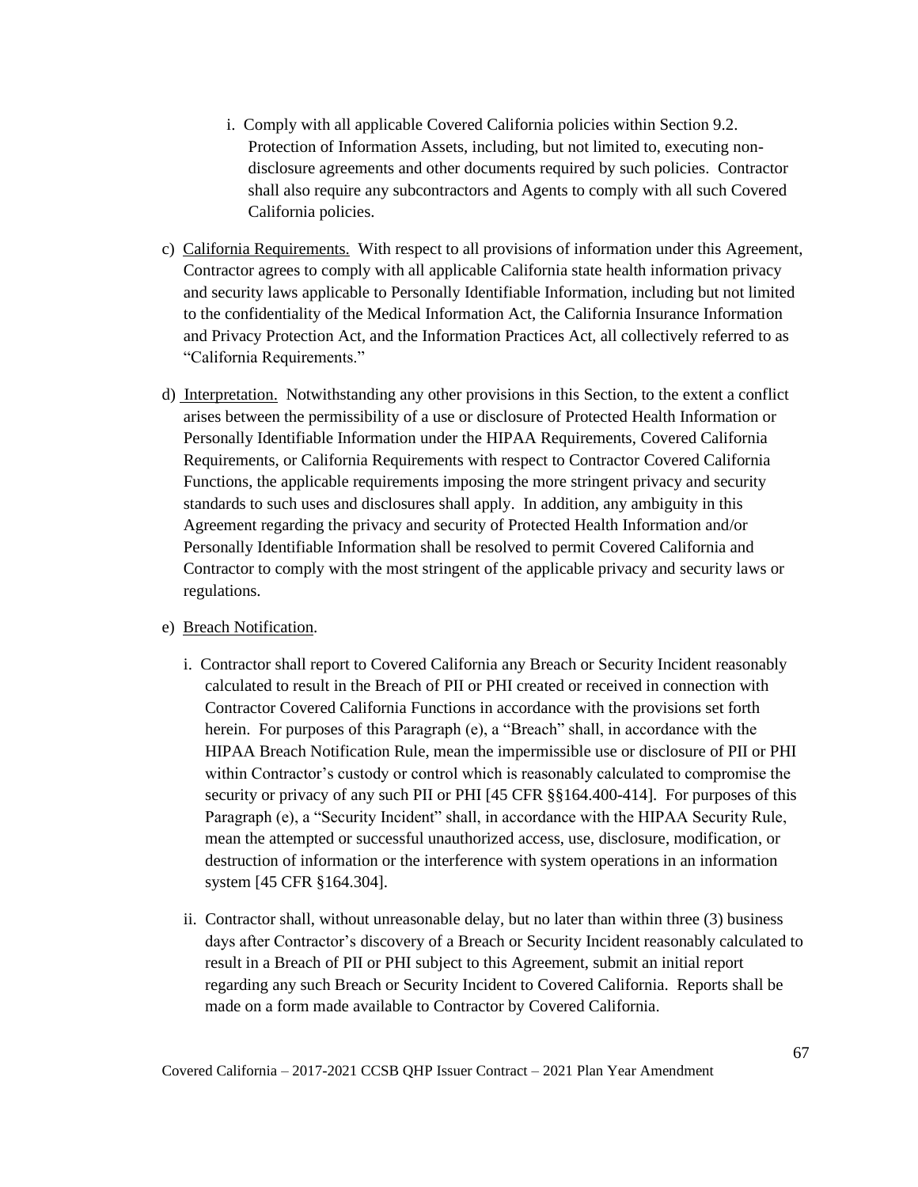i. Comply with all applicable Covered California policies within Section 9.2. Protection of Information Assets, including, but not limited to, executing non-disclosure agreements and other documents required by such policies. Contractor shall also require any subcontractors and Agents to comply with all such Covered California policies.

c) <u>California Requirements.</u> With respect to all provisions of information under this Agreement, Contractor agrees to comply with all applicable California state health information privacy and security laws applicable to Personally Identifiable Information, including but not limited to the confidentiality of the Medical Information Act, the California Insurance Information and Privacy Protection Act, and the Information Practices Act, all collectively referred to as "California Requirements."

d) <u>Interpretation.</u> Notwithstanding any other provisions in this Section, to the extent a conflict arises between the permissibility of a use or disclosure of Protected Health Information or Personally Identifiable Information under the HIPAA Requirements, Covered California Requirements, or California Requirements with respect to Contractor Covered California Functions, the applicable requirements imposing the more stringent privacy and security standards to such uses and disclosures shall apply. In addition, any ambiguity in this Agreement regarding the privacy and security of Protected Health Information and/or Personally Identifiable Information shall be resolved to permit Covered California and Contractor to comply with the most stringent of the applicable privacy and security laws or regulations.

e) <u>Breach Notification</u>.

i. Contractor shall report to Covered California any Breach or Security Incident reasonably calculated to result in the Breach of PII or PHI created or received in connection with Contractor Covered California Functions in accordance with the provisions set forth herein. For purposes of this Paragraph (e), a "Breach" shall, in accordance with the HIPAA Breach Notification Rule, mean the impermissible use or disclosure of PII or PHI within Contractor's custody or control which is reasonably calculated to compromise the security or privacy of any such PII or PHI [45 CFR §§164.400-414]. For purposes of this Paragraph (e), a "Security Incident" shall, in accordance with the HIPAA Security Rule, mean the attempted or successful unauthorized access, use, disclosure, modification, or destruction of information or the interference with system operations in an information system [45 CFR §164.304].

ii. Contractor shall, without unreasonable delay, but no later than within three (3) business days after Contractor's discovery of a Breach or Security Incident reasonably calculated to result in a Breach of PII or PHI subject to this Agreement, submit an initial report regarding any such Breach or Security Incident to Covered California. Reports shall be made on a form made available to Contractor by Covered California.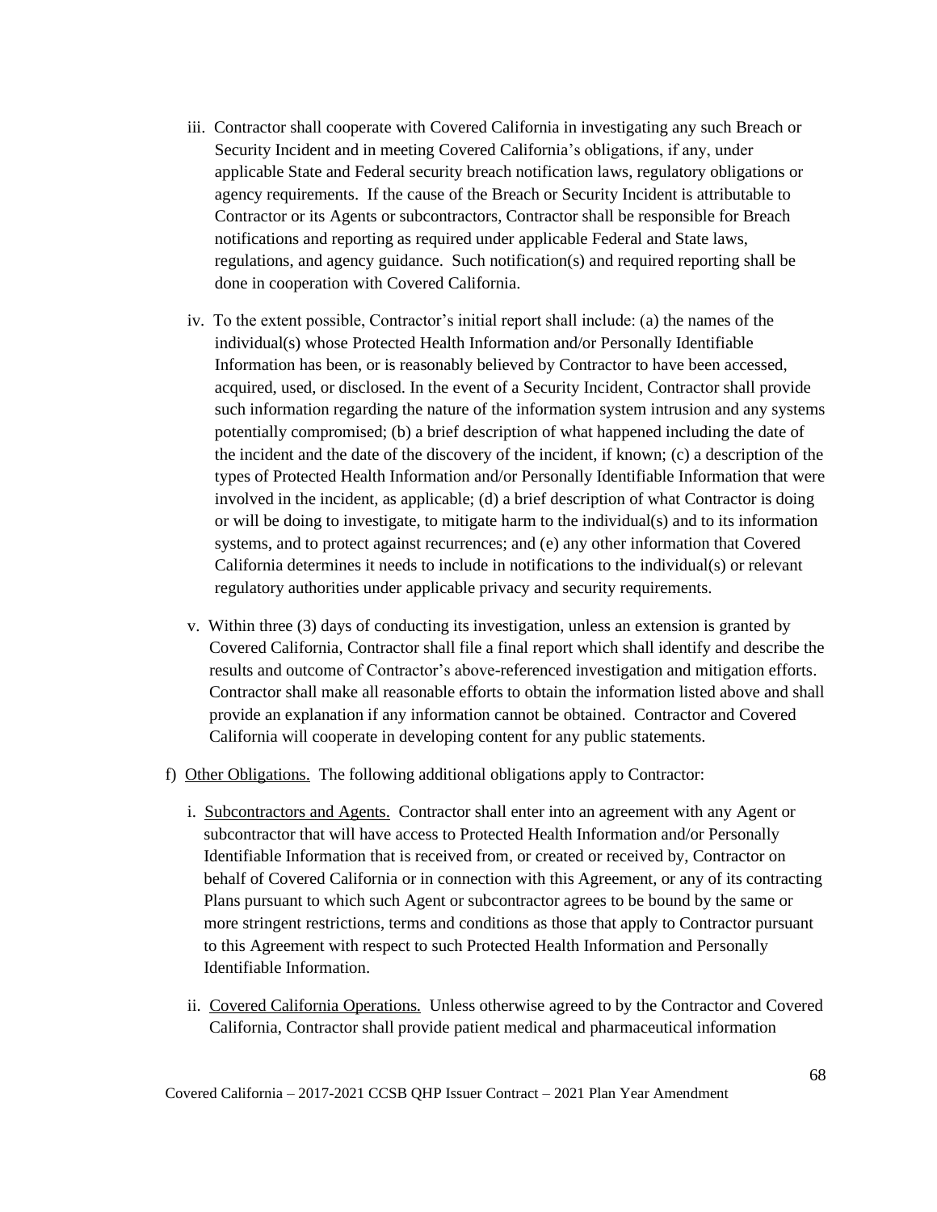iii. Contractor shall cooperate with Covered California in investigating any such Breach or Security Incident and in meeting Covered California's obligations, if any, under applicable State and Federal security breach notification laws, regulatory obligations or agency requirements. If the cause of the Breach or Security Incident is attributable to Contractor or its Agents or subcontractors, Contractor shall be responsible for Breach notifications and reporting as required under applicable Federal and State laws, regulations, and agency guidance. Such notification(s) and required reporting shall be done in cooperation with Covered California.

iv. To the extent possible, Contractor's initial report shall include: (a) the names of the individual(s) whose Protected Health Information and/or Personally Identifiable Information has been, or is reasonably believed by Contractor to have been accessed, acquired, used, or disclosed. In the event of a Security Incident, Contractor shall provide such information regarding the nature of the information system intrusion and any systems potentially compromised; (b) a brief description of what happened including the date of the incident and the date of the discovery of the incident, if known; (c) a description of the types of Protected Health Information and/or Personally Identifiable Information that were involved in the incident, as applicable; (d) a brief description of what Contractor is doing or will be doing to investigate, to mitigate harm to the individual(s) and to its information systems, and to protect against recurrences; and (e) any other information that Covered California determines it needs to include in notifications to the individual(s) or relevant regulatory authorities under applicable privacy and security requirements.

v. Within three (3) days of conducting its investigation, unless an extension is granted by Covered California, Contractor shall file a final report which shall identify and describe the results and outcome of Contractor's above-referenced investigation and mitigation efforts. Contractor shall make all reasonable efforts to obtain the information listed above and shall provide an explanation if any information cannot be obtained. Contractor and Covered California will cooperate in developing content for any public statements.

f) Other Obligations. The following additional obligations apply to Contractor:

i. Subcontractors and Agents. Contractor shall enter into an agreement with any Agent or subcontractor that will have access to Protected Health Information and/or Personally Identifiable Information that is received from, or created or received by, Contractor on behalf of Covered California or in connection with this Agreement, or any of its contracting Plans pursuant to which such Agent or subcontractor agrees to be bound by the same or more stringent restrictions, terms and conditions as those that apply to Contractor pursuant to this Agreement with respect to such Protected Health Information and Personally Identifiable Information.

ii. Covered California Operations. Unless otherwise agreed to by the Contractor and Covered California, Contractor shall provide patient medical and pharmaceutical information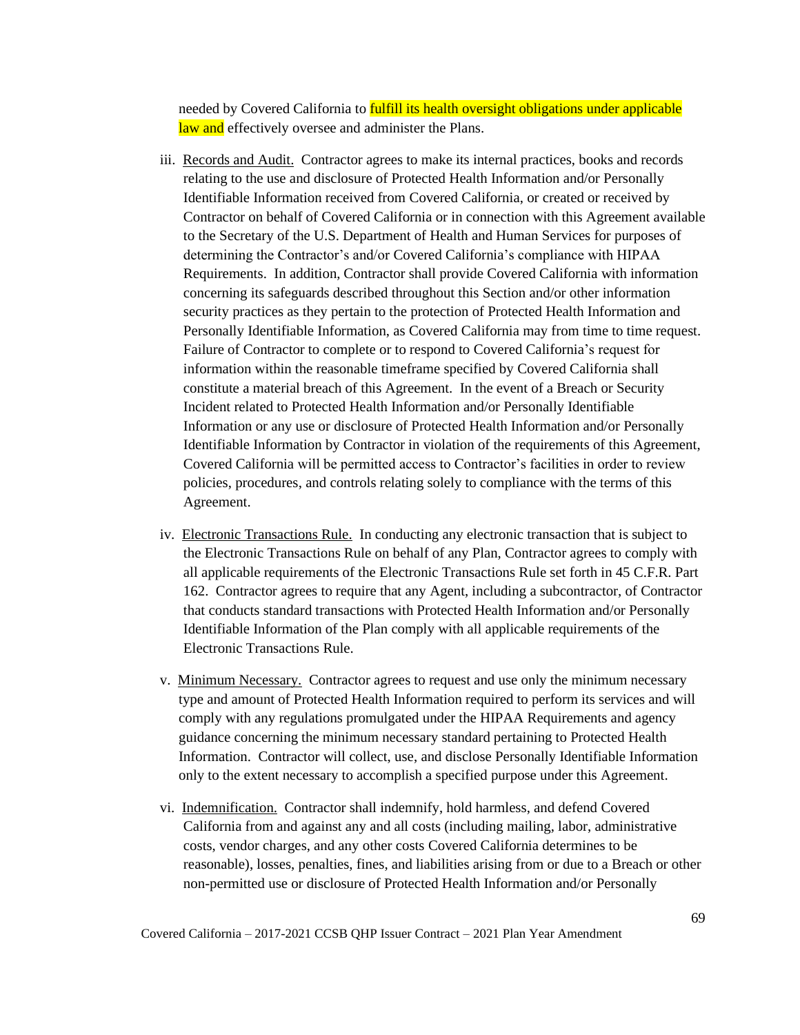needed by Covered California to fulfill its health oversight obligations under applicable law and effectively oversee and administer the Plans.

iii. Records and Audit. Contractor agrees to make its internal practices, books and records relating to the use and disclosure of Protected Health Information and/or Personally Identifiable Information received from Covered California, or created or received by Contractor on behalf of Covered California or in connection with this Agreement available to the Secretary of the U.S. Department of Health and Human Services for purposes of determining the Contractor's and/or Covered California's compliance with HIPAA Requirements. In addition, Contractor shall provide Covered California with information concerning its safeguards described throughout this Section and/or other information security practices as they pertain to the protection of Protected Health Information and Personally Identifiable Information, as Covered California may from time to time request. Failure of Contractor to complete or to respond to Covered California's request for information within the reasonable timeframe specified by Covered California shall constitute a material breach of this Agreement. In the event of a Breach or Security Incident related to Protected Health Information and/or Personally Identifiable Information or any use or disclosure of Protected Health Information and/or Personally Identifiable Information by Contractor in violation of the requirements of this Agreement, Covered California will be permitted access to Contractor's facilities in order to review policies, procedures, and controls relating solely to compliance with the terms of this Agreement.

iv. Electronic Transactions Rule. In conducting any electronic transaction that is subject to the Electronic Transactions Rule on behalf of any Plan, Contractor agrees to comply with all applicable requirements of the Electronic Transactions Rule set forth in 45 C.F.R. Part 162. Contractor agrees to require that any Agent, including a subcontractor, of Contractor that conducts standard transactions with Protected Health Information and/or Personally Identifiable Information of the Plan comply with all applicable requirements of the Electronic Transactions Rule.

v. Minimum Necessary. Contractor agrees to request and use only the minimum necessary type and amount of Protected Health Information required to perform its services and will comply with any regulations promulgated under the HIPAA Requirements and agency guidance concerning the minimum necessary standard pertaining to Protected Health Information. Contractor will collect, use, and disclose Personally Identifiable Information only to the extent necessary to accomplish a specified purpose under this Agreement.

vi. Indemnification. Contractor shall indemnify, hold harmless, and defend Covered California from and against any and all costs (including mailing, labor, administrative costs, vendor charges, and any other costs Covered California determines to be reasonable), losses, penalties, fines, and liabilities arising from or due to a Breach or other non-permitted use or disclosure of Protected Health Information and/or Personally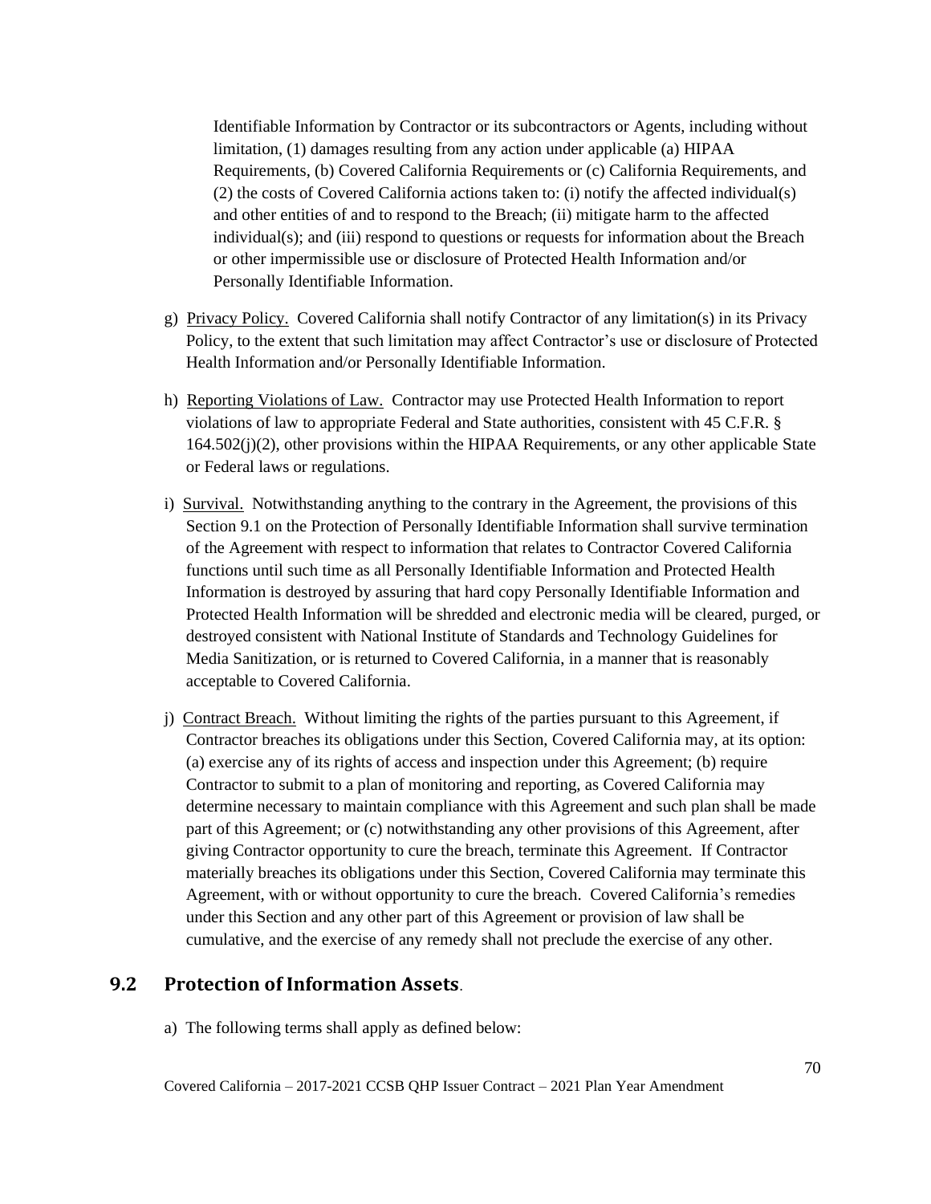Identifiable Information by Contractor or its subcontractors or Agents, including without limitation, (1) damages resulting from any action under applicable (a) HIPAA Requirements, (b) Covered California Requirements or (c) California Requirements, and (2) the costs of Covered California actions taken to: (i) notify the affected individual(s) and other entities of and to respond to the Breach; (ii) mitigate harm to the affected individual(s); and (iii) respond to questions or requests for information about the Breach or other impermissible use or disclosure of Protected Health Information and/or Personally Identifiable Information.

g) Privacy Policy. Covered California shall notify Contractor of any limitation(s) in its Privacy Policy, to the extent that such limitation may affect Contractor's use or disclosure of Protected Health Information and/or Personally Identifiable Information.

h) Reporting Violations of Law. Contractor may use Protected Health Information to report violations of law to appropriate Federal and State authorities, consistent with 45 C.F.R. § 164.502(j)(2), other provisions within the HIPAA Requirements, or any other applicable State or Federal laws or regulations.

i) Survival. Notwithstanding anything to the contrary in the Agreement, the provisions of this Section 9.1 on the Protection of Personally Identifiable Information shall survive termination of the Agreement with respect to information that relates to Contractor Covered California functions until such time as all Personally Identifiable Information and Protected Health Information is destroyed by assuring that hard copy Personally Identifiable Information and Protected Health Information will be shredded and electronic media will be cleared, purged, or destroyed consistent with National Institute of Standards and Technology Guidelines for Media Sanitization, or is returned to Covered California, in a manner that is reasonably acceptable to Covered California.

j) Contract Breach. Without limiting the rights of the parties pursuant to this Agreement, if Contractor breaches its obligations under this Section, Covered California may, at its option: (a) exercise any of its rights of access and inspection under this Agreement; (b) require Contractor to submit to a plan of monitoring and reporting, as Covered California may determine necessary to maintain compliance with this Agreement and such plan shall be made part of this Agreement; or (c) notwithstanding any other provisions of this Agreement, after giving Contractor opportunity to cure the breach, terminate this Agreement. If Contractor materially breaches its obligations under this Section, Covered California may terminate this Agreement, with or without opportunity to cure the breach. Covered California's remedies under this Section and any other part of this Agreement or provision of law shall be cumulative, and the exercise of any remedy shall not preclude the exercise of any other.

## 9.2 Protection of Information Assets.

a) The following terms shall apply as defined below: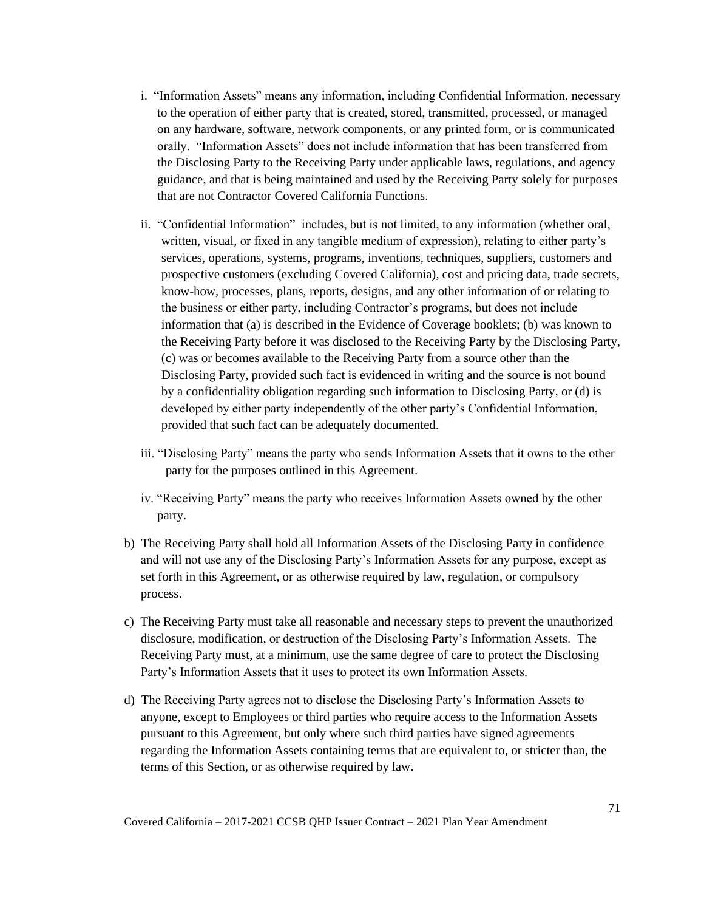i. "Information Assets" means any information, including Confidential Information, necessary to the operation of either party that is created, stored, transmitted, processed, or managed on any hardware, software, network components, or any printed form, or is communicated orally. "Information Assets" does not include information that has been transferred from the Disclosing Party to the Receiving Party under applicable laws, regulations, and agency guidance, and that is being maintained and used by the Receiving Party solely for purposes that are not Contractor Covered California Functions.

ii. "Confidential Information" includes, but is not limited, to any information (whether oral, written, visual, or fixed in any tangible medium of expression), relating to either party's services, operations, systems, programs, inventions, techniques, suppliers, customers and prospective customers (excluding Covered California), cost and pricing data, trade secrets, know-how, processes, plans, reports, designs, and any other information of or relating to the business or either party, including Contractor's programs, but does not include information that (a) is described in the Evidence of Coverage booklets; (b) was known to the Receiving Party before it was disclosed to the Receiving Party by the Disclosing Party, (c) was or becomes available to the Receiving Party from a source other than the Disclosing Party, provided such fact is evidenced in writing and the source is not bound by a confidentiality obligation regarding such information to Disclosing Party, or (d) is developed by either party independently of the other party's Confidential Information, provided that such fact can be adequately documented.

iii. "Disclosing Party" means the party who sends Information Assets that it owns to the other party for the purposes outlined in this Agreement.

iv. "Receiving Party" means the party who receives Information Assets owned by the other party.

b) The Receiving Party shall hold all Information Assets of the Disclosing Party in confidence and will not use any of the Disclosing Party's Information Assets for any purpose, except as set forth in this Agreement, or as otherwise required by law, regulation, or compulsory process.

c) The Receiving Party must take all reasonable and necessary steps to prevent the unauthorized disclosure, modification, or destruction of the Disclosing Party's Information Assets. The Receiving Party must, at a minimum, use the same degree of care to protect the Disclosing Party's Information Assets that it uses to protect its own Information Assets.

d) The Receiving Party agrees not to disclose the Disclosing Party's Information Assets to anyone, except to Employees or third parties who require access to the Information Assets pursuant to this Agreement, but only where such third parties have signed agreements regarding the Information Assets containing terms that are equivalent to, or stricter than, the terms of this Section, or as otherwise required by law.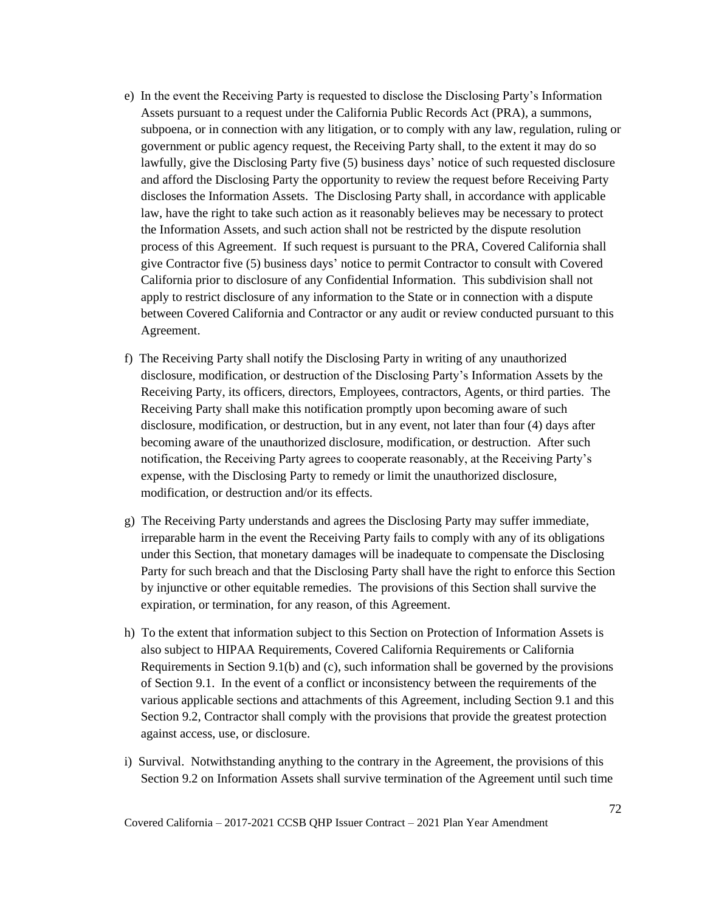e) In the event the Receiving Party is requested to disclose the Disclosing Party's Information Assets pursuant to a request under the California Public Records Act (PRA), a summons, subpoena, or in connection with any litigation, or to comply with any law, regulation, ruling or government or public agency request, the Receiving Party shall, to the extent it may do so lawfully, give the Disclosing Party five (5) business days' notice of such requested disclosure and afford the Disclosing Party the opportunity to review the request before Receiving Party discloses the Information Assets. The Disclosing Party shall, in accordance with applicable law, have the right to take such action as it reasonably believes may be necessary to protect the Information Assets, and such action shall not be restricted by the dispute resolution process of this Agreement. If such request is pursuant to the PRA, Covered California shall give Contractor five (5) business days' notice to permit Contractor to consult with Covered California prior to disclosure of any Confidential Information. This subdivision shall not apply to restrict disclosure of any information to the State or in connection with a dispute between Covered California and Contractor or any audit or review conducted pursuant to this Agreement.

f) The Receiving Party shall notify the Disclosing Party in writing of any unauthorized disclosure, modification, or destruction of the Disclosing Party's Information Assets by the Receiving Party, its officers, directors, Employees, contractors, Agents, or third parties. The Receiving Party shall make this notification promptly upon becoming aware of such disclosure, modification, or destruction, but in any event, not later than four (4) days after becoming aware of the unauthorized disclosure, modification, or destruction. After such notification, the Receiving Party agrees to cooperate reasonably, at the Receiving Party's expense, with the Disclosing Party to remedy or limit the unauthorized disclosure, modification, or destruction and/or its effects.

g) The Receiving Party understands and agrees the Disclosing Party may suffer immediate, irreparable harm in the event the Receiving Party fails to comply with any of its obligations under this Section, that monetary damages will be inadequate to compensate the Disclosing Party for such breach and that the Disclosing Party shall have the right to enforce this Section by injunctive or other equitable remedies. The provisions of this Section shall survive the expiration, or termination, for any reason, of this Agreement.

h) To the extent that information subject to this Section on Protection of Information Assets is also subject to HIPAA Requirements, Covered California Requirements or California Requirements in Section 9.1(b) and (c), such information shall be governed by the provisions of Section 9.1. In the event of a conflict or inconsistency between the requirements of the various applicable sections and attachments of this Agreement, including Section 9.1 and this Section 9.2, Contractor shall comply with the provisions that provide the greatest protection against access, use, or disclosure.

i) Survival. Notwithstanding anything to the contrary in the Agreement, the provisions of this Section 9.2 on Information Assets shall survive termination of the Agreement until such time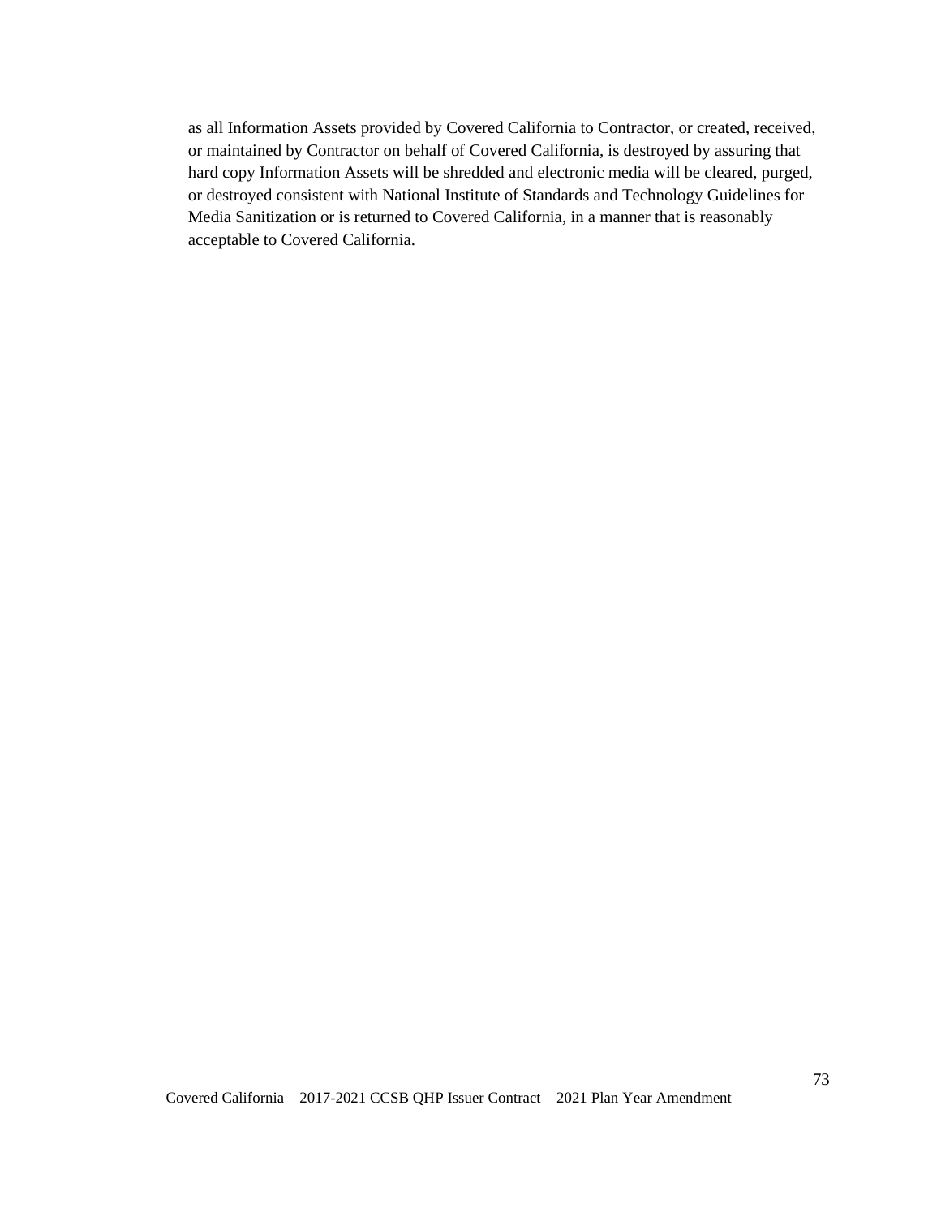as all Information Assets provided by Covered California to Contractor, or created, received, or maintained by Contractor on behalf of Covered California, is destroyed by assuring that hard copy Information Assets will be shredded and electronic media will be cleared, purged, or destroyed consistent with National Institute of Standards and Technology Guidelines for Media Sanitization or is returned to Covered California, in a manner that is reasonably acceptable to Covered California.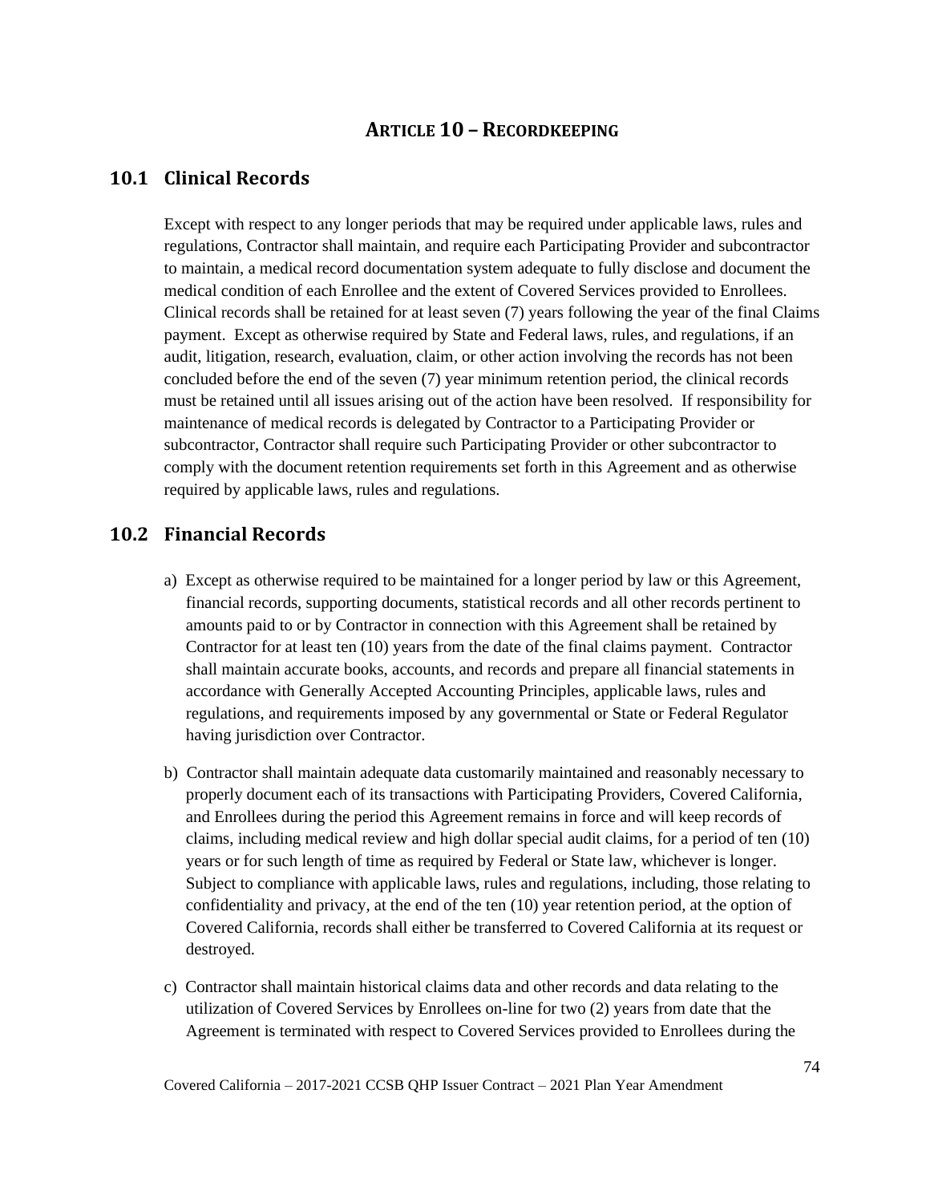# Article 10 – Recordkeeping

## 10.1 Clinical Records

Except with respect to any longer periods that may be required under applicable laws, rules and regulations, Contractor shall maintain, and require each Participating Provider and subcontractor to maintain, a medical record documentation system adequate to fully disclose and document the medical condition of each Enrollee and the extent of Covered Services provided to Enrollees. Clinical records shall be retained for at least seven (7) years following the year of the final Claims payment. Except as otherwise required by State and Federal laws, rules, and regulations, if an audit, litigation, research, evaluation, claim, or other action involving the records has not been concluded before the end of the seven (7) year minimum retention period, the clinical records must be retained until all issues arising out of the action have been resolved. If responsibility for maintenance of medical records is delegated by Contractor to a Participating Provider or subcontractor, Contractor shall require such Participating Provider or other subcontractor to comply with the document retention requirements set forth in this Agreement and as otherwise required by applicable laws, rules and regulations.

## 10.2 Financial Records

a) Except as otherwise required to be maintained for a longer period by law or this Agreement, financial records, supporting documents, statistical records and all other records pertinent to amounts paid to or by Contractor in connection with this Agreement shall be retained by Contractor for at least ten (10) years from the date of the final claims payment. Contractor shall maintain accurate books, accounts, and records and prepare all financial statements in accordance with Generally Accepted Accounting Principles, applicable laws, rules and regulations, and requirements imposed by any governmental or State or Federal Regulator having jurisdiction over Contractor.

b) Contractor shall maintain adequate data customarily maintained and reasonably necessary to properly document each of its transactions with Participating Providers, Covered California, and Enrollees during the period this Agreement remains in force and will keep records of claims, including medical review and high dollar special audit claims, for a period of ten (10) years or for such length of time as required by Federal or State law, whichever is longer. Subject to compliance with applicable laws, rules and regulations, including, those relating to confidentiality and privacy, at the end of the ten (10) year retention period, at the option of Covered California, records shall either be transferred to Covered California at its request or destroyed.

c) Contractor shall maintain historical claims data and other records and data relating to the utilization of Covered Services by Enrollees on-line for two (2) years from date that the Agreement is terminated with respect to Covered Services provided to Enrollees during the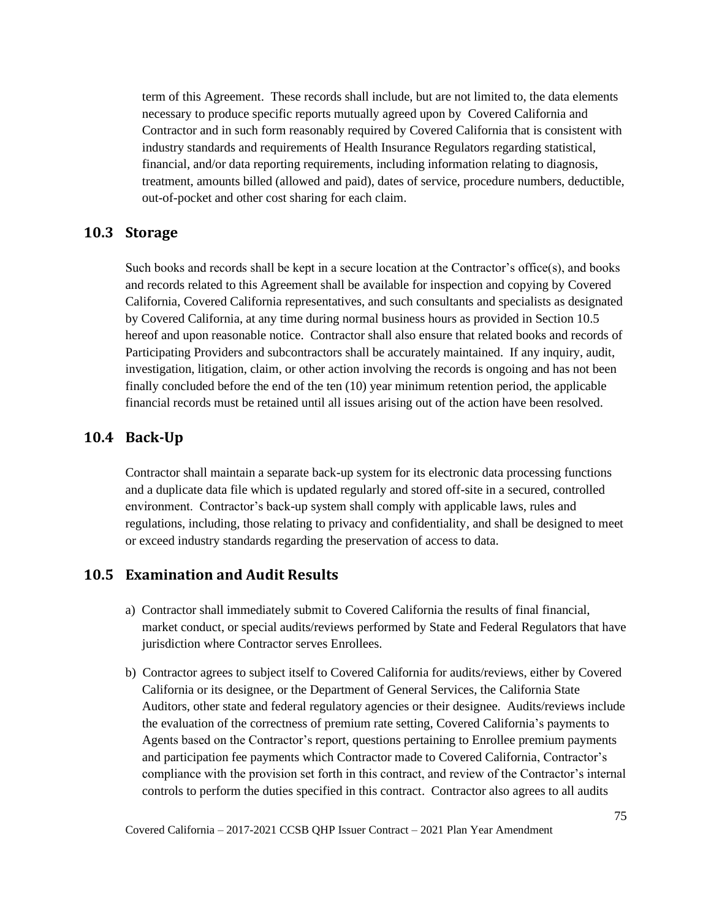term of this Agreement. These records shall include, but are not limited to, the data elements necessary to produce specific reports mutually agreed upon by Covered California and Contractor and in such form reasonably required by Covered California that is consistent with industry standards and requirements of Health Insurance Regulators regarding statistical, financial, and/or data reporting requirements, including information relating to diagnosis, treatment, amounts billed (allowed and paid), dates of service, procedure numbers, deductible, out-of-pocket and other cost sharing for each claim.

## 10.3 Storage

Such books and records shall be kept in a secure location at the Contractor's office(s), and books and records related to this Agreement shall be available for inspection and copying by Covered California, Covered California representatives, and such consultants and specialists as designated by Covered California, at any time during normal business hours as provided in Section 10.5 hereof and upon reasonable notice. Contractor shall also ensure that related books and records of Participating Providers and subcontractors shall be accurately maintained. If any inquiry, audit, investigation, litigation, claim, or other action involving the records is ongoing and has not been finally concluded before the end of the ten (10) year minimum retention period, the applicable financial records must be retained until all issues arising out of the action have been resolved.

## 10.4 Back-Up

Contractor shall maintain a separate back-up system for its electronic data processing functions and a duplicate data file which is updated regularly and stored off-site in a secured, controlled environment. Contractor's back-up system shall comply with applicable laws, rules and regulations, including, those relating to privacy and confidentiality, and shall be designed to meet or exceed industry standards regarding the preservation of access to data.

## 10.5 Examination and Audit Results

a) Contractor shall immediately submit to Covered California the results of final financial, market conduct, or special audits/reviews performed by State and Federal Regulators that have jurisdiction where Contractor serves Enrollees.

b) Contractor agrees to subject itself to Covered California for audits/reviews, either by Covered California or its designee, or the Department of General Services, the California State Auditors, other state and federal regulatory agencies or their designee. Audits/reviews include the evaluation of the correctness of premium rate setting, Covered California's payments to Agents based on the Contractor's report, questions pertaining to Enrollee premium payments and participation fee payments which Contractor made to Covered California, Contractor's compliance with the provision set forth in this contract, and review of the Contractor's internal controls to perform the duties specified in this contract. Contractor also agrees to all audits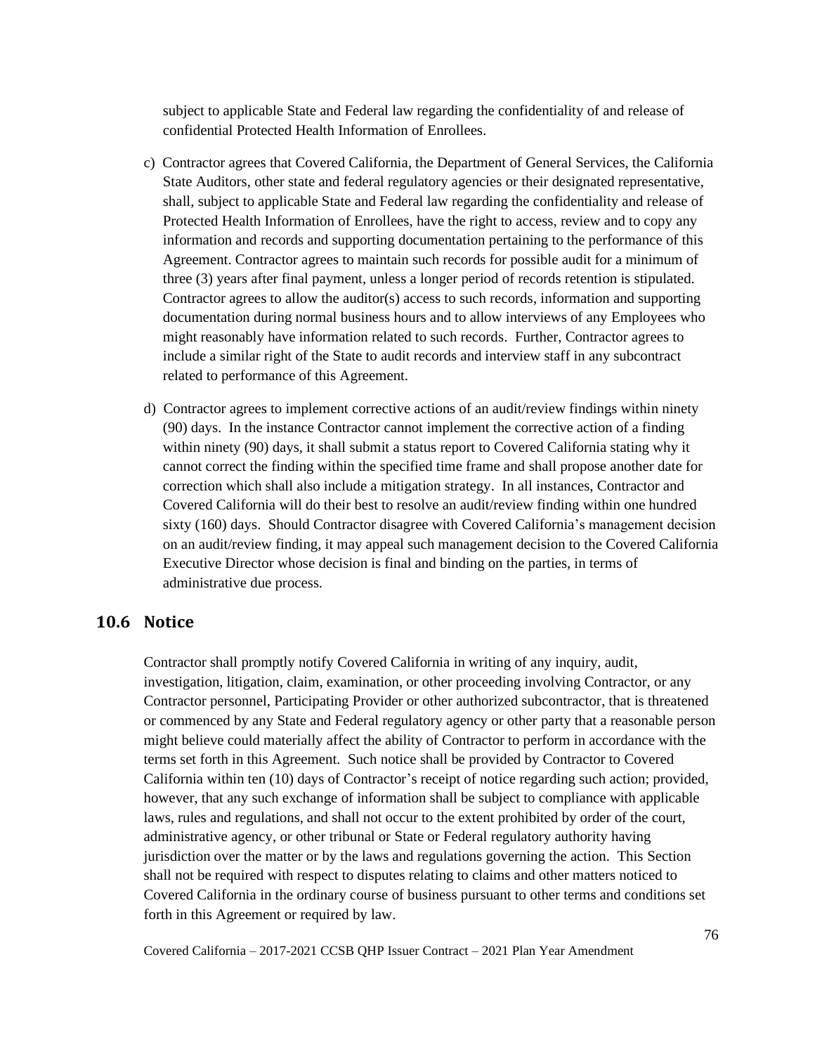subject to applicable State and Federal law regarding the confidentiality of and release of confidential Protected Health Information of Enrollees.

c) Contractor agrees that Covered California, the Department of General Services, the California State Auditors, other state and federal regulatory agencies or their designated representative, shall, subject to applicable State and Federal law regarding the confidentiality and release of Protected Health Information of Enrollees, have the right to access, review and to copy any information and records and supporting documentation pertaining to the performance of this Agreement. Contractor agrees to maintain such records for possible audit for a minimum of three (3) years after final payment, unless a longer period of records retention is stipulated. Contractor agrees to allow the auditor(s) access to such records, information and supporting documentation during normal business hours and to allow interviews of any Employees who might reasonably have information related to such records. Further, Contractor agrees to include a similar right of the State to audit records and interview staff in any subcontract related to performance of this Agreement.

d) Contractor agrees to implement corrective actions of an audit/review findings within ninety (90) days. In the instance Contractor cannot implement the corrective action of a finding within ninety (90) days, it shall submit a status report to Covered California stating why it cannot correct the finding within the specified time frame and shall propose another date for correction which shall also include a mitigation strategy. In all instances, Contractor and Covered California will do their best to resolve an audit/review finding within one hundred sixty (160) days. Should Contractor disagree with Covered California's management decision on an audit/review finding, it may appeal such management decision to the Covered California Executive Director whose decision is final and binding on the parties, in terms of administrative due process.

## 10.6 Notice

Contractor shall promptly notify Covered California in writing of any inquiry, audit, investigation, litigation, claim, examination, or other proceeding involving Contractor, or any Contractor personnel, Participating Provider or other authorized subcontractor, that is threatened or commenced by any State and Federal regulatory agency or other party that a reasonable person might believe could materially affect the ability of Contractor to perform in accordance with the terms set forth in this Agreement. Such notice shall be provided by Contractor to Covered California within ten (10) days of Contractor's receipt of notice regarding such action; provided, however, that any such exchange of information shall be subject to compliance with applicable laws, rules and regulations, and shall not occur to the extent prohibited by order of the court, administrative agency, or other tribunal or State or Federal regulatory authority having jurisdiction over the matter or by the laws and regulations governing the action. This Section shall not be required with respect to disputes relating to claims and other matters noticed to Covered California in the ordinary course of business pursuant to other terms and conditions set forth in this Agreement or required by law.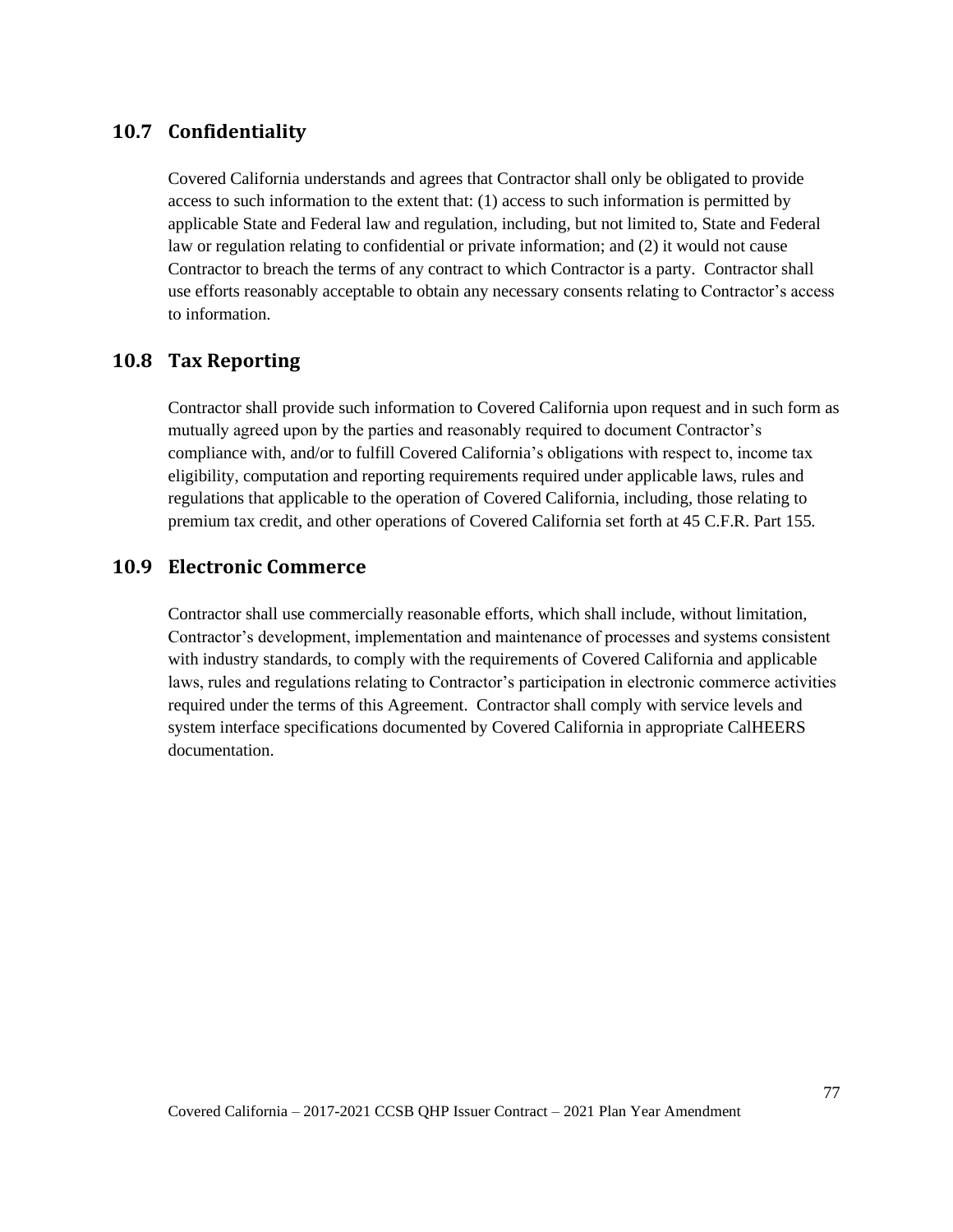## 10.7 Confidentiality

Covered California understands and agrees that Contractor shall only be obligated to provide access to such information to the extent that: (1) access to such information is permitted by applicable State and Federal law and regulation, including, but not limited to, State and Federal law or regulation relating to confidential or private information; and (2) it would not cause Contractor to breach the terms of any contract to which Contractor is a party. Contractor shall use efforts reasonably acceptable to obtain any necessary consents relating to Contractor's access to information.

## 10.8 Tax Reporting

Contractor shall provide such information to Covered California upon request and in such form as mutually agreed upon by the parties and reasonably required to document Contractor's compliance with, and/or to fulfill Covered California's obligations with respect to, income tax eligibility, computation and reporting requirements required under applicable laws, rules and regulations that applicable to the operation of Covered California, including, those relating to premium tax credit, and other operations of Covered California set forth at 45 C.F.R. Part 155.

## 10.9 Electronic Commerce

Contractor shall use commercially reasonable efforts, which shall include, without limitation, Contractor's development, implementation and maintenance of processes and systems consistent with industry standards, to comply with the requirements of Covered California and applicable laws, rules and regulations relating to Contractor's participation in electronic commerce activities required under the terms of this Agreement. Contractor shall comply with service levels and system interface specifications documented by Covered California in appropriate CalHEERS documentation.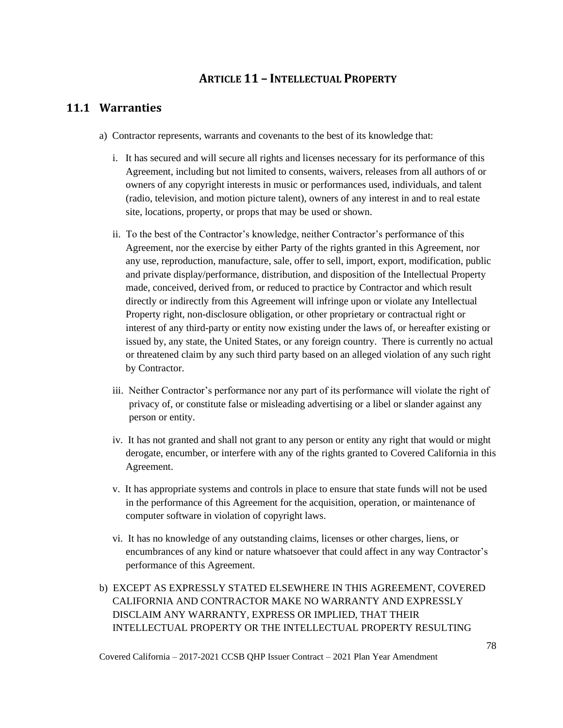## ARTICLE 11 – INTELLECTUAL PROPERTY

### 11.1 Warranties

a) Contractor represents, warrants and covenants to the best of its knowledge that:

   i. It has secured and will secure all rights and licenses necessary for its performance of this Agreement, including but not limited to consents, waivers, releases from all authors of or owners of any copyright interests in music or performances used, individuals, and talent (radio, television, and motion picture talent), owners of any interest in and to real estate site, locations, property, or props that may be used or shown.

   ii. To the best of the Contractor's knowledge, neither Contractor's performance of this Agreement, nor the exercise by either Party of the rights granted in this Agreement, nor any use, reproduction, manufacture, sale, offer to sell, import, export, modification, public and private display/performance, distribution, and disposition of the Intellectual Property made, conceived, derived from, or reduced to practice by Contractor and which result directly or indirectly from this Agreement will infringe upon or violate any Intellectual Property right, non-disclosure obligation, or other proprietary or contractual right or interest of any third-party or entity now existing under the laws of, or hereafter existing or issued by, any state, the United States, or any foreign country. There is currently no actual or threatened claim by any such third party based on an alleged violation of any such right by Contractor.

   iii. Neither Contractor's performance nor any part of its performance will violate the right of privacy of, or constitute false or misleading advertising or a libel or slander against any person or entity.

   iv. It has not granted and shall not grant to any person or entity any right that would or might derogate, encumber, or interfere with any of the rights granted to Covered California in this Agreement.

   v. It has appropriate systems and controls in place to ensure that state funds will not be used in the performance of this Agreement for the acquisition, operation, or maintenance of computer software in violation of copyright laws.

   vi. It has no knowledge of any outstanding claims, licenses or other charges, liens, or encumbrances of any kind or nature whatsoever that could affect in any way Contractor's performance of this Agreement.

b) EXCEPT AS EXPRESSLY STATED ELSEWHERE IN THIS AGREEMENT, COVERED CALIFORNIA AND CONTRACTOR MAKE NO WARRANTY AND EXPRESSLY DISCLAIM ANY WARRANTY, EXPRESS OR IMPLIED, THAT THEIR INTELLECTUAL PROPERTY OR THE INTELLECTUAL PROPERTY RESULTING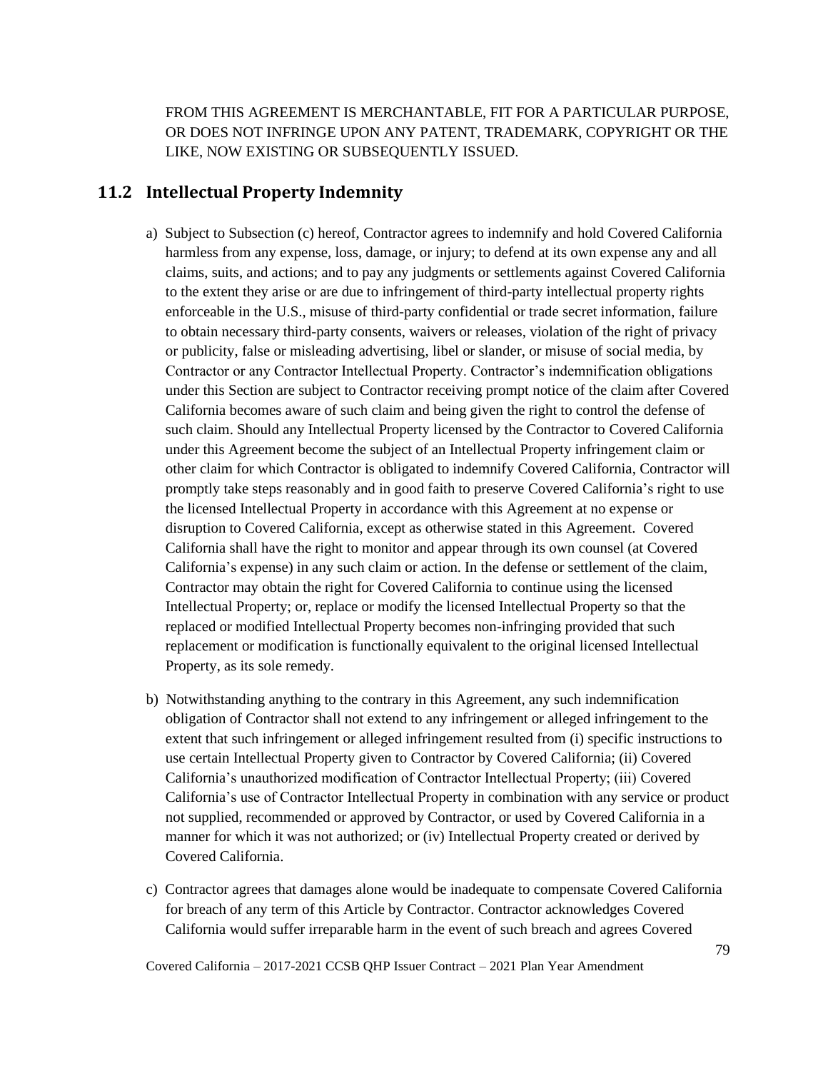FROM THIS AGREEMENT IS MERCHANTABLE, FIT FOR A PARTICULAR PURPOSE, OR DOES NOT INFRINGE UPON ANY PATENT, TRADEMARK, COPYRIGHT OR THE LIKE, NOW EXISTING OR SUBSEQUENTLY ISSUED.

## 11.2 Intellectual Property Indemnity

a) Subject to Subsection (c) hereof, Contractor agrees to indemnify and hold Covered California harmless from any expense, loss, damage, or injury; to defend at its own expense any and all claims, suits, and actions; and to pay any judgments or settlements against Covered California to the extent they arise or are due to infringement of third-party intellectual property rights enforceable in the U.S., misuse of third-party confidential or trade secret information, failure to obtain necessary third-party consents, waivers or releases, violation of the right of privacy or publicity, false or misleading advertising, libel or slander, or misuse of social media, by Contractor or any Contractor Intellectual Property. Contractor's indemnification obligations under this Section are subject to Contractor receiving prompt notice of the claim after Covered California becomes aware of such claim and being given the right to control the defense of such claim. Should any Intellectual Property licensed by the Contractor to Covered California under this Agreement become the subject of an Intellectual Property infringement claim or other claim for which Contractor is obligated to indemnify Covered California, Contractor will promptly take steps reasonably and in good faith to preserve Covered California's right to use the licensed Intellectual Property in accordance with this Agreement at no expense or disruption to Covered California, except as otherwise stated in this Agreement. Covered California shall have the right to monitor and appear through its own counsel (at Covered California's expense) in any such claim or action. In the defense or settlement of the claim, Contractor may obtain the right for Covered California to continue using the licensed Intellectual Property; or, replace or modify the licensed Intellectual Property so that the replaced or modified Intellectual Property becomes non-infringing provided that such replacement or modification is functionally equivalent to the original licensed Intellectual Property, as its sole remedy.

b) Notwithstanding anything to the contrary in this Agreement, any such indemnification obligation of Contractor shall not extend to any infringement or alleged infringement to the extent that such infringement or alleged infringement resulted from (i) specific instructions to use certain Intellectual Property given to Contractor by Covered California; (ii) Covered California's unauthorized modification of Contractor Intellectual Property; (iii) Covered California's use of Contractor Intellectual Property in combination with any service or product not supplied, recommended or approved by Contractor, or used by Covered California in a manner for which it was not authorized; or (iv) Intellectual Property created or derived by Covered California.

c) Contractor agrees that damages alone would be inadequate to compensate Covered California for breach of any term of this Article by Contractor. Contractor acknowledges Covered California would suffer irreparable harm in the event of such breach and agrees Covered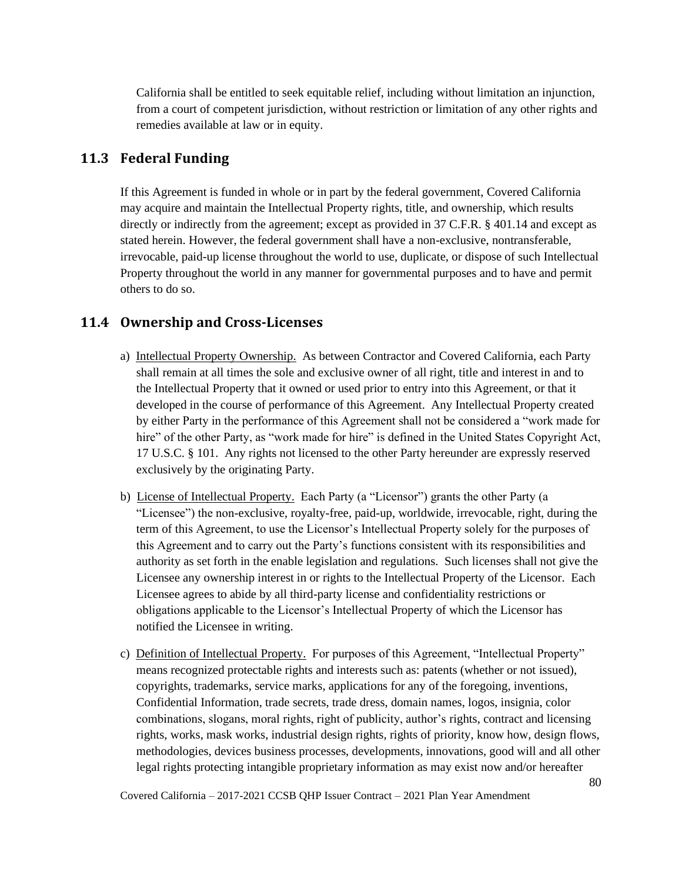California shall be entitled to seek equitable relief, including without limitation an injunction, from a court of competent jurisdiction, without restriction or limitation of any other rights and remedies available at law or in equity.

## 11.3 Federal Funding

If this Agreement is funded in whole or in part by the federal government, Covered California may acquire and maintain the Intellectual Property rights, title, and ownership, which results directly or indirectly from the agreement; except as provided in 37 C.F.R. § 401.14 and except as stated herein. However, the federal government shall have a non-exclusive, nontransferable, irrevocable, paid-up license throughout the world to use, duplicate, or dispose of such Intellectual Property throughout the world in any manner for governmental purposes and to have and permit others to do so.

## 11.4 Ownership and Cross-Licenses

a) Intellectual Property Ownership. As between Contractor and Covered California, each Party shall remain at all times the sole and exclusive owner of all right, title and interest in and to the Intellectual Property that it owned or used prior to entry into this Agreement, or that it developed in the course of performance of this Agreement. Any Intellectual Property created by either Party in the performance of this Agreement shall not be considered a "work made for hire" of the other Party, as "work made for hire" is defined in the United States Copyright Act, 17 U.S.C. § 101. Any rights not licensed to the other Party hereunder are expressly reserved exclusively by the originating Party.

b) License of Intellectual Property. Each Party (a "Licensor") grants the other Party (a "Licensee") the non-exclusive, royalty-free, paid-up, worldwide, irrevocable, right, during the term of this Agreement, to use the Licensor's Intellectual Property solely for the purposes of this Agreement and to carry out the Party's functions consistent with its responsibilities and authority as set forth in the enable legislation and regulations. Such licenses shall not give the Licensee any ownership interest in or rights to the Intellectual Property of the Licensor. Each Licensee agrees to abide by all third-party license and confidentiality restrictions or obligations applicable to the Licensor's Intellectual Property of which the Licensor has notified the Licensee in writing.

c) Definition of Intellectual Property. For purposes of this Agreement, "Intellectual Property" means recognized protectable rights and interests such as: patents (whether or not issued), copyrights, trademarks, service marks, applications for any of the foregoing, inventions, Confidential Information, trade secrets, trade dress, domain names, logos, insignia, color combinations, slogans, moral rights, right of publicity, author's rights, contract and licensing rights, works, mask works, industrial design rights, rights of priority, know how, design flows, methodologies, devices business processes, developments, innovations, good will and all other legal rights protecting intangible proprietary information as may exist now and/or hereafter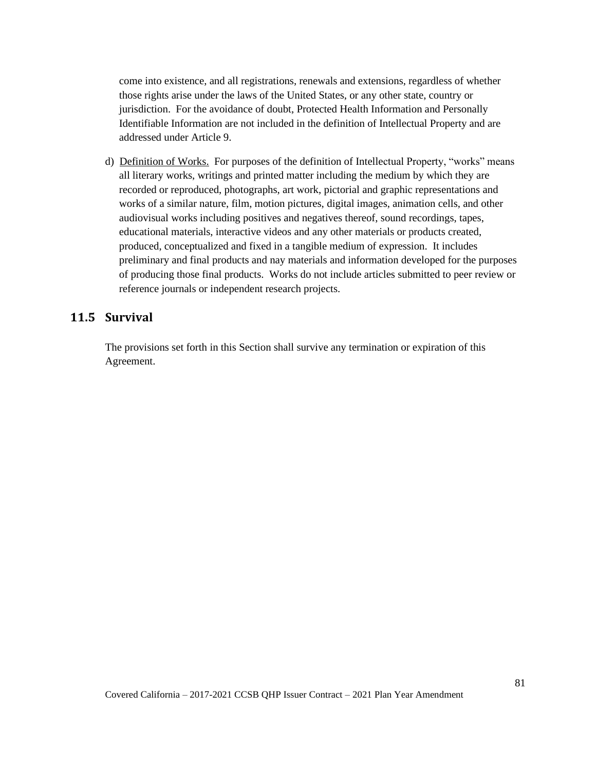come into existence, and all registrations, renewals and extensions, regardless of whether those rights arise under the laws of the United States, or any other state, country or jurisdiction. For the avoidance of doubt, Protected Health Information and Personally Identifiable Information are not included in the definition of Intellectual Property and are addressed under Article 9.

d) Definition of Works. For purposes of the definition of Intellectual Property, "works" means all literary works, writings and printed matter including the medium by which they are recorded or reproduced, photographs, art work, pictorial and graphic representations and works of a similar nature, film, motion pictures, digital images, animation cells, and other audiovisual works including positives and negatives thereof, sound recordings, tapes, educational materials, interactive videos and any other materials or products created, produced, conceptualized and fixed in a tangible medium of expression. It includes preliminary and final products and nay materials and information developed for the purposes of producing those final products. Works do not include articles submitted to peer review or reference journals or independent research projects.

## 11.5 Survival

The provisions set forth in this Section shall survive any termination or expiration of this Agreement.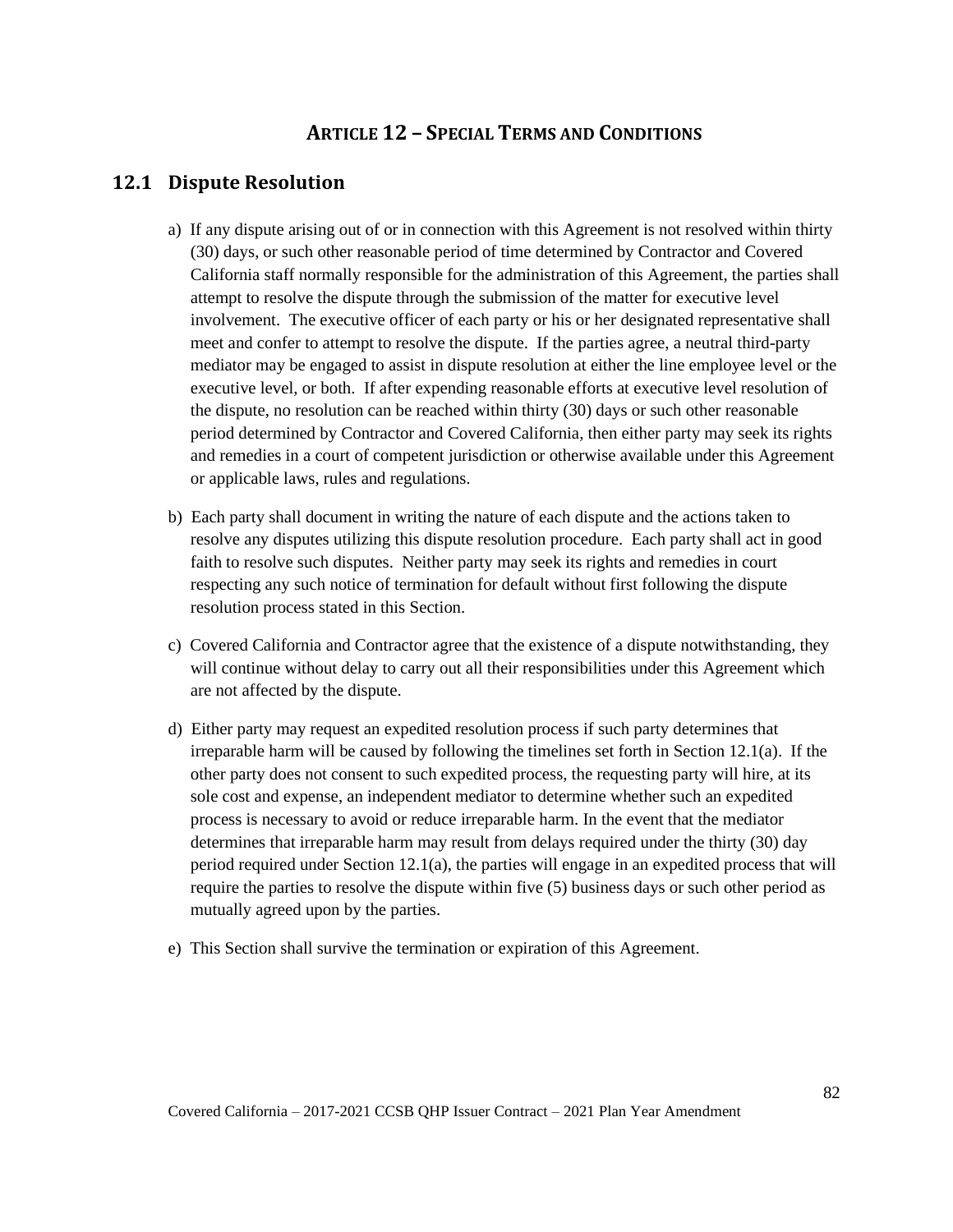# ARTICLE 12 – SPECIAL TERMS AND CONDITIONS

## 12.1 Dispute Resolution

a) If any dispute arising out of or in connection with this Agreement is not resolved within thirty (30) days, or such other reasonable period of time determined by Contractor and Covered California staff normally responsible for the administration of this Agreement, the parties shall attempt to resolve the dispute through the submission of the matter for executive level involvement. The executive officer of each party or his or her designated representative shall meet and confer to attempt to resolve the dispute. If the parties agree, a neutral third-party mediator may be engaged to assist in dispute resolution at either the line employee level or the executive level, or both. If after expending reasonable efforts at executive level resolution of the dispute, no resolution can be reached within thirty (30) days or such other reasonable period determined by Contractor and Covered California, then either party may seek its rights and remedies in a court of competent jurisdiction or otherwise available under this Agreement or applicable laws, rules and regulations.

b) Each party shall document in writing the nature of each dispute and the actions taken to resolve any disputes utilizing this dispute resolution procedure. Each party shall act in good faith to resolve such disputes. Neither party may seek its rights and remedies in court respecting any such notice of termination for default without first following the dispute resolution process stated in this Section.

c) Covered California and Contractor agree that the existence of a dispute notwithstanding, they will continue without delay to carry out all their responsibilities under this Agreement which are not affected by the dispute.

d) Either party may request an expedited resolution process if such party determines that irreparable harm will be caused by following the timelines set forth in Section 12.1(a). If the other party does not consent to such expedited process, the requesting party will hire, at its sole cost and expense, an independent mediator to determine whether such an expedited process is necessary to avoid or reduce irreparable harm. In the event that the mediator determines that irreparable harm may result from delays required under the thirty (30) day period required under Section 12.1(a), the parties will engage in an expedited process that will require the parties to resolve the dispute within five (5) business days or such other period as mutually agreed upon by the parties.

e) This Section shall survive the termination or expiration of this Agreement.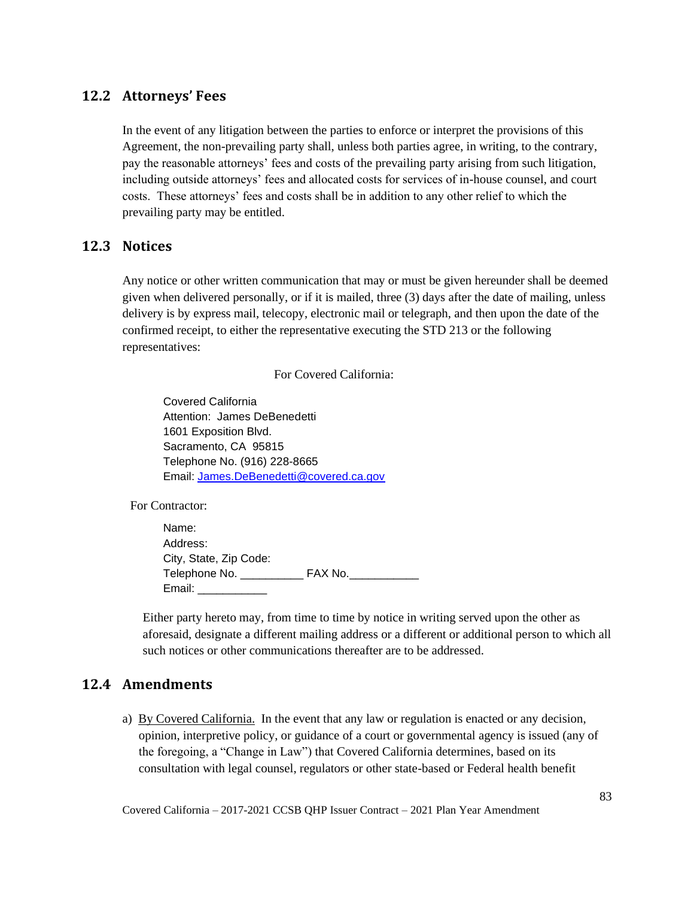## 12.2 Attorneys' Fees

In the event of any litigation between the parties to enforce or interpret the provisions of this Agreement, the non-prevailing party shall, unless both parties agree, in writing, to the contrary, pay the reasonable attorneys' fees and costs of the prevailing party arising from such litigation, including outside attorneys' fees and allocated costs for services of in-house counsel, and court costs. These attorneys' fees and costs shall be in addition to any other relief to which the prevailing party may be entitled.

## 12.3 Notices

Any notice or other written communication that may or must be given hereunder shall be deemed given when delivered personally, or if it is mailed, three (3) days after the date of mailing, unless delivery is by express mail, telecopy, electronic mail or telegraph, and then upon the date of the confirmed receipt, to either the representative executing the STD 213 or the following representatives:

For Covered California:

Covered California
Attention: James DeBenedetti
1601 Exposition Blvd.
Sacramento, CA 95815
Telephone No. (916) 228-8665
Email: James.DeBenedetti@covered.ca.gov

For Contractor:

Name:
Address:
City, State, Zip Code:
Telephone No. __________ FAX No.___________
Email: ___________

Either party hereto may, from time to time by notice in writing served upon the other as aforesaid, designate a different mailing address or a different or additional person to which all such notices or other communications thereafter are to be addressed.

## 12.4 Amendments

a) By Covered California. In the event that any law or regulation is enacted or any decision, opinion, interpretive policy, or guidance of a court or governmental agency is issued (any of the foregoing, a "Change in Law") that Covered California determines, based on its consultation with legal counsel, regulators or other state-based or Federal health benefit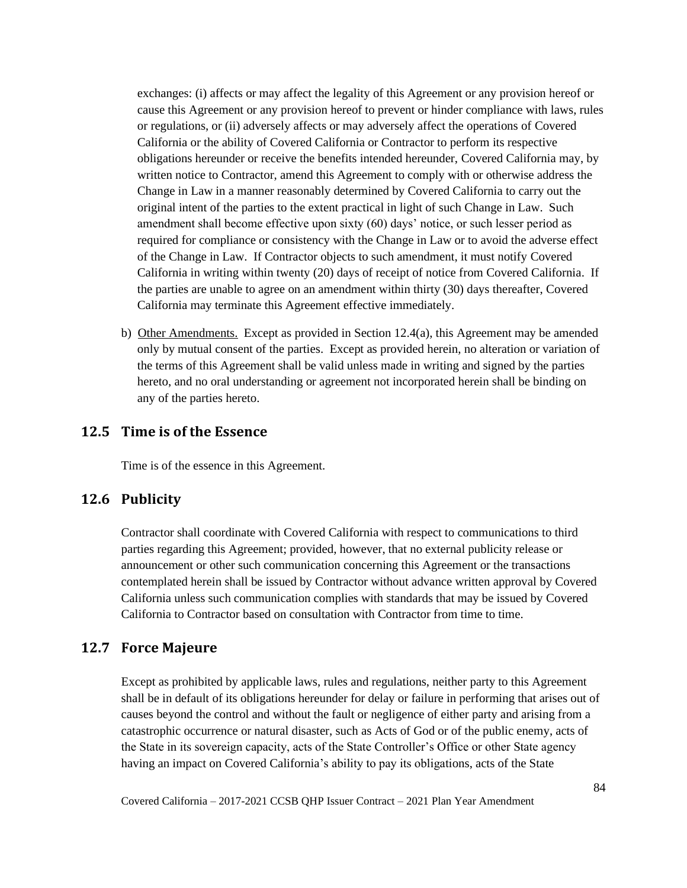exchanges: (i) affects or may affect the legality of this Agreement or any provision hereof or cause this Agreement or any provision hereof to prevent or hinder compliance with laws, rules or regulations, or (ii) adversely affects or may adversely affect the operations of Covered California or the ability of Covered California or Contractor to perform its respective obligations hereunder or receive the benefits intended hereunder, Covered California may, by written notice to Contractor, amend this Agreement to comply with or otherwise address the Change in Law in a manner reasonably determined by Covered California to carry out the original intent of the parties to the extent practical in light of such Change in Law. Such amendment shall become effective upon sixty (60) days' notice, or such lesser period as required for compliance or consistency with the Change in Law or to avoid the adverse effect of the Change in Law. If Contractor objects to such amendment, it must notify Covered California in writing within twenty (20) days of receipt of notice from Covered California. If the parties are unable to agree on an amendment within thirty (30) days thereafter, Covered California may terminate this Agreement effective immediately.

b) Other Amendments. Except as provided in Section 12.4(a), this Agreement may be amended only by mutual consent of the parties. Except as provided herein, no alteration or variation of the terms of this Agreement shall be valid unless made in writing and signed by the parties hereto, and no oral understanding or agreement not incorporated herein shall be binding on any of the parties hereto.

## 12.5 Time is of the Essence

Time is of the essence in this Agreement.

## 12.6 Publicity

Contractor shall coordinate with Covered California with respect to communications to third parties regarding this Agreement; provided, however, that no external publicity release or announcement or other such communication concerning this Agreement or the transactions contemplated herein shall be issued by Contractor without advance written approval by Covered California unless such communication complies with standards that may be issued by Covered California to Contractor based on consultation with Contractor from time to time.

## 12.7 Force Majeure

Except as prohibited by applicable laws, rules and regulations, neither party to this Agreement shall be in default of its obligations hereunder for delay or failure in performing that arises out of causes beyond the control and without the fault or negligence of either party and arising from a catastrophic occurrence or natural disaster, such as Acts of God or of the public enemy, acts of the State in its sovereign capacity, acts of the State Controller's Office or other State agency having an impact on Covered California's ability to pay its obligations, acts of the State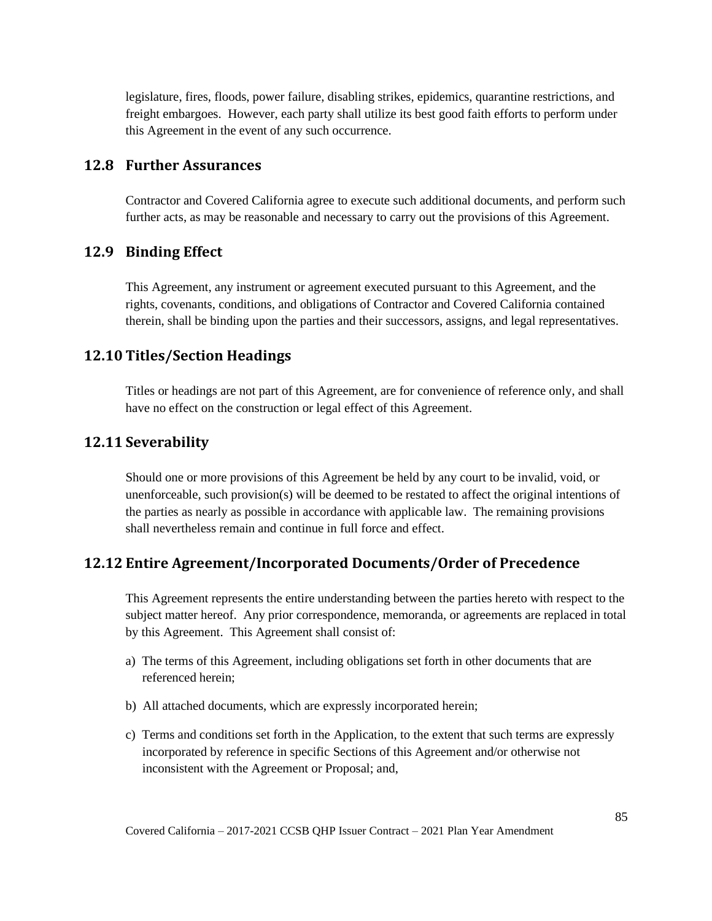legislature, fires, floods, power failure, disabling strikes, epidemics, quarantine restrictions, and freight embargoes. However, each party shall utilize its best good faith efforts to perform under this Agreement in the event of any such occurrence.

## 12.8 Further Assurances

Contractor and Covered California agree to execute such additional documents, and perform such further acts, as may be reasonable and necessary to carry out the provisions of this Agreement.

## 12.9 Binding Effect

This Agreement, any instrument or agreement executed pursuant to this Agreement, and the rights, covenants, conditions, and obligations of Contractor and Covered California contained therein, shall be binding upon the parties and their successors, assigns, and legal representatives.

## 12.10 Titles/Section Headings

Titles or headings are not part of this Agreement, are for convenience of reference only, and shall have no effect on the construction or legal effect of this Agreement.

## 12.11 Severability

Should one or more provisions of this Agreement be held by any court to be invalid, void, or unenforceable, such provision(s) will be deemed to be restated to affect the original intentions of the parties as nearly as possible in accordance with applicable law. The remaining provisions shall nevertheless remain and continue in full force and effect.

## 12.12 Entire Agreement/Incorporated Documents/Order of Precedence

This Agreement represents the entire understanding between the parties hereto with respect to the subject matter hereof. Any prior correspondence, memoranda, or agreements are replaced in total by this Agreement. This Agreement shall consist of:

a) The terms of this Agreement, including obligations set forth in other documents that are referenced herein;

b) All attached documents, which are expressly incorporated herein;

c) Terms and conditions set forth in the Application, to the extent that such terms are expressly incorporated by reference in specific Sections of this Agreement and/or otherwise not inconsistent with the Agreement or Proposal; and,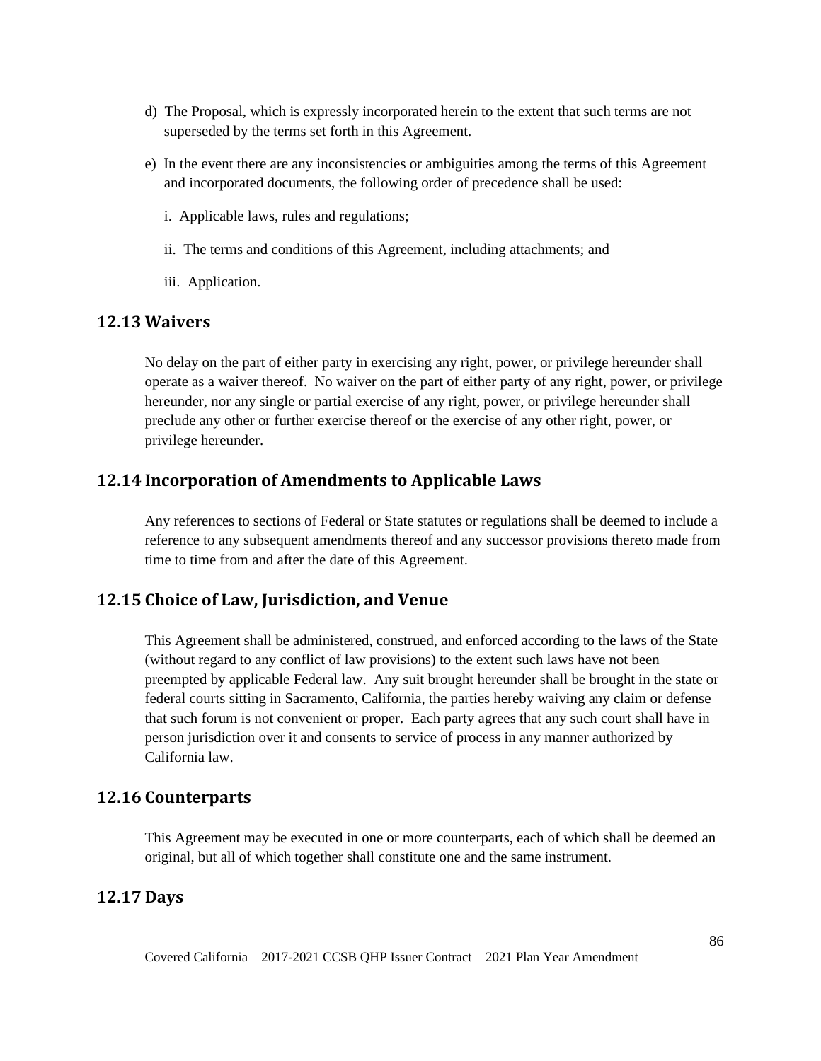d) The Proposal, which is expressly incorporated herein to the extent that such terms are not superseded by the terms set forth in this Agreement.

e) In the event there are any inconsistencies or ambiguities among the terms of this Agreement and incorporated documents, the following order of precedence shall be used:

   i. Applicable laws, rules and regulations;

   ii. The terms and conditions of this Agreement, including attachments; and

   iii. Application.

## 12.13 Waivers

No delay on the part of either party in exercising any right, power, or privilege hereunder shall operate as a waiver thereof. No waiver on the part of either party of any right, power, or privilege hereunder, nor any single or partial exercise of any right, power, or privilege hereunder shall preclude any other or further exercise thereof or the exercise of any other right, power, or privilege hereunder.

## 12.14 Incorporation of Amendments to Applicable Laws

Any references to sections of Federal or State statutes or regulations shall be deemed to include a reference to any subsequent amendments thereof and any successor provisions thereto made from time to time from and after the date of this Agreement.

## 12.15 Choice of Law, Jurisdiction, and Venue

This Agreement shall be administered, construed, and enforced according to the laws of the State (without regard to any conflict of law provisions) to the extent such laws have not been preempted by applicable Federal law. Any suit brought hereunder shall be brought in the state or federal courts sitting in Sacramento, California, the parties hereby waiving any claim or defense that such forum is not convenient or proper. Each party agrees that any such court shall have in person jurisdiction over it and consents to service of process in any manner authorized by California law.

## 12.16 Counterparts

This Agreement may be executed in one or more counterparts, each of which shall be deemed an original, but all of which together shall constitute one and the same instrument.

## 12.17 Days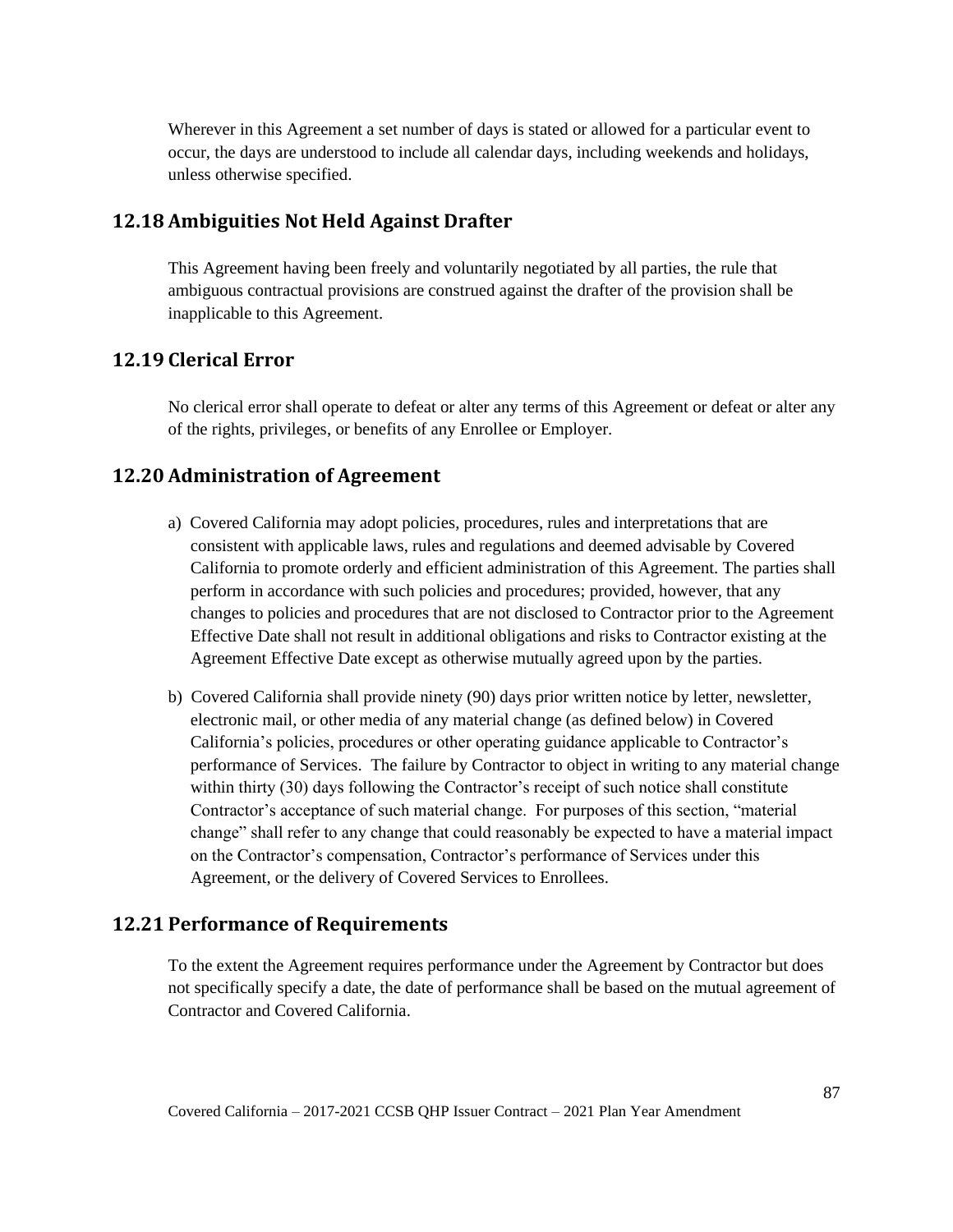Wherever in this Agreement a set number of days is stated or allowed for a particular event to occur, the days are understood to include all calendar days, including weekends and holidays, unless otherwise specified.

## 12.18 Ambiguities Not Held Against Drafter

This Agreement having been freely and voluntarily negotiated by all parties, the rule that ambiguous contractual provisions are construed against the drafter of the provision shall be inapplicable to this Agreement.

## 12.19 Clerical Error

No clerical error shall operate to defeat or alter any terms of this Agreement or defeat or alter any of the rights, privileges, or benefits of any Enrollee or Employer.

## 12.20 Administration of Agreement

a) Covered California may adopt policies, procedures, rules and interpretations that are consistent with applicable laws, rules and regulations and deemed advisable by Covered California to promote orderly and efficient administration of this Agreement. The parties shall perform in accordance with such policies and procedures; provided, however, that any changes to policies and procedures that are not disclosed to Contractor prior to the Agreement Effective Date shall not result in additional obligations and risks to Contractor existing at the Agreement Effective Date except as otherwise mutually agreed upon by the parties.

b) Covered California shall provide ninety (90) days prior written notice by letter, newsletter, electronic mail, or other media of any material change (as defined below) in Covered California's policies, procedures or other operating guidance applicable to Contractor's performance of Services. The failure by Contractor to object in writing to any material change within thirty (30) days following the Contractor's receipt of such notice shall constitute Contractor's acceptance of such material change. For purposes of this section, "material change" shall refer to any change that could reasonably be expected to have a material impact on the Contractor's compensation, Contractor's performance of Services under this Agreement, or the delivery of Covered Services to Enrollees.

## 12.21 Performance of Requirements

To the extent the Agreement requires performance under the Agreement by Contractor but does not specifically specify a date, the date of performance shall be based on the mutual agreement of Contractor and Covered California.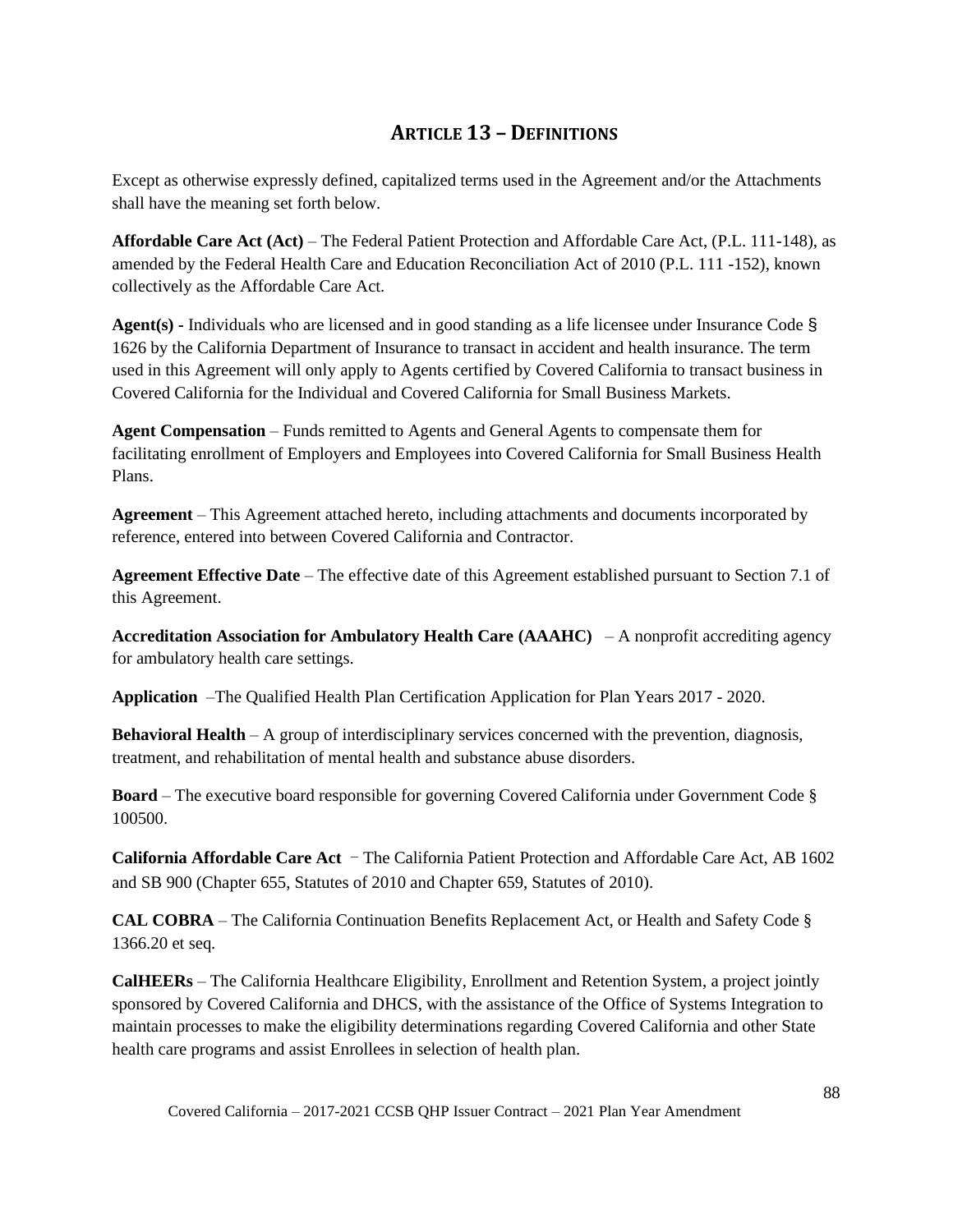## Article 13 – Definitions

Except as otherwise expressly defined, capitalized terms used in the Agreement and/or the Attachments shall have the meaning set forth below.

**Affordable Care Act (Act)** – The Federal Patient Protection and Affordable Care Act, (P.L. 111-148), as amended by the Federal Health Care and Education Reconciliation Act of 2010 (P.L. 111 -152), known collectively as the Affordable Care Act.

**Agent(s) -** Individuals who are licensed and in good standing as a life licensee under Insurance Code § 1626 by the California Department of Insurance to transact in accident and health insurance. The term used in this Agreement will only apply to Agents certified by Covered California to transact business in Covered California for the Individual and Covered California for Small Business Markets.

**Agent Compensation** – Funds remitted to Agents and General Agents to compensate them for facilitating enrollment of Employers and Employees into Covered California for Small Business Health Plans.

**Agreement** – This Agreement attached hereto, including attachments and documents incorporated by reference, entered into between Covered California and Contractor.

**Agreement Effective Date** – The effective date of this Agreement established pursuant to Section 7.1 of this Agreement.

**Accreditation Association for Ambulatory Health Care (AAAHC)** – A nonprofit accrediting agency for ambulatory health care settings.

**Application** –The Qualified Health Plan Certification Application for Plan Years 2017 - 2020.

**Behavioral Health** – A group of interdisciplinary services concerned with the prevention, diagnosis, treatment, and rehabilitation of mental health and substance abuse disorders.

**Board** – The executive board responsible for governing Covered California under Government Code § 100500.

**California Affordable Care Act** – The California Patient Protection and Affordable Care Act, AB 1602 and SB 900 (Chapter 655, Statutes of 2010 and Chapter 659, Statutes of 2010).

**CAL COBRA** – The California Continuation Benefits Replacement Act, or Health and Safety Code § 1366.20 et seq.

**CalHEERs** – The California Healthcare Eligibility, Enrollment and Retention System, a project jointly sponsored by Covered California and DHCS, with the assistance of the Office of Systems Integration to maintain processes to make the eligibility determinations regarding Covered California and other State health care programs and assist Enrollees in selection of health plan.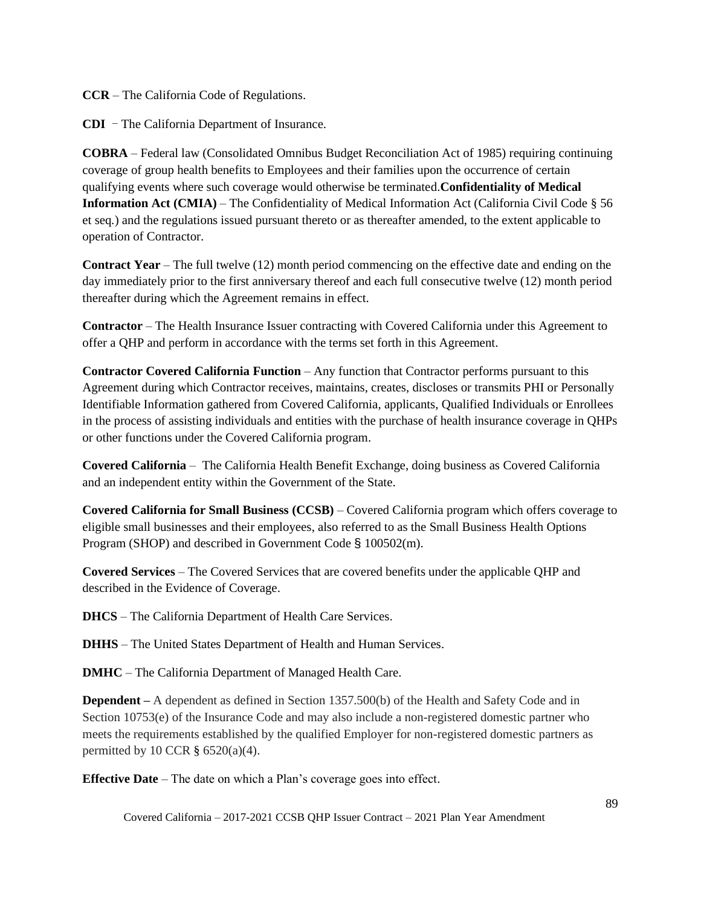**CCR** – The California Code of Regulations.

**CDI** – The California Department of Insurance.

**COBRA** – Federal law (Consolidated Omnibus Budget Reconciliation Act of 1985) requiring continuing coverage of group health benefits to Employees and their families upon the occurrence of certain qualifying events where such coverage would otherwise be terminated.**Confidentiality of Medical Information Act (CMIA)** – The Confidentiality of Medical Information Act (California Civil Code § 56 et seq.) and the regulations issued pursuant thereto or as thereafter amended, to the extent applicable to operation of Contractor.

**Contract Year** – The full twelve (12) month period commencing on the effective date and ending on the day immediately prior to the first anniversary thereof and each full consecutive twelve (12) month period thereafter during which the Agreement remains in effect.

**Contractor** – The Health Insurance Issuer contracting with Covered California under this Agreement to offer a QHP and perform in accordance with the terms set forth in this Agreement.

**Contractor Covered California Function** – Any function that Contractor performs pursuant to this Agreement during which Contractor receives, maintains, creates, discloses or transmits PHI or Personally Identifiable Information gathered from Covered California, applicants, Qualified Individuals or Enrollees in the process of assisting individuals and entities with the purchase of health insurance coverage in QHPs or other functions under the Covered California program.

**Covered California** – The California Health Benefit Exchange, doing business as Covered California and an independent entity within the Government of the State.

**Covered California for Small Business (CCSB)** – Covered California program which offers coverage to eligible small businesses and their employees, also referred to as the Small Business Health Options Program (SHOP) and described in Government Code § 100502(m).

**Covered Services** – The Covered Services that are covered benefits under the applicable QHP and described in the Evidence of Coverage.

**DHCS** – The California Department of Health Care Services.

**DHHS** – The United States Department of Health and Human Services.

**DMHC** – The California Department of Managed Health Care.

**Dependent –** A dependent as defined in Section 1357.500(b) of the Health and Safety Code and in Section 10753(e) of the Insurance Code and may also include a non-registered domestic partner who meets the requirements established by the qualified Employer for non-registered domestic partners as permitted by 10 CCR § 6520(a)(4).

**Effective Date** – The date on which a Plan's coverage goes into effect.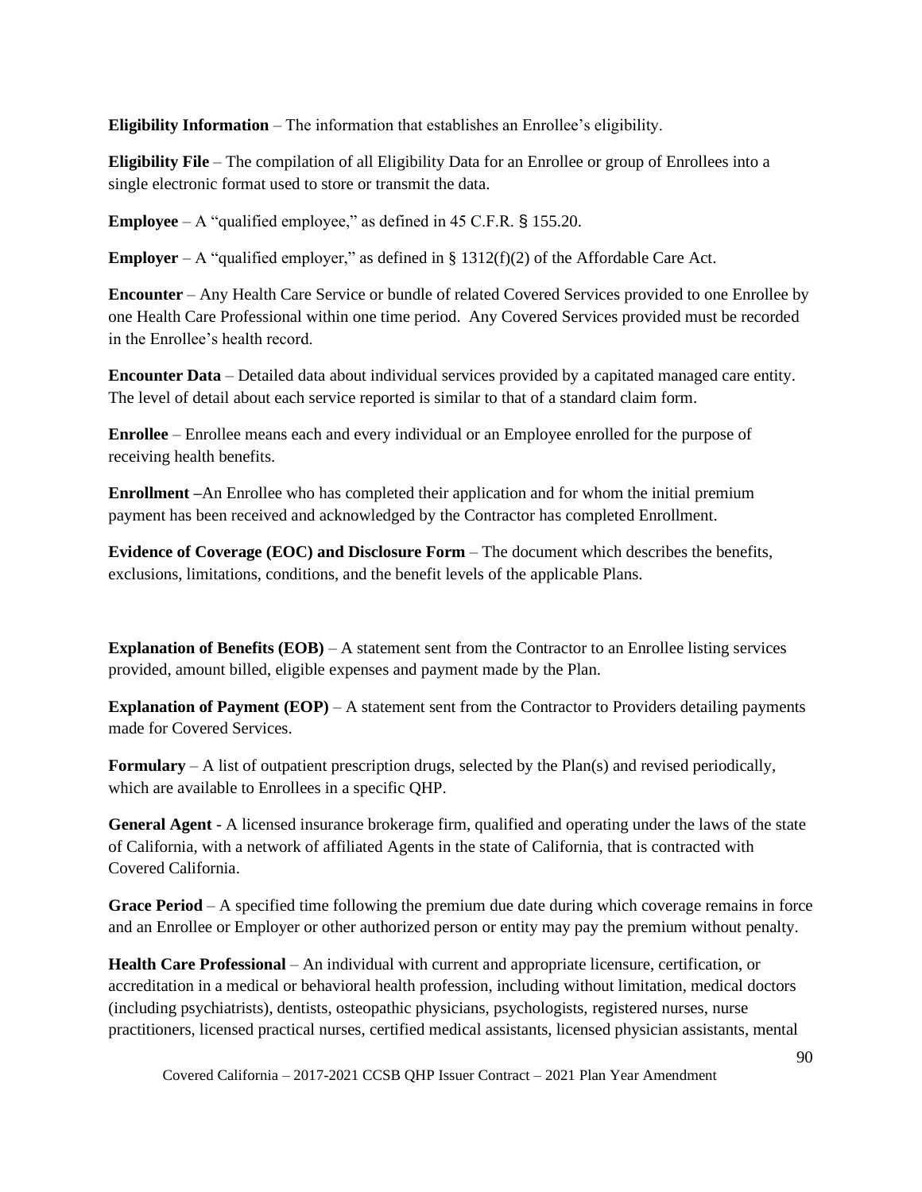**Eligibility Information** – The information that establishes an Enrollee's eligibility.

**Eligibility File** – The compilation of all Eligibility Data for an Enrollee or group of Enrollees into a single electronic format used to store or transmit the data.

**Employee** – A "qualified employee," as defined in 45 C.F.R. § 155.20.

**Employer** – A "qualified employer," as defined in § 1312(f)(2) of the Affordable Care Act.

**Encounter** – Any Health Care Service or bundle of related Covered Services provided to one Enrollee by one Health Care Professional within one time period. Any Covered Services provided must be recorded in the Enrollee's health record.

**Encounter Data** – Detailed data about individual services provided by a capitated managed care entity. The level of detail about each service reported is similar to that of a standard claim form.

**Enrollee** – Enrollee means each and every individual or an Employee enrolled for the purpose of receiving health benefits.

**Enrollment** –An Enrollee who has completed their application and for whom the initial premium payment has been received and acknowledged by the Contractor has completed Enrollment.

**Evidence of Coverage (EOC) and Disclosure Form** – The document which describes the benefits, exclusions, limitations, conditions, and the benefit levels of the applicable Plans.

**Explanation of Benefits (EOB)** – A statement sent from the Contractor to an Enrollee listing services provided, amount billed, eligible expenses and payment made by the Plan.

**Explanation of Payment (EOP)** – A statement sent from the Contractor to Providers detailing payments made for Covered Services.

**Formulary** – A list of outpatient prescription drugs, selected by the Plan(s) and revised periodically, which are available to Enrollees in a specific QHP.

**General Agent** - A licensed insurance brokerage firm, qualified and operating under the laws of the state of California, with a network of affiliated Agents in the state of California, that is contracted with Covered California.

**Grace Period** – A specified time following the premium due date during which coverage remains in force and an Enrollee or Employer or other authorized person or entity may pay the premium without penalty.

**Health Care Professional** – An individual with current and appropriate licensure, certification, or accreditation in a medical or behavioral health profession, including without limitation, medical doctors (including psychiatrists), dentists, osteopathic physicians, psychologists, registered nurses, nurse practitioners, licensed practical nurses, certified medical assistants, licensed physician assistants, mental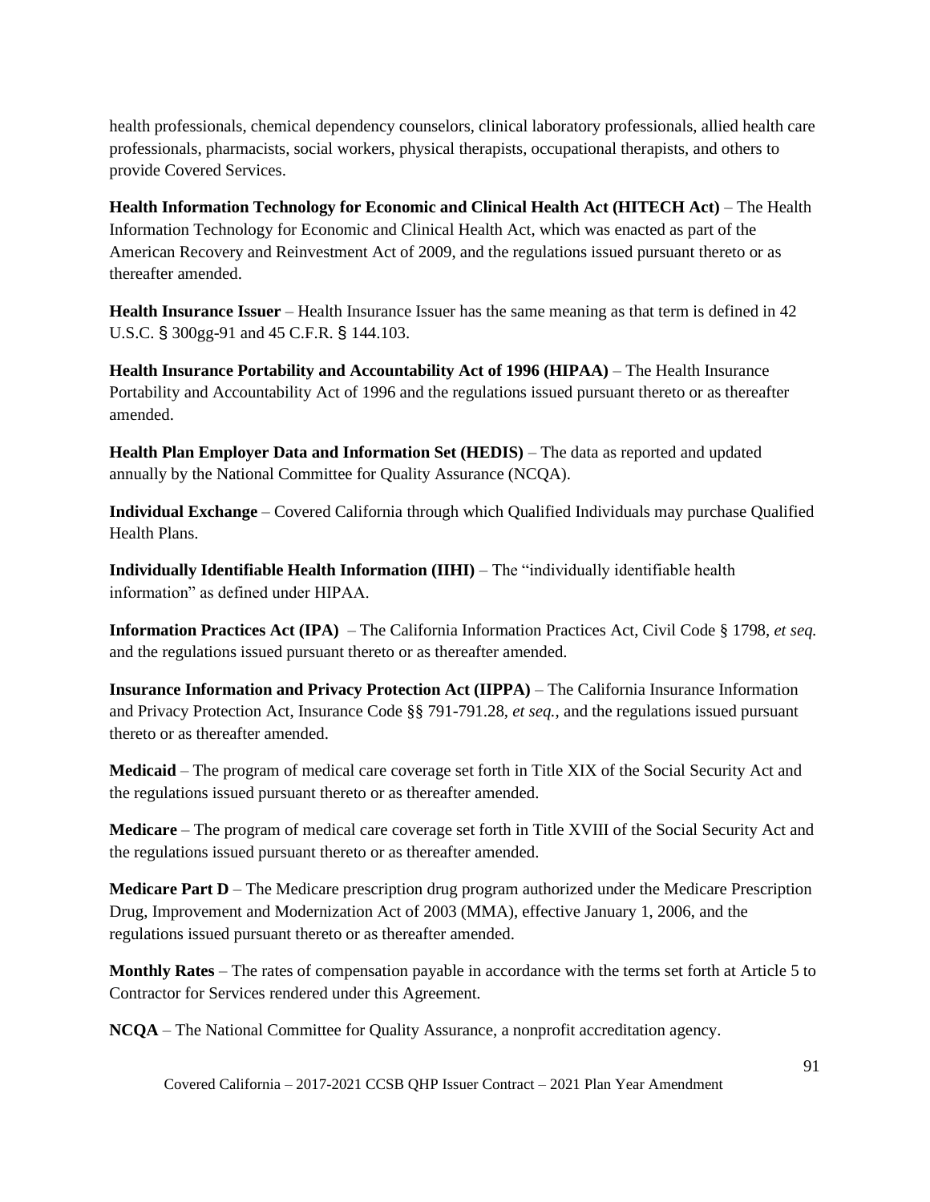health professionals, chemical dependency counselors, clinical laboratory professionals, allied health care professionals, pharmacists, social workers, physical therapists, occupational therapists, and others to provide Covered Services.

**Health Information Technology for Economic and Clinical Health Act (HITECH Act)** – The Health Information Technology for Economic and Clinical Health Act, which was enacted as part of the American Recovery and Reinvestment Act of 2009, and the regulations issued pursuant thereto or as thereafter amended.

**Health Insurance Issuer** – Health Insurance Issuer has the same meaning as that term is defined in 42 U.S.C. § 300gg-91 and 45 C.F.R. § 144.103.

**Health Insurance Portability and Accountability Act of 1996 (HIPAA)** – The Health Insurance Portability and Accountability Act of 1996 and the regulations issued pursuant thereto or as thereafter amended.

**Health Plan Employer Data and Information Set (HEDIS)** – The data as reported and updated annually by the National Committee for Quality Assurance (NCQA).

**Individual Exchange** – Covered California through which Qualified Individuals may purchase Qualified Health Plans.

**Individually Identifiable Health Information (IIHI)** – The "individually identifiable health information" as defined under HIPAA.

**Information Practices Act (IPA)** – The California Information Practices Act, Civil Code § 1798, *et seq.* and the regulations issued pursuant thereto or as thereafter amended.

**Insurance Information and Privacy Protection Act (IIPPA)** – The California Insurance Information and Privacy Protection Act, Insurance Code §§ 791-791.28, *et seq.*, and the regulations issued pursuant thereto or as thereafter amended.

**Medicaid** – The program of medical care coverage set forth in Title XIX of the Social Security Act and the regulations issued pursuant thereto or as thereafter amended.

**Medicare** – The program of medical care coverage set forth in Title XVIII of the Social Security Act and the regulations issued pursuant thereto or as thereafter amended.

**Medicare Part D** – The Medicare prescription drug program authorized under the Medicare Prescription Drug, Improvement and Modernization Act of 2003 (MMA), effective January 1, 2006, and the regulations issued pursuant thereto or as thereafter amended.

**Monthly Rates** – The rates of compensation payable in accordance with the terms set forth at Article 5 to Contractor for Services rendered under this Agreement.

**NCQA** – The National Committee for Quality Assurance, a nonprofit accreditation agency.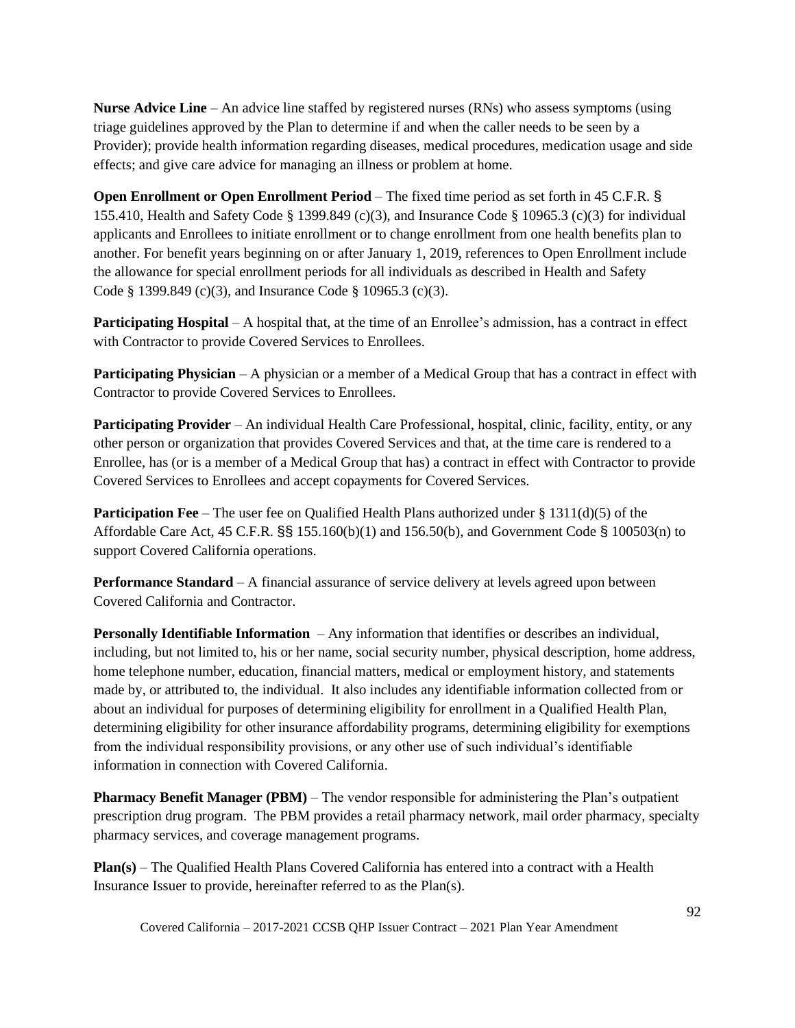**Nurse Advice Line** – An advice line staffed by registered nurses (RNs) who assess symptoms (using triage guidelines approved by the Plan to determine if and when the caller needs to be seen by a Provider); provide health information regarding diseases, medical procedures, medication usage and side effects; and give care advice for managing an illness or problem at home.

**Open Enrollment or Open Enrollment Period** – The fixed time period as set forth in 45 C.F.R. § 155.410, Health and Safety Code § 1399.849 (c)(3), and Insurance Code § 10965.3 (c)(3) for individual applicants and Enrollees to initiate enrollment or to change enrollment from one health benefits plan to another. For benefit years beginning on or after January 1, 2019, references to Open Enrollment include the allowance for special enrollment periods for all individuals as described in Health and Safety Code § 1399.849 (c)(3), and Insurance Code § 10965.3 (c)(3).

**Participating Hospital** – A hospital that, at the time of an Enrollee's admission, has a contract in effect with Contractor to provide Covered Services to Enrollees.

**Participating Physician** – A physician or a member of a Medical Group that has a contract in effect with Contractor to provide Covered Services to Enrollees.

**Participating Provider** – An individual Health Care Professional, hospital, clinic, facility, entity, or any other person or organization that provides Covered Services and that, at the time care is rendered to a Enrollee, has (or is a member of a Medical Group that has) a contract in effect with Contractor to provide Covered Services to Enrollees and accept copayments for Covered Services.

**Participation Fee** – The user fee on Qualified Health Plans authorized under § 1311(d)(5) of the Affordable Care Act, 45 C.F.R. §§ 155.160(b)(1) and 156.50(b), and Government Code § 100503(n) to support Covered California operations.

**Performance Standard** – A financial assurance of service delivery at levels agreed upon between Covered California and Contractor.

**Personally Identifiable Information** – Any information that identifies or describes an individual, including, but not limited to, his or her name, social security number, physical description, home address, home telephone number, education, financial matters, medical or employment history, and statements made by, or attributed to, the individual. It also includes any identifiable information collected from or about an individual for purposes of determining eligibility for enrollment in a Qualified Health Plan, determining eligibility for other insurance affordability programs, determining eligibility for exemptions from the individual responsibility provisions, or any other use of such individual's identifiable information in connection with Covered California.

**Pharmacy Benefit Manager (PBM)** – The vendor responsible for administering the Plan's outpatient prescription drug program. The PBM provides a retail pharmacy network, mail order pharmacy, specialty pharmacy services, and coverage management programs.

**Plan(s)** – The Qualified Health Plans Covered California has entered into a contract with a Health Insurance Issuer to provide, hereinafter referred to as the Plan(s).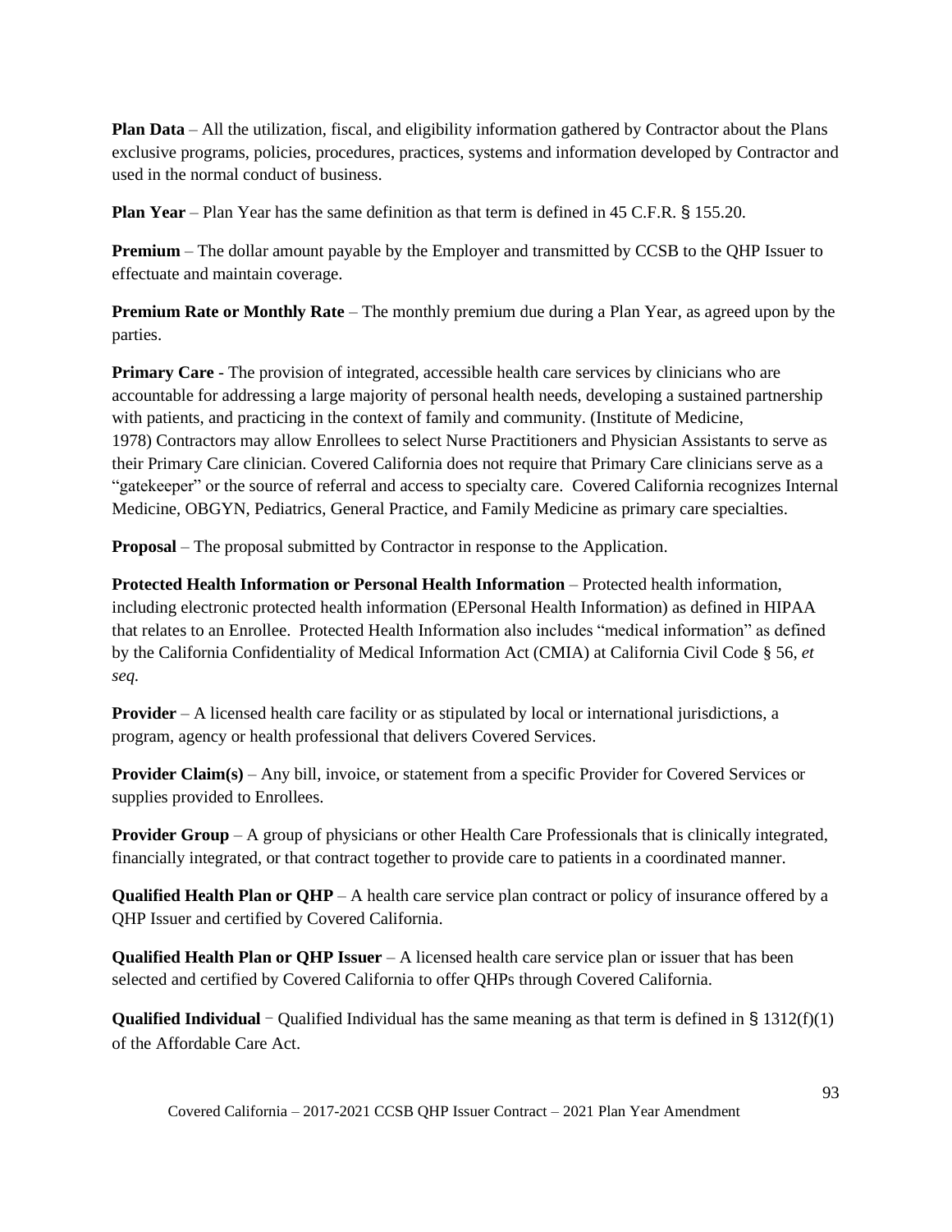**Plan Data** – All the utilization, fiscal, and eligibility information gathered by Contractor about the Plans exclusive programs, policies, procedures, practices, systems and information developed by Contractor and used in the normal conduct of business.

**Plan Year** – Plan Year has the same definition as that term is defined in 45 C.F.R. § 155.20.

**Premium** – The dollar amount payable by the Employer and transmitted by CCSB to the QHP Issuer to effectuate and maintain coverage.

**Premium Rate or Monthly Rate** – The monthly premium due during a Plan Year, as agreed upon by the parties.

**Primary Care** - The provision of integrated, accessible health care services by clinicians who are accountable for addressing a large majority of personal health needs, developing a sustained partnership with patients, and practicing in the context of family and community. (Institute of Medicine, 1978) Contractors may allow Enrollees to select Nurse Practitioners and Physician Assistants to serve as their Primary Care clinician. Covered California does not require that Primary Care clinicians serve as a "gatekeeper" or the source of referral and access to specialty care. Covered California recognizes Internal Medicine, OBGYN, Pediatrics, General Practice, and Family Medicine as primary care specialties.

**Proposal** – The proposal submitted by Contractor in response to the Application.

**Protected Health Information or Personal Health Information** – Protected health information, including electronic protected health information (EPersonal Health Information) as defined in HIPAA that relates to an Enrollee. Protected Health Information also includes "medical information" as defined by the California Confidentiality of Medical Information Act (CMIA) at California Civil Code § 56, *et seq.*

**Provider** – A licensed health care facility or as stipulated by local or international jurisdictions, a program, agency or health professional that delivers Covered Services.

**Provider Claim(s)** – Any bill, invoice, or statement from a specific Provider for Covered Services or supplies provided to Enrollees.

**Provider Group** – A group of physicians or other Health Care Professionals that is clinically integrated, financially integrated, or that contract together to provide care to patients in a coordinated manner.

**Qualified Health Plan or QHP** – A health care service plan contract or policy of insurance offered by a QHP Issuer and certified by Covered California.

**Qualified Health Plan or QHP Issuer** – A licensed health care service plan or issuer that has been selected and certified by Covered California to offer QHPs through Covered California.

**Qualified Individual** − Qualified Individual has the same meaning as that term is defined in § 1312(f)(1) of the Affordable Care Act.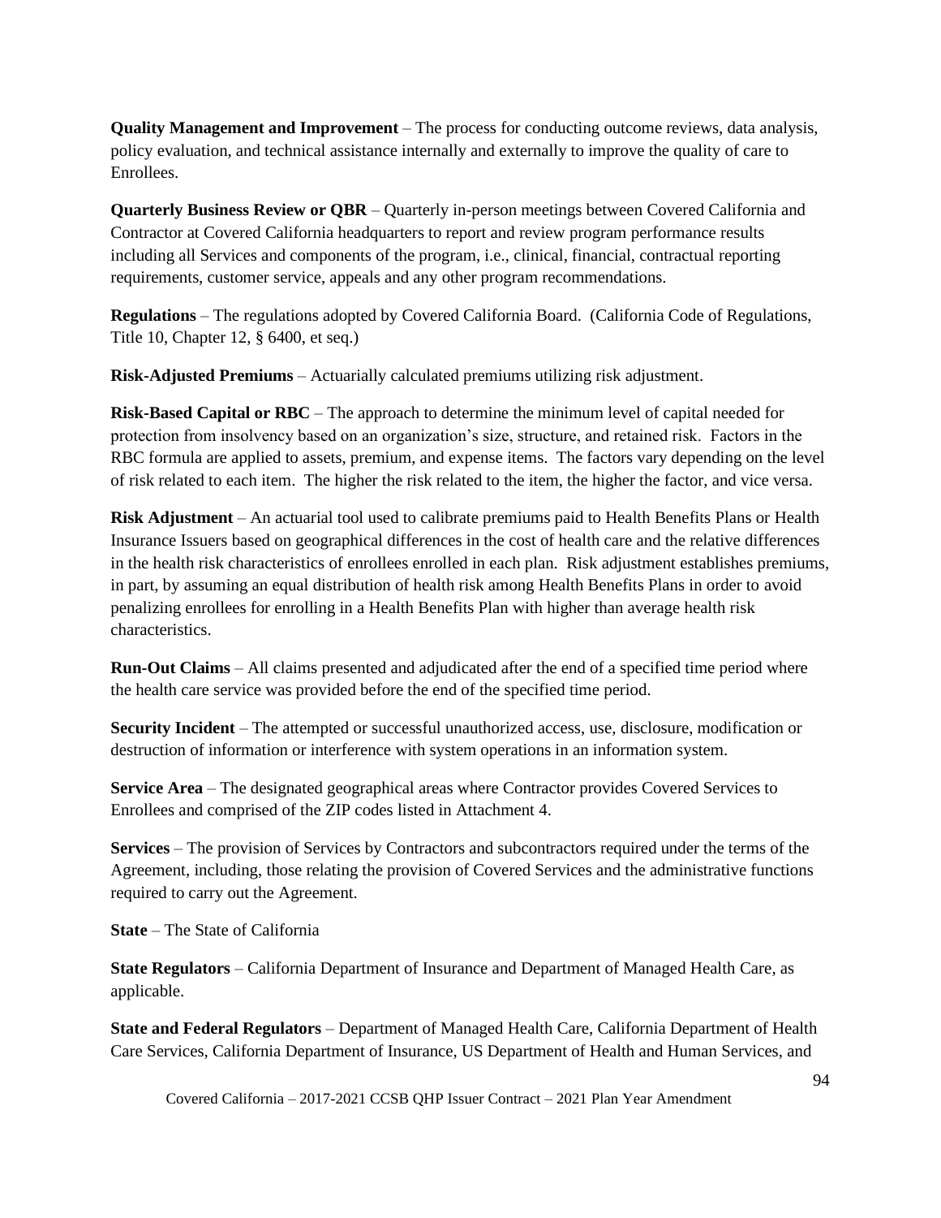**Quality Management and Improvement** – The process for conducting outcome reviews, data analysis, policy evaluation, and technical assistance internally and externally to improve the quality of care to Enrollees.

**Quarterly Business Review or QBR** – Quarterly in-person meetings between Covered California and Contractor at Covered California headquarters to report and review program performance results including all Services and components of the program, i.e., clinical, financial, contractual reporting requirements, customer service, appeals and any other program recommendations.

**Regulations** – The regulations adopted by Covered California Board. (California Code of Regulations, Title 10, Chapter 12, § 6400, et seq.)

**Risk-Adjusted Premiums** – Actuarially calculated premiums utilizing risk adjustment.

**Risk-Based Capital or RBC** – The approach to determine the minimum level of capital needed for protection from insolvency based on an organization's size, structure, and retained risk. Factors in the RBC formula are applied to assets, premium, and expense items. The factors vary depending on the level of risk related to each item. The higher the risk related to the item, the higher the factor, and vice versa.

**Risk Adjustment** – An actuarial tool used to calibrate premiums paid to Health Benefits Plans or Health Insurance Issuers based on geographical differences in the cost of health care and the relative differences in the health risk characteristics of enrollees enrolled in each plan. Risk adjustment establishes premiums, in part, by assuming an equal distribution of health risk among Health Benefits Plans in order to avoid penalizing enrollees for enrolling in a Health Benefits Plan with higher than average health risk characteristics.

**Run-Out Claims** – All claims presented and adjudicated after the end of a specified time period where the health care service was provided before the end of the specified time period.

**Security Incident** – The attempted or successful unauthorized access, use, disclosure, modification or destruction of information or interference with system operations in an information system.

**Service Area** – The designated geographical areas where Contractor provides Covered Services to Enrollees and comprised of the ZIP codes listed in Attachment 4.

**Services** – The provision of Services by Contractors and subcontractors required under the terms of the Agreement, including, those relating the provision of Covered Services and the administrative functions required to carry out the Agreement.

**State** – The State of California

**State Regulators** – California Department of Insurance and Department of Managed Health Care, as applicable.

**State and Federal Regulators** – Department of Managed Health Care, California Department of Health Care Services, California Department of Insurance, US Department of Health and Human Services, and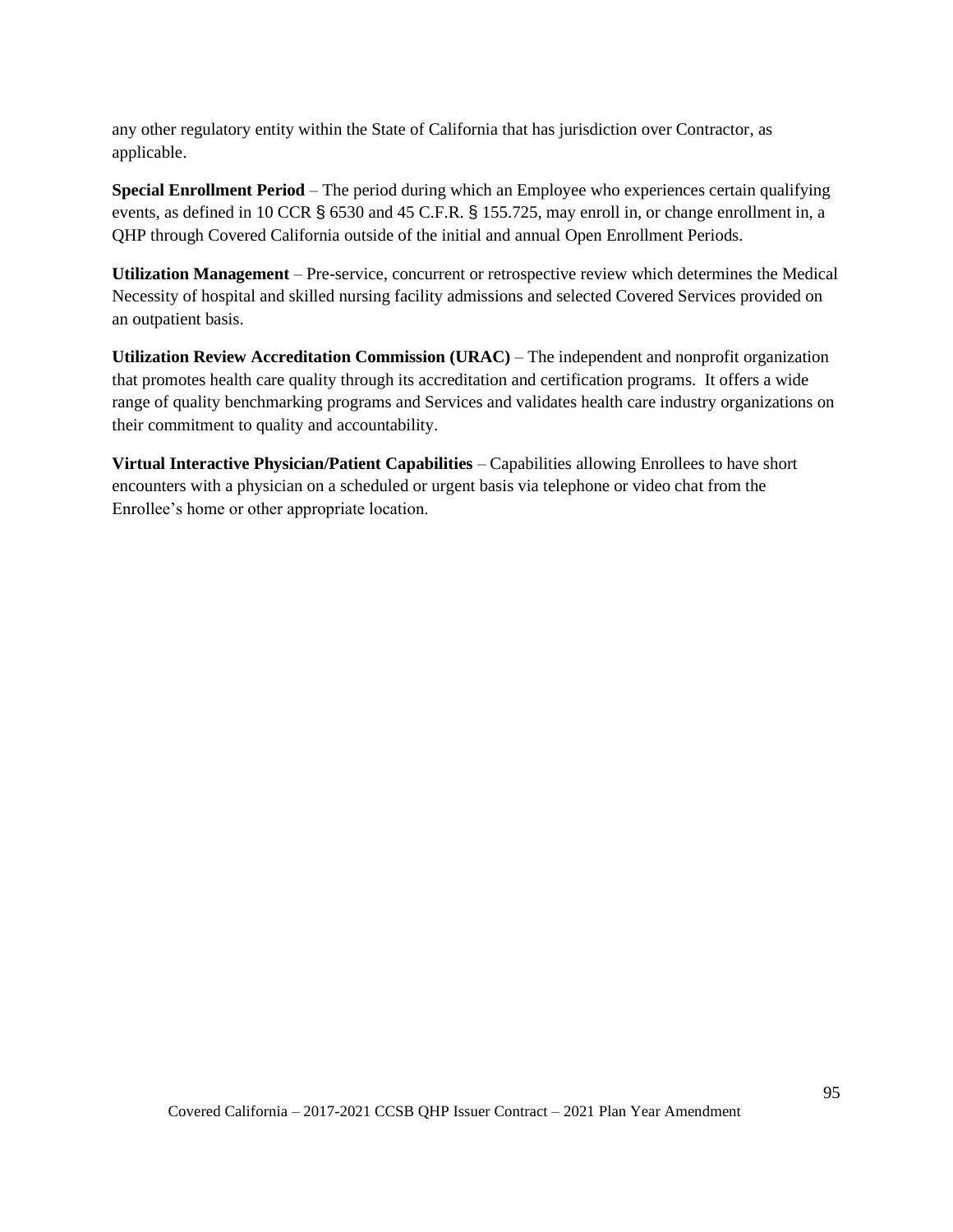any other regulatory entity within the State of California that has jurisdiction over Contractor, as applicable.

**Special Enrollment Period** – The period during which an Employee who experiences certain qualifying events, as defined in 10 CCR § 6530 and 45 C.F.R. § 155.725, may enroll in, or change enrollment in, a QHP through Covered California outside of the initial and annual Open Enrollment Periods.

**Utilization Management** – Pre-service, concurrent or retrospective review which determines the Medical Necessity of hospital and skilled nursing facility admissions and selected Covered Services provided on an outpatient basis.

**Utilization Review Accreditation Commission (URAC)** – The independent and nonprofit organization that promotes health care quality through its accreditation and certification programs. It offers a wide range of quality benchmarking programs and Services and validates health care industry organizations on their commitment to quality and accountability.

**Virtual Interactive Physician/Patient Capabilities** – Capabilities allowing Enrollees to have short encounters with a physician on a scheduled or urgent basis via telephone or video chat from the Enrollee's home or other appropriate location.